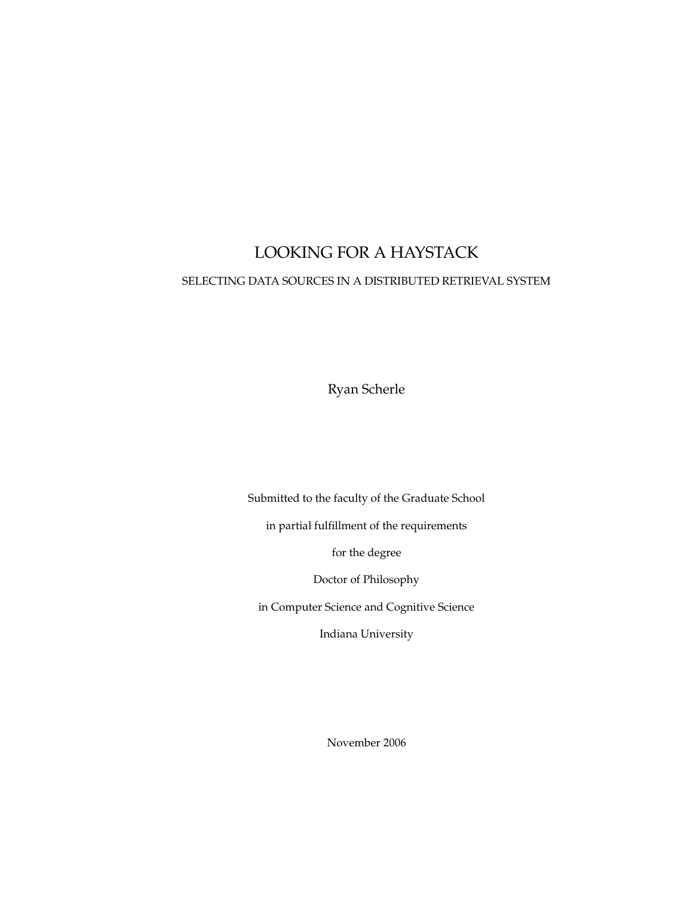# LOOKING FOR A HAYSTACK

## SELECTING DATA SOURCES IN A DISTRIBUTED RETRIEVAL SYSTEM

Ryan Scherle

Submitted to the faculty of the Graduate School

in partial fulfillment of the requirements

for the degree

Doctor of Philosophy

in Computer Science and Cognitive Science

Indiana University

November 2006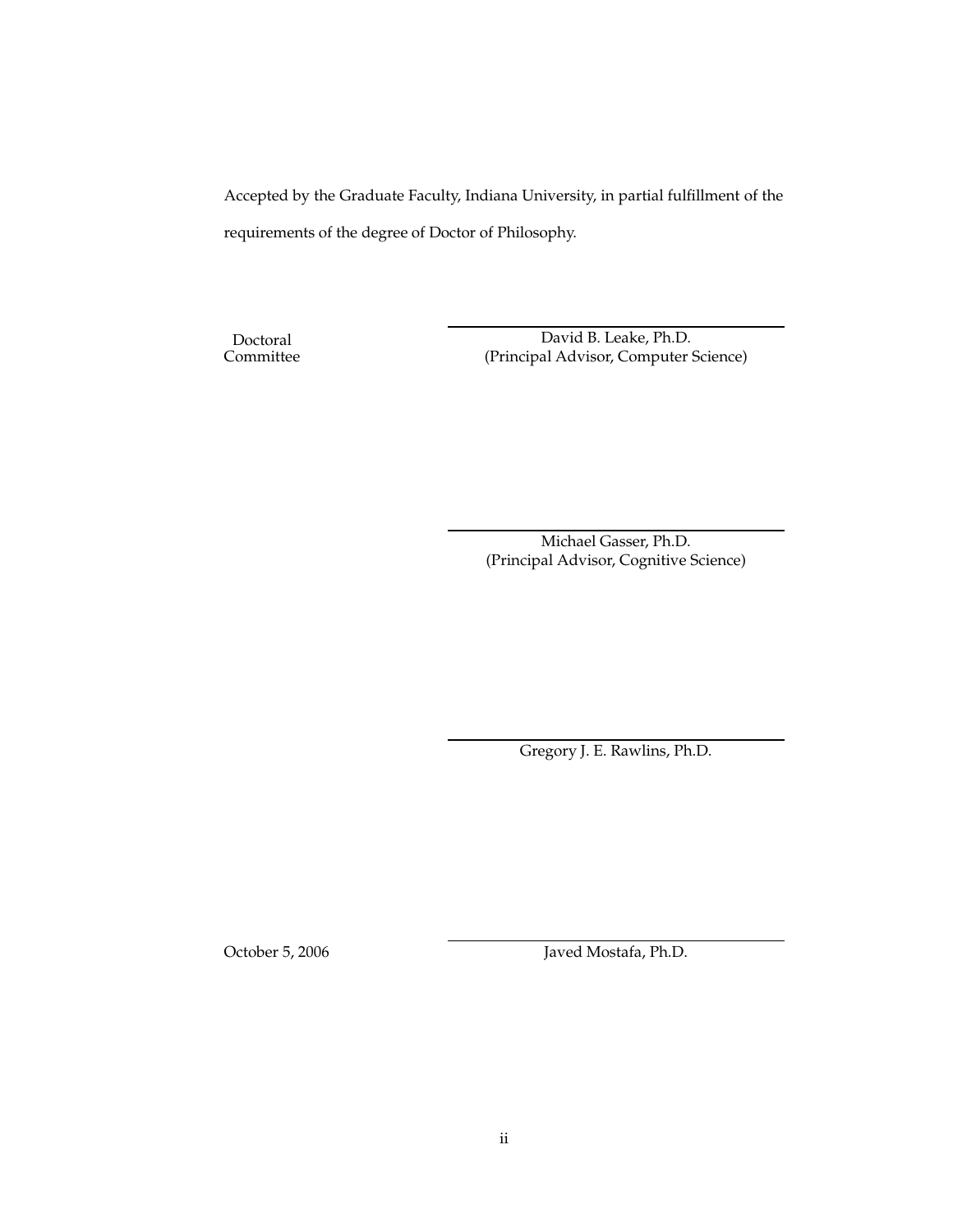Accepted by the Graduate Faculty, Indiana University, in partial fulfillment of the requirements of the degree of Doctor of Philosophy.

Doctoral Committee

David B. Leake, Ph.D.
(Principal Advisor, Computer Science)

Michael Gasser, Ph.D.
(Principal Advisor, Cognitive Science)

Gregory J. E. Rawlins, Ph.D.

October 5, 2006

Javed Mostafa, Ph.D.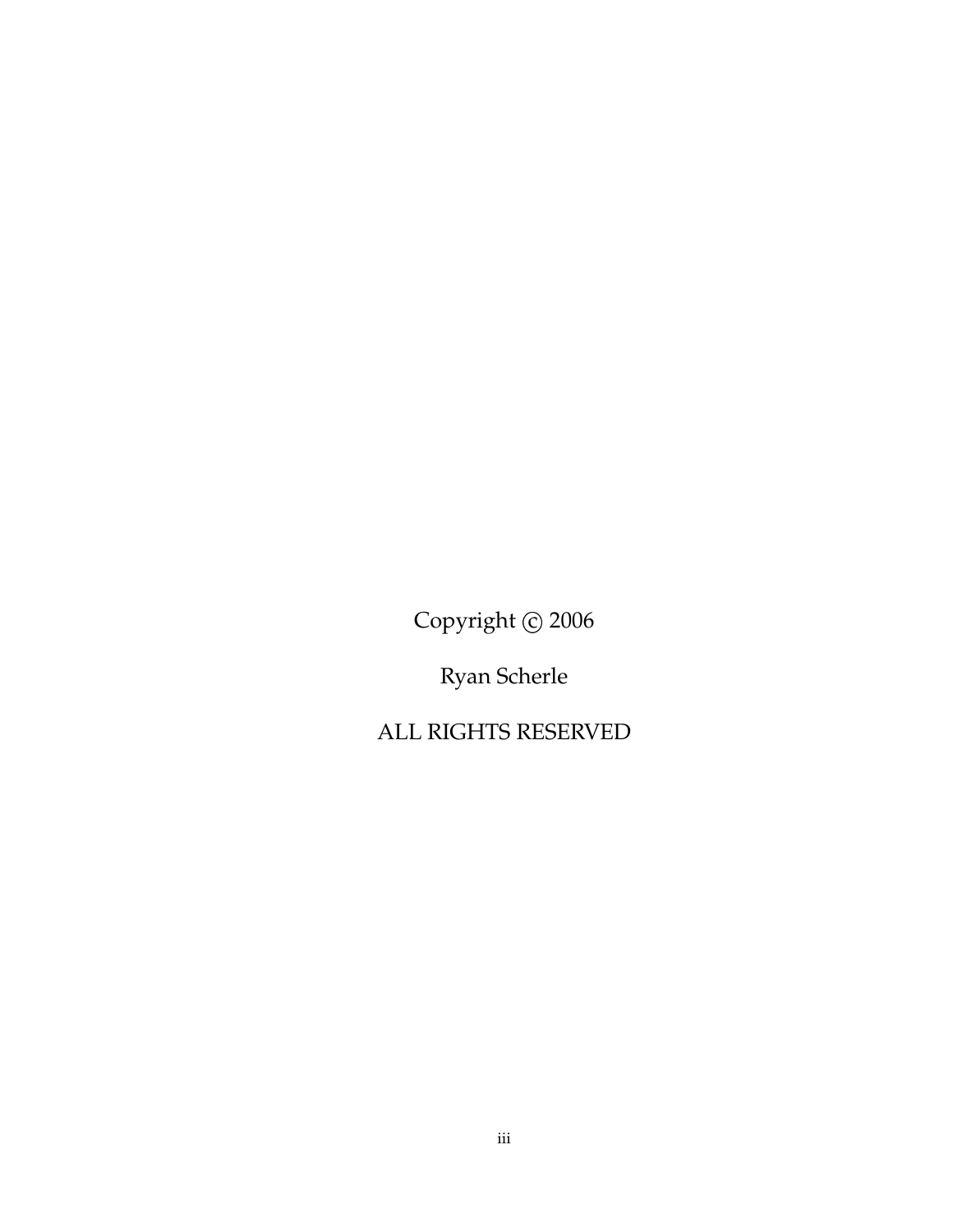Copyright © 2006

Ryan Scherle

ALL RIGHTS RESERVED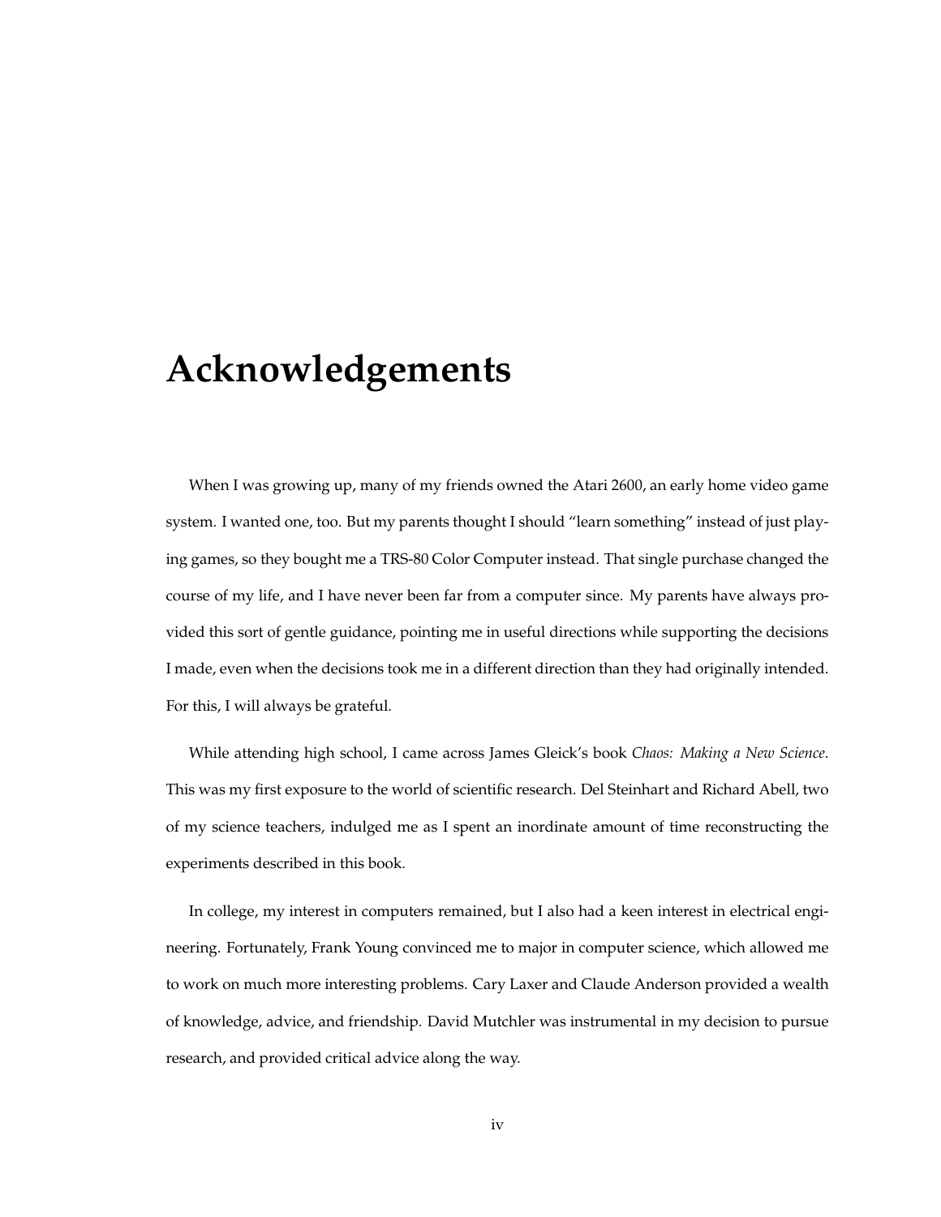# Acknowledgements

When I was growing up, many of my friends owned the Atari 2600, an early home video game system. I wanted one, too. But my parents thought I should "learn something" instead of just playing games, so they bought me a TRS-80 Color Computer instead. That single purchase changed the course of my life, and I have never been far from a computer since. My parents have always provided this sort of gentle guidance, pointing me in useful directions while supporting the decisions I made, even when the decisions took me in a different direction than they had originally intended. For this, I will always be grateful.

While attending high school, I came across James Gleick's book *Chaos: Making a New Science*. This was my first exposure to the world of scientific research. Del Steinhart and Richard Abell, two of my science teachers, indulged me as I spent an inordinate amount of time reconstructing the experiments described in this book.

In college, my interest in computers remained, but I also had a keen interest in electrical engineering. Fortunately, Frank Young convinced me to major in computer science, which allowed me to work on much more interesting problems. Cary Laxer and Claude Anderson provided a wealth of knowledge, advice, and friendship. David Mutchler was instrumental in my decision to pursue research, and provided critical advice along the way.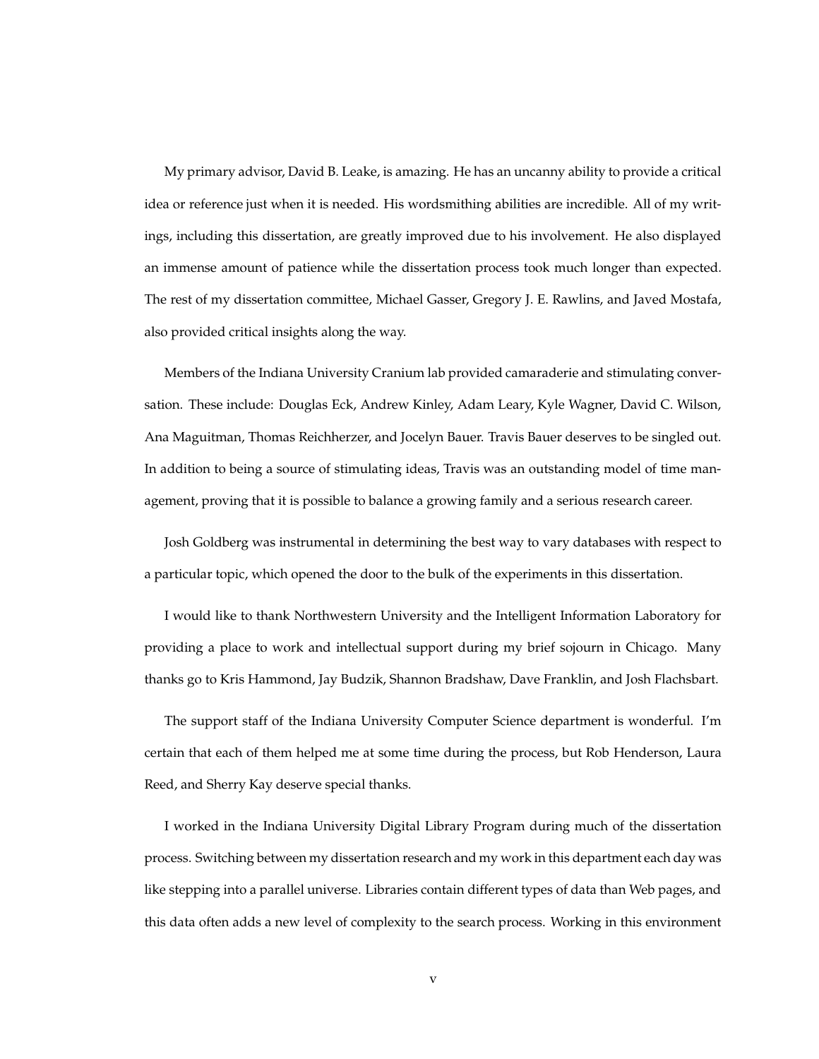My primary advisor, David B. Leake, is amazing. He has an uncanny ability to provide a critical idea or reference just when it is needed. His wordsmithing abilities are incredible. All of my writings, including this dissertation, are greatly improved due to his involvement. He also displayed an immense amount of patience while the dissertation process took much longer than expected. The rest of my dissertation committee, Michael Gasser, Gregory J. E. Rawlins, and Javed Mostafa, also provided critical insights along the way.

Members of the Indiana University Cranium lab provided camaraderie and stimulating conversation. These include: Douglas Eck, Andrew Kinley, Adam Leary, Kyle Wagner, David C. Wilson, Ana Maguitman, Thomas Reichherzer, and Jocelyn Bauer. Travis Bauer deserves to be singled out. In addition to being a source of stimulating ideas, Travis was an outstanding model of time management, proving that it is possible to balance a growing family and a serious research career.

Josh Goldberg was instrumental in determining the best way to vary databases with respect to a particular topic, which opened the door to the bulk of the experiments in this dissertation.

I would like to thank Northwestern University and the Intelligent Information Laboratory for providing a place to work and intellectual support during my brief sojourn in Chicago. Many thanks go to Kris Hammond, Jay Budzik, Shannon Bradshaw, Dave Franklin, and Josh Flachsbart.

The support staff of the Indiana University Computer Science department is wonderful. I'm certain that each of them helped me at some time during the process, but Rob Henderson, Laura Reed, and Sherry Kay deserve special thanks.

I worked in the Indiana University Digital Library Program during much of the dissertation process. Switching between my dissertation research and my work in this department each day was like stepping into a parallel universe. Libraries contain different types of data than Web pages, and this data often adds a new level of complexity to the search process. Working in this environment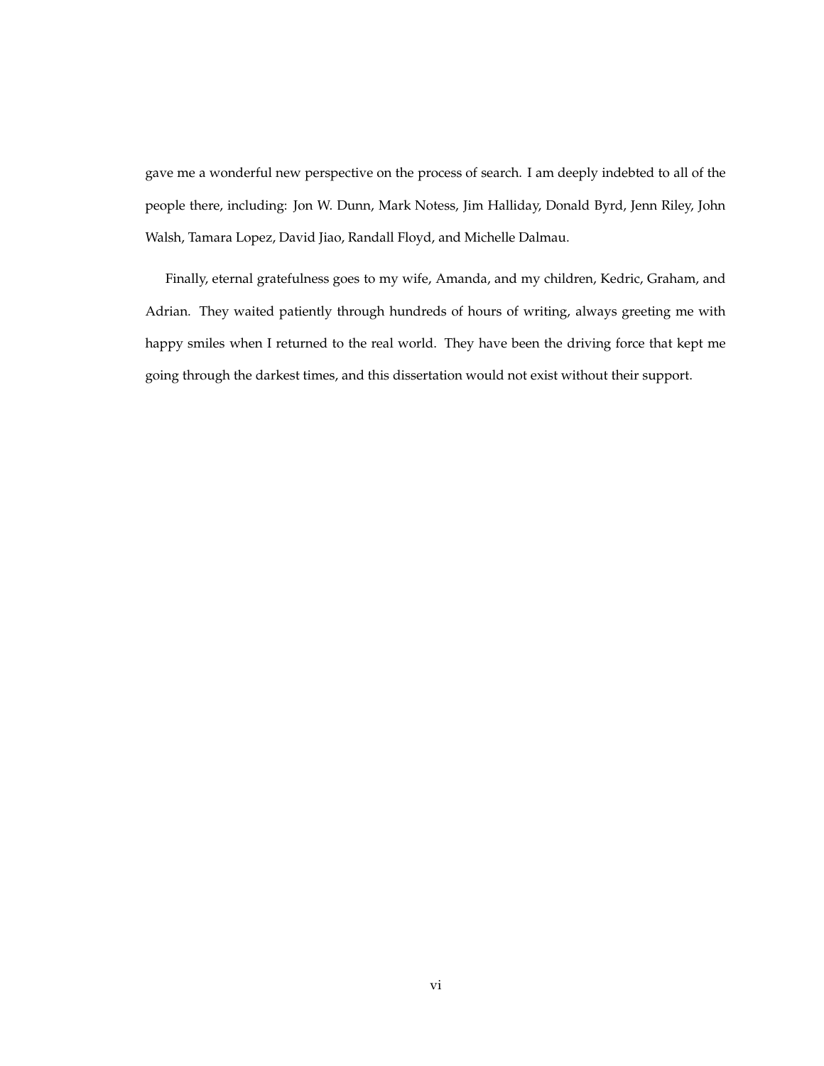gave me a wonderful new perspective on the process of search. I am deeply indebted to all of the people there, including: Jon W. Dunn, Mark Notess, Jim Halliday, Donald Byrd, Jenn Riley, John Walsh, Tamara Lopez, David Jiao, Randall Floyd, and Michelle Dalmau.

Finally, eternal gratefulness goes to my wife, Amanda, and my children, Kedric, Graham, and Adrian. They waited patiently through hundreds of hours of writing, always greeting me with happy smiles when I returned to the real world. They have been the driving force that kept me going through the darkest times, and this dissertation would not exist without their support.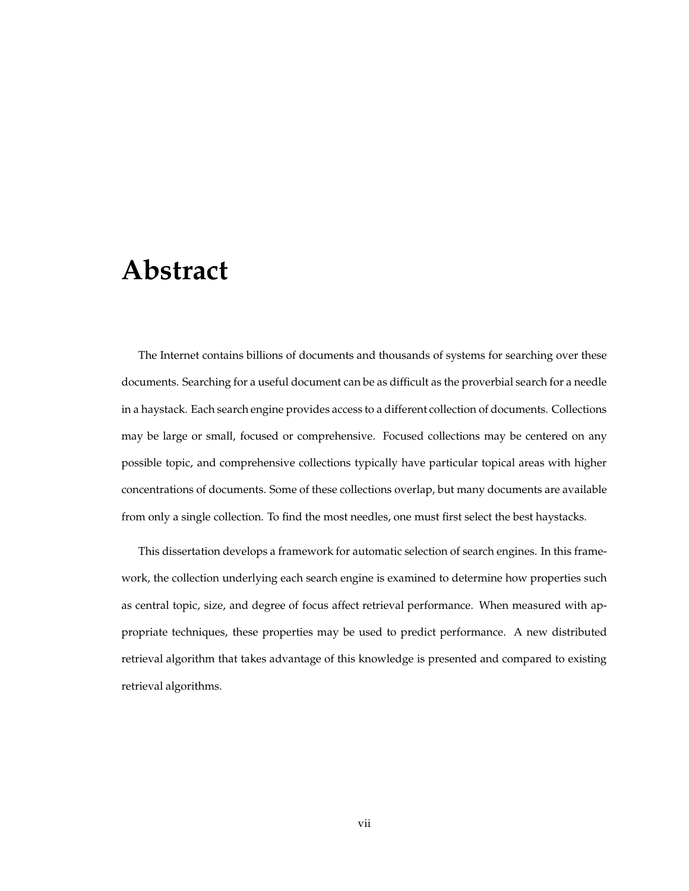# Abstract

The Internet contains billions of documents and thousands of systems for searching over these documents. Searching for a useful document can be as difficult as the proverbial search for a needle in a haystack. Each search engine provides access to a different collection of documents. Collections may be large or small, focused or comprehensive. Focused collections may be centered on any possible topic, and comprehensive collections typically have particular topical areas with higher concentrations of documents. Some of these collections overlap, but many documents are available from only a single collection. To find the most needles, one must first select the best haystacks.

This dissertation develops a framework for automatic selection of search engines. In this framework, the collection underlying each search engine is examined to determine how properties such as central topic, size, and degree of focus affect retrieval performance. When measured with appropriate techniques, these properties may be used to predict performance. A new distributed retrieval algorithm that takes advantage of this knowledge is presented and compared to existing retrieval algorithms.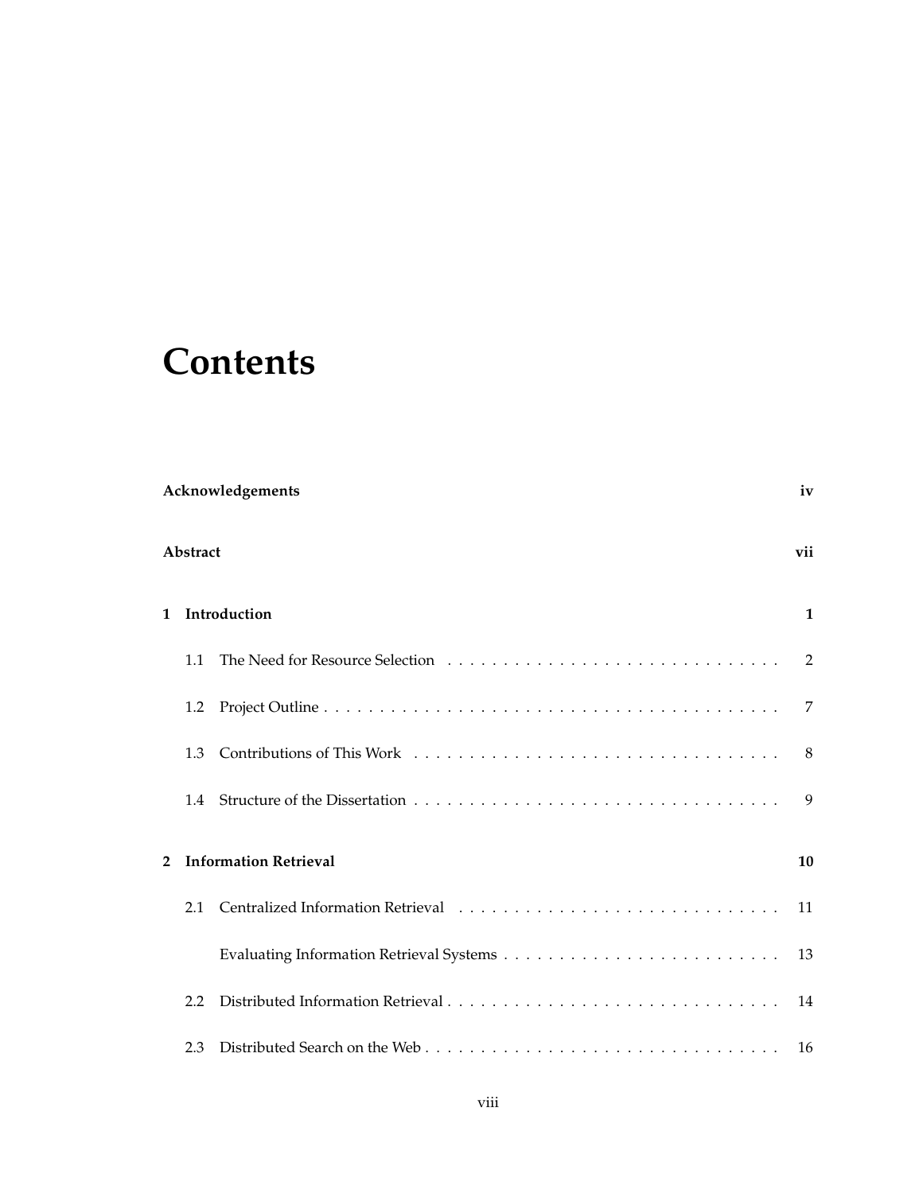# Contents

**Acknowledgements** iv

**Abstract** vii

**1 Introduction** 1

- 1.1 The Need for Resource Selection . . . . . . . . . . . . . . . . . . . . . . . . . . . . . 2
- 1.2 Project Outline . . . . . . . . . . . . . . . . . . . . . . . . . . . . . . . . . . . . . . . . . 7
- 1.3 Contributions of This Work . . . . . . . . . . . . . . . . . . . . . . . . . . . . . . . . . 8
- 1.4 Structure of the Dissertation . . . . . . . . . . . . . . . . . . . . . . . . . . . . . . . . 9

**2 Information Retrieval** 10

- 2.1 Centralized Information Retrieval . . . . . . . . . . . . . . . . . . . . . . . . . . . . 11
  - Evaluating Information Retrieval Systems . . . . . . . . . . . . . . . . . . . . . . . 13
- 2.2 Distributed Information Retrieval . . . . . . . . . . . . . . . . . . . . . . . . . . . . . 14
- 2.3 Distributed Search on the Web . . . . . . . . . . . . . . . . . . . . . . . . . . . . . . . 16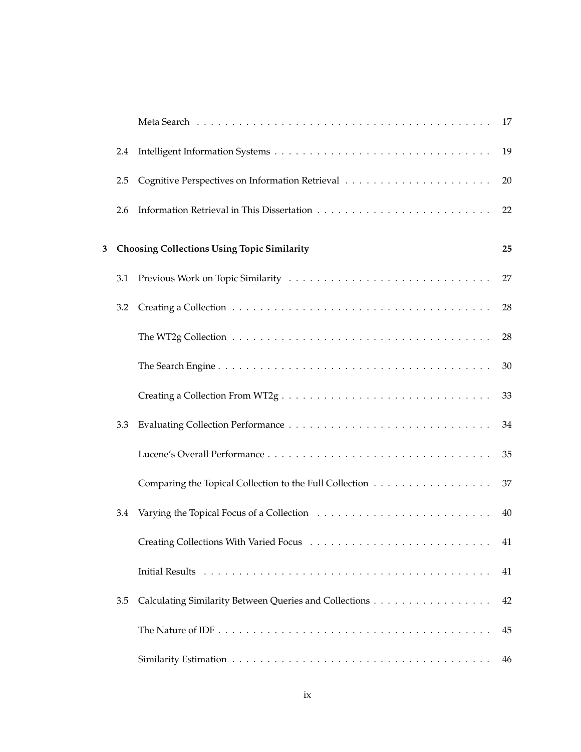Meta Search . . . . . . . . . . . . . . . . . . . . . . . . . . . . . . . . . . . . . . . . 17

2.4 Intelligent Information Systems . . . . . . . . . . . . . . . . . . . . . . . . . . . . . . 19

2.5 Cognitive Perspectives on Information Retrieval . . . . . . . . . . . . . . . . . . . . . 20

2.6 Information Retrieval in This Dissertation . . . . . . . . . . . . . . . . . . . . . . . . 22

**3 Choosing Collections Using Topic Similarity** **25**

3.1 Previous Work on Topic Similarity . . . . . . . . . . . . . . . . . . . . . . . . . . . . 27

3.2 Creating a Collection . . . . . . . . . . . . . . . . . . . . . . . . . . . . . . . . . . . . 28

The WT2g Collection . . . . . . . . . . . . . . . . . . . . . . . . . . . . . . . . . . . . 28

The Search Engine . . . . . . . . . . . . . . . . . . . . . . . . . . . . . . . . . . . . . . 30

Creating a Collection From WT2g . . . . . . . . . . . . . . . . . . . . . . . . . . . . . 33

3.3 Evaluating Collection Performance . . . . . . . . . . . . . . . . . . . . . . . . . . . . 34

Lucene's Overall Performance . . . . . . . . . . . . . . . . . . . . . . . . . . . . . . . 35

Comparing the Topical Collection to the Full Collection . . . . . . . . . . . . . . . . . 37

3.4 Varying the Topical Focus of a Collection . . . . . . . . . . . . . . . . . . . . . . . . 40

Creating Collections With Varied Focus . . . . . . . . . . . . . . . . . . . . . . . . . . 41

Initial Results . . . . . . . . . . . . . . . . . . . . . . . . . . . . . . . . . . . . . . . . 41

3.5 Calculating Similarity Between Queries and Collections . . . . . . . . . . . . . . . . . 42

The Nature of IDF . . . . . . . . . . . . . . . . . . . . . . . . . . . . . . . . . . . . . . 45

Similarity Estimation . . . . . . . . . . . . . . . . . . . . . . . . . . . . . . . . . . . . 46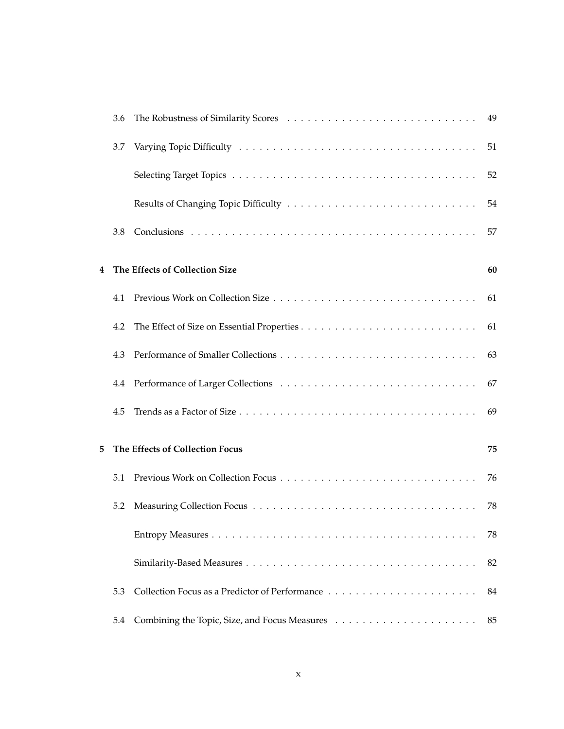| | | |
|---|---|---|
| 3.6 | The Robustness of Similarity Scores | 49 |
| 3.7 | Varying Topic Difficulty | 51 |
| | Selecting Target Topics | 52 |
| | Results of Changing Topic Difficulty | 54 |
| 3.8 | Conclusions | 57 |
| **4** | **The Effects of Collection Size** | **60** |
| 4.1 | Previous Work on Collection Size | 61 |
| 4.2 | The Effect of Size on Essential Properties | 61 |
| 4.3 | Performance of Smaller Collections | 63 |
| 4.4 | Performance of Larger Collections | 67 |
| 4.5 | Trends as a Factor of Size | 69 |
| **5** | **The Effects of Collection Focus** | **75** |
| 5.1 | Previous Work on Collection Focus | 76 |
| 5.2 | Measuring Collection Focus | 78 |
| | Entropy Measures | 78 |
| | Similarity-Based Measures | 82 |
| 5.3 | Collection Focus as a Predictor of Performance | 84 |
| 5.4 | Combining the Topic, Size, and Focus Measures | 85 |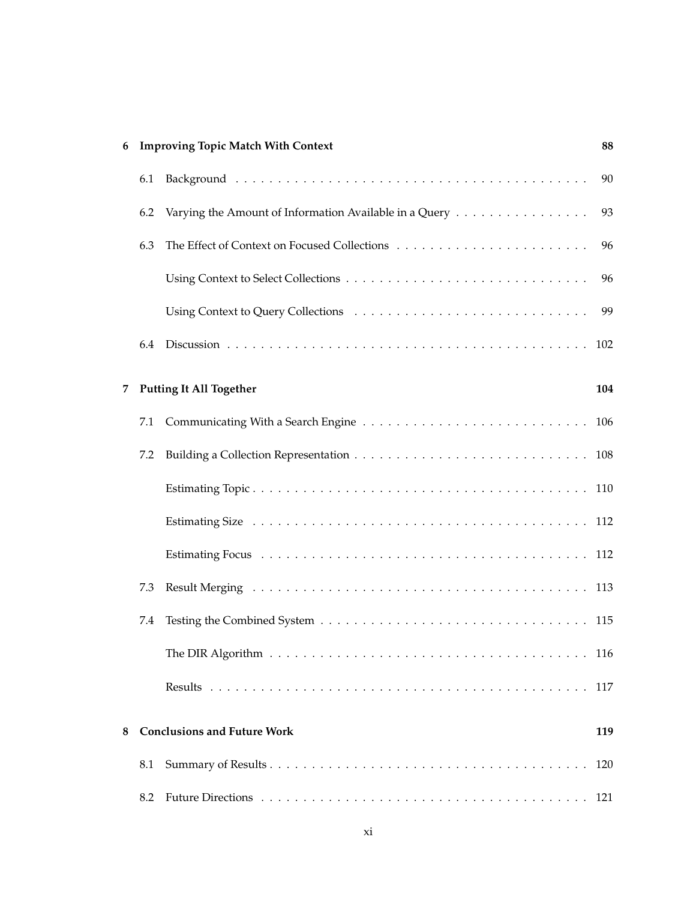**6 Improving Topic Match With Context** 88

6.1 Background 90

6.2 Varying the Amount of Information Available in a Query 93

6.3 The Effect of Context on Focused Collections 96

Using Context to Select Collections 96

Using Context to Query Collections 99

6.4 Discussion 102

**7 Putting It All Together** 104

7.1 Communicating With a Search Engine 106

7.2 Building a Collection Representation 108

Estimating Topic 110

Estimating Size 112

Estimating Focus 112

7.3 Result Merging 113

7.4 Testing the Combined System 115

The DIR Algorithm 116

Results 117

**8 Conclusions and Future Work** 119

8.1 Summary of Results 120

8.2 Future Directions 121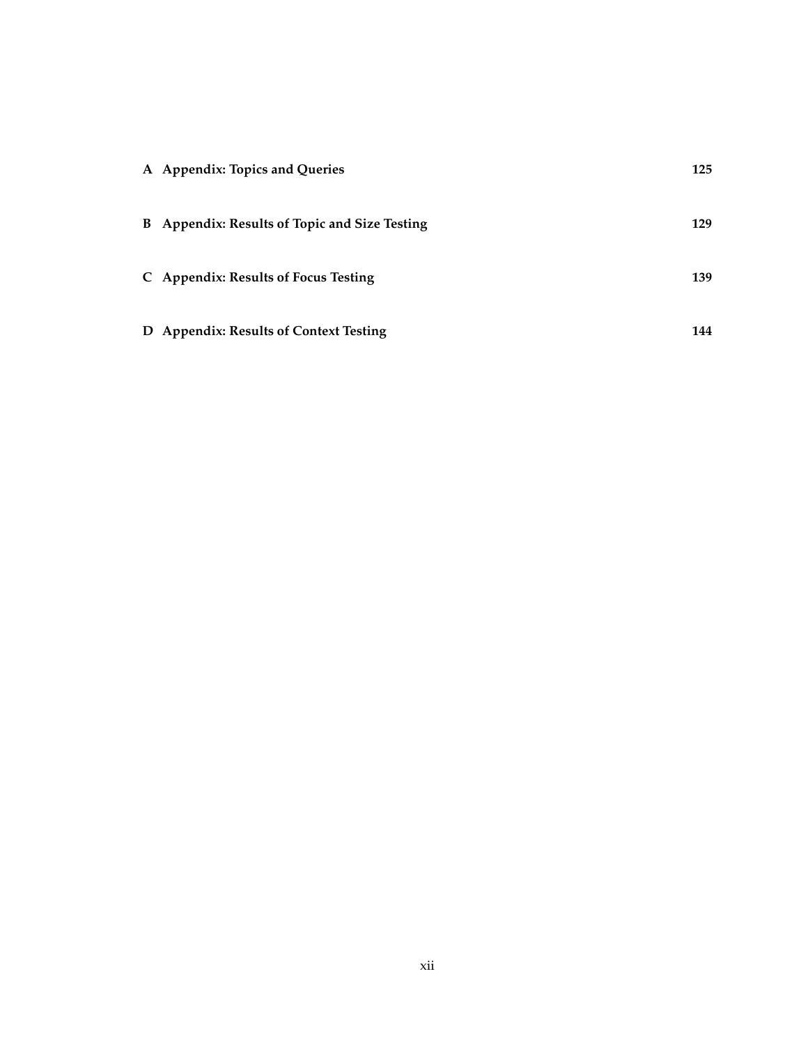**A Appendix: Topics and Queries** **125**

**B Appendix: Results of Topic and Size Testing** **129**

**C Appendix: Results of Focus Testing** **139**

**D Appendix: Results of Context Testing** **144**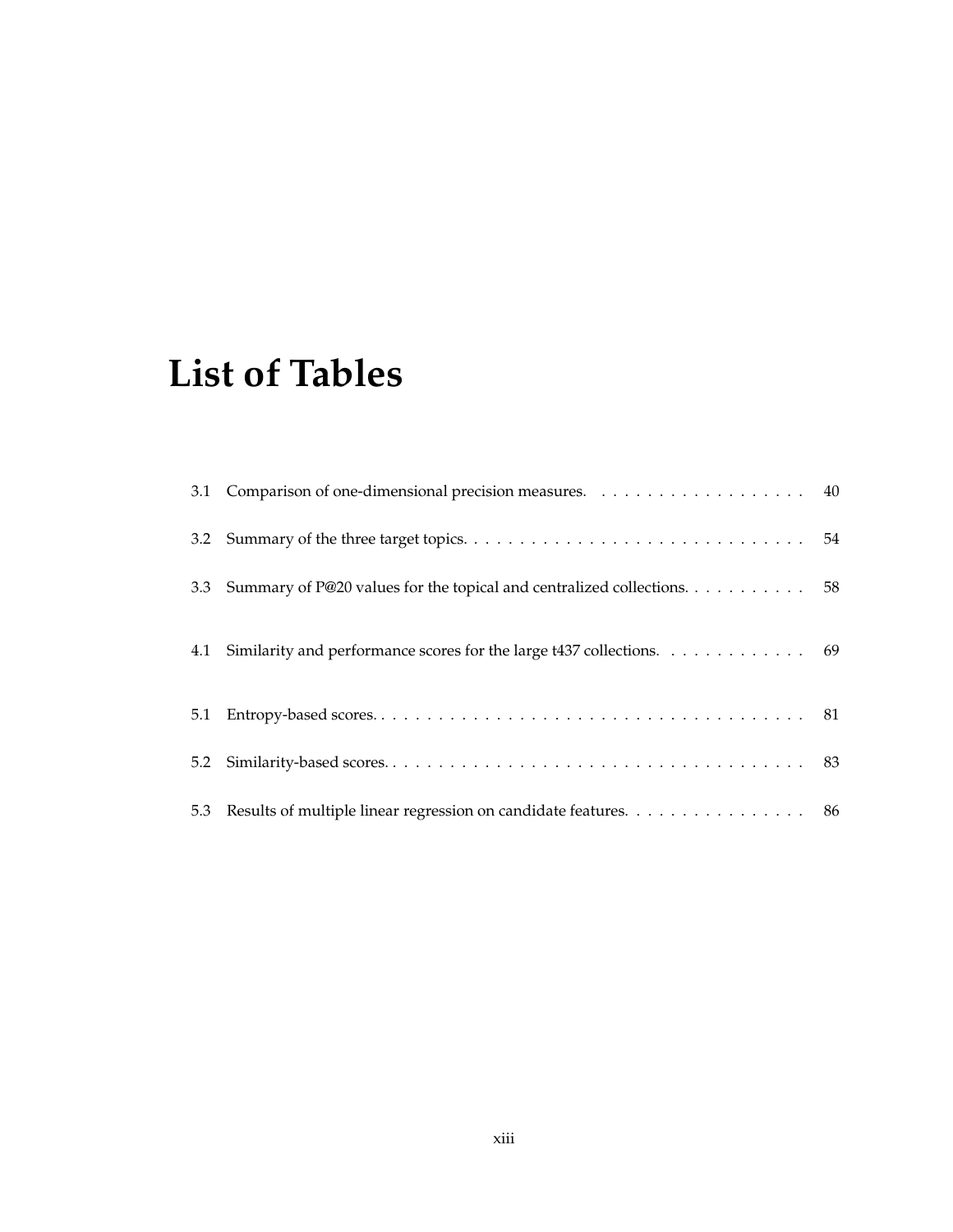# List of Tables

3.1 Comparison of one-dimensional precision measures. . . . . . . . . . . . . . . . . . . 40

3.2 Summary of the three target topics. . . . . . . . . . . . . . . . . . . . . . . . . . . . . . 54

3.3 Summary of P@20 values for the topical and centralized collections. . . . . . . . . . . 58

4.1 Similarity and performance scores for the large t437 collections. . . . . . . . . . . . . 69

5.1 Entropy-based scores. . . . . . . . . . . . . . . . . . . . . . . . . . . . . . . . . . . . . 81

5.2 Similarity-based scores. . . . . . . . . . . . . . . . . . . . . . . . . . . . . . . . . . . . 83

5.3 Results of multiple linear regression on candidate features. . . . . . . . . . . . . . . . 86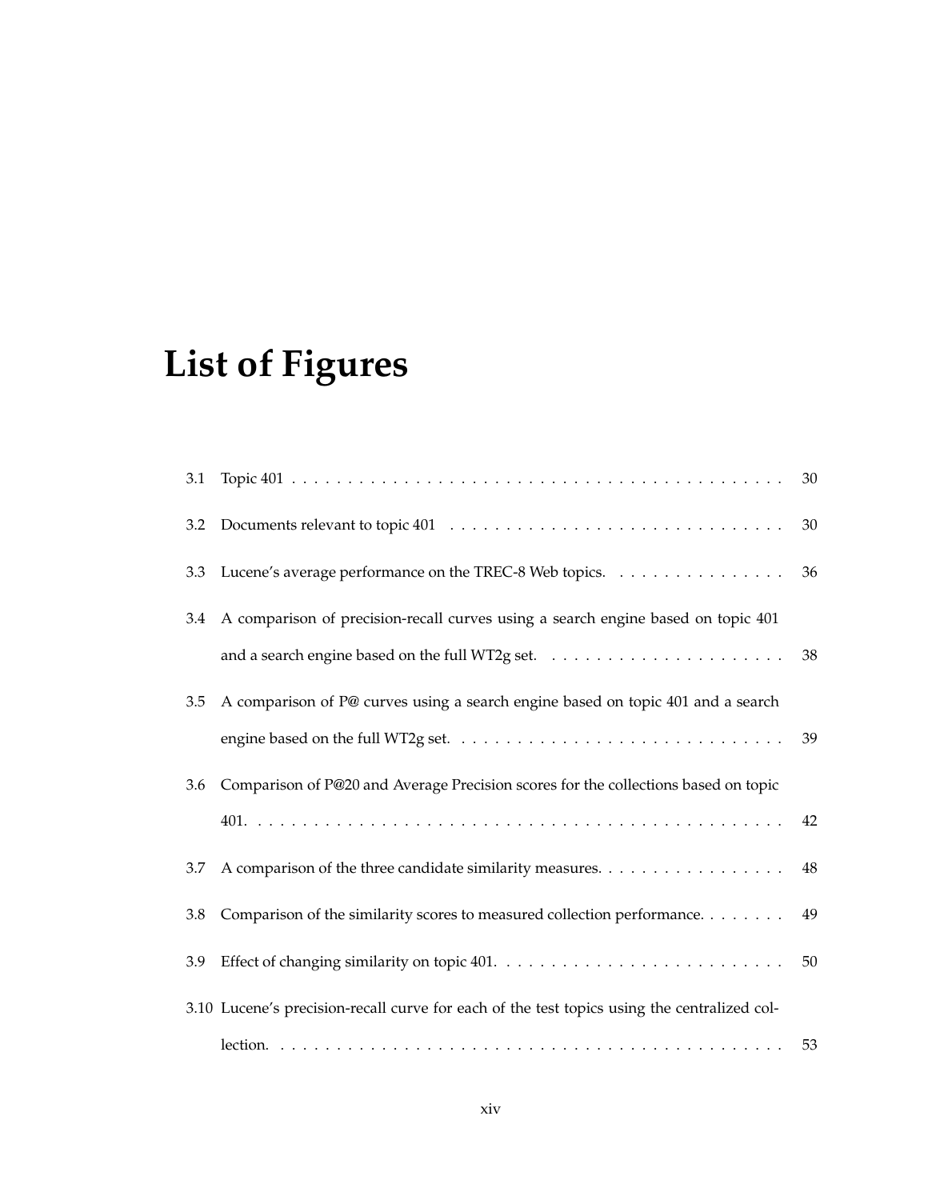# List of Figures

3.1 Topic 401 . . . . . . . . . . . . . . . . . . . . . . . . . . . . . . . . . . . . . . . . . . . . . 30

3.2 Documents relevant to topic 401 . . . . . . . . . . . . . . . . . . . . . . . . . . . . . 30

3.3 Lucene's average performance on the TREC-8 Web topics. . . . . . . . . . . . . . . . 36

3.4 A comparison of precision-recall curves using a search engine based on topic 401 and a search engine based on the full WT2g set. . . . . . . . . . . . . . . . . . . . . . 38

3.5 A comparison of P@ curves using a search engine based on topic 401 and a search engine based on the full WT2g set. . . . . . . . . . . . . . . . . . . . . . . . . . . . . 39

3.6 Comparison of P@20 and Average Precision scores for the collections based on topic 401. . . . . . . . . . . . . . . . . . . . . . . . . . . . . . . . . . . . . . . . . . . . . . . 42

3.7 A comparison of the three candidate similarity measures. . . . . . . . . . . . . . . . . 48

3.8 Comparison of the similarity scores to measured collection performance. . . . . . . . 49

3.9 Effect of changing similarity on topic 401. . . . . . . . . . . . . . . . . . . . . . . . . . 50

3.10 Lucene's precision-recall curve for each of the test topics using the centralized collection. . . . . . . . . . . . . . . . . . . . . . . . . . . . . . . . . . . . . . . . . . . . . . 53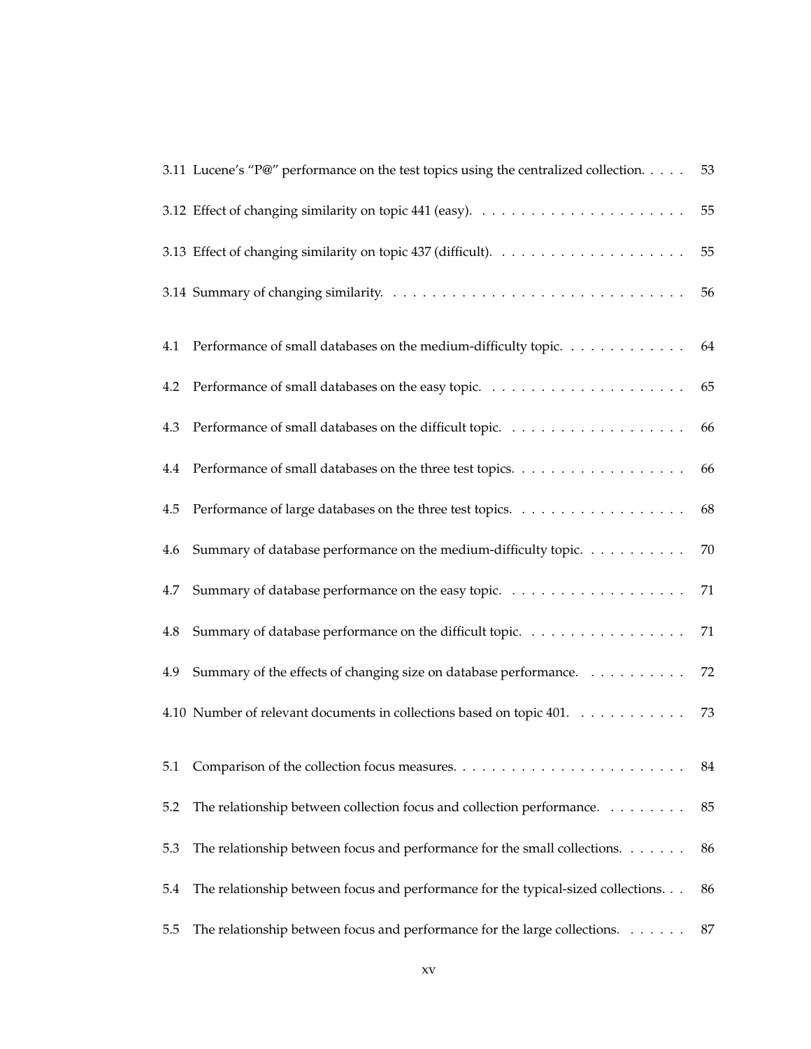3.11 Lucene's "P@" performance on the test topics using the centralized collection. . . . . 53

3.12 Effect of changing similarity on topic 441 (easy). . . . . . . . . . . . . . . . . . . . . . 55

3.13 Effect of changing similarity on topic 437 (difficult). . . . . . . . . . . . . . . . . . . . 55

3.14 Summary of changing similarity. . . . . . . . . . . . . . . . . . . . . . . . . . . . . . . 56

4.1 Performance of small databases on the medium-difficulty topic. . . . . . . . . . . . . 64

4.2 Performance of small databases on the easy topic. . . . . . . . . . . . . . . . . . . . . 65

4.3 Performance of small databases on the difficult topic. . . . . . . . . . . . . . . . . . . 66

4.4 Performance of small databases on the three test topics. . . . . . . . . . . . . . . . . . 66

4.5 Performance of large databases on the three test topics. . . . . . . . . . . . . . . . . . 68

4.6 Summary of database performance on the medium-difficulty topic. . . . . . . . . . . 70

4.7 Summary of database performance on the easy topic. . . . . . . . . . . . . . . . . . . 71

4.8 Summary of database performance on the difficult topic. . . . . . . . . . . . . . . . . 71

4.9 Summary of the effects of changing size on database performance. . . . . . . . . . . 72

4.10 Number of relevant documents in collections based on topic 401. . . . . . . . . . . 73

5.1 Comparison of the collection focus measures. . . . . . . . . . . . . . . . . . . . . . . . 84

5.2 The relationship between collection focus and collection performance. . . . . . . . . 85

5.3 The relationship between focus and performance for the small collections. . . . . . . 86

5.4 The relationship between focus and performance for the typical-sized collections. . . 86

5.5 The relationship between focus and performance for the large collections. . . . . . . 87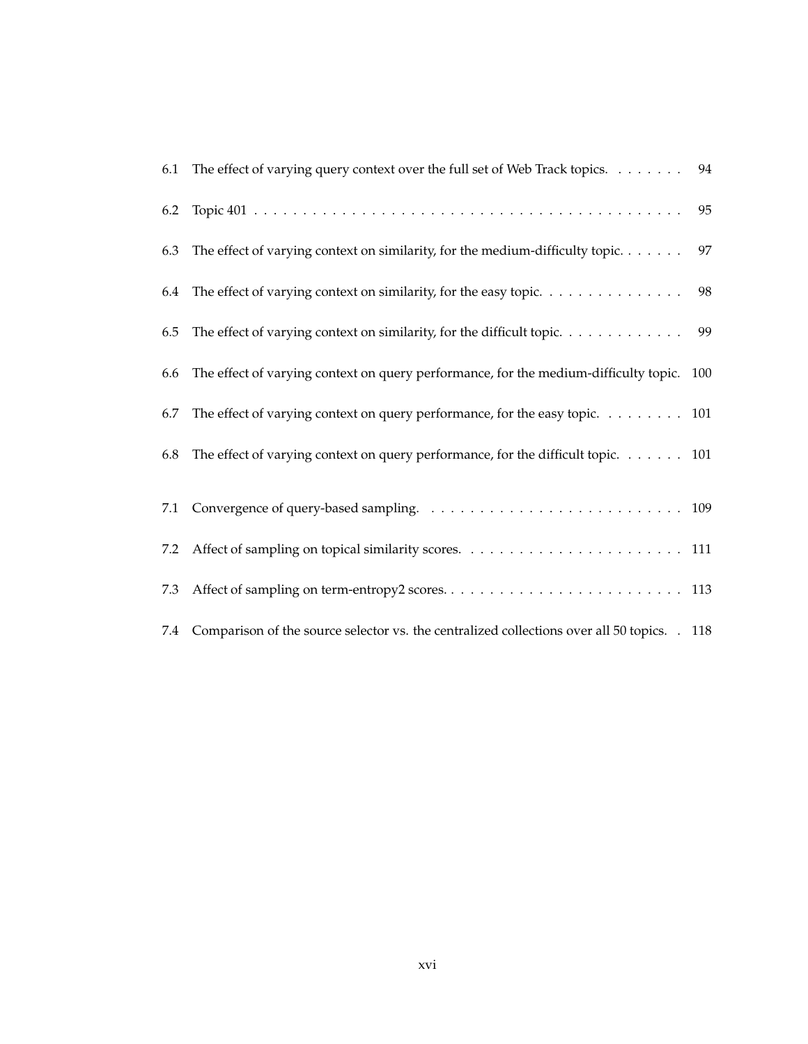6.1 The effect of varying query context over the full set of Web Track topics. . . . . . . . 94

6.2 Topic 401 . . . . . . . . . . . . . . . . . . . . . . . . . . . . . . . . . . . . . . . . . . . . . . 95

6.3 The effect of varying context on similarity, for the medium-difficulty topic. . . . . . . 97

6.4 The effect of varying context on similarity, for the easy topic. . . . . . . . . . . . . . . 98

6.5 The effect of varying context on similarity, for the difficult topic. . . . . . . . . . . . . 99

6.6 The effect of varying context on query performance, for the medium-difficulty topic. 100

6.7 The effect of varying context on query performance, for the easy topic. . . . . . . . . 101

6.8 The effect of varying context on query performance, for the difficult topic. . . . . . . 101

7.1 Convergence of query-based sampling. . . . . . . . . . . . . . . . . . . . . . . . . . . 109

7.2 Affect of sampling on topical similarity scores. . . . . . . . . . . . . . . . . . . . . . . 111

7.3 Affect of sampling on term-entropy2 scores. . . . . . . . . . . . . . . . . . . . . . . . . 113

7.4 Comparison of the source selector vs. the centralized collections over all 50 topics. . 118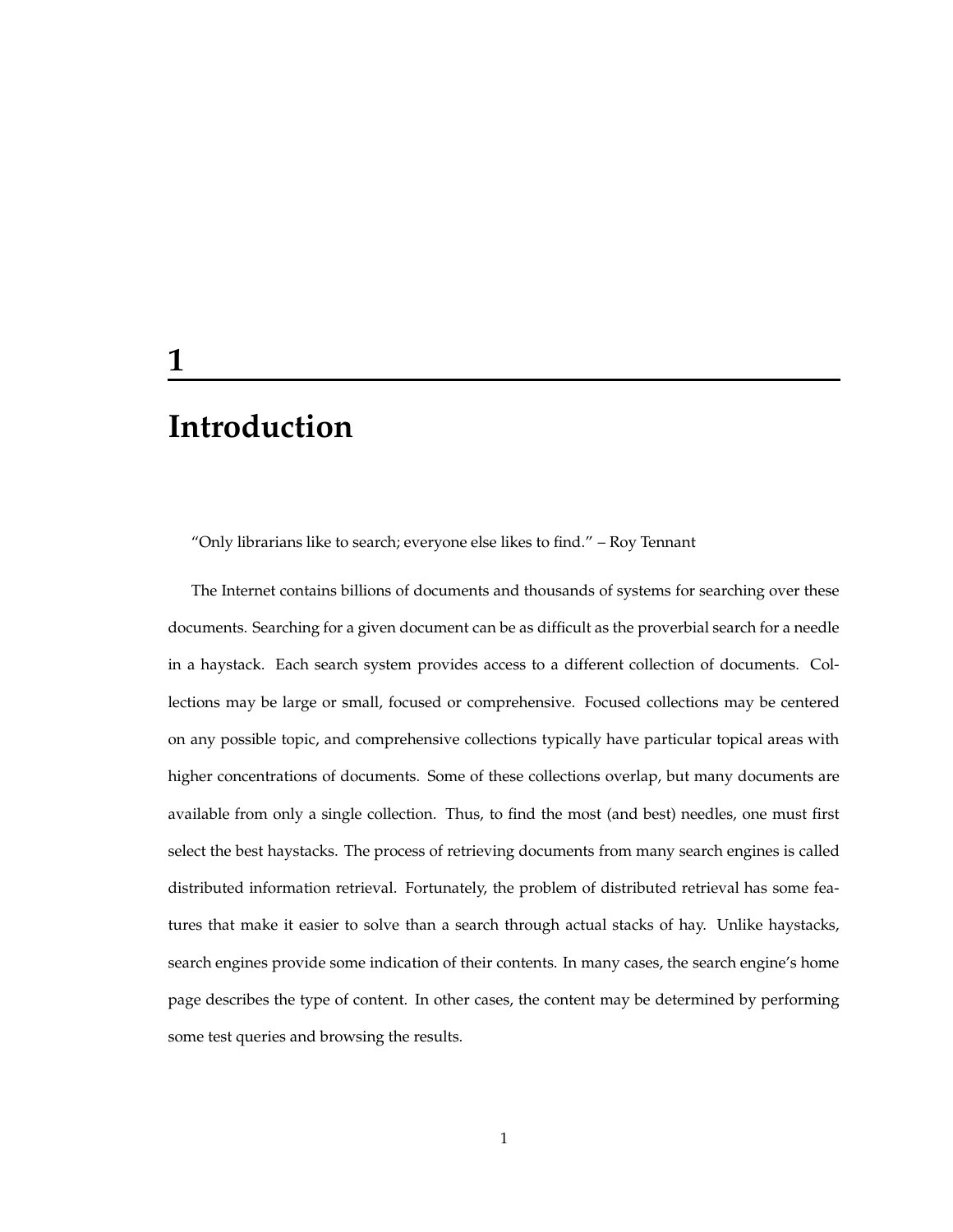# 1 Introduction

"Only librarians like to search; everyone else likes to find." – Roy Tennant

The Internet contains billions of documents and thousands of systems for searching over these documents. Searching for a given document can be as difficult as the proverbial search for a needle in a haystack. Each search system provides access to a different collection of documents. Collections may be large or small, focused or comprehensive. Focused collections may be centered on any possible topic, and comprehensive collections typically have particular topical areas with higher concentrations of documents. Some of these collections overlap, but many documents are available from only a single collection. Thus, to find the most (and best) needles, one must first select the best haystacks. The process of retrieving documents from many search engines is called distributed information retrieval. Fortunately, the problem of distributed retrieval has some features that make it easier to solve than a search through actual stacks of hay. Unlike haystacks, search engines provide some indication of their contents. In many cases, the search engine's home page describes the type of content. In other cases, the content may be determined by performing some test queries and browsing the results.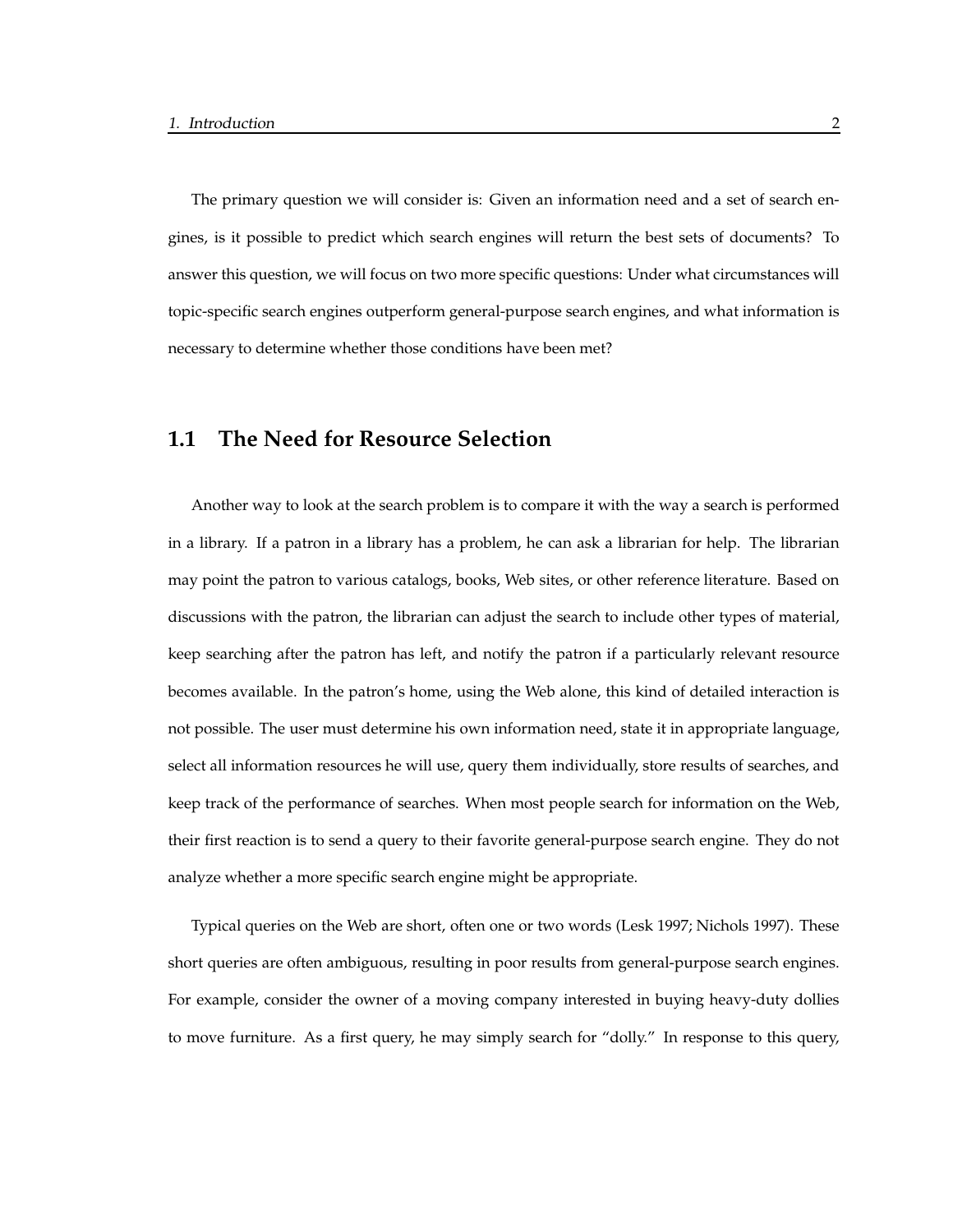The primary question we will consider is: Given an information need and a set of search engines, is it possible to predict which search engines will return the best sets of documents? To answer this question, we will focus on two more specific questions: Under what circumstances will topic-specific search engines outperform general-purpose search engines, and what information is necessary to determine whether those conditions have been met?

## 1.1 The Need for Resource Selection

Another way to look at the search problem is to compare it with the way a search is performed in a library. If a patron in a library has a problem, he can ask a librarian for help. The librarian may point the patron to various catalogs, books, Web sites, or other reference literature. Based on discussions with the patron, the librarian can adjust the search to include other types of material, keep searching after the patron has left, and notify the patron if a particularly relevant resource becomes available. In the patron's home, using the Web alone, this kind of detailed interaction is not possible. The user must determine his own information need, state it in appropriate language, select all information resources he will use, query them individually, store results of searches, and keep track of the performance of searches. When most people search for information on the Web, their first reaction is to send a query to their favorite general-purpose search engine. They do not analyze whether a more specific search engine might be appropriate.

Typical queries on the Web are short, often one or two words (Lesk 1997; Nichols 1997). These short queries are often ambiguous, resulting in poor results from general-purpose search engines. For example, consider the owner of a moving company interested in buying heavy-duty dollies to move furniture. As a first query, he may simply search for "dolly." In response to this query,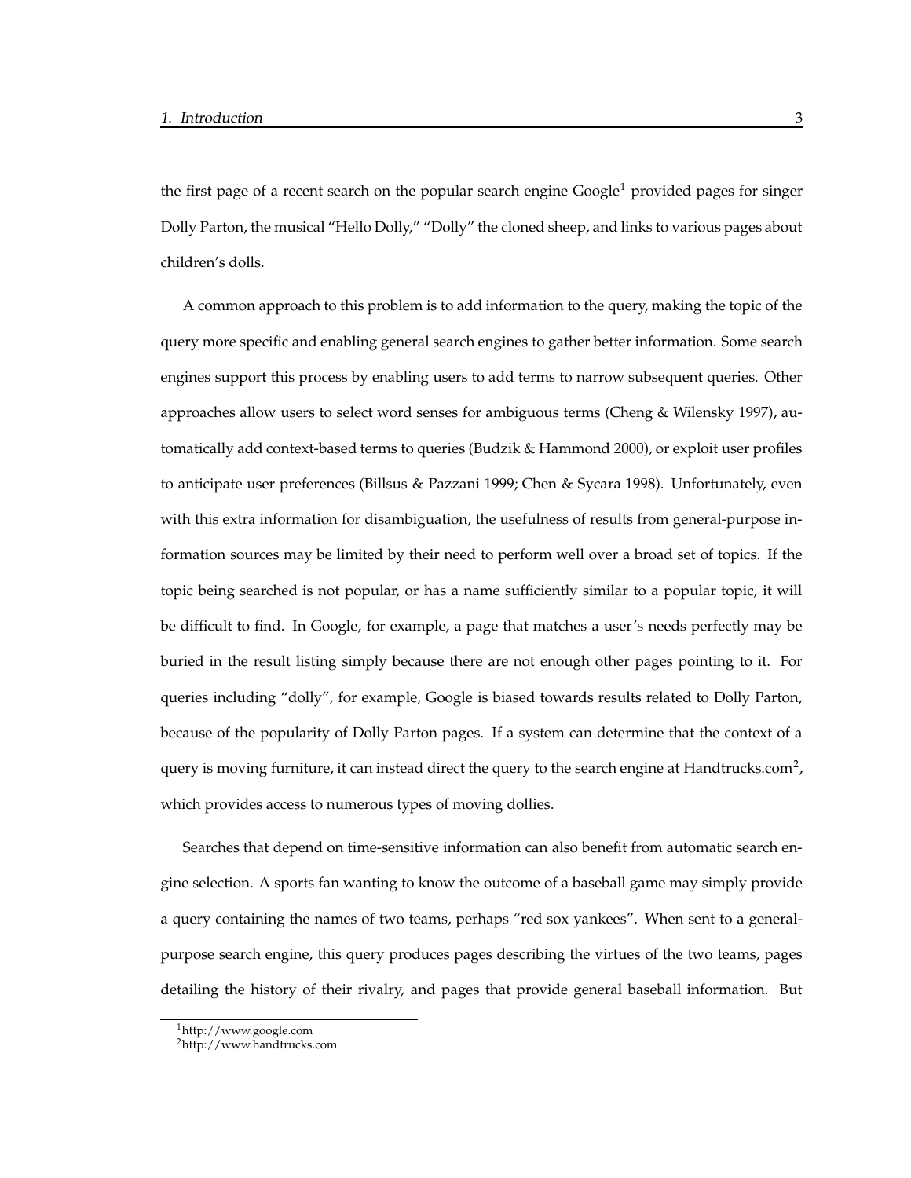the first page of a recent search on the popular search engine Google[1] provided pages for singer Dolly Parton, the musical "Hello Dolly," "Dolly" the cloned sheep, and links to various pages about children's dolls.

A common approach to this problem is to add information to the query, making the topic of the query more specific and enabling general search engines to gather better information. Some search engines support this process by enabling users to add terms to narrow subsequent queries. Other approaches allow users to select word senses for ambiguous terms (Cheng & Wilensky 1997), automatically add context-based terms to queries (Budzik & Hammond 2000), or exploit user profiles to anticipate user preferences (Billsus & Pazzani 1999; Chen & Sycara 1998). Unfortunately, even with this extra information for disambiguation, the usefulness of results from general-purpose information sources may be limited by their need to perform well over a broad set of topics. If the topic being searched is not popular, or has a name sufficiently similar to a popular topic, it will be difficult to find. In Google, for example, a page that matches a user's needs perfectly may be buried in the result listing simply because there are not enough other pages pointing to it. For queries including "dolly", for example, Google is biased towards results related to Dolly Parton, because of the popularity of Dolly Parton pages. If a system can determine that the context of a query is moving furniture, it can instead direct the query to the search engine at Handtrucks.com[2], which provides access to numerous types of moving dollies.

Searches that depend on time-sensitive information can also benefit from automatic search engine selection. A sports fan wanting to know the outcome of a baseball game may simply provide a query containing the names of two teams, perhaps "red sox yankees". When sent to a general-purpose search engine, this query produces pages describing the virtues of the two teams, pages detailing the history of their rivalry, and pages that provide general baseball information. But

[1]http://www.google.com
[2]http://www.handtrucks.com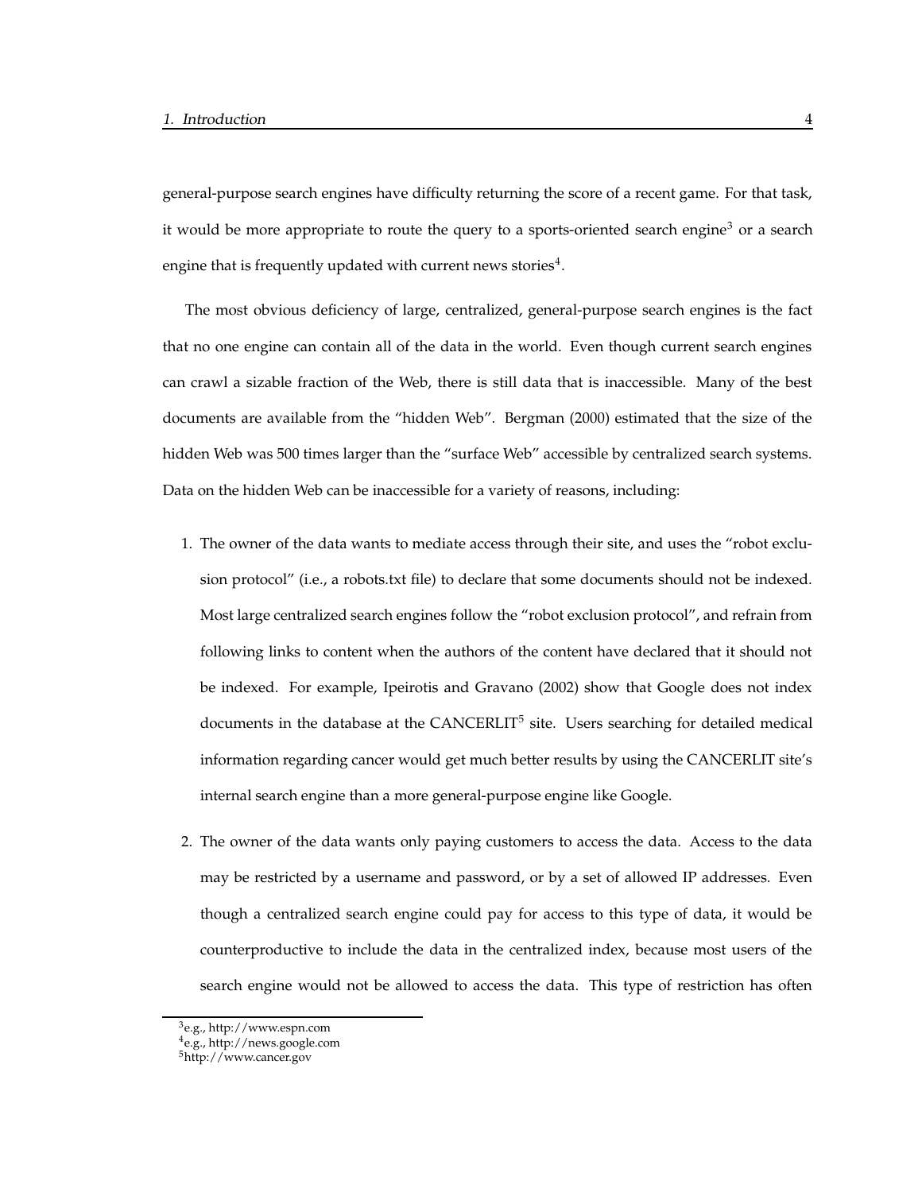general-purpose search engines have difficulty returning the score of a recent game. For that task, it would be more appropriate to route the query to a sports-oriented search engine[3] or a search engine that is frequently updated with current news stories[4].

The most obvious deficiency of large, centralized, general-purpose search engines is the fact that no one engine can contain all of the data in the world. Even though current search engines can crawl a sizable fraction of the Web, there is still data that is inaccessible. Many of the best documents are available from the "hidden Web". Bergman (2000) estimated that the size of the hidden Web was 500 times larger than the "surface Web" accessible by centralized search systems. Data on the hidden Web can be inaccessible for a variety of reasons, including:

1. The owner of the data wants to mediate access through their site, and uses the "robot exclusion protocol" (i.e., a robots.txt file) to declare that some documents should not be indexed. Most large centralized search engines follow the "robot exclusion protocol", and refrain from following links to content when the authors of the content have declared that it should not be indexed. For example, Ipeirotis and Gravano (2002) show that Google does not index documents in the database at the CANCERLIT[5] site. Users searching for detailed medical information regarding cancer would get much better results by using the CANCERLIT site's internal search engine than a more general-purpose engine like Google.

2. The owner of the data wants only paying customers to access the data. Access to the data may be restricted by a username and password, or by a set of allowed IP addresses. Even though a centralized search engine could pay for access to this type of data, it would be counterproductive to include the data in the centralized index, because most users of the search engine would not be allowed to access the data. This type of restriction has often

---

[3] e.g., http://www.espn.com

[4] e.g., http://news.google.com

[5] http://www.cancer.gov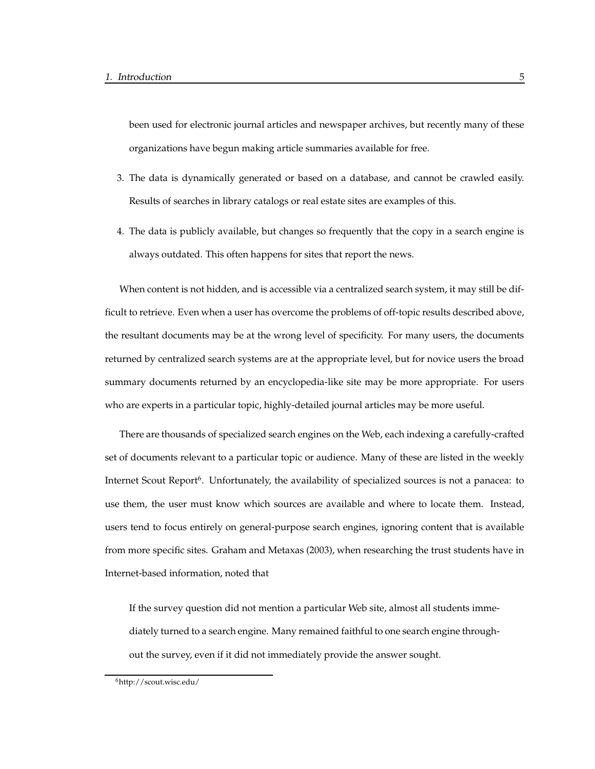been used for electronic journal articles and newspaper archives, but recently many of these organizations have begun making article summaries available for free.

3. The data is dynamically generated or based on a database, and cannot be crawled easily. Results of searches in library catalogs or real estate sites are examples of this.

4. The data is publicly available, but changes so frequently that the copy in a search engine is always outdated. This often happens for sites that report the news.

When content is not hidden, and is accessible via a centralized search system, it may still be difficult to retrieve. Even when a user has overcome the problems of off-topic results described above, the resultant documents may be at the wrong level of specificity. For many users, the documents returned by centralized search systems are at the appropriate level, but for novice users the broad summary documents returned by an encyclopedia-like site may be more appropriate. For users who are experts in a particular topic, highly-detailed journal articles may be more useful.

There are thousands of specialized search engines on the Web, each indexing a carefully-crafted set of documents relevant to a particular topic or audience. Many of these are listed in the weekly Internet Scout Report[6]. Unfortunately, the availability of specialized sources is not a panacea: to use them, the user must know which sources are available and where to locate them. Instead, users tend to focus entirely on general-purpose search engines, ignoring content that is available from more specific sites. Graham and Metaxas (2003), when researching the trust students have in Internet-based information, noted that

> If the survey question did not mention a particular Web site, almost all students immediately turned to a search engine. Many remained faithful to one search engine throughout the survey, even if it did not immediately provide the answer sought.

[6] http://scout.wisc.edu/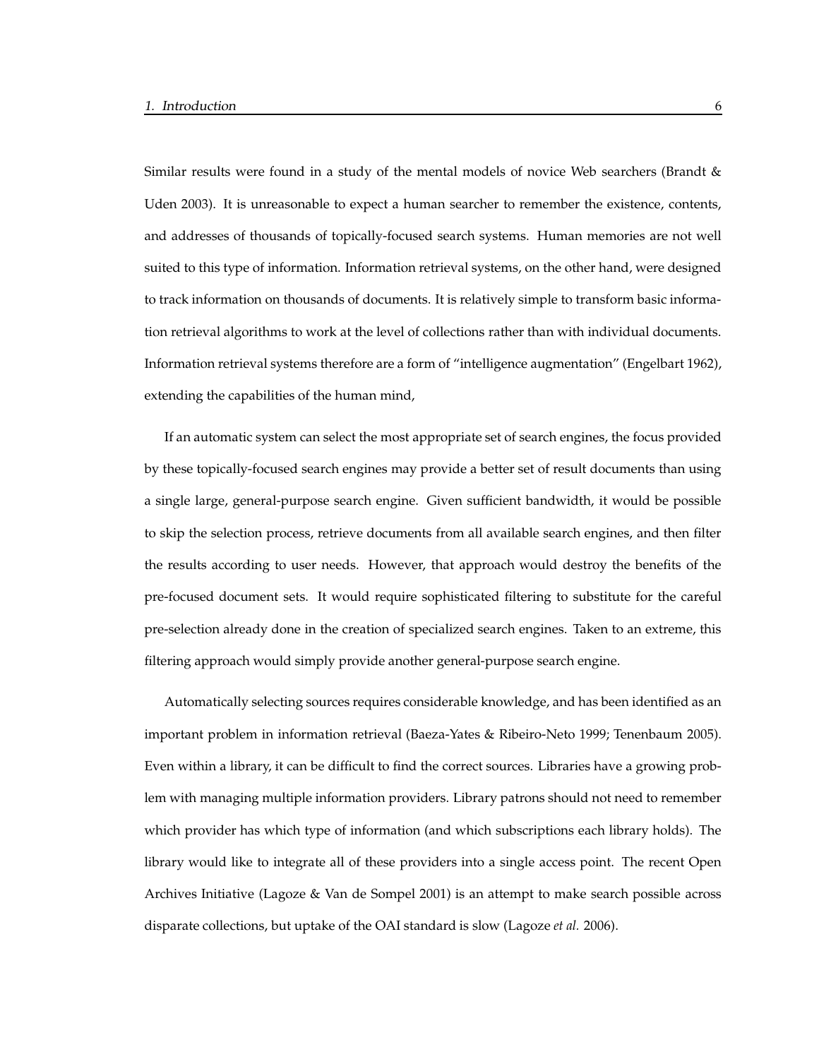Similar results were found in a study of the mental models of novice Web searchers (Brandt & Uden 2003). It is unreasonable to expect a human searcher to remember the existence, contents, and addresses of thousands of topically-focused search systems. Human memories are not well suited to this type of information. Information retrieval systems, on the other hand, were designed to track information on thousands of documents. It is relatively simple to transform basic information retrieval algorithms to work at the level of collections rather than with individual documents. Information retrieval systems therefore are a form of "intelligence augmentation" (Engelbart 1962), extending the capabilities of the human mind,

If an automatic system can select the most appropriate set of search engines, the focus provided by these topically-focused search engines may provide a better set of result documents than using a single large, general-purpose search engine. Given sufficient bandwidth, it would be possible to skip the selection process, retrieve documents from all available search engines, and then filter the results according to user needs. However, that approach would destroy the benefits of the pre-focused document sets. It would require sophisticated filtering to substitute for the careful pre-selection already done in the creation of specialized search engines. Taken to an extreme, this filtering approach would simply provide another general-purpose search engine.

Automatically selecting sources requires considerable knowledge, and has been identified as an important problem in information retrieval (Baeza-Yates & Ribeiro-Neto 1999; Tenenbaum 2005). Even within a library, it can be difficult to find the correct sources. Libraries have a growing problem with managing multiple information providers. Library patrons should not need to remember which provider has which type of information (and which subscriptions each library holds). The library would like to integrate all of these providers into a single access point. The recent Open Archives Initiative (Lagoze & Van de Sompel 2001) is an attempt to make search possible across disparate collections, but uptake of the OAI standard is slow (Lagoze *et al.* 2006).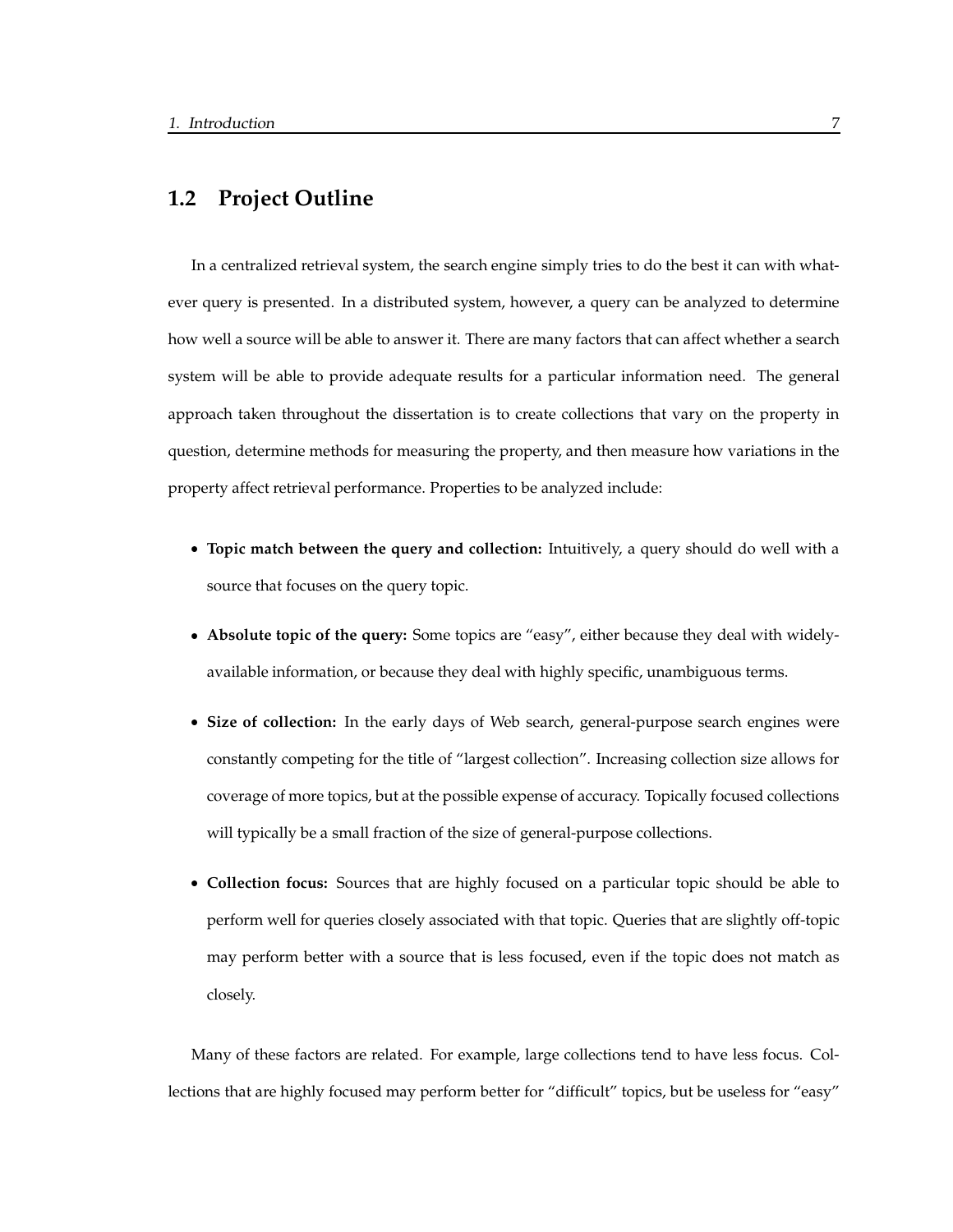## 1.2 Project Outline

In a centralized retrieval system, the search engine simply tries to do the best it can with whatever query is presented. In a distributed system, however, a query can be analyzed to determine how well a source will be able to answer it. There are many factors that can affect whether a search system will be able to provide adequate results for a particular information need. The general approach taken throughout the dissertation is to create collections that vary on the property in question, determine methods for measuring the property, and then measure how variations in the property affect retrieval performance. Properties to be analyzed include:

- **Topic match between the query and collection:** Intuitively, a query should do well with a source that focuses on the query topic.
- **Absolute topic of the query:** Some topics are "easy", either because they deal with widely-available information, or because they deal with highly specific, unambiguous terms.
- **Size of collection:** In the early days of Web search, general-purpose search engines were constantly competing for the title of "largest collection". Increasing collection size allows for coverage of more topics, but at the possible expense of accuracy. Topically focused collections will typically be a small fraction of the size of general-purpose collections.
- **Collection focus:** Sources that are highly focused on a particular topic should be able to perform well for queries closely associated with that topic. Queries that are slightly off-topic may perform better with a source that is less focused, even if the topic does not match as closely.

Many of these factors are related. For example, large collections tend to have less focus. Collections that are highly focused may perform better for "difficult" topics, but be useless for "easy"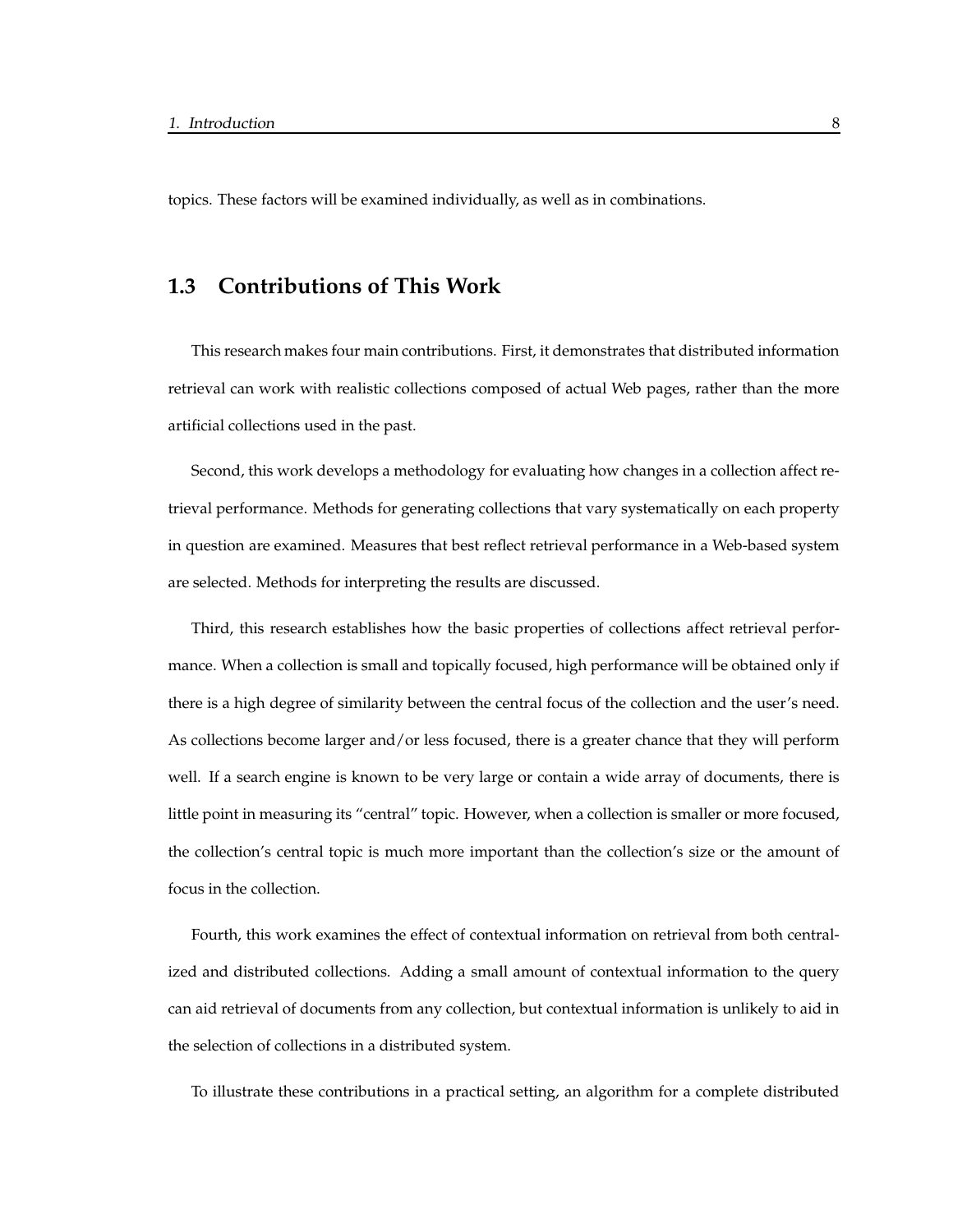topics. These factors will be examined individually, as well as in combinations.

## 1.3 Contributions of This Work

This research makes four main contributions. First, it demonstrates that distributed information retrieval can work with realistic collections composed of actual Web pages, rather than the more artificial collections used in the past.

Second, this work develops a methodology for evaluating how changes in a collection affect retrieval performance. Methods for generating collections that vary systematically on each property in question are examined. Measures that best reflect retrieval performance in a Web-based system are selected. Methods for interpreting the results are discussed.

Third, this research establishes how the basic properties of collections affect retrieval performance. When a collection is small and topically focused, high performance will be obtained only if there is a high degree of similarity between the central focus of the collection and the user's need. As collections become larger and/or less focused, there is a greater chance that they will perform well. If a search engine is known to be very large or contain a wide array of documents, there is little point in measuring its "central" topic. However, when a collection is smaller or more focused, the collection's central topic is much more important than the collection's size or the amount of focus in the collection.

Fourth, this work examines the effect of contextual information on retrieval from both centralized and distributed collections. Adding a small amount of contextual information to the query can aid retrieval of documents from any collection, but contextual information is unlikely to aid in the selection of collections in a distributed system.

To illustrate these contributions in a practical setting, an algorithm for a complete distributed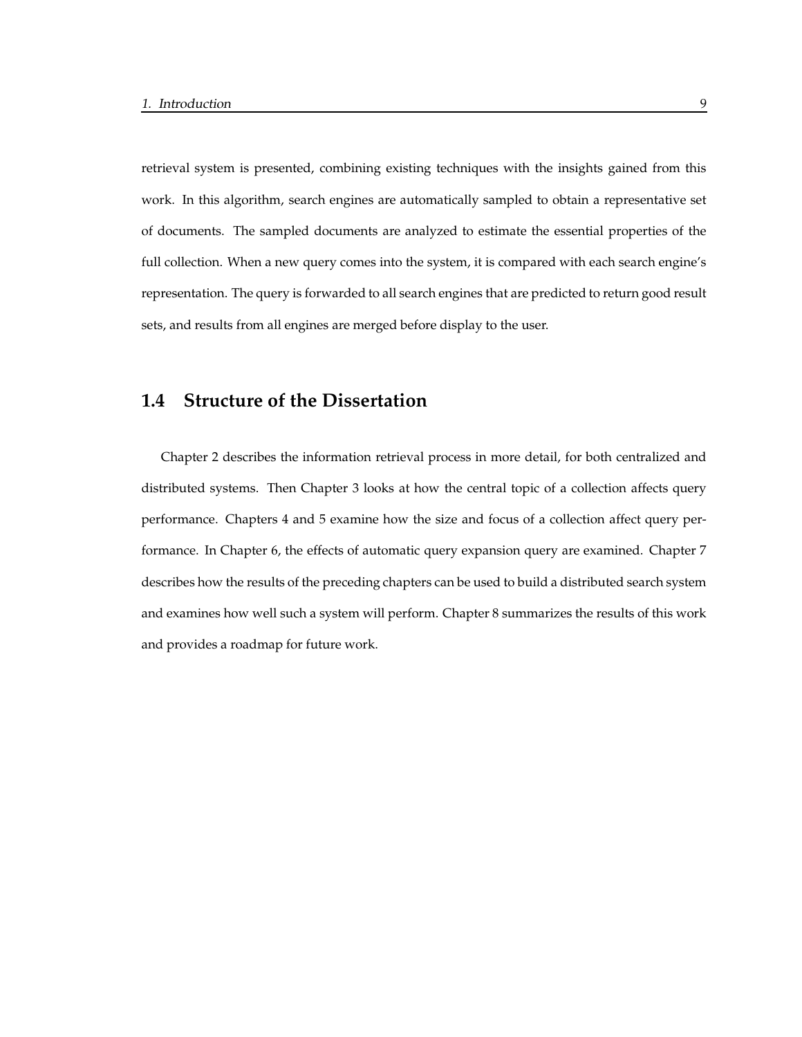retrieval system is presented, combining existing techniques with the insights gained from this work. In this algorithm, search engines are automatically sampled to obtain a representative set of documents. The sampled documents are analyzed to estimate the essential properties of the full collection. When a new query comes into the system, it is compared with each search engine's representation. The query is forwarded to all search engines that are predicted to return good result sets, and results from all engines are merged before display to the user.

## 1.4 Structure of the Dissertation

Chapter 2 describes the information retrieval process in more detail, for both centralized and distributed systems. Then Chapter 3 looks at how the central topic of a collection affects query performance. Chapters 4 and 5 examine how the size and focus of a collection affect query performance. In Chapter 6, the effects of automatic query expansion query are examined. Chapter 7 describes how the results of the preceding chapters can be used to build a distributed search system and examines how well such a system will perform. Chapter 8 summarizes the results of this work and provides a roadmap for future work.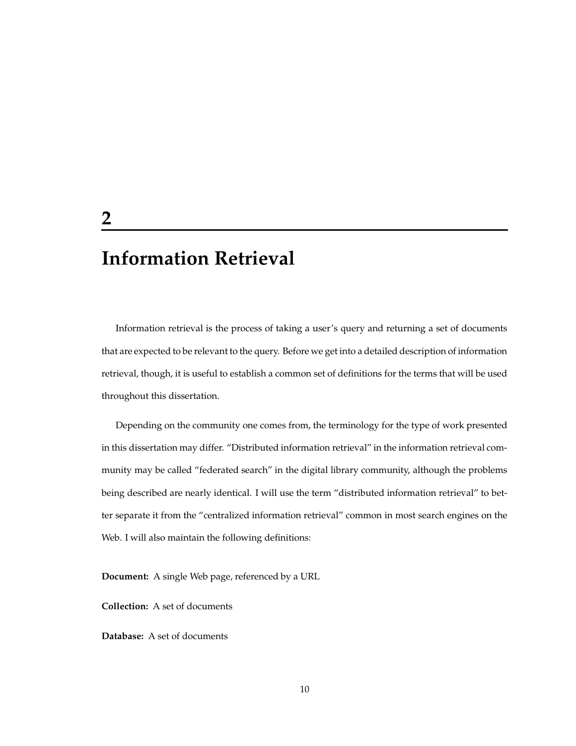# 2

# Information Retrieval

Information retrieval is the process of taking a user's query and returning a set of documents that are expected to be relevant to the query. Before we get into a detailed description of information retrieval, though, it is useful to establish a common set of definitions for the terms that will be used throughout this dissertation.

Depending on the community one comes from, the terminology for the type of work presented in this dissertation may differ. "Distributed information retrieval" in the information retrieval community may be called "federated search" in the digital library community, although the problems being described are nearly identical. I will use the term "distributed information retrieval" to better separate it from the "centralized information retrieval" common in most search engines on the Web. I will also maintain the following definitions:

**Document:** A single Web page, referenced by a URL

**Collection:** A set of documents

**Database:** A set of documents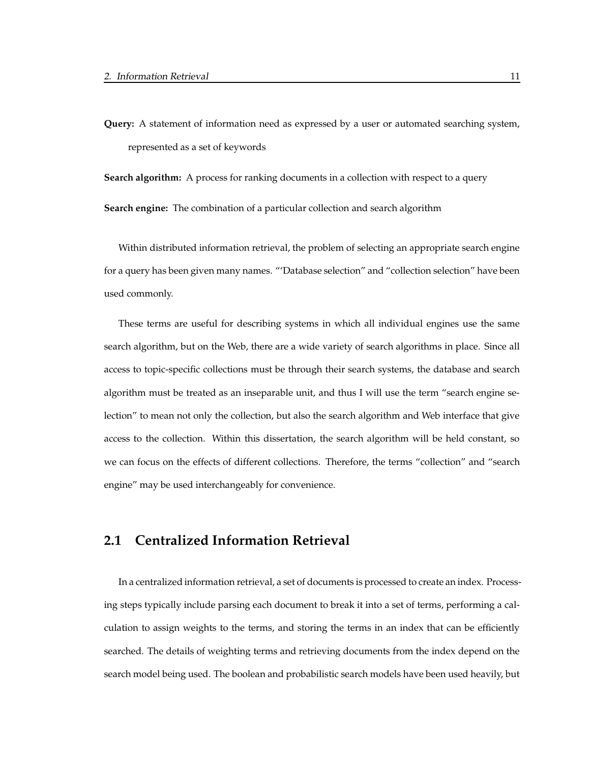**Query:** A statement of information need as expressed by a user or automated searching system, represented as a set of keywords

**Search algorithm:** A process for ranking documents in a collection with respect to a query

**Search engine:** The combination of a particular collection and search algorithm

Within distributed information retrieval, the problem of selecting an appropriate search engine for a query has been given many names. "'Database selection" and "collection selection" have been used commonly.

These terms are useful for describing systems in which all individual engines use the same search algorithm, but on the Web, there are a wide variety of search algorithms in place. Since all access to topic-specific collections must be through their search systems, the database and search algorithm must be treated as an inseparable unit, and thus I will use the term "search engine selection" to mean not only the collection, but also the search algorithm and Web interface that give access to the collection. Within this dissertation, the search algorithm will be held constant, so we can focus on the effects of different collections. Therefore, the terms "collection" and "search engine" may be used interchangeably for convenience.

## 2.1 Centralized Information Retrieval

In a centralized information retrieval, a set of documents is processed to create an index. Processing steps typically include parsing each document to break it into a set of terms, performing a calculation to assign weights to the terms, and storing the terms in an index that can be efficiently searched. The details of weighting terms and retrieving documents from the index depend on the search model being used. The boolean and probabilistic search models have been used heavily, but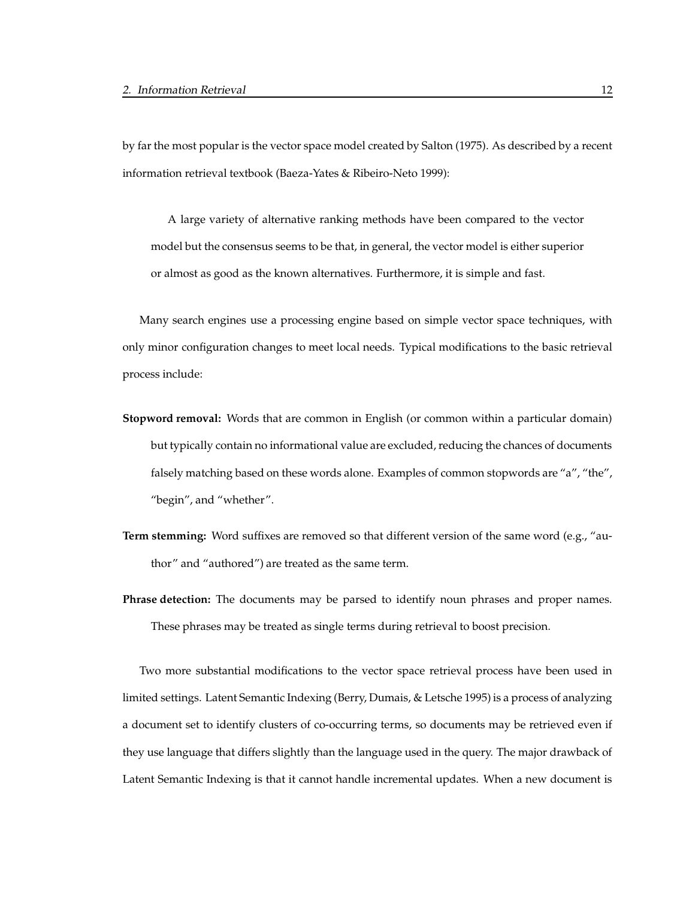by far the most popular is the vector space model created by Salton (1975). As described by a recent information retrieval textbook (Baeza-Yates & Ribeiro-Neto 1999):

> A large variety of alternative ranking methods have been compared to the vector model but the consensus seems to be that, in general, the vector model is either superior or almost as good as the known alternatives. Furthermore, it is simple and fast.

Many search engines use a processing engine based on simple vector space techniques, with only minor configuration changes to meet local needs. Typical modifications to the basic retrieval process include:

**Stopword removal:** Words that are common in English (or common within a particular domain) but typically contain no informational value are excluded, reducing the chances of documents falsely matching based on these words alone. Examples of common stopwords are "a", "the", "begin", and "whether".

**Term stemming:** Word suffixes are removed so that different version of the same word (e.g., "author" and "authored") are treated as the same term.

**Phrase detection:** The documents may be parsed to identify noun phrases and proper names. These phrases may be treated as single terms during retrieval to boost precision.

Two more substantial modifications to the vector space retrieval process have been used in limited settings. Latent Semantic Indexing (Berry, Dumais, & Letsche 1995) is a process of analyzing a document set to identify clusters of co-occurring terms, so documents may be retrieved even if they use language that differs slightly than the language used in the query. The major drawback of Latent Semantic Indexing is that it cannot handle incremental updates. When a new document is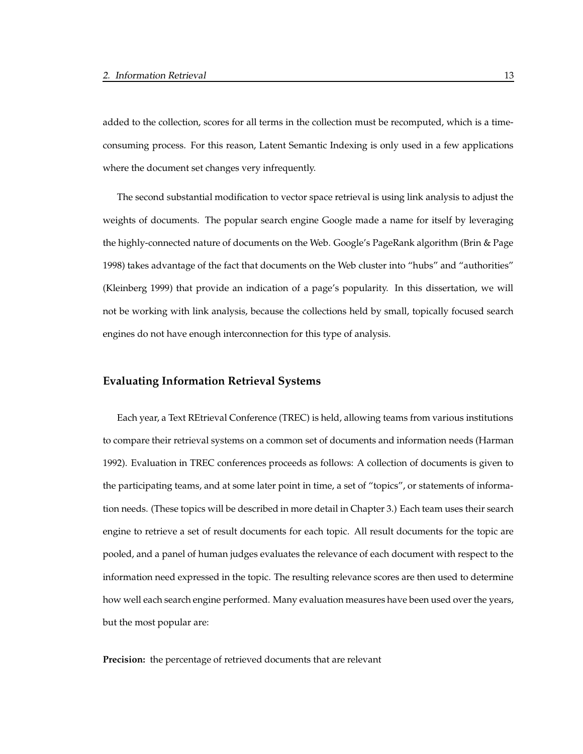added to the collection, scores for all terms in the collection must be recomputed, which is a time-consuming process. For this reason, Latent Semantic Indexing is only used in a few applications where the document set changes very infrequently.

The second substantial modification to vector space retrieval is using link analysis to adjust the weights of documents. The popular search engine Google made a name for itself by leveraging the highly-connected nature of documents on the Web. Google's PageRank algorithm (Brin & Page 1998) takes advantage of the fact that documents on the Web cluster into "hubs" and "authorities" (Kleinberg 1999) that provide an indication of a page's popularity. In this dissertation, we will not be working with link analysis, because the collections held by small, topically focused search engines do not have enough interconnection for this type of analysis.

## Evaluating Information Retrieval Systems

Each year, a Text REtrieval Conference (TREC) is held, allowing teams from various institutions to compare their retrieval systems on a common set of documents and information needs (Harman 1992). Evaluation in TREC conferences proceeds as follows: A collection of documents is given to the participating teams, and at some later point in time, a set of "topics", or statements of information needs. (These topics will be described in more detail in Chapter 3.) Each team uses their search engine to retrieve a set of result documents for each topic. All result documents for the topic are pooled, and a panel of human judges evaluates the relevance of each document with respect to the information need expressed in the topic. The resulting relevance scores are then used to determine how well each search engine performed. Many evaluation measures have been used over the years, but the most popular are:

**Precision:** the percentage of retrieved documents that are relevant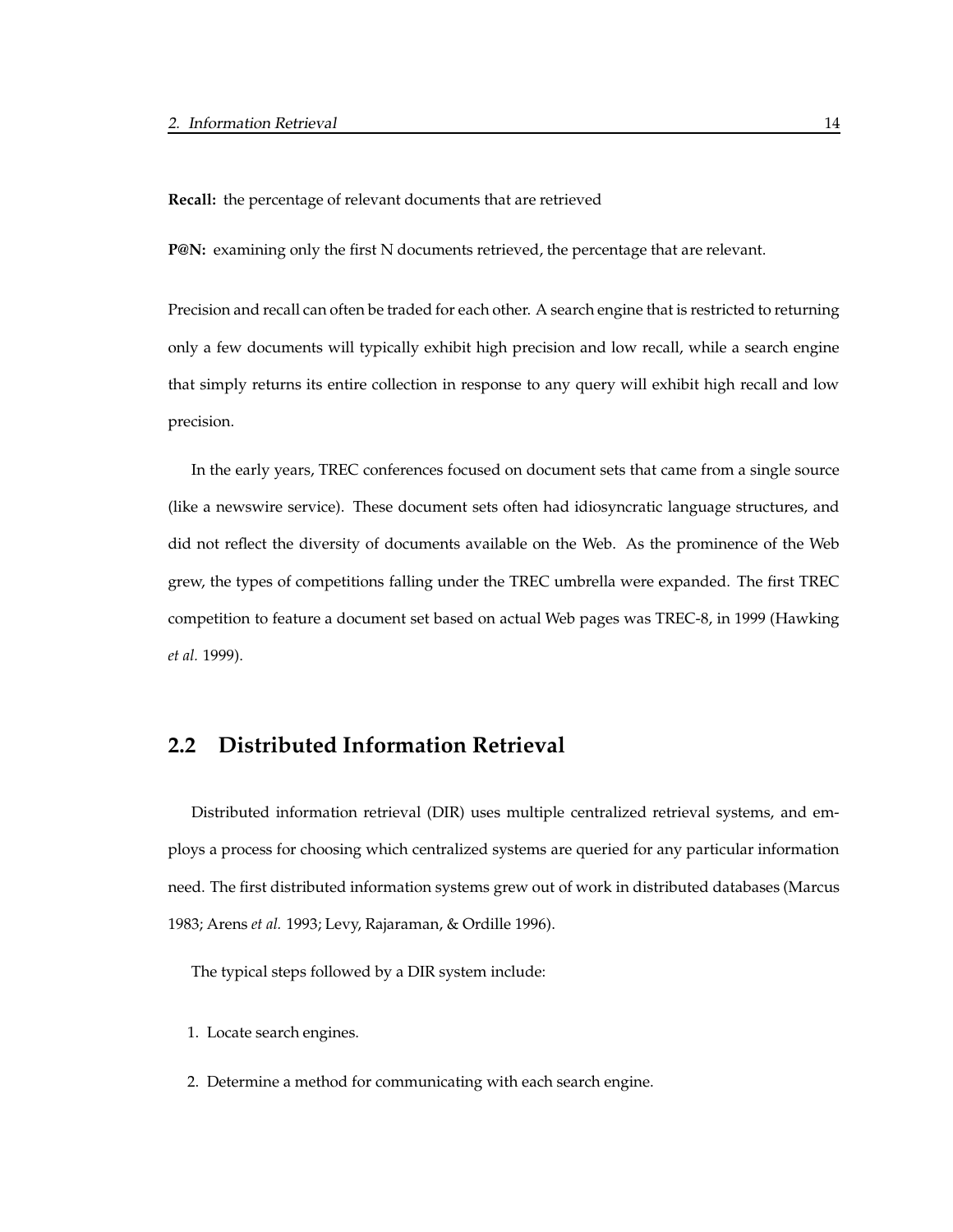**Recall:** the percentage of relevant documents that are retrieved

**P@N:** examining only the first N documents retrieved, the percentage that are relevant.

Precision and recall can often be traded for each other. A search engine that is restricted to returning only a few documents will typically exhibit high precision and low recall, while a search engine that simply returns its entire collection in response to any query will exhibit high recall and low precision.

In the early years, TREC conferences focused on document sets that came from a single source (like a newswire service). These document sets often had idiosyncratic language structures, and did not reflect the diversity of documents available on the Web. As the prominence of the Web grew, the types of competitions falling under the TREC umbrella were expanded. The first TREC competition to feature a document set based on actual Web pages was TREC-8, in 1999 (Hawking *et al.* 1999).

## 2.2 Distributed Information Retrieval

Distributed information retrieval (DIR) uses multiple centralized retrieval systems, and employs a process for choosing which centralized systems are queried for any particular information need. The first distributed information systems grew out of work in distributed databases (Marcus 1983; Arens *et al.* 1993; Levy, Rajaraman, & Ordille 1996).

The typical steps followed by a DIR system include:

1. Locate search engines.
2. Determine a method for communicating with each search engine.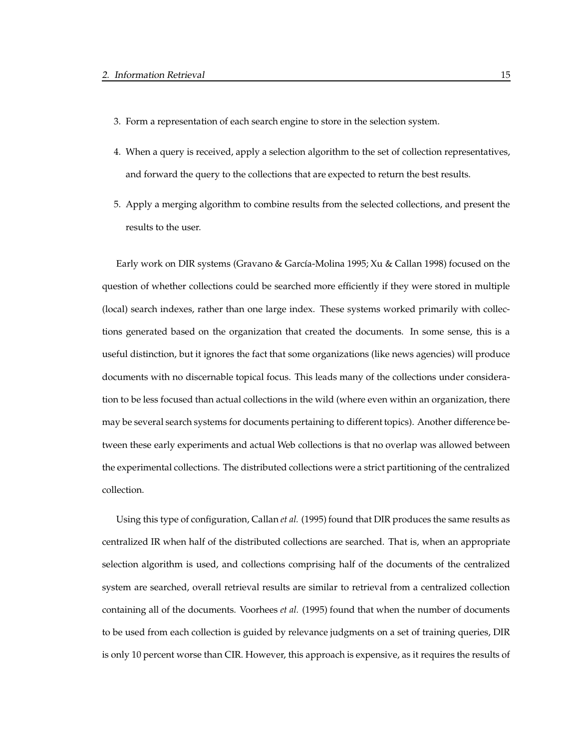3. Form a representation of each search engine to store in the selection system.
4. When a query is received, apply a selection algorithm to the set of collection representatives, and forward the query to the collections that are expected to return the best results.
5. Apply a merging algorithm to combine results from the selected collections, and present the results to the user.

Early work on DIR systems (Gravano & García-Molina 1995; Xu & Callan 1998) focused on the question of whether collections could be searched more efficiently if they were stored in multiple (local) search indexes, rather than one large index. These systems worked primarily with collections generated based on the organization that created the documents. In some sense, this is a useful distinction, but it ignores the fact that some organizations (like news agencies) will produce documents with no discernable topical focus. This leads many of the collections under consideration to be less focused than actual collections in the wild (where even within an organization, there may be several search systems for documents pertaining to different topics). Another difference between these early experiments and actual Web collections is that no overlap was allowed between the experimental collections. The distributed collections were a strict partitioning of the centralized collection.

Using this type of configuration, Callan *et al.* (1995) found that DIR produces the same results as centralized IR when half of the distributed collections are searched. That is, when an appropriate selection algorithm is used, and collections comprising half of the documents of the centralized system are searched, overall retrieval results are similar to retrieval from a centralized collection containing all of the documents. Voorhees *et al.* (1995) found that when the number of documents to be used from each collection is guided by relevance judgments on a set of training queries, DIR is only 10 percent worse than CIR. However, this approach is expensive, as it requires the results of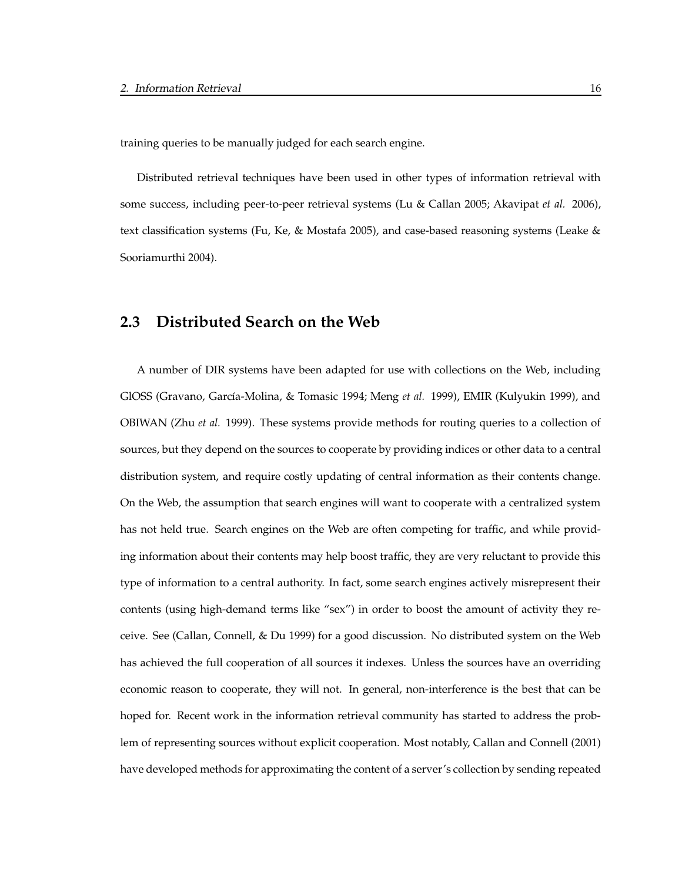training queries to be manually judged for each search engine.

Distributed retrieval techniques have been used in other types of information retrieval with some success, including peer-to-peer retrieval systems (Lu & Callan 2005; Akavipat *et al.* 2006), text classification systems (Fu, Ke, & Mostafa 2005), and case-based reasoning systems (Leake & Sooriamurthi 2004).

## 2.3 Distributed Search on the Web

A number of DIR systems have been adapted for use with collections on the Web, including GlOSS (Gravano, García-Molina, & Tomasic 1994; Meng *et al.* 1999), EMIR (Kulyukin 1999), and OBIWAN (Zhu *et al.* 1999). These systems provide methods for routing queries to a collection of sources, but they depend on the sources to cooperate by providing indices or other data to a central distribution system, and require costly updating of central information as their contents change. On the Web, the assumption that search engines will want to cooperate with a centralized system has not held true. Search engines on the Web are often competing for traffic, and while providing information about their contents may help boost traffic, they are very reluctant to provide this type of information to a central authority. In fact, some search engines actively misrepresent their contents (using high-demand terms like "sex") in order to boost the amount of activity they receive. See (Callan, Connell, & Du 1999) for a good discussion. No distributed system on the Web has achieved the full cooperation of all sources it indexes. Unless the sources have an overriding economic reason to cooperate, they will not. In general, non-interference is the best that can be hoped for. Recent work in the information retrieval community has started to address the problem of representing sources without explicit cooperation. Most notably, Callan and Connell (2001) have developed methods for approximating the content of a server's collection by sending repeated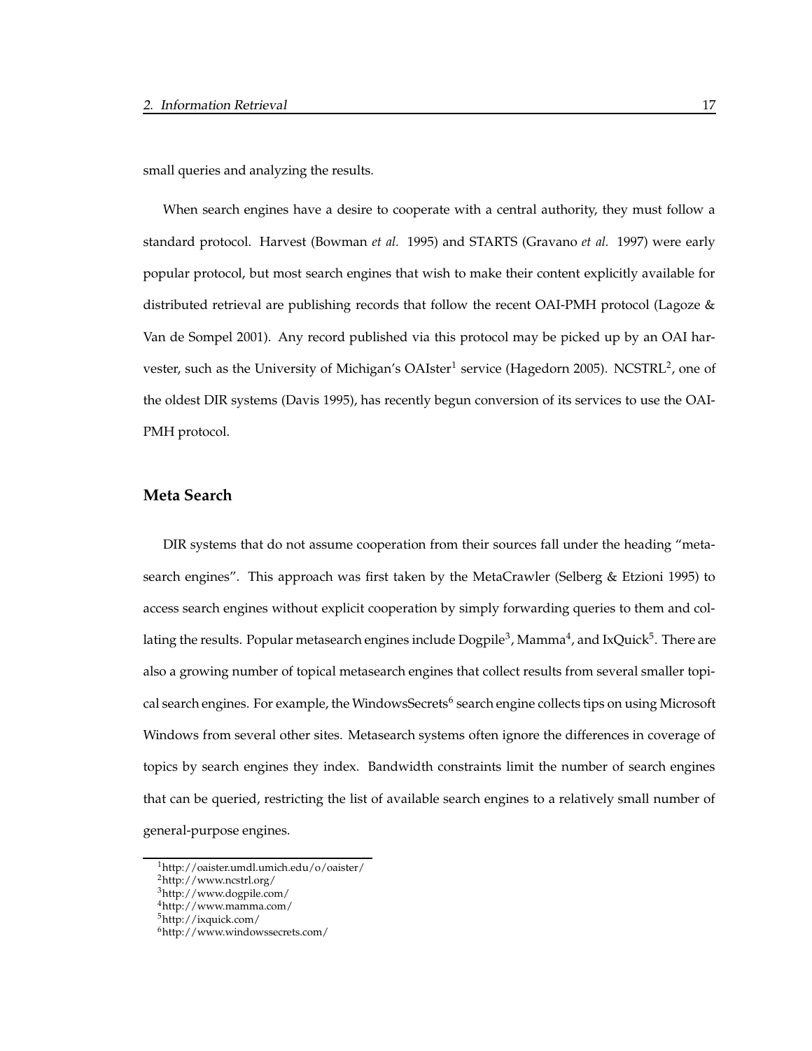small queries and analyzing the results.

When search engines have a desire to cooperate with a central authority, they must follow a standard protocol. Harvest (Bowman *et al.* 1995) and STARTS (Gravano *et al.* 1997) were early popular protocol, but most search engines that wish to make their content explicitly available for distributed retrieval are publishing records that follow the recent OAI-PMH protocol (Lagoze & Van de Sompel 2001). Any record published via this protocol may be picked up by an OAI harvester, such as the University of Michigan's OAIster[1] service (Hagedorn 2005). NCSTRL[2], one of the oldest DIR systems (Davis 1995), has recently begun conversion of its services to use the OAI-PMH protocol.

### Meta Search

DIR systems that do not assume cooperation from their sources fall under the heading "metasearch engines". This approach was first taken by the MetaCrawler (Selberg & Etzioni 1995) to access search engines without explicit cooperation by simply forwarding queries to them and collating the results. Popular metasearch engines include Dogpile[3], Mamma[4], and IxQuick[5]. There are also a growing number of topical metasearch engines that collect results from several smaller topical search engines. For example, the WindowsSecrets[6] search engine collects tips on using Microsoft Windows from several other sites. Metasearch systems often ignore the differences in coverage of topics by search engines they index. Bandwidth constraints limit the number of search engines that can be queried, restricting the list of available search engines to a relatively small number of general-purpose engines.

[1] http://oaister.umdl.umich.edu/o/oaister/

[2] http://www.ncstrl.org/

[3] http://www.dogpile.com/

[4] http://www.mamma.com/

[5] http://ixquick.com/

[6] http://www.windowssecrets.com/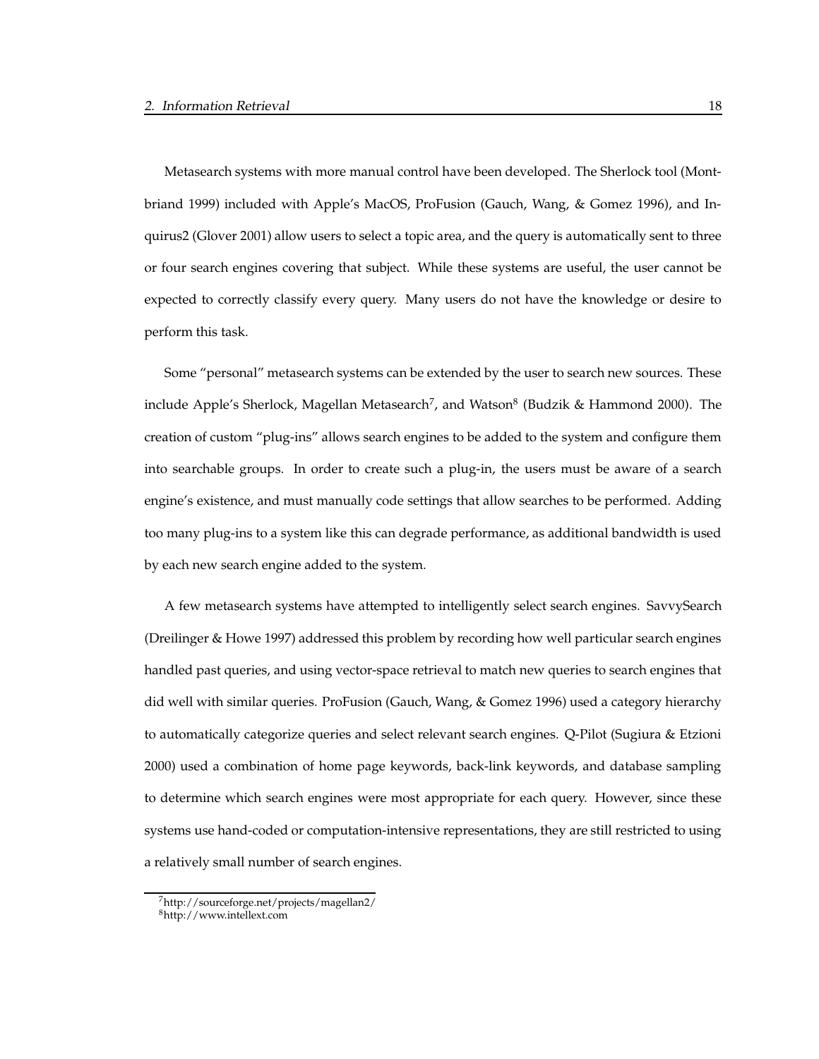Metasearch systems with more manual control have been developed. The Sherlock tool (Montbriand 1999) included with Apple's MacOS, ProFusion (Gauch, Wang, & Gomez 1996), and Inquirus2 (Glover 2001) allow users to select a topic area, and the query is automatically sent to three or four search engines covering that subject. While these systems are useful, the user cannot be expected to correctly classify every query. Many users do not have the knowledge or desire to perform this task.

Some "personal" metasearch systems can be extended by the user to search new sources. These include Apple's Sherlock, Magellan Metasearch[7], and Watson[8] (Budzik & Hammond 2000). The creation of custom "plug-ins" allows search engines to be added to the system and configure them into searchable groups. In order to create such a plug-in, the users must be aware of a search engine's existence, and must manually code settings that allow searches to be performed. Adding too many plug-ins to a system like this can degrade performance, as additional bandwidth is used by each new search engine added to the system.

A few metasearch systems have attempted to intelligently select search engines. SavvySearch (Dreilinger & Howe 1997) addressed this problem by recording how well particular search engines handled past queries, and using vector-space retrieval to match new queries to search engines that did well with similar queries. ProFusion (Gauch, Wang, & Gomez 1996) used a category hierarchy to automatically categorize queries and select relevant search engines. Q-Pilot (Sugiura & Etzioni 2000) used a combination of home page keywords, back-link keywords, and database sampling to determine which search engines were most appropriate for each query. However, since these systems use hand-coded or computation-intensive representations, they are still restricted to using a relatively small number of search engines.

[7] http://sourceforge.net/projects/magellan2/

[8] http://www.intellext.com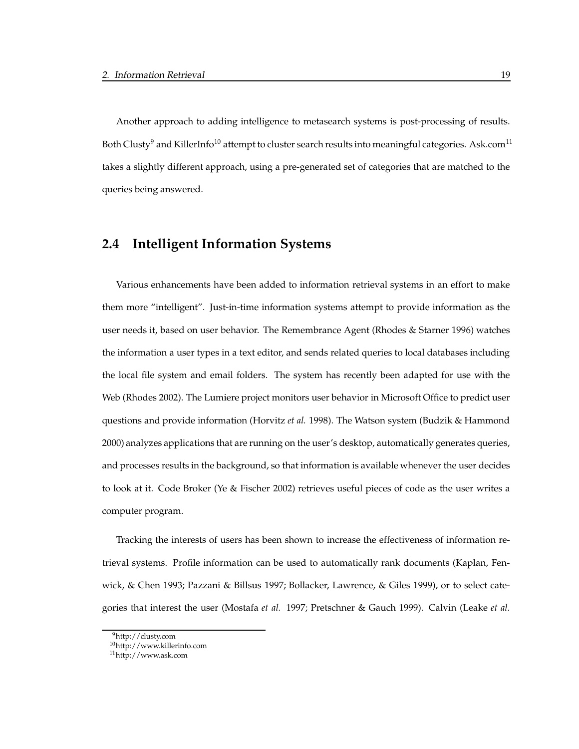Another approach to adding intelligence to metasearch systems is post-processing of results. Both Clusty[9] and KillerInfo[10] attempt to cluster search results into meaningful categories. Ask.com[11] takes a slightly different approach, using a pre-generated set of categories that are matched to the queries being answered.

## 2.4 Intelligent Information Systems

Various enhancements have been added to information retrieval systems in an effort to make them more "intelligent". Just-in-time information systems attempt to provide information as the user needs it, based on user behavior. The Remembrance Agent (Rhodes & Starner 1996) watches the information a user types in a text editor, and sends related queries to local databases including the local file system and email folders. The system has recently been adapted for use with the Web (Rhodes 2002). The Lumiere project monitors user behavior in Microsoft Office to predict user questions and provide information (Horvitz *et al.* 1998). The Watson system (Budzik & Hammond 2000) analyzes applications that are running on the user's desktop, automatically generates queries, and processes results in the background, so that information is available whenever the user decides to look at it. Code Broker (Ye & Fischer 2002) retrieves useful pieces of code as the user writes a computer program.

Tracking the interests of users has been shown to increase the effectiveness of information retrieval systems. Profile information can be used to automatically rank documents (Kaplan, Fenwick, & Chen 1993; Pazzani & Billsus 1997; Bollacker, Lawrence, & Giles 1999), or to select categories that interest the user (Mostafa *et al.* 1997; Pretschner & Gauch 1999). Calvin (Leake *et al.*

[9] http://clusty.com

[10] http://www.killerinfo.com

[11] http://www.ask.com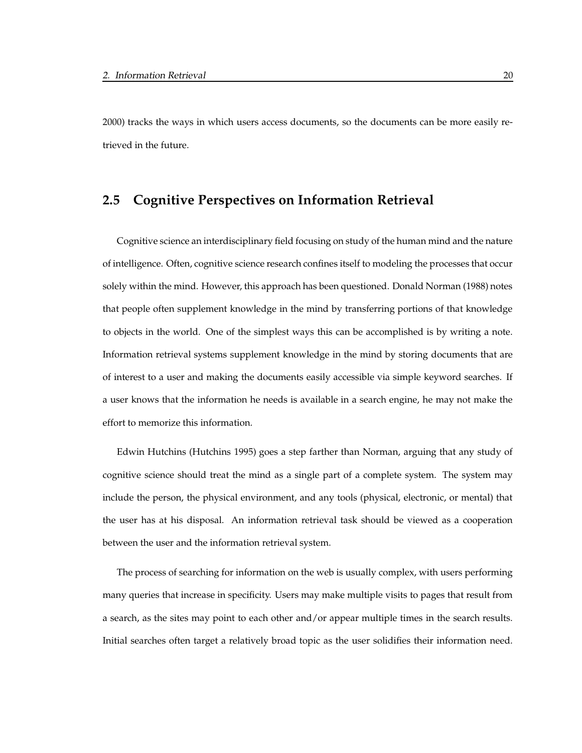2000) tracks the ways in which users access documents, so the documents can be more easily retrieved in the future.

## 2.5 Cognitive Perspectives on Information Retrieval

Cognitive science an interdisciplinary field focusing on study of the human mind and the nature of intelligence. Often, cognitive science research confines itself to modeling the processes that occur solely within the mind. However, this approach has been questioned. Donald Norman (1988) notes that people often supplement knowledge in the mind by transferring portions of that knowledge to objects in the world. One of the simplest ways this can be accomplished is by writing a note. Information retrieval systems supplement knowledge in the mind by storing documents that are of interest to a user and making the documents easily accessible via simple keyword searches. If a user knows that the information he needs is available in a search engine, he may not make the effort to memorize this information.

Edwin Hutchins (Hutchins 1995) goes a step farther than Norman, arguing that any study of cognitive science should treat the mind as a single part of a complete system. The system may include the person, the physical environment, and any tools (physical, electronic, or mental) that the user has at his disposal. An information retrieval task should be viewed as a cooperation between the user and the information retrieval system.

The process of searching for information on the web is usually complex, with users performing many queries that increase in specificity. Users may make multiple visits to pages that result from a search, as the sites may point to each other and/or appear multiple times in the search results. Initial searches often target a relatively broad topic as the user solidifies their information need.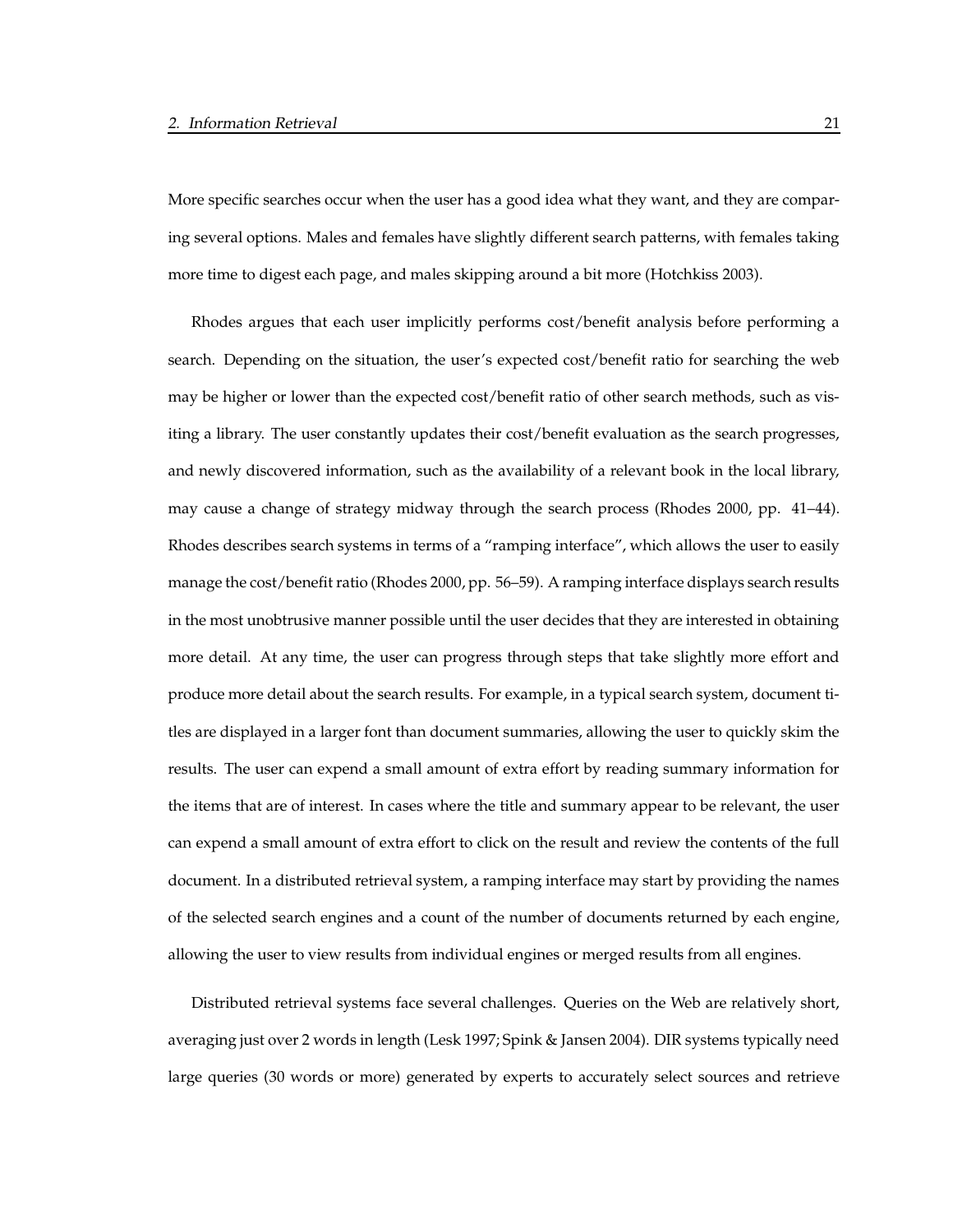More specific searches occur when the user has a good idea what they want, and they are comparing several options. Males and females have slightly different search patterns, with females taking more time to digest each page, and males skipping around a bit more (Hotchkiss 2003).

Rhodes argues that each user implicitly performs cost/benefit analysis before performing a search. Depending on the situation, the user's expected cost/benefit ratio for searching the web may be higher or lower than the expected cost/benefit ratio of other search methods, such as visiting a library. The user constantly updates their cost/benefit evaluation as the search progresses, and newly discovered information, such as the availability of a relevant book in the local library, may cause a change of strategy midway through the search process (Rhodes 2000, pp. 41–44). Rhodes describes search systems in terms of a "ramping interface", which allows the user to easily manage the cost/benefit ratio (Rhodes 2000, pp. 56–59). A ramping interface displays search results in the most unobtrusive manner possible until the user decides that they are interested in obtaining more detail. At any time, the user can progress through steps that take slightly more effort and produce more detail about the search results. For example, in a typical search system, document titles are displayed in a larger font than document summaries, allowing the user to quickly skim the results. The user can expend a small amount of extra effort by reading summary information for the items that are of interest. In cases where the title and summary appear to be relevant, the user can expend a small amount of extra effort to click on the result and review the contents of the full document. In a distributed retrieval system, a ramping interface may start by providing the names of the selected search engines and a count of the number of documents returned by each engine, allowing the user to view results from individual engines or merged results from all engines.

Distributed retrieval systems face several challenges. Queries on the Web are relatively short, averaging just over 2 words in length (Lesk 1997; Spink & Jansen 2004). DIR systems typically need large queries (30 words or more) generated by experts to accurately select sources and retrieve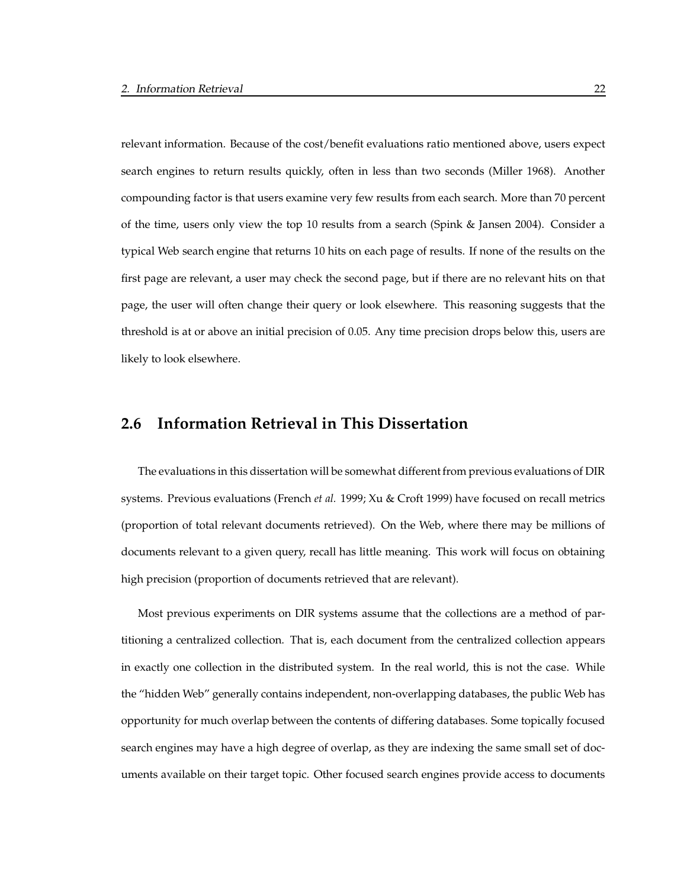relevant information. Because of the cost/benefit evaluations ratio mentioned above, users expect search engines to return results quickly, often in less than two seconds (Miller 1968). Another compounding factor is that users examine very few results from each search. More than 70 percent of the time, users only view the top 10 results from a search (Spink & Jansen 2004). Consider a typical Web search engine that returns 10 hits on each page of results. If none of the results on the first page are relevant, a user may check the second page, but if there are no relevant hits on that page, the user will often change their query or look elsewhere. This reasoning suggests that the threshold is at or above an initial precision of 0.05. Any time precision drops below this, users are likely to look elsewhere.

## 2.6 Information Retrieval in This Dissertation

The evaluations in this dissertation will be somewhat different from previous evaluations of DIR systems. Previous evaluations (French *et al.* 1999; Xu & Croft 1999) have focused on recall metrics (proportion of total relevant documents retrieved). On the Web, where there may be millions of documents relevant to a given query, recall has little meaning. This work will focus on obtaining high precision (proportion of documents retrieved that are relevant).

Most previous experiments on DIR systems assume that the collections are a method of partitioning a centralized collection. That is, each document from the centralized collection appears in exactly one collection in the distributed system. In the real world, this is not the case. While the "hidden Web" generally contains independent, non-overlapping databases, the public Web has opportunity for much overlap between the contents of differing databases. Some topically focused search engines may have a high degree of overlap, as they are indexing the same small set of documents available on their target topic. Other focused search engines provide access to documents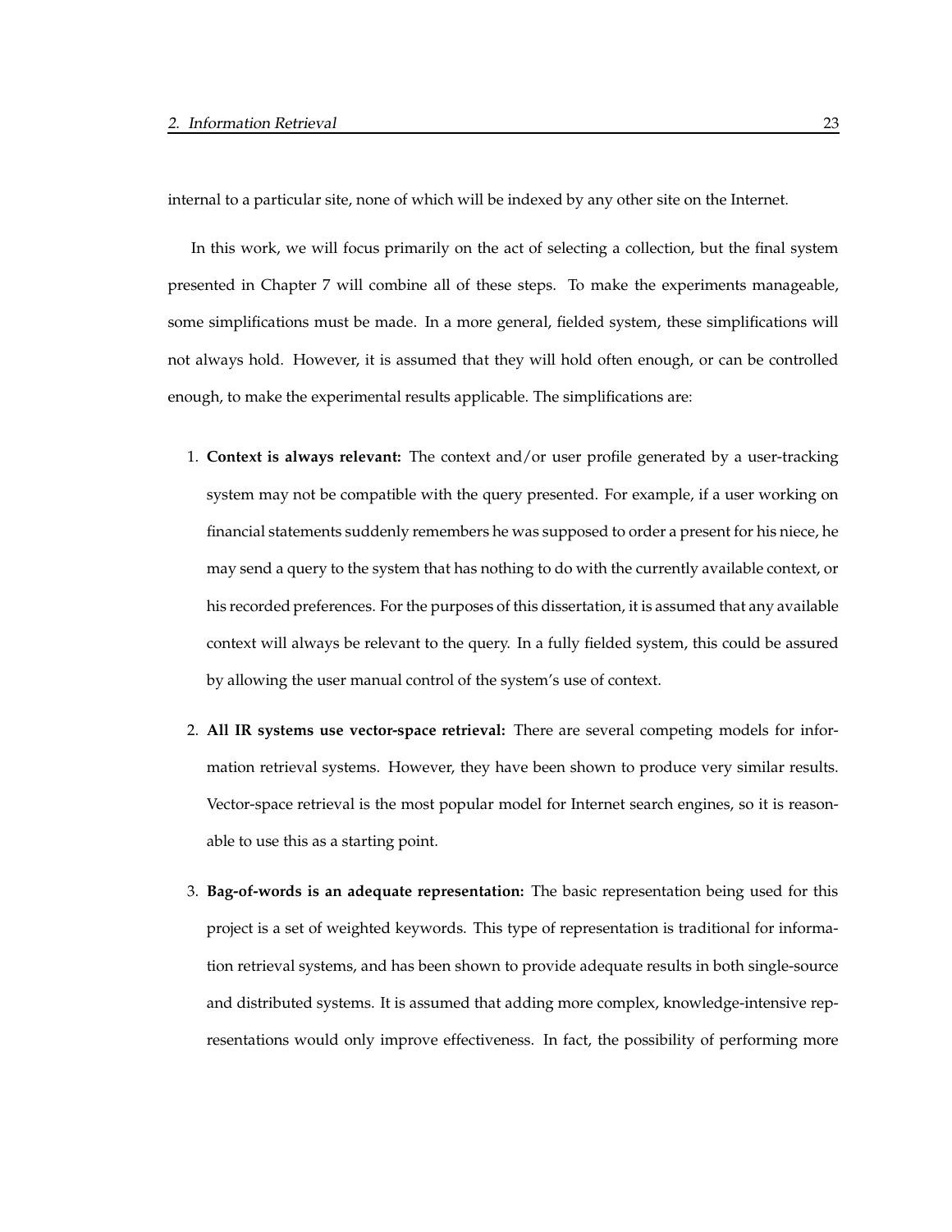internal to a particular site, none of which will be indexed by any other site on the Internet.

In this work, we will focus primarily on the act of selecting a collection, but the final system presented in Chapter 7 will combine all of these steps. To make the experiments manageable, some simplifications must be made. In a more general, fielded system, these simplifications will not always hold. However, it is assumed that they will hold often enough, or can be controlled enough, to make the experimental results applicable. The simplifications are:

1. **Context is always relevant:** The context and/or user profile generated by a user-tracking system may not be compatible with the query presented. For example, if a user working on financial statements suddenly remembers he was supposed to order a present for his niece, he may send a query to the system that has nothing to do with the currently available context, or his recorded preferences. For the purposes of this dissertation, it is assumed that any available context will always be relevant to the query. In a fully fielded system, this could be assured by allowing the user manual control of the system's use of context.

2. **All IR systems use vector-space retrieval:** There are several competing models for information retrieval systems. However, they have been shown to produce very similar results. Vector-space retrieval is the most popular model for Internet search engines, so it is reasonable to use this as a starting point.

3. **Bag-of-words is an adequate representation:** The basic representation being used for this project is a set of weighted keywords. This type of representation is traditional for information retrieval systems, and has been shown to provide adequate results in both single-source and distributed systems. It is assumed that adding more complex, knowledge-intensive representations would only improve effectiveness. In fact, the possibility of performing more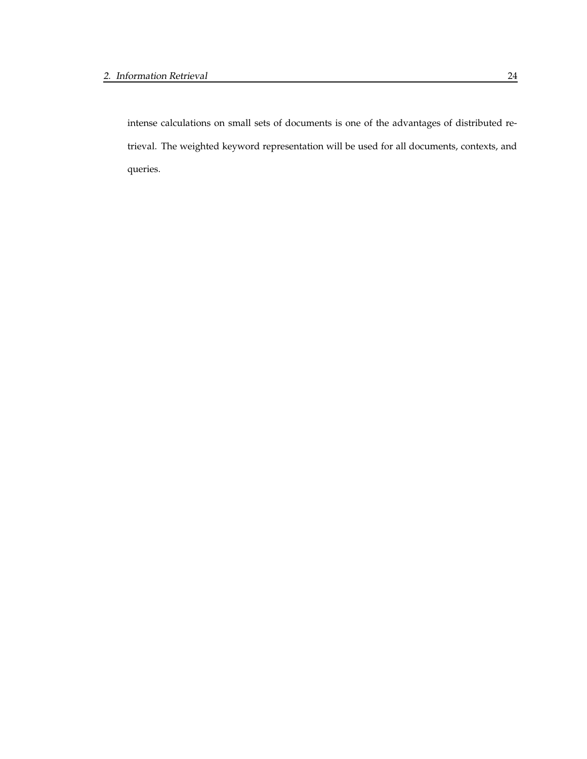intense calculations on small sets of documents is one of the advantages of distributed retrieval. The weighted keyword representation will be used for all documents, contexts, and queries.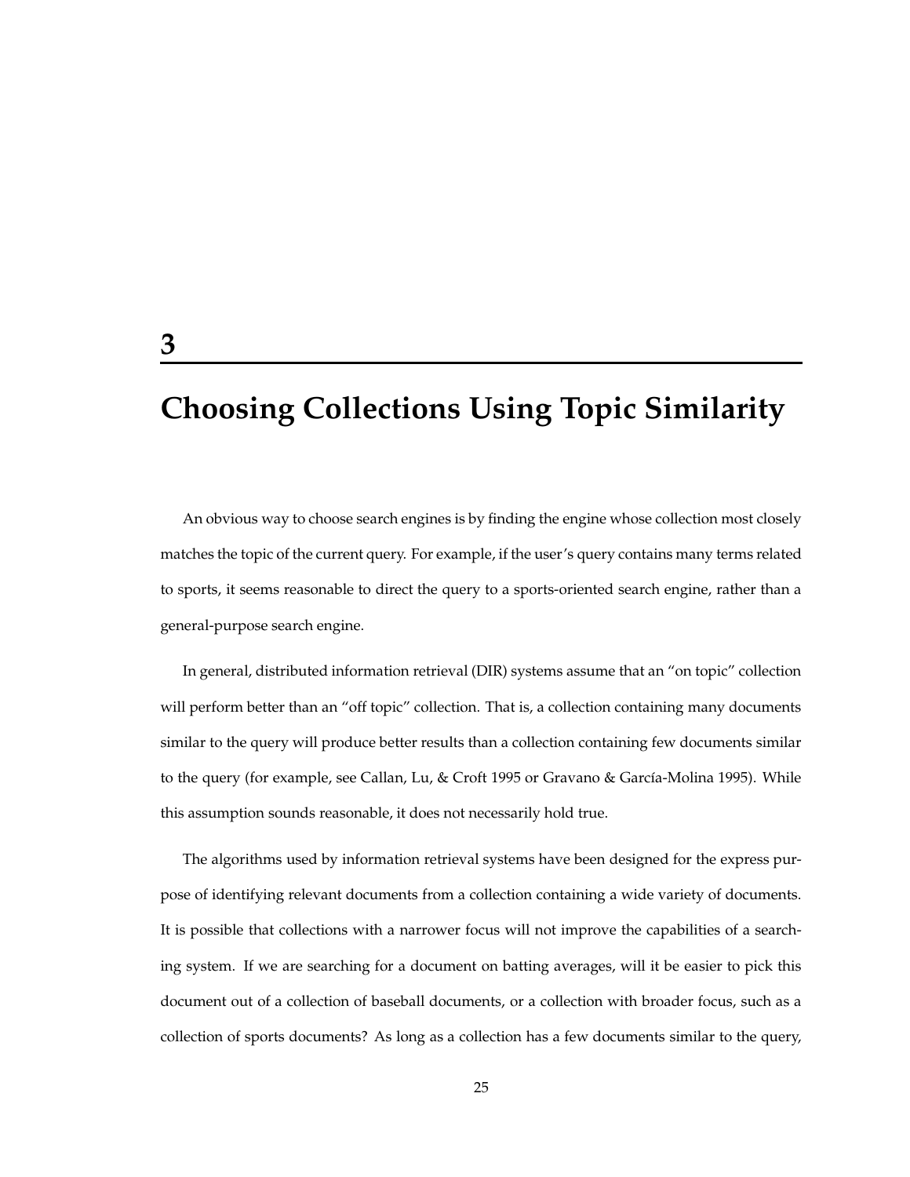# 3

# Choosing Collections Using Topic Similarity

An obvious way to choose search engines is by finding the engine whose collection most closely matches the topic of the current query. For example, if the user's query contains many terms related to sports, it seems reasonable to direct the query to a sports-oriented search engine, rather than a general-purpose search engine.

In general, distributed information retrieval (DIR) systems assume that an "on topic" collection will perform better than an "off topic" collection. That is, a collection containing many documents similar to the query will produce better results than a collection containing few documents similar to the query (for example, see Callan, Lu, & Croft 1995 or Gravano & García-Molina 1995). While this assumption sounds reasonable, it does not necessarily hold true.

The algorithms used by information retrieval systems have been designed for the express purpose of identifying relevant documents from a collection containing a wide variety of documents. It is possible that collections with a narrower focus will not improve the capabilities of a searching system. If we are searching for a document on batting averages, will it be easier to pick this document out of a collection of baseball documents, or a collection with broader focus, such as a collection of sports documents? As long as a collection has a few documents similar to the query,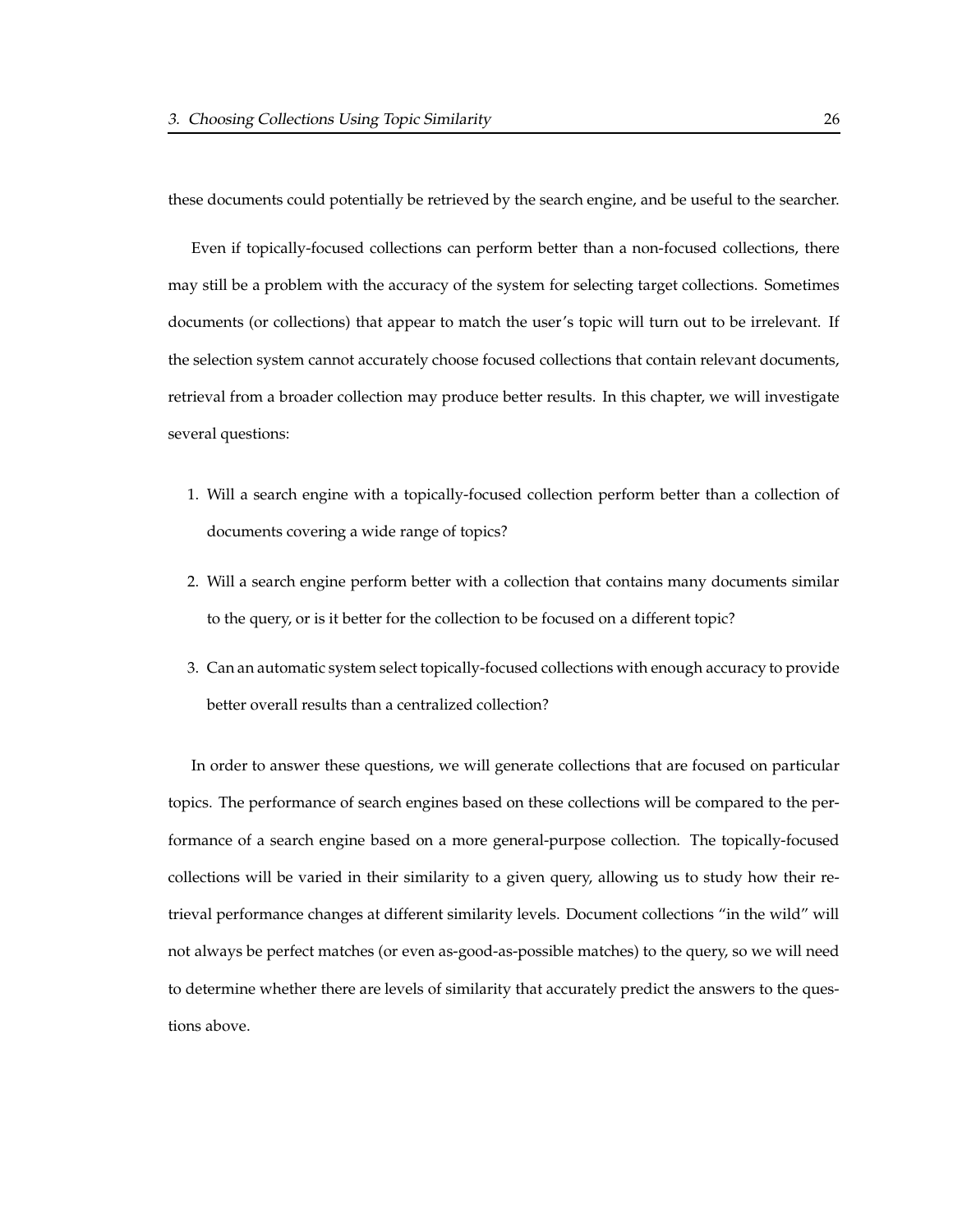these documents could potentially be retrieved by the search engine, and be useful to the searcher.

Even if topically-focused collections can perform better than a non-focused collections, there may still be a problem with the accuracy of the system for selecting target collections. Sometimes documents (or collections) that appear to match the user's topic will turn out to be irrelevant. If the selection system cannot accurately choose focused collections that contain relevant documents, retrieval from a broader collection may produce better results. In this chapter, we will investigate several questions:

1. Will a search engine with a topically-focused collection perform better than a collection of documents covering a wide range of topics?

2. Will a search engine perform better with a collection that contains many documents similar to the query, or is it better for the collection to be focused on a different topic?

3. Can an automatic system select topically-focused collections with enough accuracy to provide better overall results than a centralized collection?

In order to answer these questions, we will generate collections that are focused on particular topics. The performance of search engines based on these collections will be compared to the performance of a search engine based on a more general-purpose collection. The topically-focused collections will be varied in their similarity to a given query, allowing us to study how their retrieval performance changes at different similarity levels. Document collections "in the wild" will not always be perfect matches (or even as-good-as-possible matches) to the query, so we will need to determine whether there are levels of similarity that accurately predict the answers to the questions above.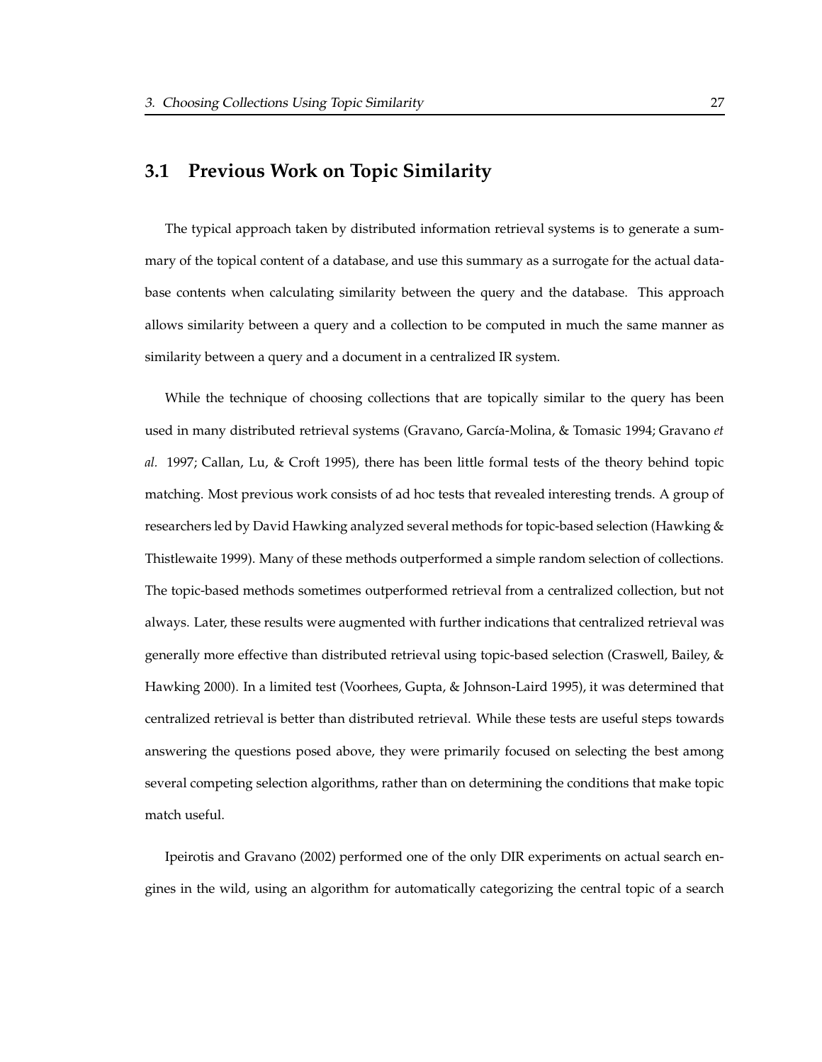## 3.1 Previous Work on Topic Similarity

The typical approach taken by distributed information retrieval systems is to generate a summary of the topical content of a database, and use this summary as a surrogate for the actual database contents when calculating similarity between the query and the database. This approach allows similarity between a query and a collection to be computed in much the same manner as similarity between a query and a document in a centralized IR system.

While the technique of choosing collections that are topically similar to the query has been used in many distributed retrieval systems (Gravano, García-Molina, & Tomasic 1994; Gravano *et al.* 1997; Callan, Lu, & Croft 1995), there has been little formal tests of the theory behind topic matching. Most previous work consists of ad hoc tests that revealed interesting trends. A group of researchers led by David Hawking analyzed several methods for topic-based selection (Hawking & Thistlewaite 1999). Many of these methods outperformed a simple random selection of collections. The topic-based methods sometimes outperformed retrieval from a centralized collection, but not always. Later, these results were augmented with further indications that centralized retrieval was generally more effective than distributed retrieval using topic-based selection (Craswell, Bailey, & Hawking 2000). In a limited test (Voorhees, Gupta, & Johnson-Laird 1995), it was determined that centralized retrieval is better than distributed retrieval. While these tests are useful steps towards answering the questions posed above, they were primarily focused on selecting the best among several competing selection algorithms, rather than on determining the conditions that make topic match useful.

Ipeirotis and Gravano (2002) performed one of the only DIR experiments on actual search engines in the wild, using an algorithm for automatically categorizing the central topic of a search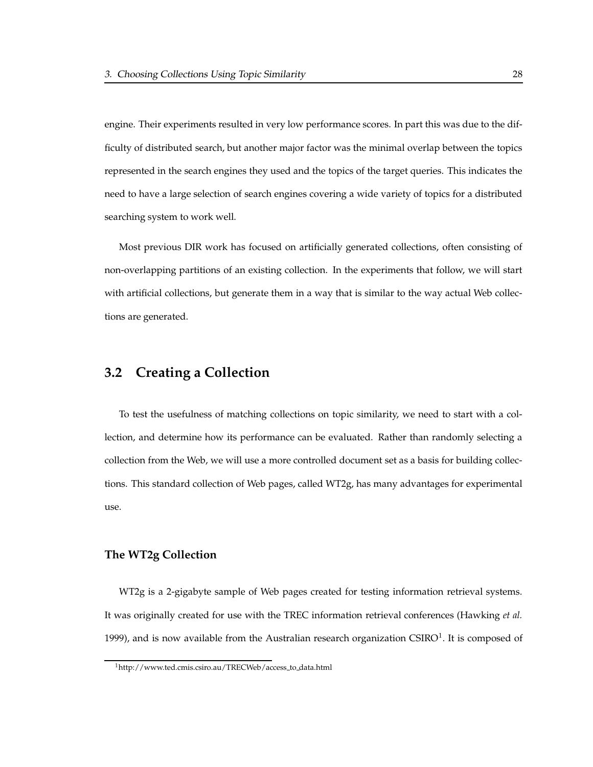engine. Their experiments resulted in very low performance scores. In part this was due to the difficulty of distributed search, but another major factor was the minimal overlap between the topics represented in the search engines they used and the topics of the target queries. This indicates the need to have a large selection of search engines covering a wide variety of topics for a distributed searching system to work well.

Most previous DIR work has focused on artificially generated collections, often consisting of non-overlapping partitions of an existing collection. In the experiments that follow, we will start with artificial collections, but generate them in a way that is similar to the way actual Web collections are generated.

## 3.2 Creating a Collection

To test the usefulness of matching collections on topic similarity, we need to start with a collection, and determine how its performance can be evaluated. Rather than randomly selecting a collection from the Web, we will use a more controlled document set as a basis for building collections. This standard collection of Web pages, called WT2g, has many advantages for experimental use.

### The WT2g Collection

WT2g is a 2-gigabyte sample of Web pages created for testing information retrieval systems. It was originally created for use with the TREC information retrieval conferences (Hawking *et al.* 1999), and is now available from the Australian research organization CSIRO[1]. It is composed of

[1] http://www.ted.cmis.csiro.au/TRECWeb/access_to_data.html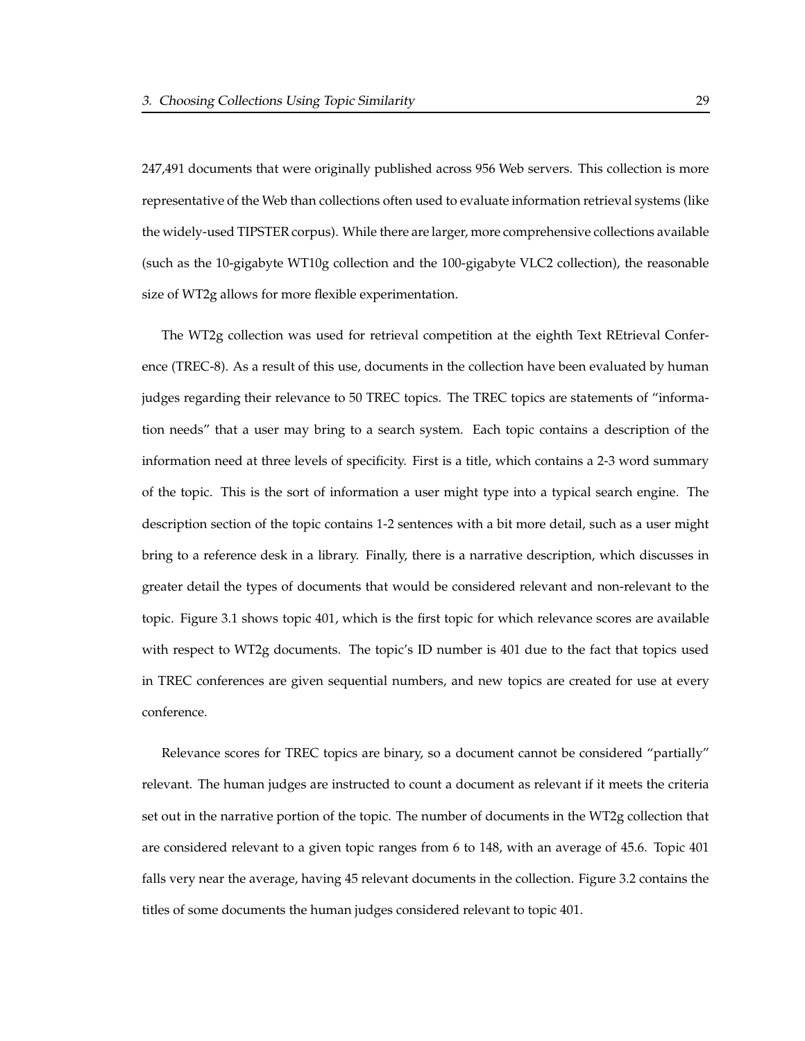247,491 documents that were originally published across 956 Web servers. This collection is more representative of the Web than collections often used to evaluate information retrieval systems (like the widely-used TIPSTER corpus). While there are larger, more comprehensive collections available (such as the 10-gigabyte WT10g collection and the 100-gigabyte VLC2 collection), the reasonable size of WT2g allows for more flexible experimentation.

The WT2g collection was used for retrieval competition at the eighth Text REtrieval Conference (TREC-8). As a result of this use, documents in the collection have been evaluated by human judges regarding their relevance to 50 TREC topics. The TREC topics are statements of "information needs" that a user may bring to a search system. Each topic contains a description of the information need at three levels of specificity. First is a title, which contains a 2-3 word summary of the topic. This is the sort of information a user might type into a typical search engine. The description section of the topic contains 1-2 sentences with a bit more detail, such as a user might bring to a reference desk in a library. Finally, there is a narrative description, which discusses in greater detail the types of documents that would be considered relevant and non-relevant to the topic. Figure 3.1 shows topic 401, which is the first topic for which relevance scores are available with respect to WT2g documents. The topic's ID number is 401 due to the fact that topics used in TREC conferences are given sequential numbers, and new topics are created for use at every conference.

Relevance scores for TREC topics are binary, so a document cannot be considered "partially" relevant. The human judges are instructed to count a document as relevant if it meets the criteria set out in the narrative portion of the topic. The number of documents in the WT2g collection that are considered relevant to a given topic ranges from 6 to 148, with an average of 45.6. Topic 401 falls very near the average, having 45 relevant documents in the collection. Figure 3.2 contains the titles of some documents the human judges considered relevant to topic 401.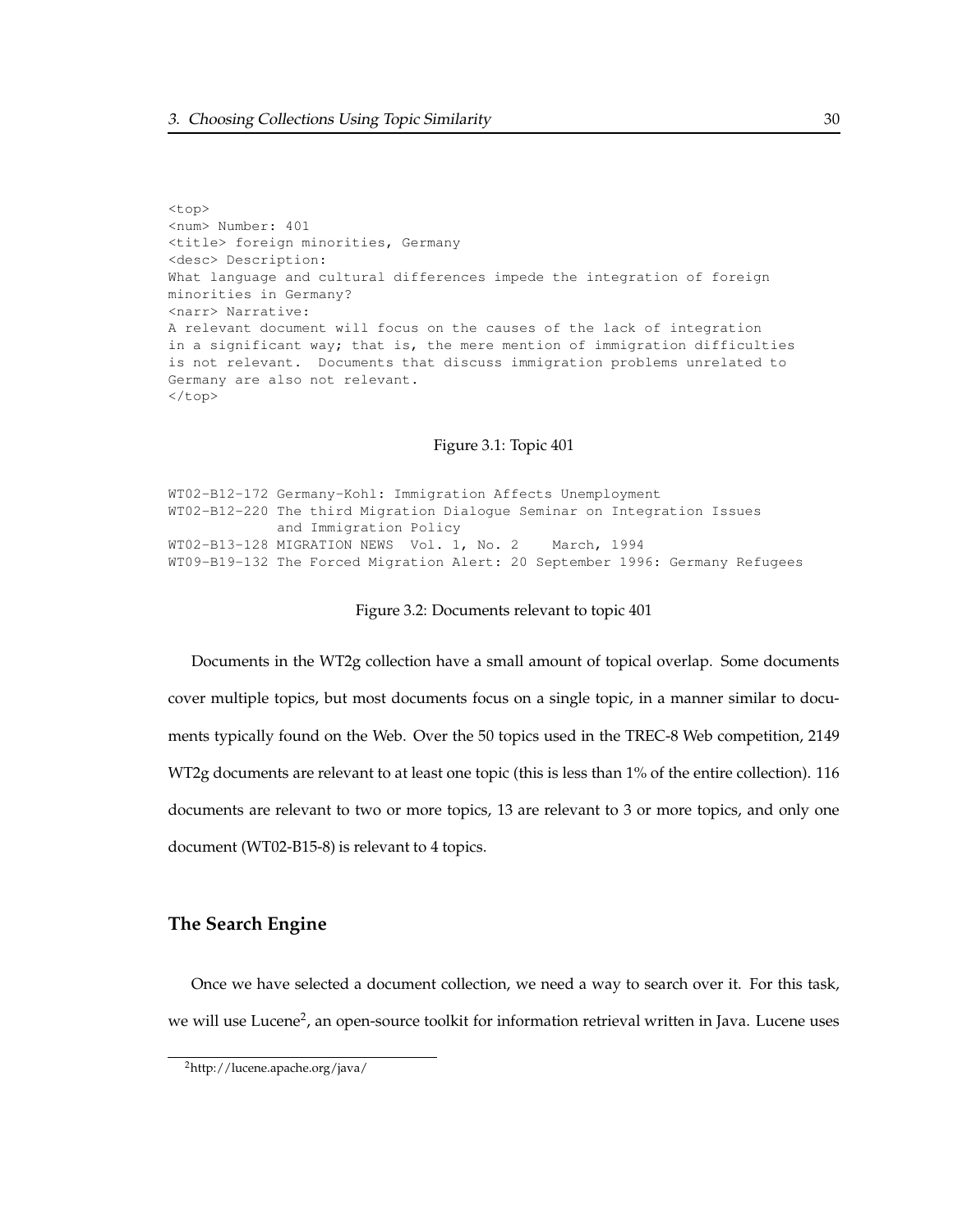```
<top>
<num> Number: 401
<title> foreign minorities, Germany
<desc> Description:
What language and cultural differences impede the integration of foreign
minorities in Germany?
<narr> Narrative:
A relevant document will focus on the causes of the lack of integration
in a significant way; that is, the mere mention of immigration difficulties
is not relevant.  Documents that discuss immigration problems unrelated to
Germany are also not relevant.
</top>
```

Figure 3.1: Topic 401

```
WT02-B12-172 Germany-Kohl: Immigration Affects Unemployment
WT02-B12-220 The third Migration Dialogue Seminar on Integration Issues
             and Immigration Policy
WT02-B13-128 MIGRATION NEWS  Vol. 1, No. 2    March, 1994
WT09-B19-132 The Forced Migration Alert: 20 September 1996: Germany Refugees
```

Figure 3.2: Documents relevant to topic 401

Documents in the WT2g collection have a small amount of topical overlap. Some documents cover multiple topics, but most documents focus on a single topic, in a manner similar to documents typically found on the Web. Over the 50 topics used in the TREC-8 Web competition, 2149 WT2g documents are relevant to at least one topic (this is less than 1% of the entire collection). 116 documents are relevant to two or more topics, 13 are relevant to 3 or more topics, and only one document (WT02-B15-8) is relevant to 4 topics.

### The Search Engine

Once we have selected a document collection, we need a way to search over it. For this task, we will use Lucene[2], an open-source toolkit for information retrieval written in Java. Lucene uses

[2] http://lucene.apache.org/java/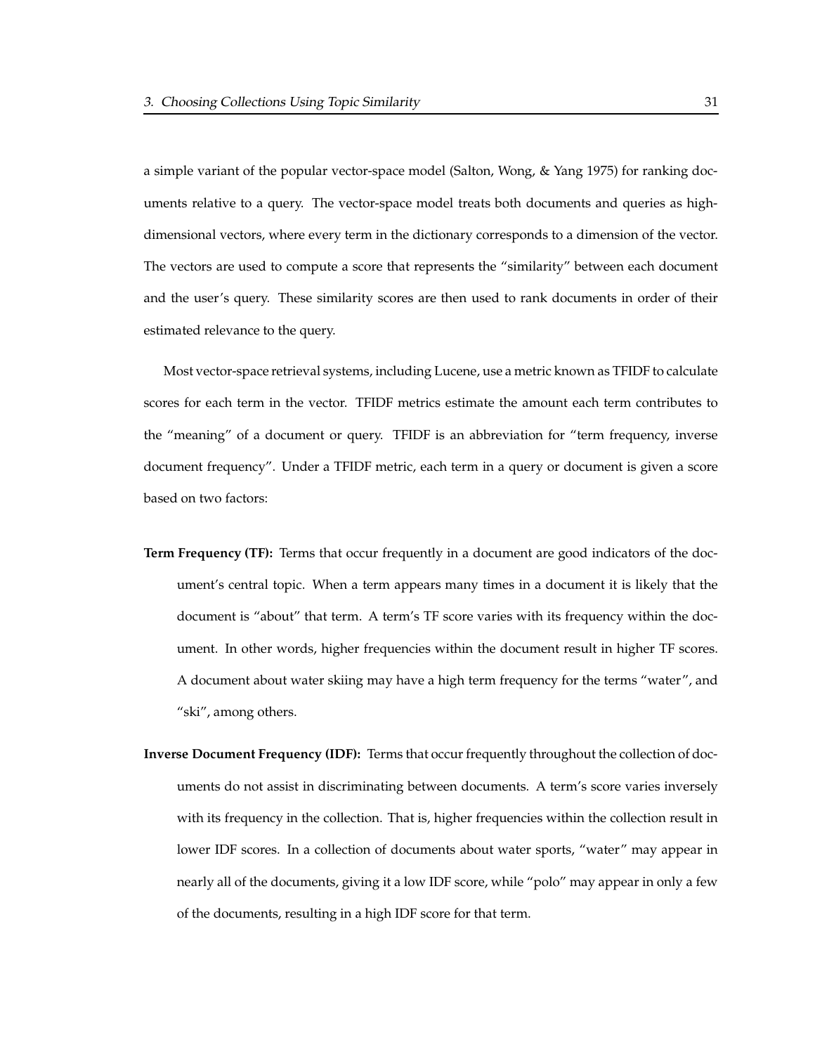a simple variant of the popular vector-space model (Salton, Wong, & Yang 1975) for ranking documents relative to a query. The vector-space model treats both documents and queries as high-dimensional vectors, where every term in the dictionary corresponds to a dimension of the vector. The vectors are used to compute a score that represents the "similarity" between each document and the user's query. These similarity scores are then used to rank documents in order of their estimated relevance to the query.

Most vector-space retrieval systems, including Lucene, use a metric known as TFIDF to calculate scores for each term in the vector. TFIDF metrics estimate the amount each term contributes to the "meaning" of a document or query. TFIDF is an abbreviation for "term frequency, inverse document frequency". Under a TFIDF metric, each term in a query or document is given a score based on two factors:

**Term Frequency (TF):** Terms that occur frequently in a document are good indicators of the document's central topic. When a term appears many times in a document it is likely that the document is "about" that term. A term's TF score varies with its frequency within the document. In other words, higher frequencies within the document result in higher TF scores. A document about water skiing may have a high term frequency for the terms "water", and "ski", among others.

**Inverse Document Frequency (IDF):** Terms that occur frequently throughout the collection of documents do not assist in discriminating between documents. A term's score varies inversely with its frequency in the collection. That is, higher frequencies within the collection result in lower IDF scores. In a collection of documents about water sports, "water" may appear in nearly all of the documents, giving it a low IDF score, while "polo" may appear in only a few of the documents, resulting in a high IDF score for that term.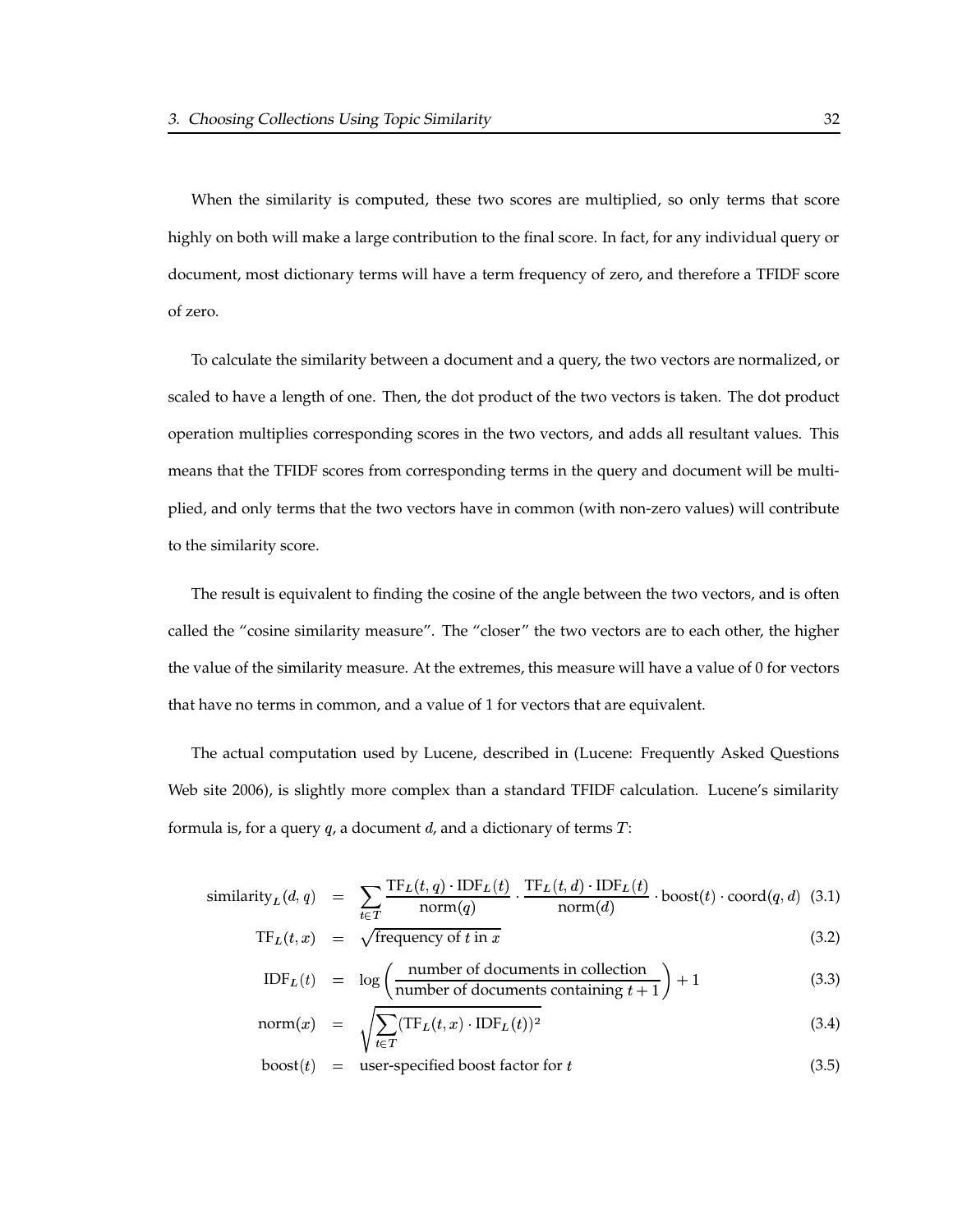When the similarity is computed, these two scores are multiplied, so only terms that score highly on both will make a large contribution to the final score. In fact, for any individual query or document, most dictionary terms will have a term frequency of zero, and therefore a TFIDF score of zero.

To calculate the similarity between a document and a query, the two vectors are normalized, or scaled to have a length of one. Then, the dot product of the two vectors is taken. The dot product operation multiplies corresponding scores in the two vectors, and adds all resultant values. This means that the TFIDF scores from corresponding terms in the query and document will be multiplied, and only terms that the two vectors have in common (with non-zero values) will contribute to the similarity score.

The result is equivalent to finding the cosine of the angle between the two vectors, and is often called the "cosine similarity measure". The "closer" the two vectors are to each other, the higher the value of the similarity measure. At the extremes, this measure will have a value of 0 for vectors that have no terms in common, and a value of 1 for vectors that are equivalent.

The actual computation used by Lucene, described in (Lucene: Frequently Asked Questions Web site 2006), is slightly more complex than a standard TFIDF calculation. Lucene's similarity formula is, for a query $q$, a document $d$, and a dictionary of terms $T$:

$$\text{similarity}_L(d, q) = \sum_{t \in T} \frac{\text{TF}_L(t, q) \cdot \text{IDF}_L(t)}{\text{norm}(q)} \cdot \frac{\text{TF}_L(t, d) \cdot \text{IDF}_L(t)}{\text{norm}(d)} \cdot \text{boost}(t) \cdot \text{coord}(q, d) \quad (3.1)$$

$$\text{TF}_L(t, x) = \sqrt{\text{frequency of } t \text{ in } x} \quad (3.2)$$

$$\text{IDF}_L(t) = \log\left(\frac{\text{number of documents in collection}}{\text{number of documents containing } t + 1}\right) + 1 \quad (3.3)$$

$$\text{norm}(x) = \sqrt{\sum_{t \in T} (\text{TF}_L(t, x) \cdot \text{IDF}_L(t))^2} \quad (3.4)$$

$$\text{boost}(t) = \text{user-specified boost factor for } t \quad (3.5)$$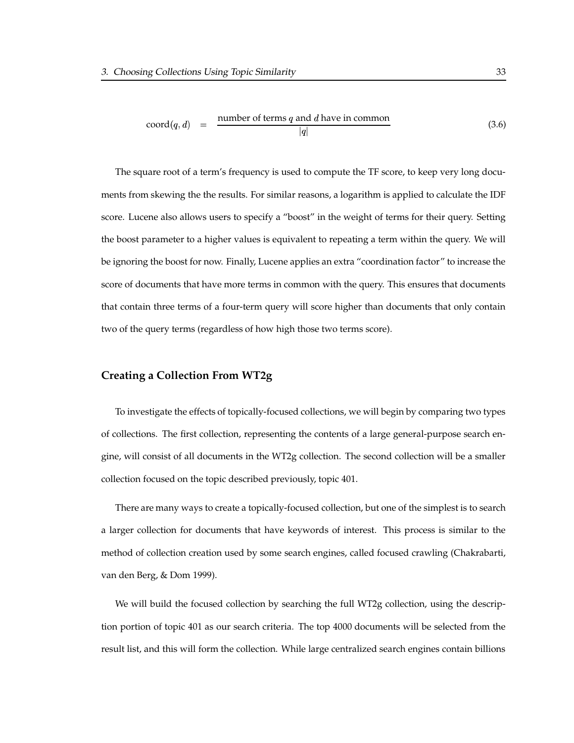$$\text{coord}(q, d) = \frac{\text{number of terms } q \text{ and } d \text{ have in common}}{|q|} \tag{3.6}$$

The square root of a term's frequency is used to compute the TF score, to keep very long documents from skewing the the results. For similar reasons, a logarithm is applied to calculate the IDF score. Lucene also allows users to specify a "boost" in the weight of terms for their query. Setting the boost parameter to a higher values is equivalent to repeating a term within the query. We will be ignoring the boost for now. Finally, Lucene applies an extra "coordination factor" to increase the score of documents that have more terms in common with the query. This ensures that documents that contain three terms of a four-term query will score higher than documents that only contain two of the query terms (regardless of how high those two terms score).

### Creating a Collection From WT2g

To investigate the effects of topically-focused collections, we will begin by comparing two types of collections. The first collection, representing the contents of a large general-purpose search engine, will consist of all documents in the WT2g collection. The second collection will be a smaller collection focused on the topic described previously, topic 401.

There are many ways to create a topically-focused collection, but one of the simplest is to search a larger collection for documents that have keywords of interest. This process is similar to the method of collection creation used by some search engines, called focused crawling (Chakrabarti, van den Berg, & Dom 1999).

We will build the focused collection by searching the full WT2g collection, using the description portion of topic 401 as our search criteria. The top 4000 documents will be selected from the result list, and this will form the collection. While large centralized search engines contain billions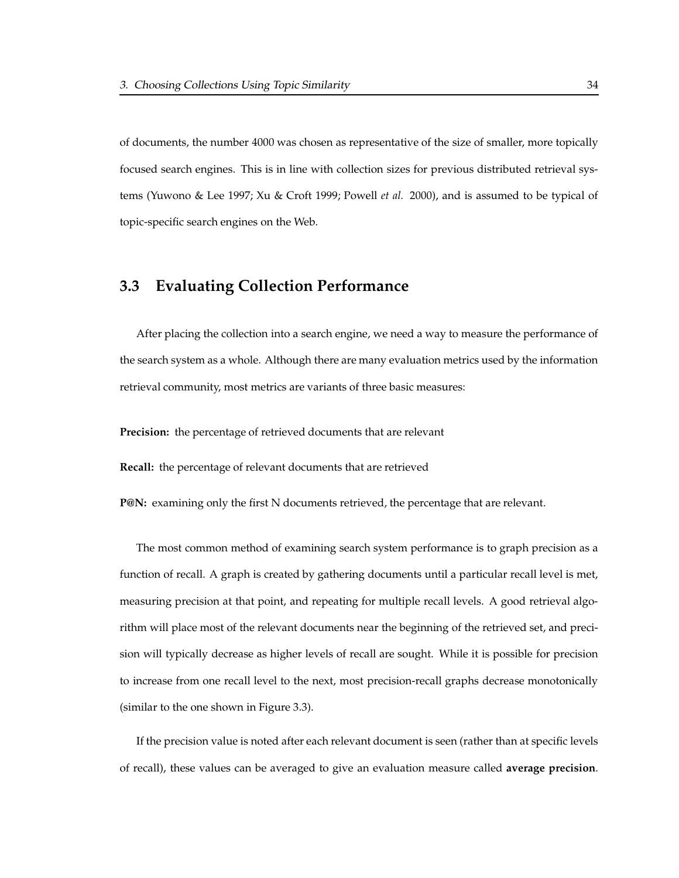of documents, the number 4000 was chosen as representative of the size of smaller, more topically focused search engines. This is in line with collection sizes for previous distributed retrieval systems (Yuwono & Lee 1997; Xu & Croft 1999; Powell *et al.* 2000), and is assumed to be typical of topic-specific search engines on the Web.

## 3.3 Evaluating Collection Performance

After placing the collection into a search engine, we need a way to measure the performance of the search system as a whole. Although there are many evaluation metrics used by the information retrieval community, most metrics are variants of three basic measures:

**Precision:** the percentage of retrieved documents that are relevant

**Recall:** the percentage of relevant documents that are retrieved

**P@N:** examining only the first N documents retrieved, the percentage that are relevant.

The most common method of examining search system performance is to graph precision as a function of recall. A graph is created by gathering documents until a particular recall level is met, measuring precision at that point, and repeating for multiple recall levels. A good retrieval algorithm will place most of the relevant documents near the beginning of the retrieved set, and precision will typically decrease as higher levels of recall are sought. While it is possible for precision to increase from one recall level to the next, most precision-recall graphs decrease monotonically (similar to the one shown in Figure 3.3).

If the precision value is noted after each relevant document is seen (rather than at specific levels of recall), these values can be averaged to give an evaluation measure called **average precision**.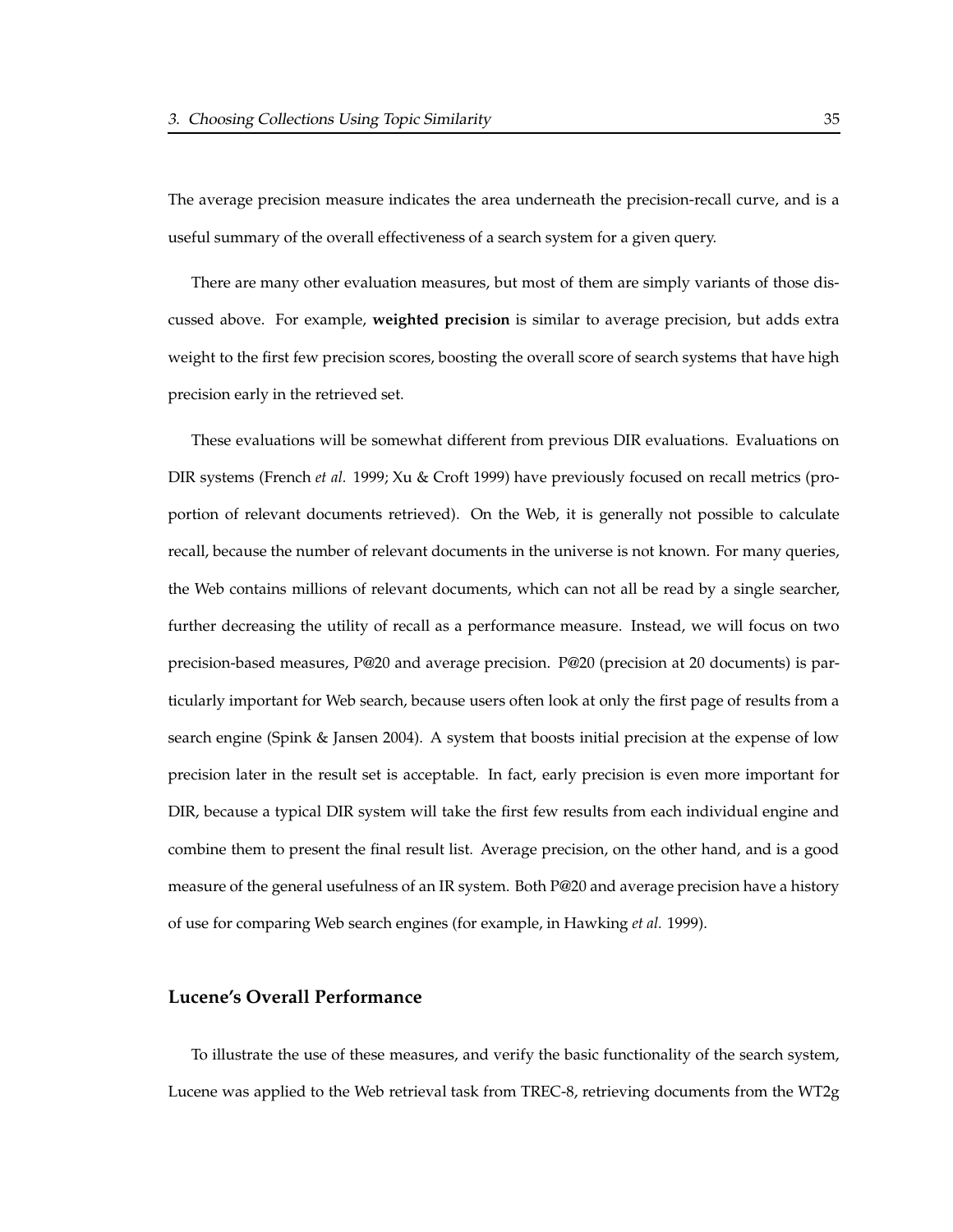The average precision measure indicates the area underneath the precision-recall curve, and is a useful summary of the overall effectiveness of a search system for a given query.

There are many other evaluation measures, but most of them are simply variants of those discussed above. For example, **weighted precision** is similar to average precision, but adds extra weight to the first few precision scores, boosting the overall score of search systems that have high precision early in the retrieved set.

These evaluations will be somewhat different from previous DIR evaluations. Evaluations on DIR systems (French *et al.* 1999; Xu & Croft 1999) have previously focused on recall metrics (proportion of relevant documents retrieved). On the Web, it is generally not possible to calculate recall, because the number of relevant documents in the universe is not known. For many queries, the Web contains millions of relevant documents, which can not all be read by a single searcher, further decreasing the utility of recall as a performance measure. Instead, we will focus on two precision-based measures, P@20 and average precision. P@20 (precision at 20 documents) is particularly important for Web search, because users often look at only the first page of results from a search engine (Spink & Jansen 2004). A system that boosts initial precision at the expense of low precision later in the result set is acceptable. In fact, early precision is even more important for DIR, because a typical DIR system will take the first few results from each individual engine and combine them to present the final result list. Average precision, on the other hand, and is a good measure of the general usefulness of an IR system. Both P@20 and average precision have a history of use for comparing Web search engines (for example, in Hawking *et al.* 1999).

## Lucene's Overall Performance

To illustrate the use of these measures, and verify the basic functionality of the search system, Lucene was applied to the Web retrieval task from TREC-8, retrieving documents from the WT2g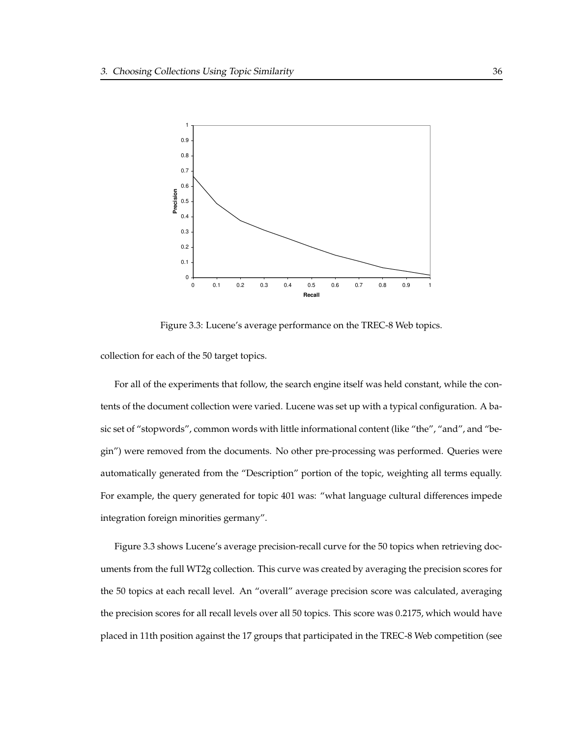Figure 3.3: Lucene's average performance on the TREC-8 Web topics.

collection for each of the 50 target topics.

For all of the experiments that follow, the search engine itself was held constant, while the contents of the document collection were varied. Lucene was set up with a typical configuration. A basic set of "stopwords", common words with little informational content (like "the", "and", and "begin") were removed from the documents. No other pre-processing was performed. Queries were automatically generated from the "Description" portion of the topic, weighting all terms equally. For example, the query generated for topic 401 was: "what language cultural differences impede integration foreign minorities germany".

Figure 3.3 shows Lucene's average precision-recall curve for the 50 topics when retrieving documents from the full WT2g collection. This curve was created by averaging the precision scores for the 50 topics at each recall level. An "overall" average precision score was calculated, averaging the precision scores for all recall levels over all 50 topics. This score was 0.2175, which would have placed in 11th position against the 17 groups that participated in the TREC-8 Web competition (see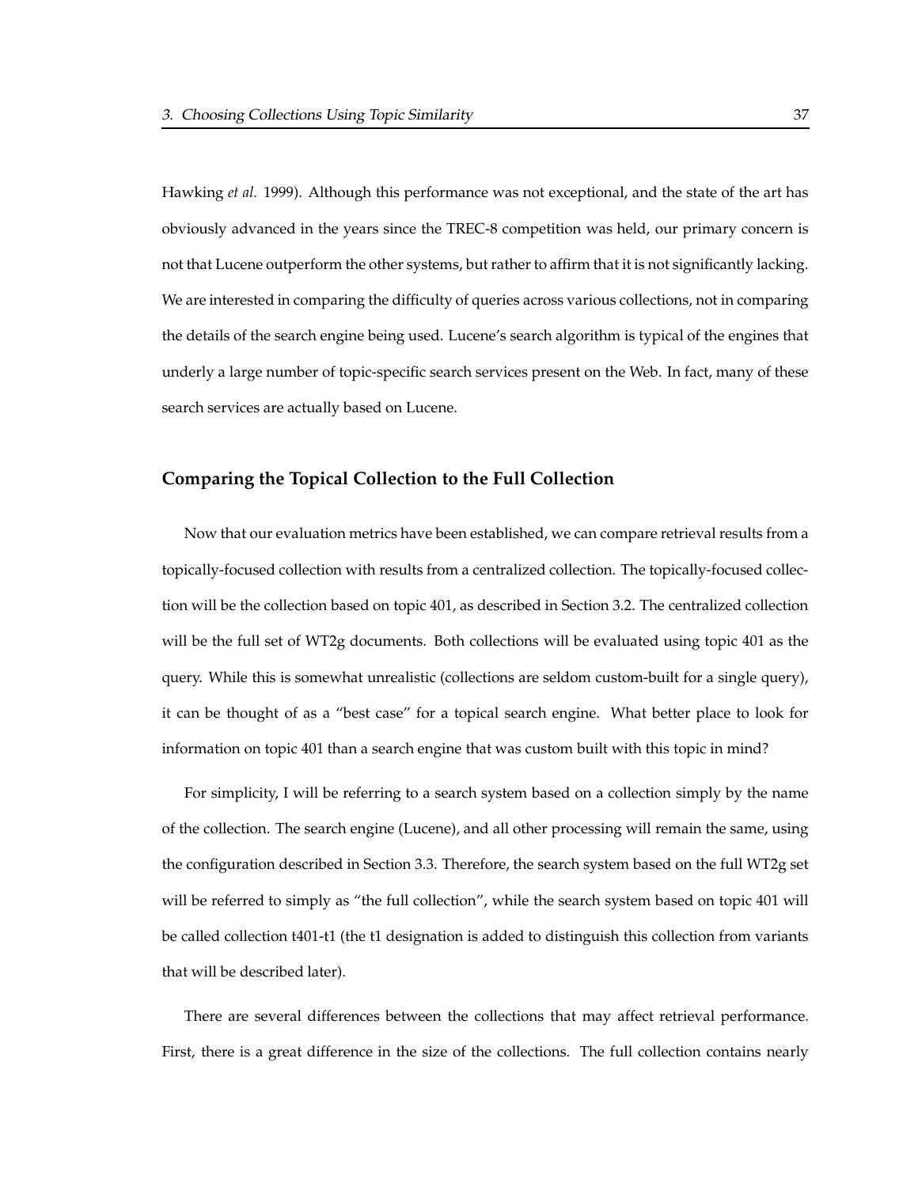Hawking *et al.* 1999). Although this performance was not exceptional, and the state of the art has obviously advanced in the years since the TREC-8 competition was held, our primary concern is not that Lucene outperform the other systems, but rather to affirm that it is not significantly lacking. We are interested in comparing the difficulty of queries across various collections, not in comparing the details of the search engine being used. Lucene's search algorithm is typical of the engines that underly a large number of topic-specific search services present on the Web. In fact, many of these search services are actually based on Lucene.

### Comparing the Topical Collection to the Full Collection

Now that our evaluation metrics have been established, we can compare retrieval results from a topically-focused collection with results from a centralized collection. The topically-focused collection will be the collection based on topic 401, as described in Section 3.2. The centralized collection will be the full set of WT2g documents. Both collections will be evaluated using topic 401 as the query. While this is somewhat unrealistic (collections are seldom custom-built for a single query), it can be thought of as a "best case" for a topical search engine. What better place to look for information on topic 401 than a search engine that was custom built with this topic in mind?

For simplicity, I will be referring to a search system based on a collection simply by the name of the collection. The search engine (Lucene), and all other processing will remain the same, using the configuration described in Section 3.3. Therefore, the search system based on the full WT2g set will be referred to simply as "the full collection", while the search system based on topic 401 will be called collection t401-t1 (the t1 designation is added to distinguish this collection from variants that will be described later).

There are several differences between the collections that may affect retrieval performance. First, there is a great difference in the size of the collections. The full collection contains nearly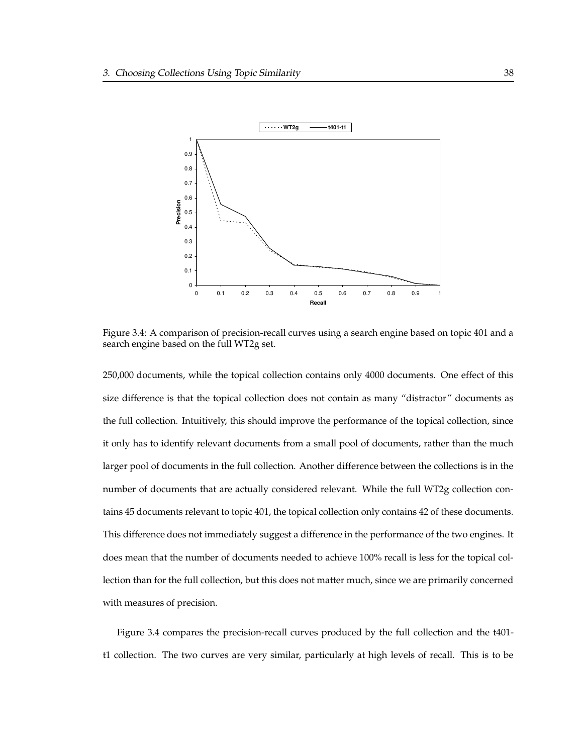Figure 3.4: A comparison of precision-recall curves using a search engine based on topic 401 and a search engine based on the full WT2g set.

250,000 documents, while the topical collection contains only 4000 documents. One effect of this size difference is that the topical collection does not contain as many "distractor" documents as the full collection. Intuitively, this should improve the performance of the topical collection, since it only has to identify relevant documents from a small pool of documents, rather than the much larger pool of documents in the full collection. Another difference between the collections is in the number of documents that are actually considered relevant. While the full WT2g collection contains 45 documents relevant to topic 401, the topical collection only contains 42 of these documents. This difference does not immediately suggest a difference in the performance of the two engines. It does mean that the number of documents needed to achieve 100% recall is less for the topical collection than for the full collection, but this does not matter much, since we are primarily concerned with measures of precision.

Figure 3.4 compares the precision-recall curves produced by the full collection and the t401-t1 collection. The two curves are very similar, particularly at high levels of recall. This is to be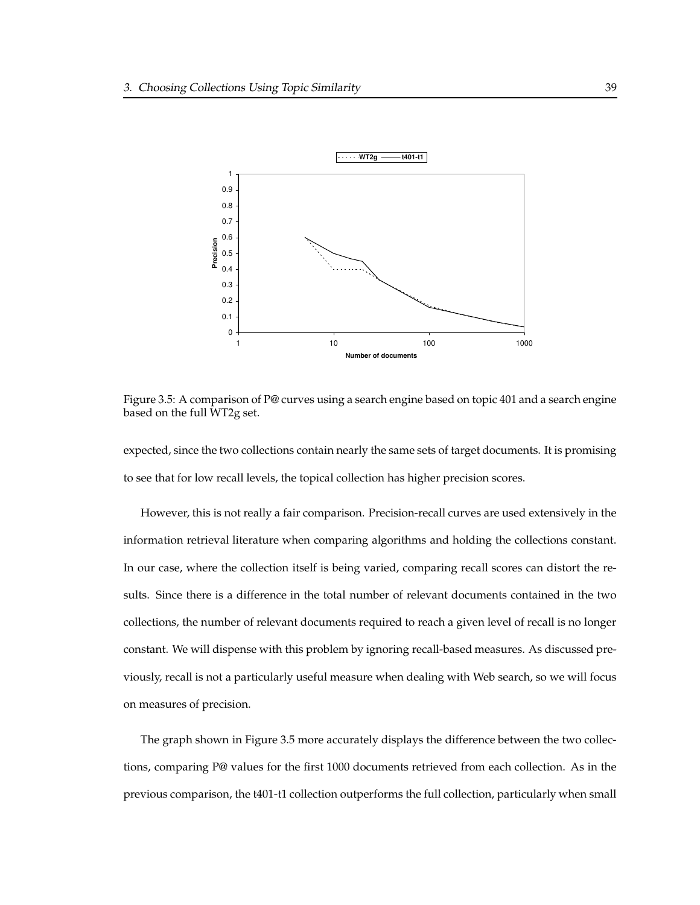Figure 3.5: A comparison of P@ curves using a search engine based on topic 401 and a search engine based on the full WT2g set.

expected, since the two collections contain nearly the same sets of target documents. It is promising to see that for low recall levels, the topical collection has higher precision scores.

However, this is not really a fair comparison. Precision-recall curves are used extensively in the information retrieval literature when comparing algorithms and holding the collections constant. In our case, where the collection itself is being varied, comparing recall scores can distort the results. Since there is a difference in the total number of relevant documents contained in the two collections, the number of relevant documents required to reach a given level of recall is no longer constant. We will dispense with this problem by ignoring recall-based measures. As discussed previously, recall is not a particularly useful measure when dealing with Web search, so we will focus on measures of precision.

The graph shown in Figure 3.5 more accurately displays the difference between the two collections, comparing P@ values for the first 1000 documents retrieved from each collection. As in the previous comparison, the t401-t1 collection outperforms the full collection, particularly when small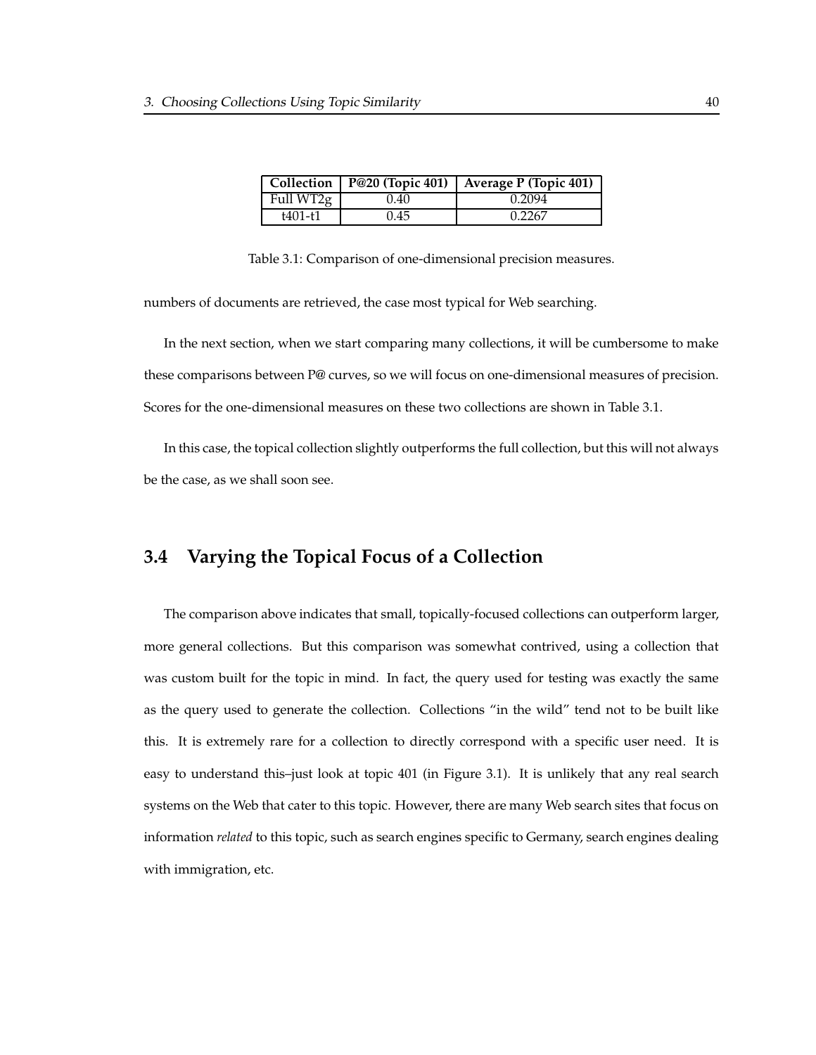| Collection | P@20 (Topic 401) | Average P (Topic 401) |
|---|---|---|
| Full WT2g | 0.40 | 0.2094 |
| t401-t1 | 0.45 | 0.2267 |

Table 3.1: Comparison of one-dimensional precision measures.

numbers of documents are retrieved, the case most typical for Web searching.

In the next section, when we start comparing many collections, it will be cumbersome to make these comparisons between P@ curves, so we will focus on one-dimensional measures of precision. Scores for the one-dimensional measures on these two collections are shown in Table 3.1.

In this case, the topical collection slightly outperforms the full collection, but this will not always be the case, as we shall soon see.

## 3.4 Varying the Topical Focus of a Collection

The comparison above indicates that small, topically-focused collections can outperform larger, more general collections. But this comparison was somewhat contrived, using a collection that was custom built for the topic in mind. In fact, the query used for testing was exactly the same as the query used to generate the collection. Collections "in the wild" tend not to be built like this. It is extremely rare for a collection to directly correspond with a specific user need. It is easy to understand this–just look at topic 401 (in Figure 3.1). It is unlikely that any real search systems on the Web that cater to this topic. However, there are many Web search sites that focus on information *related* to this topic, such as search engines specific to Germany, search engines dealing with immigration, etc.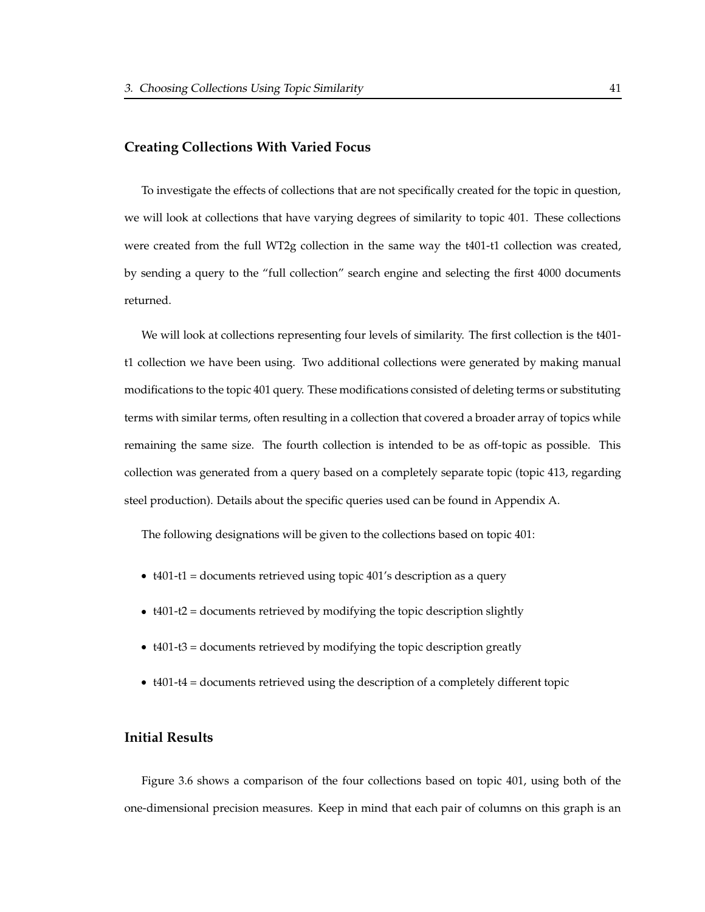### Creating Collections With Varied Focus

To investigate the effects of collections that are not specifically created for the topic in question, we will look at collections that have varying degrees of similarity to topic 401. These collections were created from the full WT2g collection in the same way the t401-t1 collection was created, by sending a query to the "full collection" search engine and selecting the first 4000 documents returned.

We will look at collections representing four levels of similarity. The first collection is the t401-t1 collection we have been using. Two additional collections were generated by making manual modifications to the topic 401 query. These modifications consisted of deleting terms or substituting terms with similar terms, often resulting in a collection that covered a broader array of topics while remaining the same size. The fourth collection is intended to be as off-topic as possible. This collection was generated from a query based on a completely separate topic (topic 413, regarding steel production). Details about the specific queries used can be found in Appendix A.

The following designations will be given to the collections based on topic 401:

- t401-t1 = documents retrieved using topic 401's description as a query
- t401-t2 = documents retrieved by modifying the topic description slightly
- t401-t3 = documents retrieved by modifying the topic description greatly
- t401-t4 = documents retrieved using the description of a completely different topic

### Initial Results

Figure 3.6 shows a comparison of the four collections based on topic 401, using both of the one-dimensional precision measures. Keep in mind that each pair of columns on this graph is an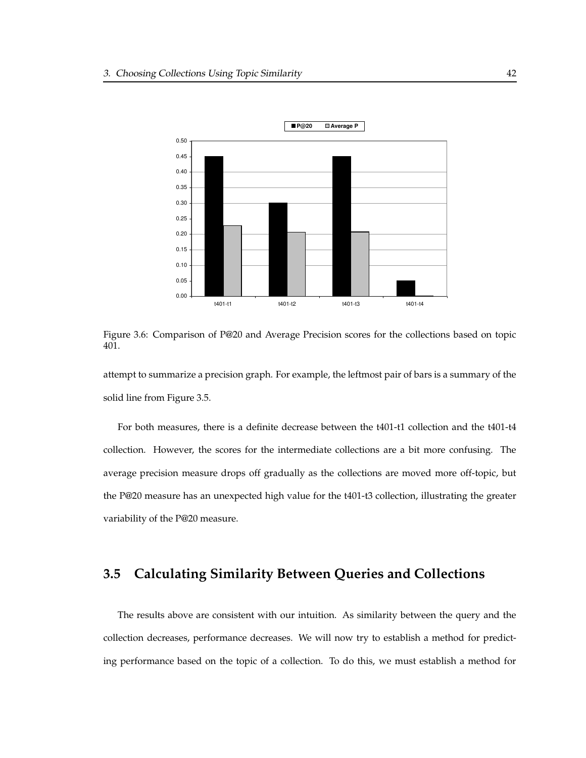Figure 3.6: Comparison of P@20 and Average Precision scores for the collections based on topic 401.

attempt to summarize a precision graph. For example, the leftmost pair of bars is a summary of the solid line from Figure 3.5.

For both measures, there is a definite decrease between the t401-t1 collection and the t401-t4 collection. However, the scores for the intermediate collections are a bit more confusing. The average precision measure drops off gradually as the collections are moved more off-topic, but the P@20 measure has an unexpected high value for the t401-t3 collection, illustrating the greater variability of the P@20 measure.

## 3.5 Calculating Similarity Between Queries and Collections

The results above are consistent with our intuition. As similarity between the query and the collection decreases, performance decreases. We will now try to establish a method for predicting performance based on the topic of a collection. To do this, we must establish a method for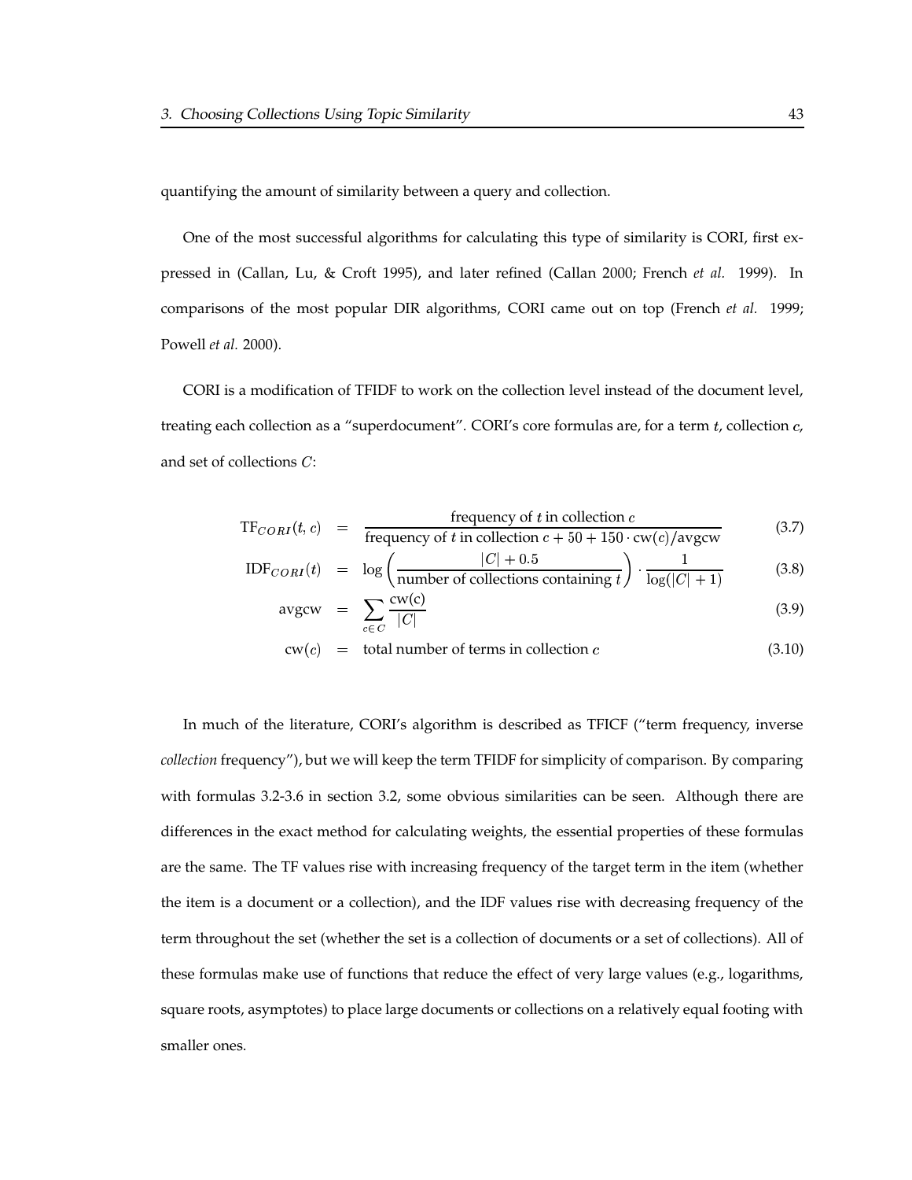quantifying the amount of similarity between a query and collection.

One of the most successful algorithms for calculating this type of similarity is CORI, first expressed in (Callan, Lu, & Croft 1995), and later refined (Callan 2000; French *et al.* 1999). In comparisons of the most popular DIR algorithms, CORI came out on top (French *et al.* 1999; Powell *et al.* 2000).

CORI is a modification of TFIDF to work on the collection level instead of the document level, treating each collection as a "superdocument". CORI's core formulas are, for a term $t$, collection $c$, and set of collections $C$:

$$\mathrm{TF}_{CORI}(t, c) = \frac{\text{frequency of } t \text{ in collection } c}{\text{frequency of } t \text{ in collection } c + 50 + 150 \cdot \mathrm{cw}(c)/\mathrm{avgcw}} \tag{3.7}$$

$$\mathrm{IDF}_{CORI}(t) = \log\left(\frac{|C| + 0.5}{\text{number of collections containing } t}\right) \cdot \frac{1}{\log(|C| + 1)} \tag{3.8}$$

$$\mathrm{avgcw} = \sum_{c \in C} \frac{\mathrm{cw(c)}}{|C|} \tag{3.9}$$

$$\mathrm{cw}(c) = \text{total number of terms in collection } c \tag{3.10}$$

In much of the literature, CORI's algorithm is described as TFICF ("term frequency, inverse *collection* frequency"), but we will keep the term TFIDF for simplicity of comparison. By comparing with formulas 3.2-3.6 in section 3.2, some obvious similarities can be seen. Although there are differences in the exact method for calculating weights, the essential properties of these formulas are the same. The TF values rise with increasing frequency of the target term in the item (whether the item is a document or a collection), and the IDF values rise with decreasing frequency of the term throughout the set (whether the set is a collection of documents or a set of collections). All of these formulas make use of functions that reduce the effect of very large values (e.g., logarithms, square roots, asymptotes) to place large documents or collections on a relatively equal footing with smaller ones.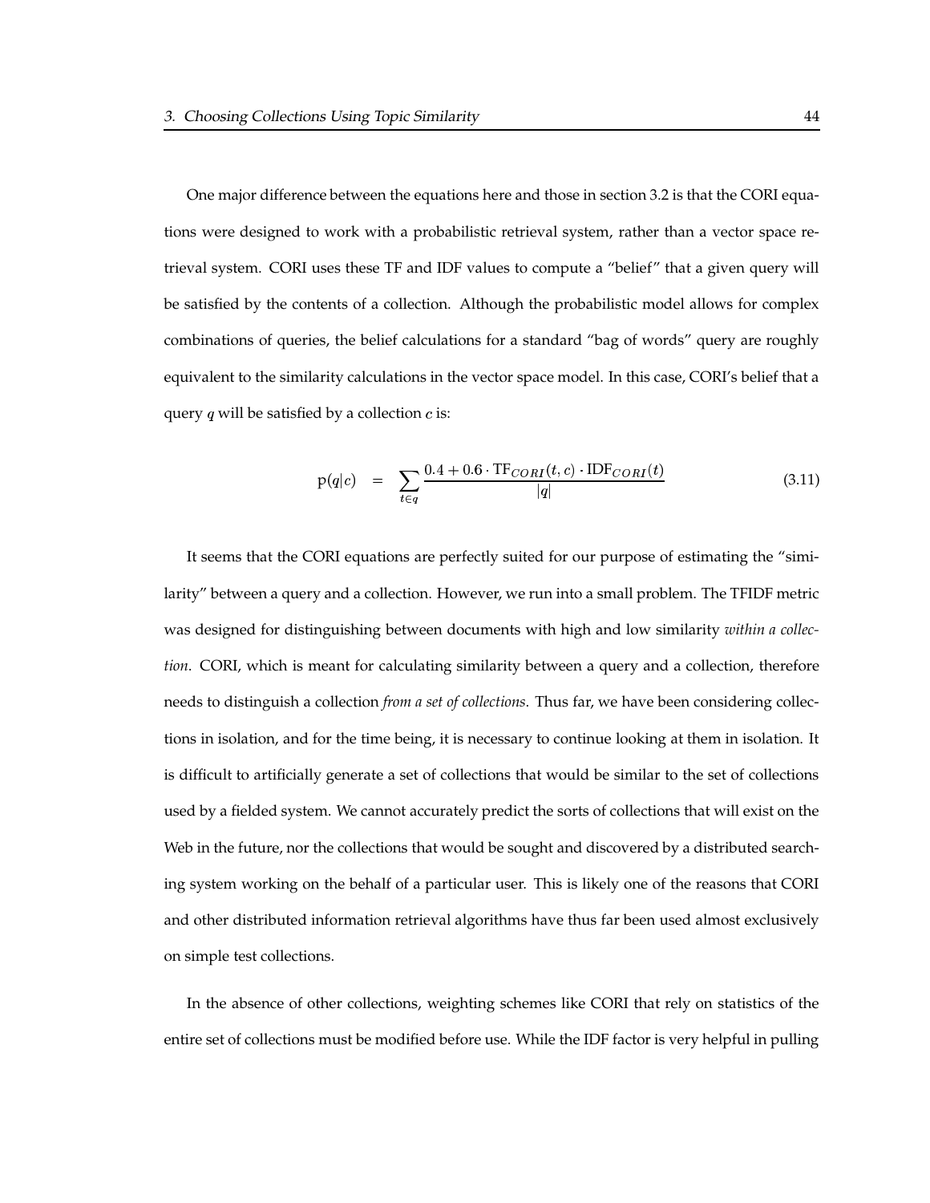One major difference between the equations here and those in section 3.2 is that the CORI equations were designed to work with a probabilistic retrieval system, rather than a vector space retrieval system. CORI uses these TF and IDF values to compute a "belief" that a given query will be satisfied by the contents of a collection. Although the probabilistic model allows for complex combinations of queries, the belief calculations for a standard "bag of words" query are roughly equivalent to the similarity calculations in the vector space model. In this case, CORI's belief that a query $q$ will be satisfied by a collection $c$ is:

$$
\mathrm{p}(q|c) \quad = \quad \sum_{t \in q} \frac{0.4 + 0.6 \cdot \mathrm{TF}_{CORI}(t,c) \cdot \mathrm{IDF}_{CORI}(t)}{|q|} \tag{3.11}
$$

It seems that the CORI equations are perfectly suited for our purpose of estimating the "similarity" between a query and a collection. However, we run into a small problem. The TFIDF metric was designed for distinguishing between documents with high and low similarity *within a collection*. CORI, which is meant for calculating similarity between a query and a collection, therefore needs to distinguish a collection *from a set of collections*. Thus far, we have been considering collections in isolation, and for the time being, it is necessary to continue looking at them in isolation. It is difficult to artificially generate a set of collections that would be similar to the set of collections used by a fielded system. We cannot accurately predict the sorts of collections that will exist on the Web in the future, nor the collections that would be sought and discovered by a distributed searching system working on the behalf of a particular user. This is likely one of the reasons that CORI and other distributed information retrieval algorithms have thus far been used almost exclusively on simple test collections.

In the absence of other collections, weighting schemes like CORI that rely on statistics of the entire set of collections must be modified before use. While the IDF factor is very helpful in pulling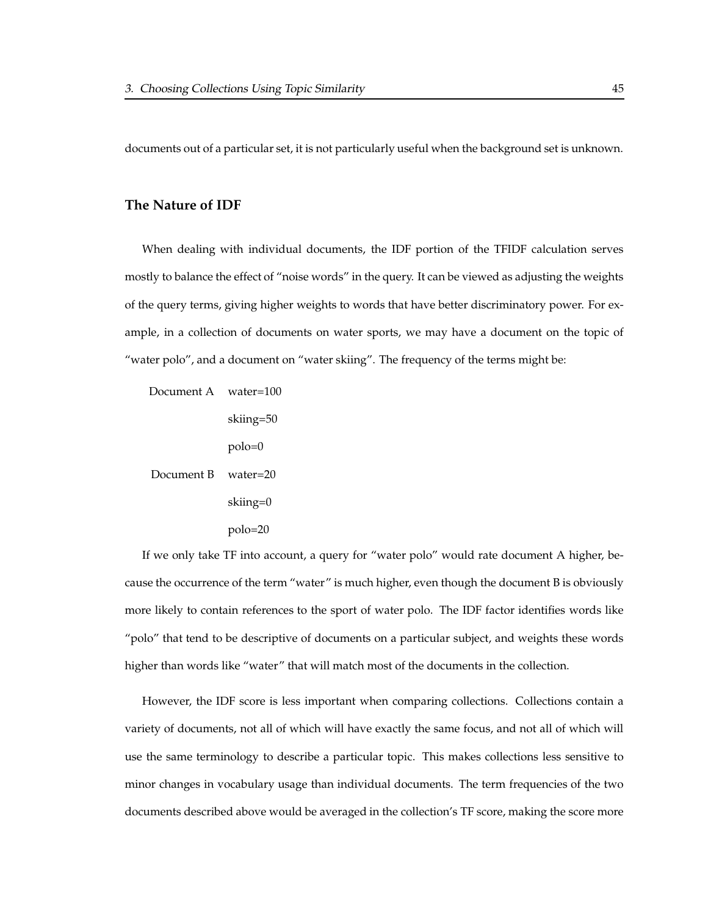documents out of a particular set, it is not particularly useful when the background set is unknown.

### The Nature of IDF

When dealing with individual documents, the IDF portion of the TFIDF calculation serves mostly to balance the effect of "noise words" in the query. It can be viewed as adjusting the weights of the query terms, giving higher weights to words that have better discriminatory power. For example, in a collection of documents on water sports, we may have a document on the topic of "water polo", and a document on "water skiing". The frequency of the terms might be:

| | |
|---|---|
| Document A | water=100 |
| | skiing=50 |
| | polo=0 |
| Document B | water=20 |
| | skiing=0 |
| | polo=20 |

If we only take TF into account, a query for "water polo" would rate document A higher, because the occurrence of the term "water" is much higher, even though the document B is obviously more likely to contain references to the sport of water polo. The IDF factor identifies words like "polo" that tend to be descriptive of documents on a particular subject, and weights these words higher than words like "water" that will match most of the documents in the collection.

However, the IDF score is less important when comparing collections. Collections contain a variety of documents, not all of which will have exactly the same focus, and not all of which will use the same terminology to describe a particular topic. This makes collections less sensitive to minor changes in vocabulary usage than individual documents. The term frequencies of the two documents described above would be averaged in the collection's TF score, making the score more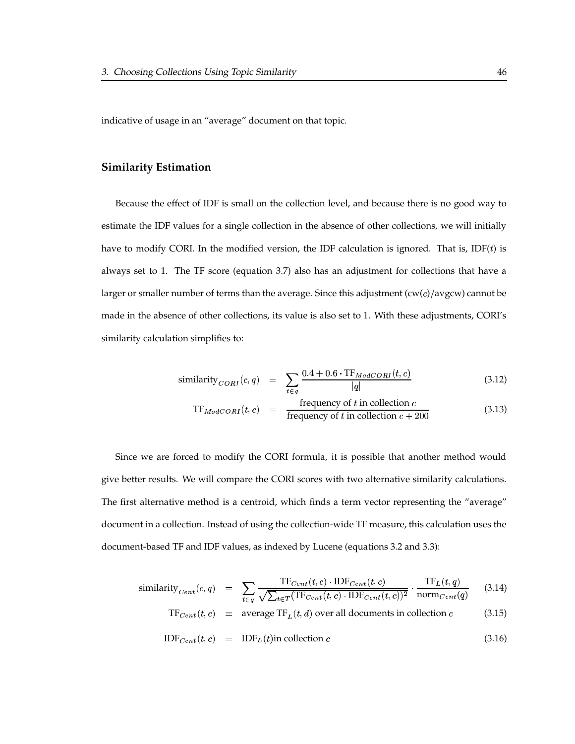indicative of usage in an "average" document on that topic.

### Similarity Estimation

Because the effect of IDF is small on the collection level, and because there is no good way to estimate the IDF values for a single collection in the absence of other collections, we will initially have to modify CORI. In the modified version, the IDF calculation is ignored. That is, IDF($t$) is always set to 1. The TF score (equation 3.7) also has an adjustment for collections that have a larger or smaller number of terms than the average. Since this adjustment (cw($c$)/avgcw) cannot be made in the absence of other collections, its value is also set to 1. With these adjustments, CORI's similarity calculation simplifies to:

$$\text{similarity}_{CORI}(c, q) = \sum_{t \in q} \frac{0.4 + 0.6 \cdot \text{TF}_{ModCORI}(t, c)}{|q|} \tag{3.12}$$

$$\text{TF}_{ModCORI}(t, c) = \frac{\text{frequency of } t \text{ in collection } c}{\text{frequency of } t \text{ in collection } c + 200} \tag{3.13}$$

Since we are forced to modify the CORI formula, it is possible that another method would give better results. We will compare the CORI scores with two alternative similarity calculations. The first alternative method is a centroid, which finds a term vector representing the "average" document in a collection. Instead of using the collection-wide TF measure, this calculation uses the document-based TF and IDF values, as indexed by Lucene (equations 3.2 and 3.3):

$$\text{similarity}_{Cent}(c, q) = \sum_{t \in q} \frac{\text{TF}_{Cent}(t, c) \cdot \text{IDF}_{Cent}(t, c)}{\sqrt{\sum_{t \in T} (\text{TF}_{Cent}(t, c) \cdot \text{IDF}_{Cent}(t, c))^2}} \cdot \frac{\text{TF}_L(t, q)}{\text{norm}_{Cent}(q)} \tag{3.14}$$

$$\text{TF}_{Cent}(t, c) = \text{average } \text{TF}_L(t, d) \text{ over all documents in collection } c \tag{3.15}$$

$$\text{IDF}_{Cent}(t, c) = \text{IDF}_L(t) \text{in collection } c \tag{3.16}$$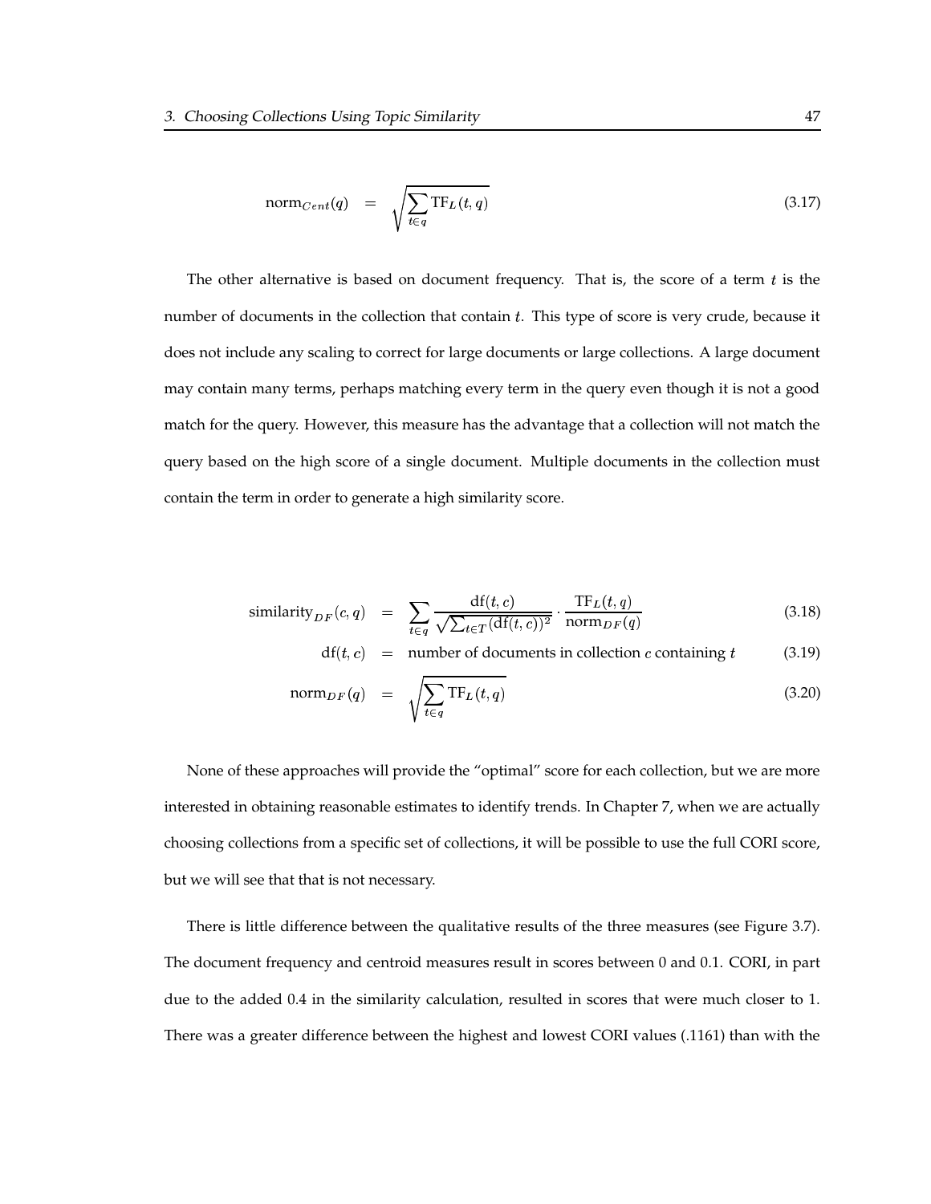$$\text{norm}_{Cent}(q) = \sqrt{\sum_{t \in q} \text{TF}_L(t, q)} \tag{3.17}$$

The other alternative is based on document frequency. That is, the score of a term $t$ is the number of documents in the collection that contain $t$. This type of score is very crude, because it does not include any scaling to correct for large documents or large collections. A large document may contain many terms, perhaps matching every term in the query even though it is not a good match for the query. However, this measure has the advantage that a collection will not match the query based on the high score of a single document. Multiple documents in the collection must contain the term in order to generate a high similarity score.

$$\text{similarity}_{DF}(c, q) = \sum_{t \in q} \frac{\text{df}(t, c)}{\sqrt{\sum_{t \in T} (\text{df}(t, c))^2}} \cdot \frac{\text{TF}_L(t, q)}{\text{norm}_{DF}(q)} \tag{3.18}$$

$$\text{df}(t, c) = \text{number of documents in collection } c \text{ containing } t \tag{3.19}$$

$$\text{norm}_{DF}(q) = \sqrt{\sum_{t \in q} \text{TF}_L(t, q)} \tag{3.20}$$

None of these approaches will provide the "optimal" score for each collection, but we are more interested in obtaining reasonable estimates to identify trends. In Chapter 7, when we are actually choosing collections from a specific set of collections, it will be possible to use the full CORI score, but we will see that that is not necessary.

There is little difference between the qualitative results of the three measures (see Figure 3.7). The document frequency and centroid measures result in scores between 0 and 0.1. CORI, in part due to the added 0.4 in the similarity calculation, resulted in scores that were much closer to 1. There was a greater difference between the highest and lowest CORI values (.1161) than with the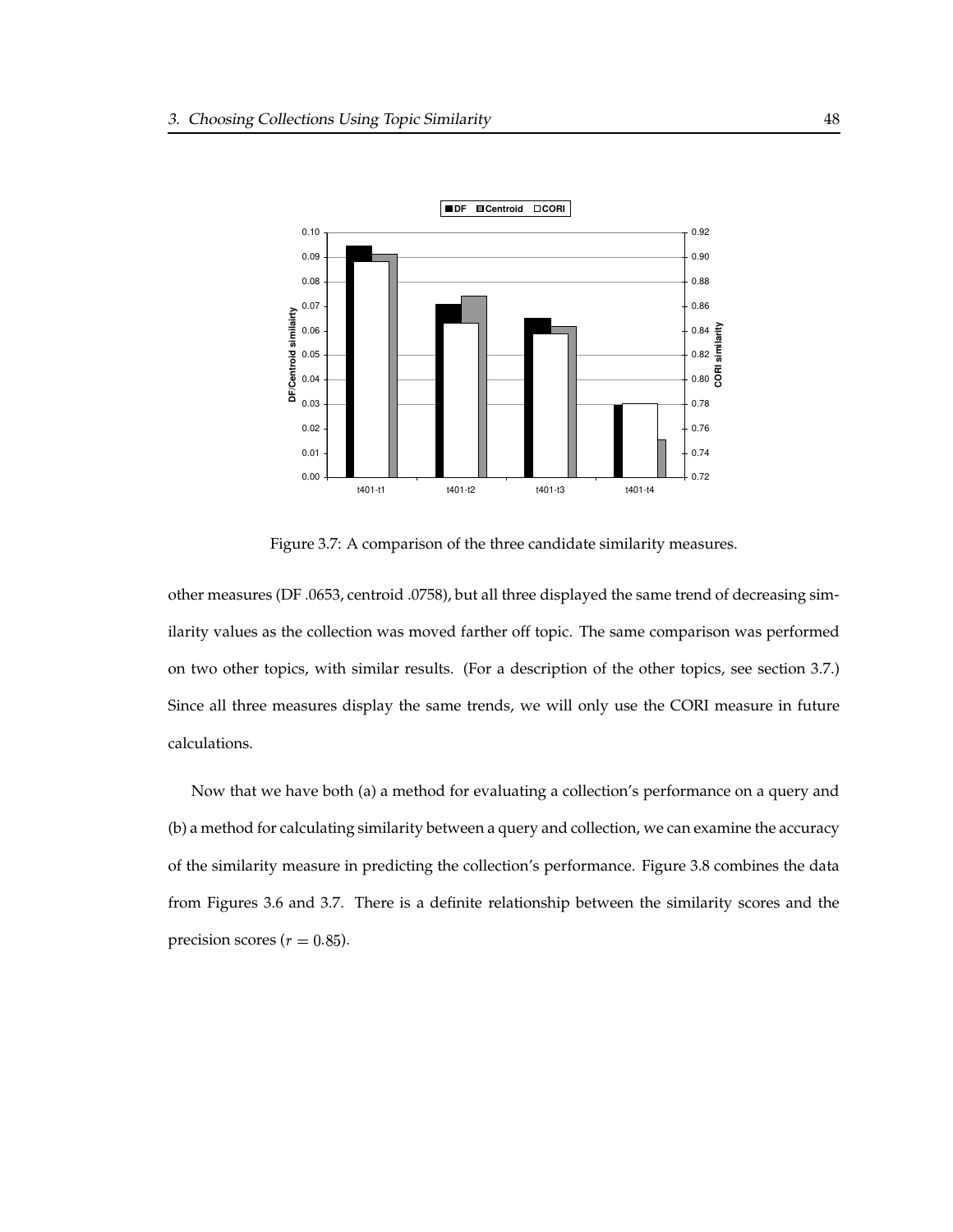Figure 3.7: A comparison of the three candidate similarity measures.

other measures (DF .0653, centroid .0758), but all three displayed the same trend of decreasing similarity values as the collection was moved farther off topic. The same comparison was performed on two other topics, with similar results. (For a description of the other topics, see section 3.7.) Since all three measures display the same trends, we will only use the CORI measure in future calculations.

Now that we have both (a) a method for evaluating a collection's performance on a query and (b) a method for calculating similarity between a query and collection, we can examine the accuracy of the similarity measure in predicting the collection's performance. Figure 3.8 combines the data from Figures 3.6 and 3.7. There is a definite relationship between the similarity scores and the precision scores ($r = 0.85$).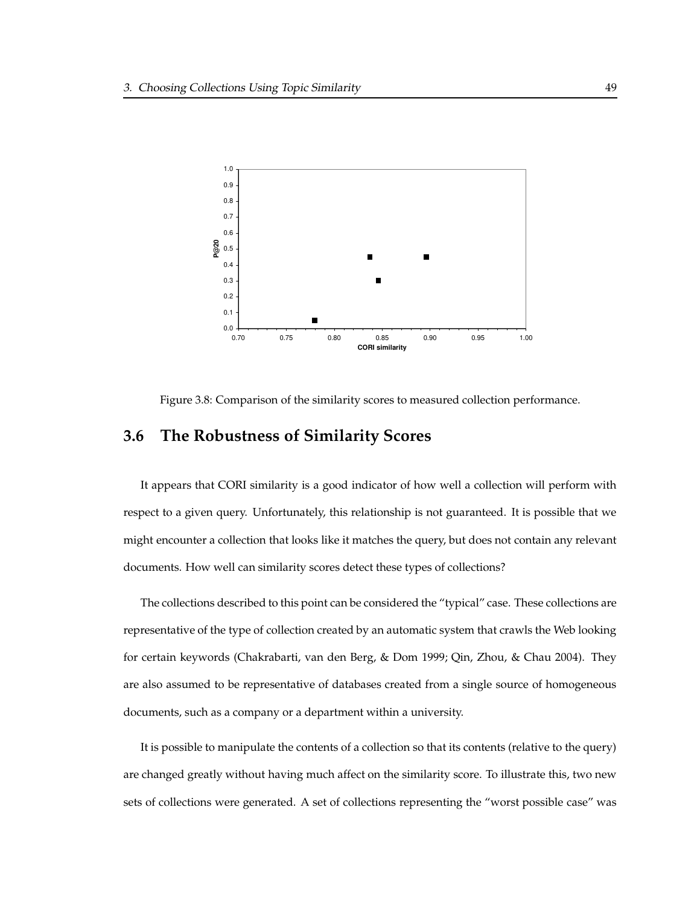Figure 3.8: Comparison of the similarity scores to measured collection performance.

## 3.6 The Robustness of Similarity Scores

It appears that CORI similarity is a good indicator of how well a collection will perform with respect to a given query. Unfortunately, this relationship is not guaranteed. It is possible that we might encounter a collection that looks like it matches the query, but does not contain any relevant documents. How well can similarity scores detect these types of collections?

The collections described to this point can be considered the "typical" case. These collections are representative of the type of collection created by an automatic system that crawls the Web looking for certain keywords (Chakrabarti, van den Berg, & Dom 1999; Qin, Zhou, & Chau 2004). They are also assumed to be representative of databases created from a single source of homogeneous documents, such as a company or a department within a university.

It is possible to manipulate the contents of a collection so that its contents (relative to the query) are changed greatly without having much affect on the similarity score. To illustrate this, two new sets of collections were generated. A set of collections representing the "worst possible case" was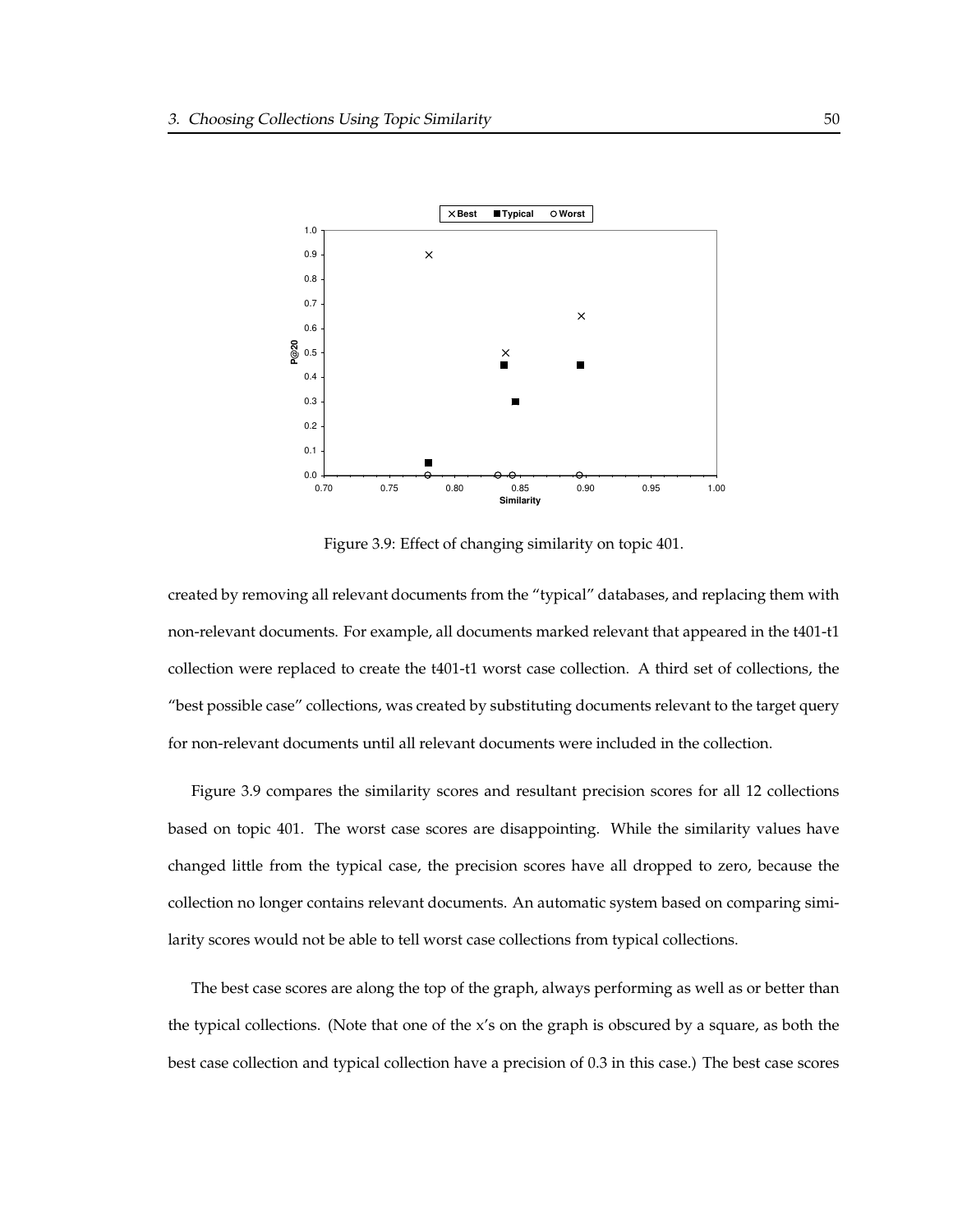Figure 3.9: Effect of changing similarity on topic 401.

created by removing all relevant documents from the "typical" databases, and replacing them with non-relevant documents. For example, all documents marked relevant that appeared in the t401-t1 collection were replaced to create the t401-t1 worst case collection. A third set of collections, the "best possible case" collections, was created by substituting documents relevant to the target query for non-relevant documents until all relevant documents were included in the collection.

Figure 3.9 compares the similarity scores and resultant precision scores for all 12 collections based on topic 401. The worst case scores are disappointing. While the similarity values have changed little from the typical case, the precision scores have all dropped to zero, because the collection no longer contains relevant documents. An automatic system based on comparing similarity scores would not be able to tell worst case collections from typical collections.

The best case scores are along the top of the graph, always performing as well as or better than the typical collections. (Note that one of the x's on the graph is obscured by a square, as both the best case collection and typical collection have a precision of 0.3 in this case.) The best case scores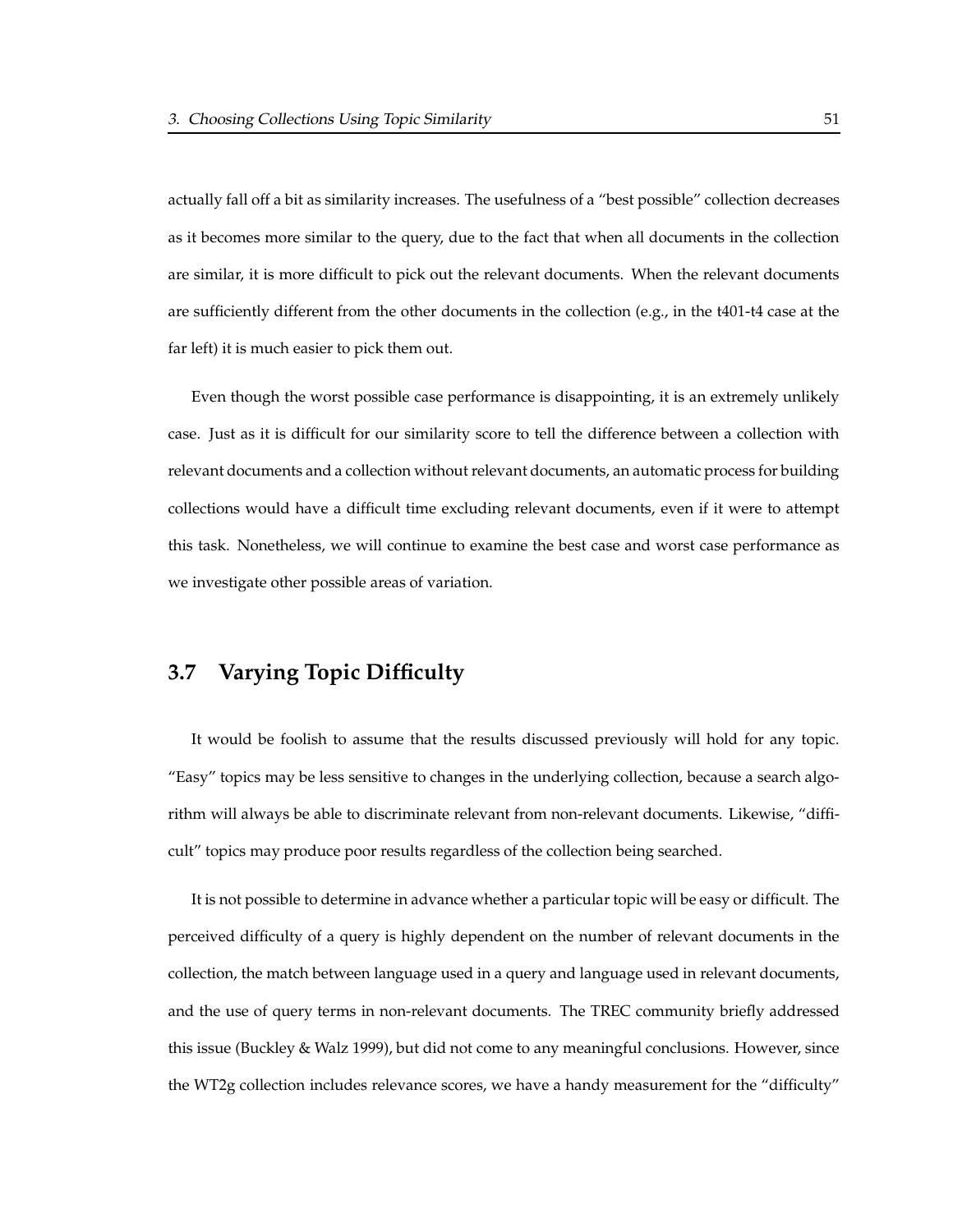actually fall off a bit as similarity increases. The usefulness of a "best possible" collection decreases as it becomes more similar to the query, due to the fact that when all documents in the collection are similar, it is more difficult to pick out the relevant documents. When the relevant documents are sufficiently different from the other documents in the collection (e.g., in the t401-t4 case at the far left) it is much easier to pick them out.

Even though the worst possible case performance is disappointing, it is an extremely unlikely case. Just as it is difficult for our similarity score to tell the difference between a collection with relevant documents and a collection without relevant documents, an automatic process for building collections would have a difficult time excluding relevant documents, even if it were to attempt this task. Nonetheless, we will continue to examine the best case and worst case performance as we investigate other possible areas of variation.

## 3.7 Varying Topic Difficulty

It would be foolish to assume that the results discussed previously will hold for any topic. "Easy" topics may be less sensitive to changes in the underlying collection, because a search algorithm will always be able to discriminate relevant from non-relevant documents. Likewise, "difficult" topics may produce poor results regardless of the collection being searched.

It is not possible to determine in advance whether a particular topic will be easy or difficult. The perceived difficulty of a query is highly dependent on the number of relevant documents in the collection, the match between language used in a query and language used in relevant documents, and the use of query terms in non-relevant documents. The TREC community briefly addressed this issue (Buckley & Walz 1999), but did not come to any meaningful conclusions. However, since the WT2g collection includes relevance scores, we have a handy measurement for the "difficulty"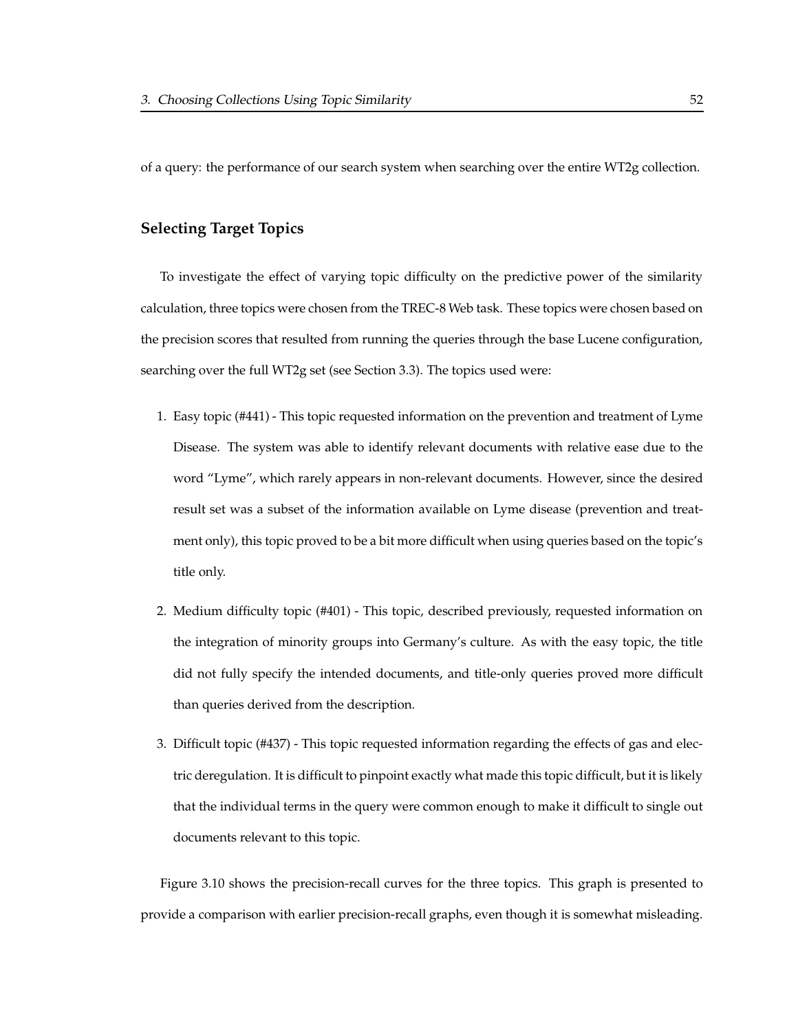of a query: the performance of our search system when searching over the entire WT2g collection.

### Selecting Target Topics

To investigate the effect of varying topic difficulty on the predictive power of the similarity calculation, three topics were chosen from the TREC-8 Web task. These topics were chosen based on the precision scores that resulted from running the queries through the base Lucene configuration, searching over the full WT2g set (see Section 3.3). The topics used were:

1. Easy topic (#441) - This topic requested information on the prevention and treatment of Lyme Disease. The system was able to identify relevant documents with relative ease due to the word "Lyme", which rarely appears in non-relevant documents. However, since the desired result set was a subset of the information available on Lyme disease (prevention and treatment only), this topic proved to be a bit more difficult when using queries based on the topic's title only.

2. Medium difficulty topic (#401) - This topic, described previously, requested information on the integration of minority groups into Germany's culture. As with the easy topic, the title did not fully specify the intended documents, and title-only queries proved more difficult than queries derived from the description.

3. Difficult topic (#437) - This topic requested information regarding the effects of gas and electric deregulation. It is difficult to pinpoint exactly what made this topic difficult, but it is likely that the individual terms in the query were common enough to make it difficult to single out documents relevant to this topic.

Figure 3.10 shows the precision-recall curves for the three topics. This graph is presented to provide a comparison with earlier precision-recall graphs, even though it is somewhat misleading.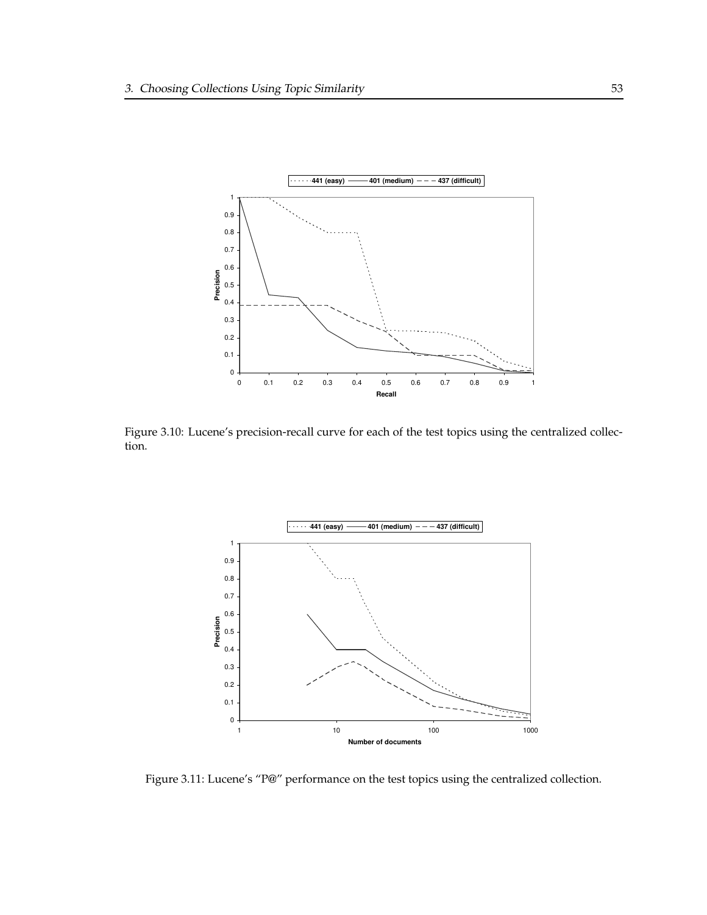Figure 3.10: Lucene's precision-recall curve for each of the test topics using the centralized collection.

Figure 3.11: Lucene's "P@" performance on the test topics using the centralized collection.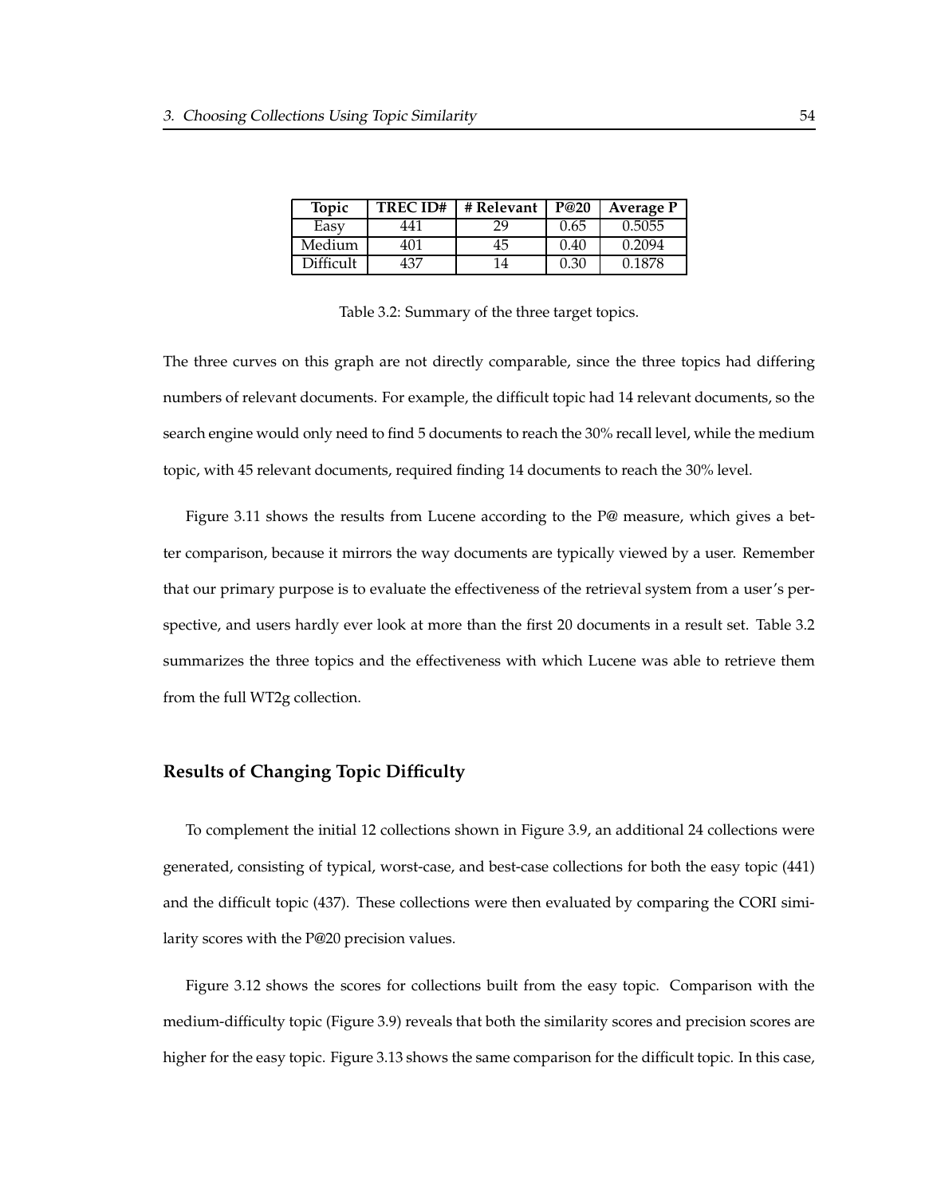| Topic | TREC ID# | # Relevant | P@20 | Average P |
|---|---|---|---|---|
| Easy | 441 | 29 | 0.65 | 0.5055 |
| Medium | 401 | 45 | 0.40 | 0.2094 |
| Difficult | 437 | 14 | 0.30 | 0.1878 |

Table 3.2: Summary of the three target topics.

The three curves on this graph are not directly comparable, since the three topics had differing numbers of relevant documents. For example, the difficult topic had 14 relevant documents, so the search engine would only need to find 5 documents to reach the 30% recall level, while the medium topic, with 45 relevant documents, required finding 14 documents to reach the 30% level.

Figure 3.11 shows the results from Lucene according to the P@ measure, which gives a better comparison, because it mirrors the way documents are typically viewed by a user. Remember that our primary purpose is to evaluate the effectiveness of the retrieval system from a user's perspective, and users hardly ever look at more than the first 20 documents in a result set. Table 3.2 summarizes the three topics and the effectiveness with which Lucene was able to retrieve them from the full WT2g collection.

### Results of Changing Topic Difficulty

To complement the initial 12 collections shown in Figure 3.9, an additional 24 collections were generated, consisting of typical, worst-case, and best-case collections for both the easy topic (441) and the difficult topic (437). These collections were then evaluated by comparing the CORI similarity scores with the P@20 precision values.

Figure 3.12 shows the scores for collections built from the easy topic. Comparison with the medium-difficulty topic (Figure 3.9) reveals that both the similarity scores and precision scores are higher for the easy topic. Figure 3.13 shows the same comparison for the difficult topic. In this case,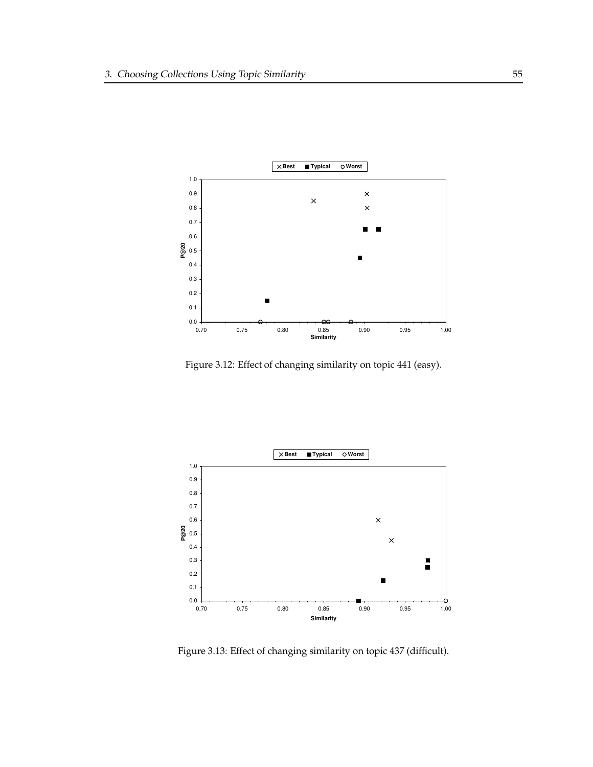Figure 3.12: Effect of changing similarity on topic 441 (easy).

Figure 3.13: Effect of changing similarity on topic 437 (difficult).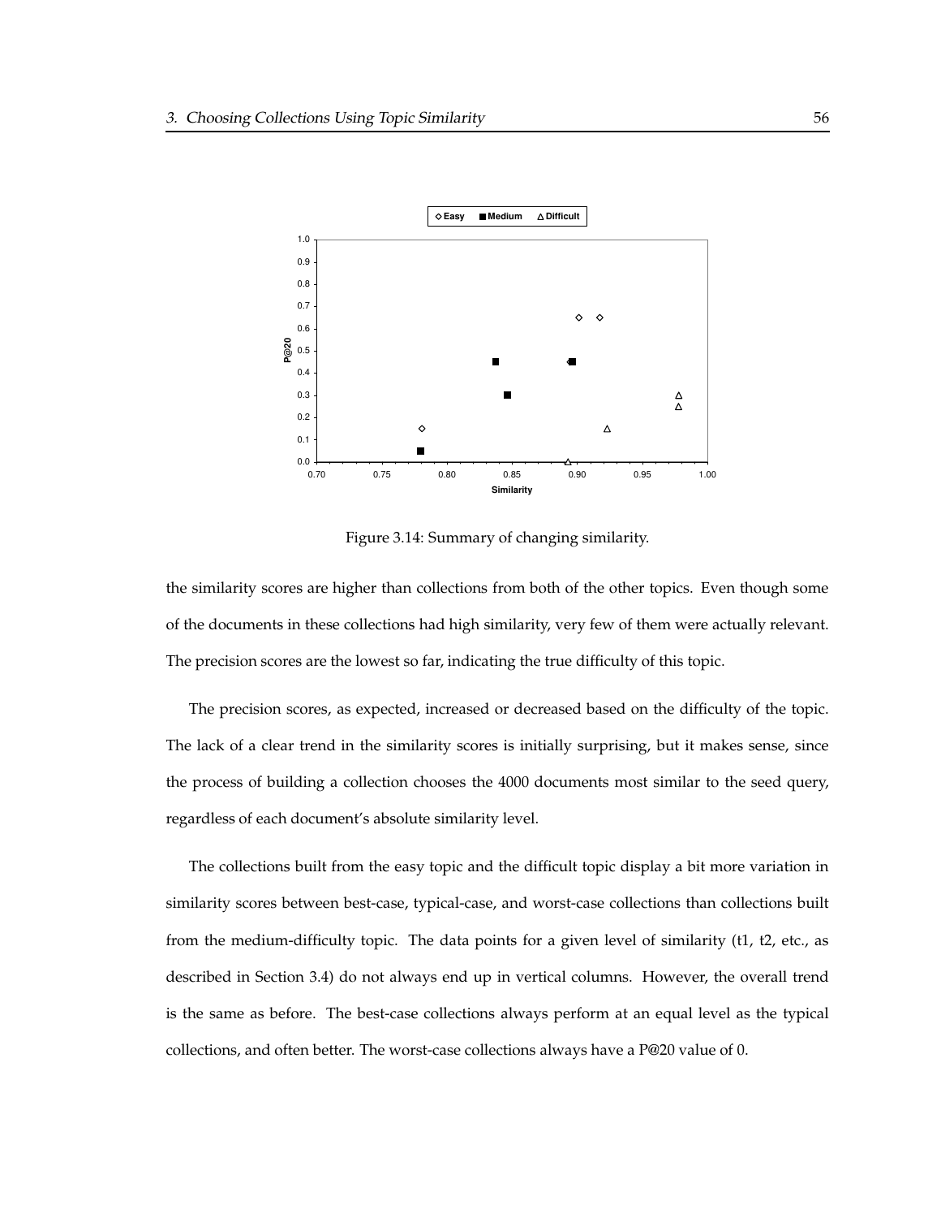Figure 3.14: Summary of changing similarity.

the similarity scores are higher than collections from both of the other topics. Even though some of the documents in these collections had high similarity, very few of them were actually relevant. The precision scores are the lowest so far, indicating the true difficulty of this topic.

The precision scores, as expected, increased or decreased based on the difficulty of the topic. The lack of a clear trend in the similarity scores is initially surprising, but it makes sense, since the process of building a collection chooses the 4000 documents most similar to the seed query, regardless of each document's absolute similarity level.

The collections built from the easy topic and the difficult topic display a bit more variation in similarity scores between best-case, typical-case, and worst-case collections than collections built from the medium-difficulty topic. The data points for a given level of similarity (t1, t2, etc., as described in Section 3.4) do not always end up in vertical columns. However, the overall trend is the same as before. The best-case collections always perform at an equal level as the typical collections, and often better. The worst-case collections always have a P@20 value of 0.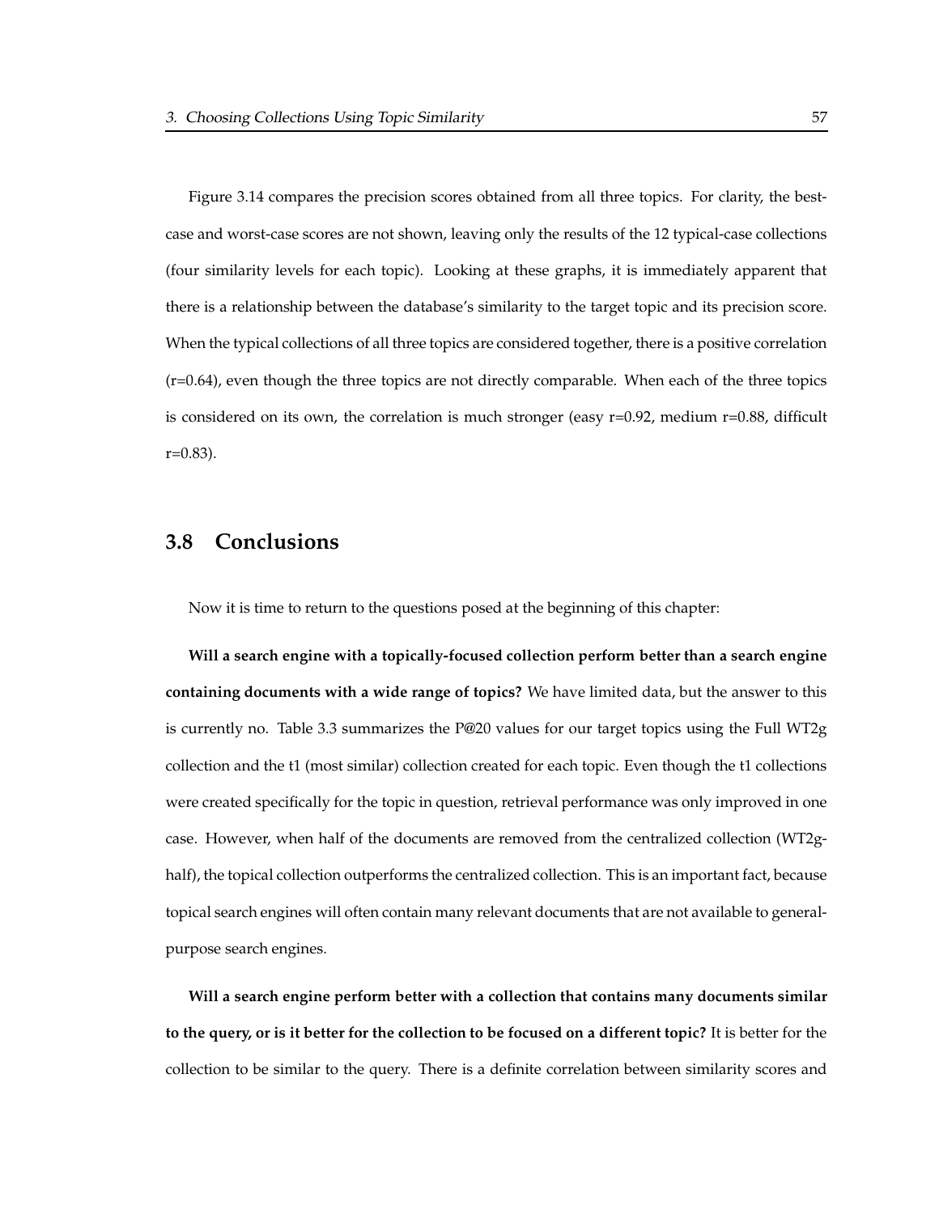Figure 3.14 compares the precision scores obtained from all three topics. For clarity, the best-case and worst-case scores are not shown, leaving only the results of the 12 typical-case collections (four similarity levels for each topic). Looking at these graphs, it is immediately apparent that there is a relationship between the database's similarity to the target topic and its precision score. When the typical collections of all three topics are considered together, there is a positive correlation (r=0.64), even though the three topics are not directly comparable. When each of the three topics is considered on its own, the correlation is much stronger (easy r=0.92, medium r=0.88, difficult r=0.83).

## 3.8 Conclusions

Now it is time to return to the questions posed at the beginning of this chapter:

**Will a search engine with a topically-focused collection perform better than a search engine containing documents with a wide range of topics?** We have limited data, but the answer to this is currently no. Table 3.3 summarizes the P@20 values for our target topics using the Full WT2g collection and the t1 (most similar) collection created for each topic. Even though the t1 collections were created specifically for the topic in question, retrieval performance was only improved in one case. However, when half of the documents are removed from the centralized collection (WT2g-half), the topical collection outperforms the centralized collection. This is an important fact, because topical search engines will often contain many relevant documents that are not available to general-purpose search engines.

**Will a search engine perform better with a collection that contains many documents similar to the query, or is it better for the collection to be focused on a different topic?** It is better for the collection to be similar to the query. There is a definite correlation between similarity scores and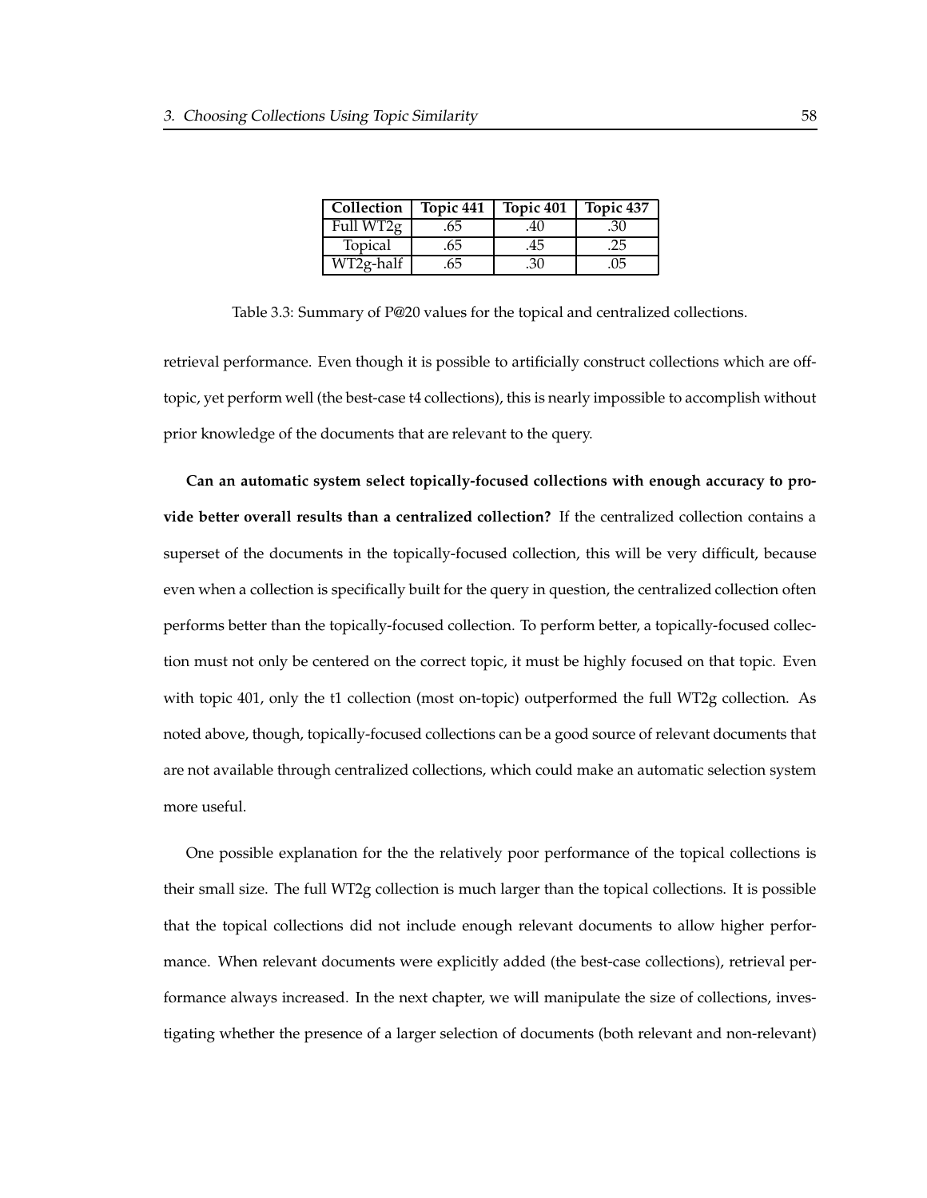| Collection | Topic 441 | Topic 401 | Topic 437 |
|---|---|---|---|
| Full WT2g | .65 | .40 | .30 |
| Topical | .65 | .45 | .25 |
| WT2g-half | .65 | .30 | .05 |

Table 3.3: Summary of P@20 values for the topical and centralized collections.

retrieval performance. Even though it is possible to artificially construct collections which are off-topic, yet perform well (the best-case t4 collections), this is nearly impossible to accomplish without prior knowledge of the documents that are relevant to the query.

**Can an automatic system select topically-focused collections with enough accuracy to provide better overall results than a centralized collection?** If the centralized collection contains a superset of the documents in the topically-focused collection, this will be very difficult, because even when a collection is specifically built for the query in question, the centralized collection often performs better than the topically-focused collection. To perform better, a topically-focused collection must not only be centered on the correct topic, it must be highly focused on that topic. Even with topic 401, only the t1 collection (most on-topic) outperformed the full WT2g collection. As noted above, though, topically-focused collections can be a good source of relevant documents that are not available through centralized collections, which could make an automatic selection system more useful.

One possible explanation for the the relatively poor performance of the topical collections is their small size. The full WT2g collection is much larger than the topical collections. It is possible that the topical collections did not include enough relevant documents to allow higher performance. When relevant documents were explicitly added (the best-case collections), retrieval performance always increased. In the next chapter, we will manipulate the size of collections, investigating whether the presence of a larger selection of documents (both relevant and non-relevant)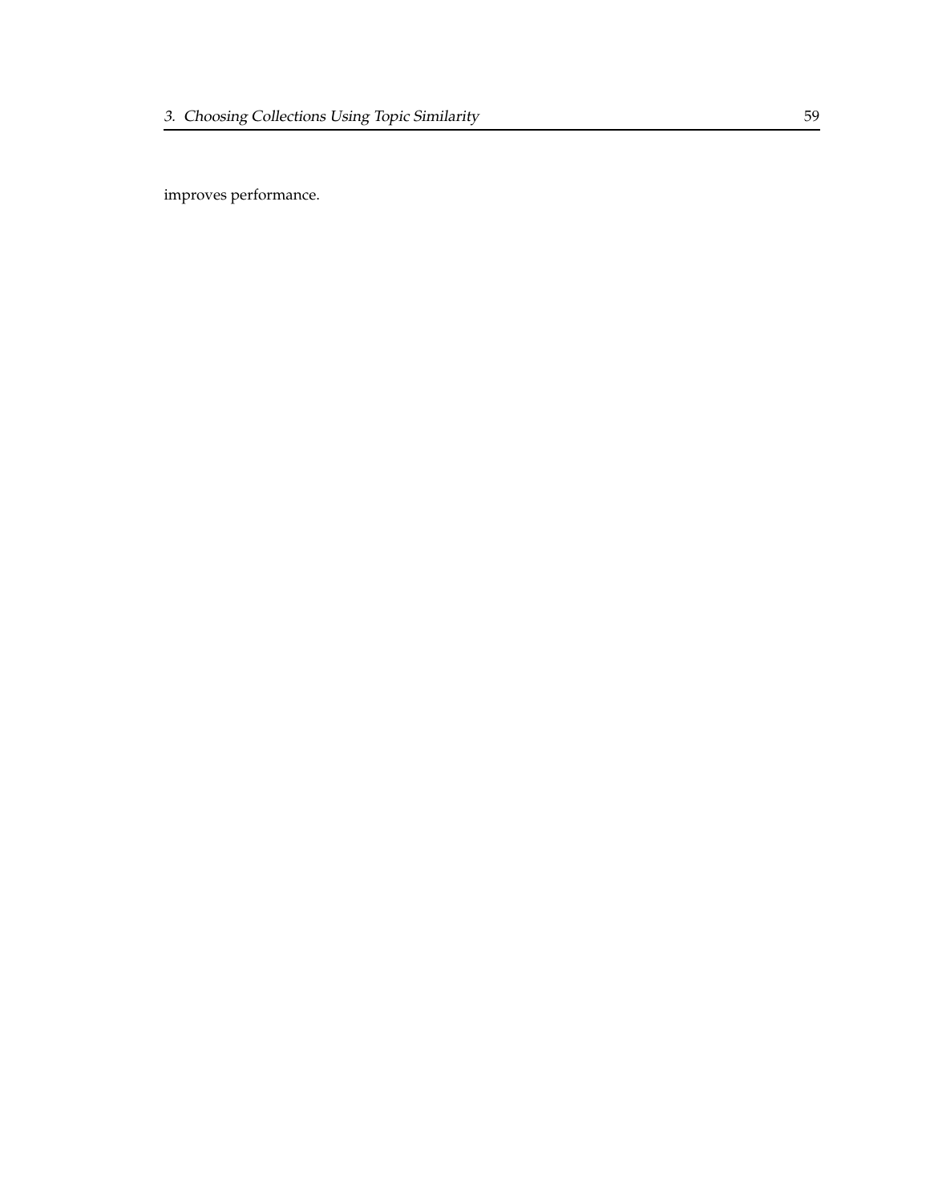improves performance.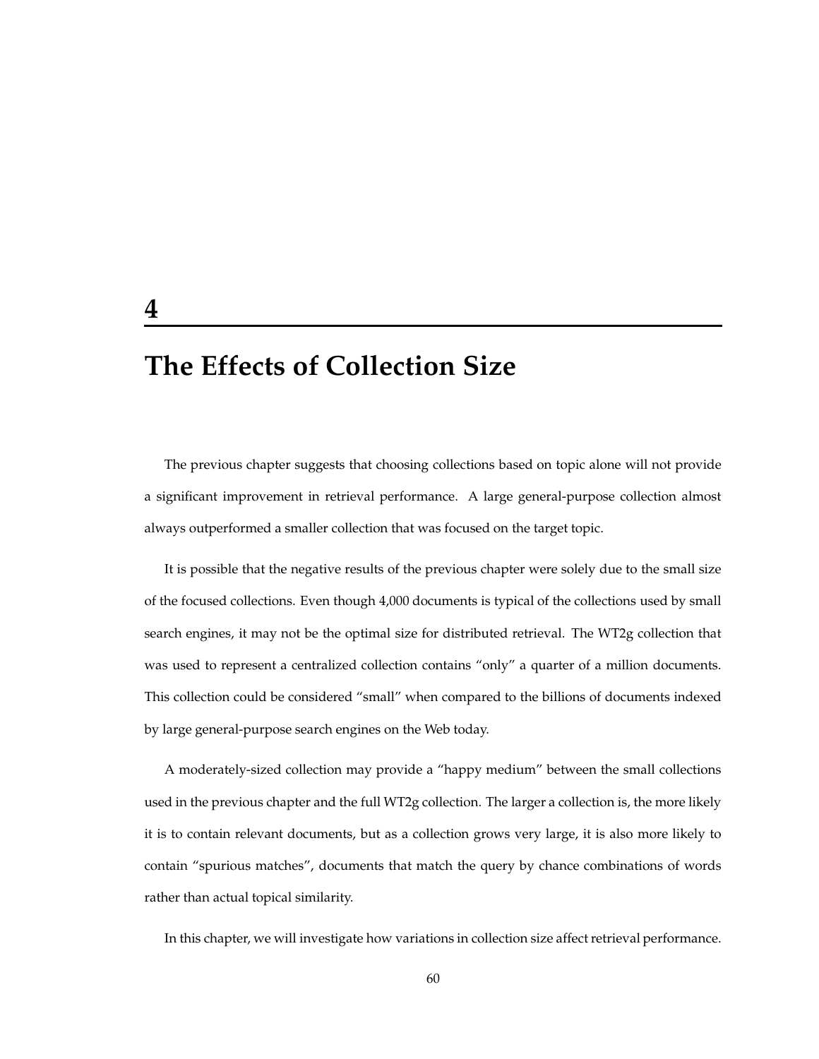# 4

# The Effects of Collection Size

The previous chapter suggests that choosing collections based on topic alone will not provide a significant improvement in retrieval performance. A large general-purpose collection almost always outperformed a smaller collection that was focused on the target topic.

It is possible that the negative results of the previous chapter were solely due to the small size of the focused collections. Even though 4,000 documents is typical of the collections used by small search engines, it may not be the optimal size for distributed retrieval. The WT2g collection that was used to represent a centralized collection contains “only” a quarter of a million documents. This collection could be considered “small” when compared to the billions of documents indexed by large general-purpose search engines on the Web today.

A moderately-sized collection may provide a “happy medium” between the small collections used in the previous chapter and the full WT2g collection. The larger a collection is, the more likely it is to contain relevant documents, but as a collection grows very large, it is also more likely to contain “spurious matches”, documents that match the query by chance combinations of words rather than actual topical similarity.

In this chapter, we will investigate how variations in collection size affect retrieval performance.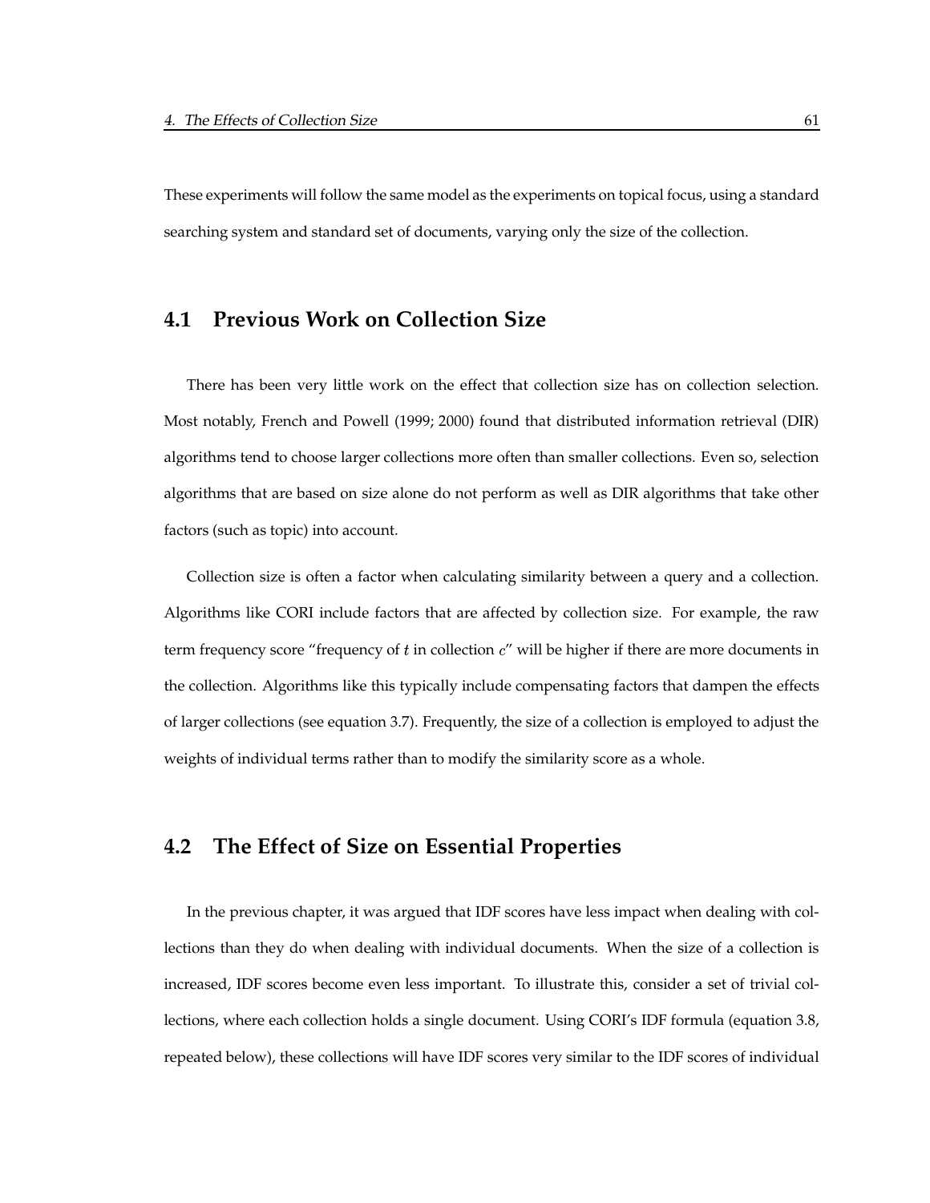These experiments will follow the same model as the experiments on topical focus, using a standard searching system and standard set of documents, varying only the size of the collection.

## 4.1 Previous Work on Collection Size

There has been very little work on the effect that collection size has on collection selection. Most notably, French and Powell (1999; 2000) found that distributed information retrieval (DIR) algorithms tend to choose larger collections more often than smaller collections. Even so, selection algorithms that are based on size alone do not perform as well as DIR algorithms that take other factors (such as topic) into account.

Collection size is often a factor when calculating similarity between a query and a collection. Algorithms like CORI include factors that are affected by collection size. For example, the raw term frequency score "frequency of $t$ in collection $c$" will be higher if there are more documents in the collection. Algorithms like this typically include compensating factors that dampen the effects of larger collections (see equation 3.7). Frequently, the size of a collection is employed to adjust the weights of individual terms rather than to modify the similarity score as a whole.

## 4.2 The Effect of Size on Essential Properties

In the previous chapter, it was argued that IDF scores have less impact when dealing with collections than they do when dealing with individual documents. When the size of a collection is increased, IDF scores become even less important. To illustrate this, consider a set of trivial collections, where each collection holds a single document. Using CORI's IDF formula (equation 3.8, repeated below), these collections will have IDF scores very similar to the IDF scores of individual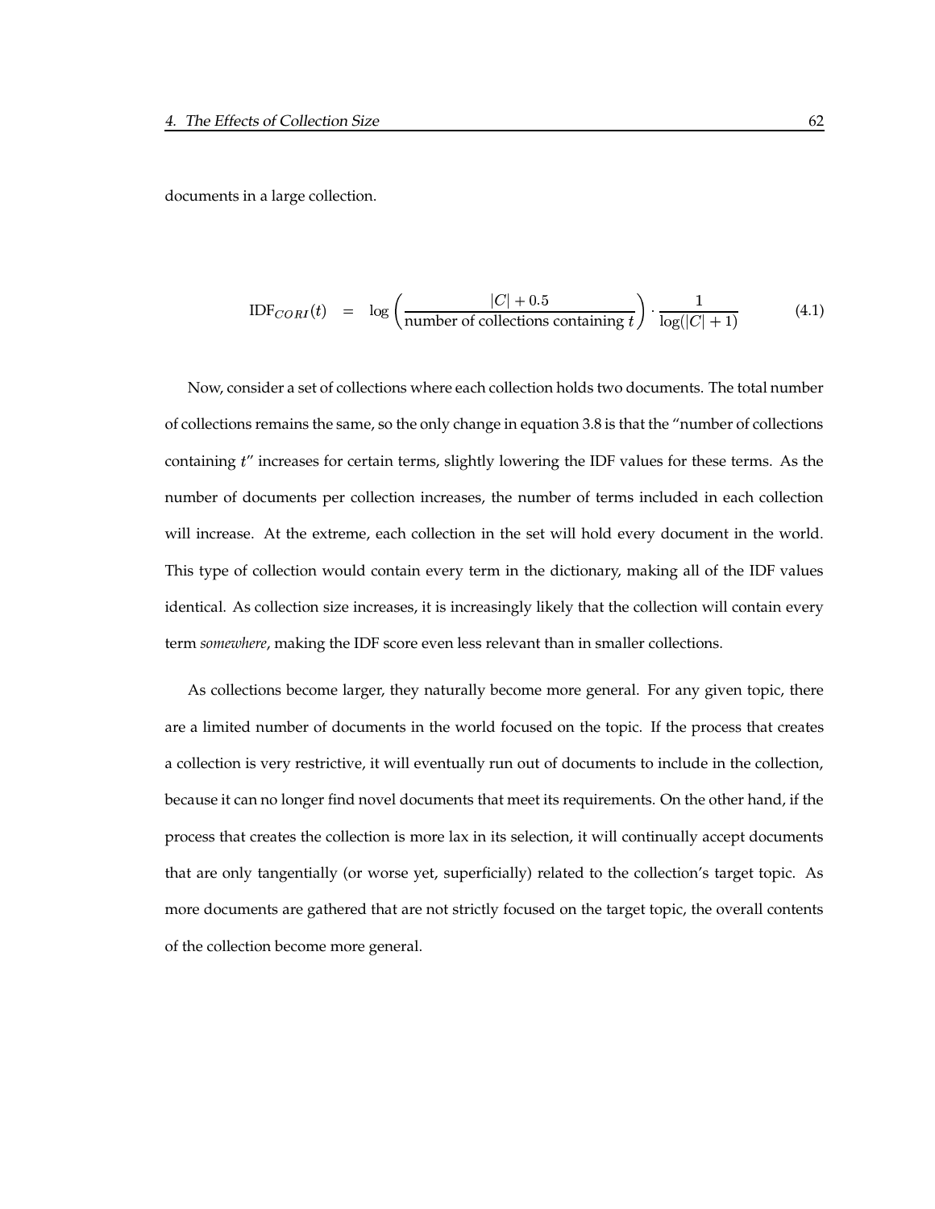documents in a large collection.

$$\text{IDF}_{CORI}(t) \quad = \quad \log\left(\frac{|C| + 0.5}{\text{number of collections containing } t}\right) \cdot \frac{1}{\log(|C| + 1)} \tag{4.1}$$

Now, consider a set of collections where each collection holds two documents. The total number of collections remains the same, so the only change in equation 3.8 is that the "number of collections containing $t$" increases for certain terms, slightly lowering the IDF values for these terms. As the number of documents per collection increases, the number of terms included in each collection will increase. At the extreme, each collection in the set will hold every document in the world. This type of collection would contain every term in the dictionary, making all of the IDF values identical. As collection size increases, it is increasingly likely that the collection will contain every term *somewhere*, making the IDF score even less relevant than in smaller collections.

As collections become larger, they naturally become more general. For any given topic, there are a limited number of documents in the world focused on the topic. If the process that creates a collection is very restrictive, it will eventually run out of documents to include in the collection, because it can no longer find novel documents that meet its requirements. On the other hand, if the process that creates the collection is more lax in its selection, it will continually accept documents that are only tangentially (or worse yet, superficially) related to the collection's target topic. As more documents are gathered that are not strictly focused on the target topic, the overall contents of the collection become more general.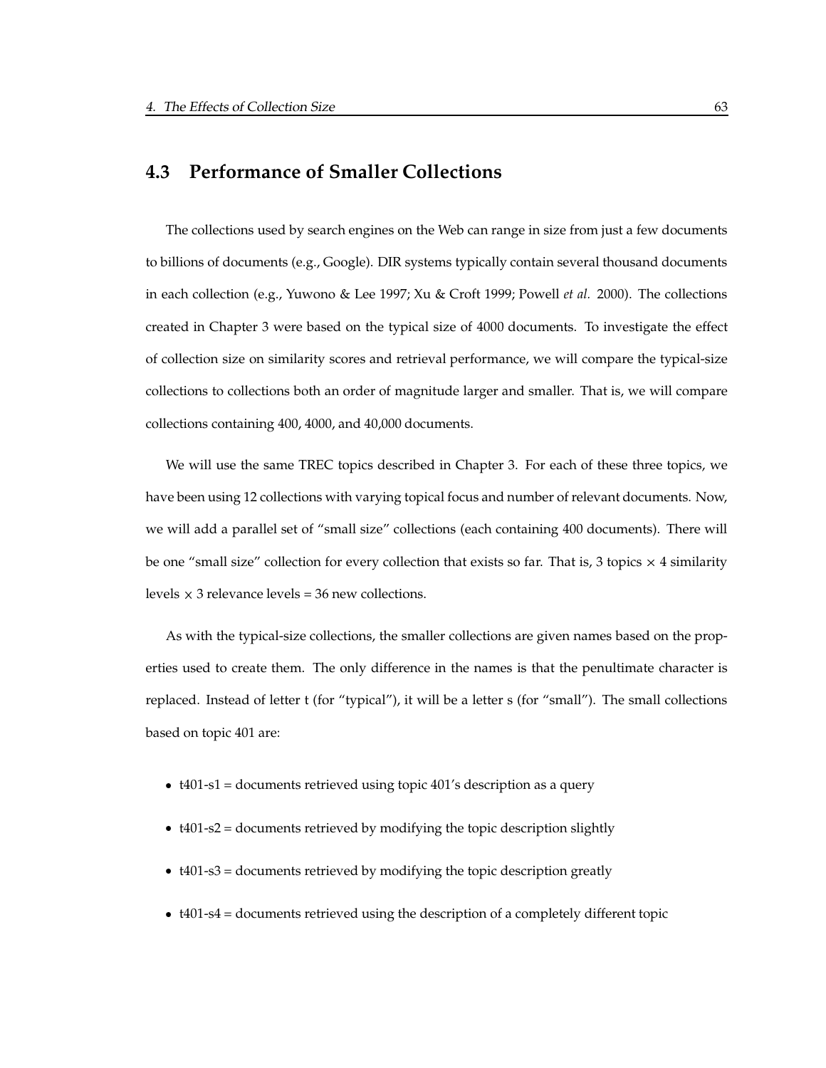## 4.3 Performance of Smaller Collections

The collections used by search engines on the Web can range in size from just a few documents to billions of documents (e.g., Google). DIR systems typically contain several thousand documents in each collection (e.g., Yuwono & Lee 1997; Xu & Croft 1999; Powell *et al.* 2000). The collections created in Chapter 3 were based on the typical size of 4000 documents. To investigate the effect of collection size on similarity scores and retrieval performance, we will compare the typical-size collections to collections both an order of magnitude larger and smaller. That is, we will compare collections containing 400, 4000, and 40,000 documents.

We will use the same TREC topics described in Chapter 3. For each of these three topics, we have been using 12 collections with varying topical focus and number of relevant documents. Now, we will add a parallel set of "small size" collections (each containing 400 documents). There will be one "small size" collection for every collection that exists so far. That is, 3 topics $\times$ 4 similarity levels $\times$ 3 relevance levels = 36 new collections.

As with the typical-size collections, the smaller collections are given names based on the properties used to create them. The only difference in the names is that the penultimate character is replaced. Instead of letter t (for "typical"), it will be a letter s (for "small"). The small collections based on topic 401 are:

- t401-s1 = documents retrieved using topic 401's description as a query
- t401-s2 = documents retrieved by modifying the topic description slightly
- t401-s3 = documents retrieved by modifying the topic description greatly
- t401-s4 = documents retrieved using the description of a completely different topic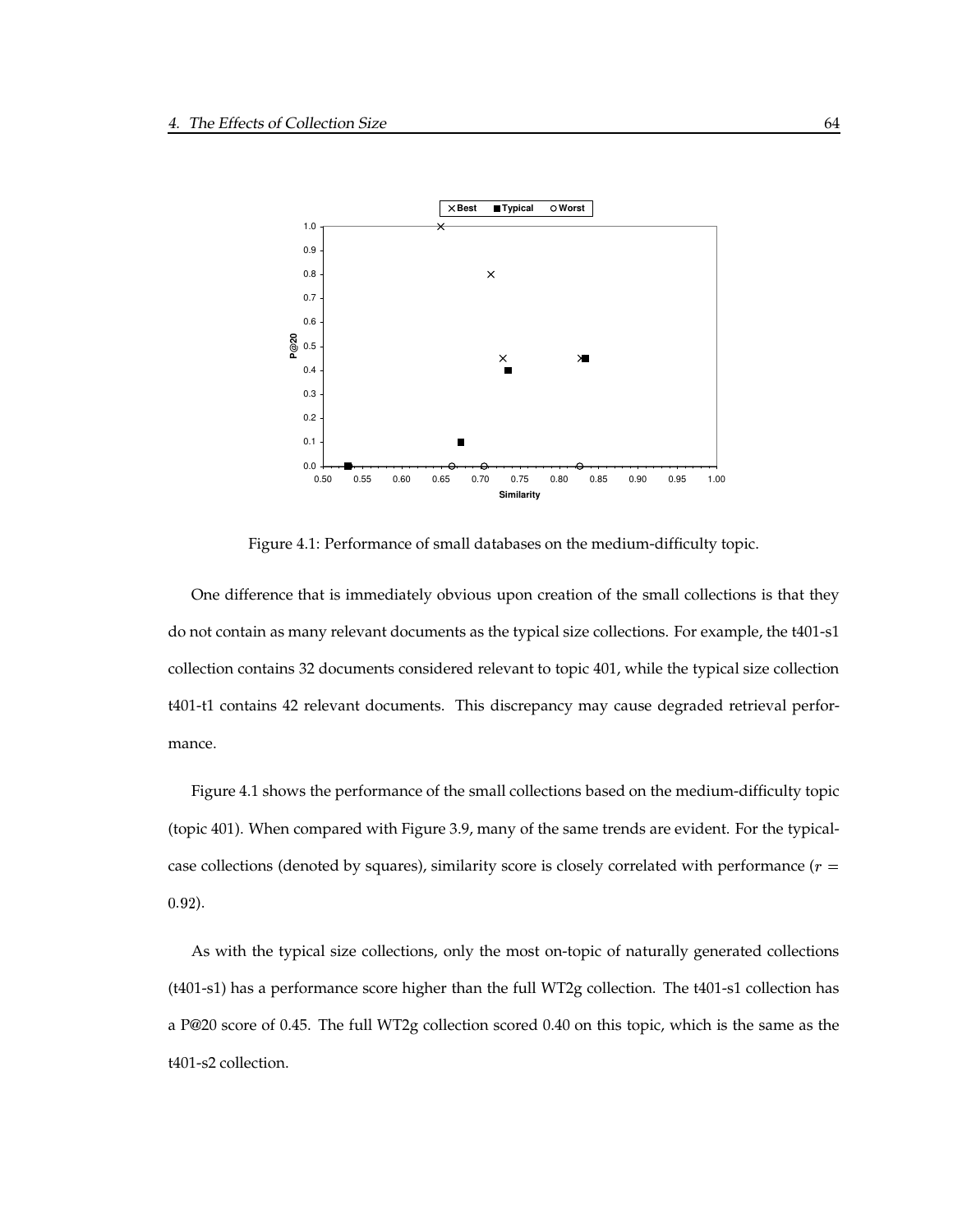Figure 4.1: Performance of small databases on the medium-difficulty topic.

One difference that is immediately obvious upon creation of the small collections is that they do not contain as many relevant documents as the typical size collections. For example, the t401-s1 collection contains 32 documents considered relevant to topic 401, while the typical size collection t401-t1 contains 42 relevant documents. This discrepancy may cause degraded retrieval performance.

Figure 4.1 shows the performance of the small collections based on the medium-difficulty topic (topic 401). When compared with Figure 3.9, many of the same trends are evident. For the typical-case collections (denoted by squares), similarity score is closely correlated with performance ($r = 0.92$).

As with the typical size collections, only the most on-topic of naturally generated collections (t401-s1) has a performance score higher than the full WT2g collection. The t401-s1 collection has a P@20 score of 0.45. The full WT2g collection scored 0.40 on this topic, which is the same as the t401-s2 collection.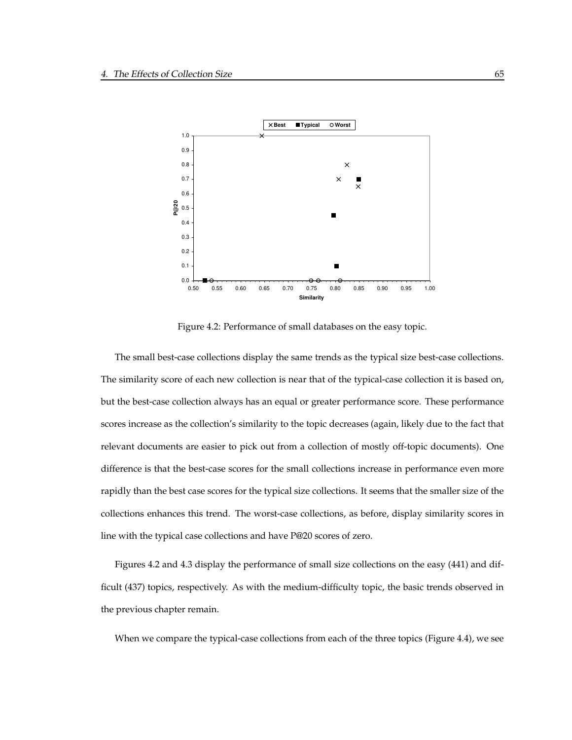Figure 4.2: Performance of small databases on the easy topic.

The small best-case collections display the same trends as the typical size best-case collections. The similarity score of each new collection is near that of the typical-case collection it is based on, but the best-case collection always has an equal or greater performance score. These performance scores increase as the collection's similarity to the topic decreases (again, likely due to the fact that relevant documents are easier to pick out from a collection of mostly off-topic documents). One difference is that the best-case scores for the small collections increase in performance even more rapidly than the best case scores for the typical size collections. It seems that the smaller size of the collections enhances this trend. The worst-case collections, as before, display similarity scores in line with the typical case collections and have P@20 scores of zero.

Figures 4.2 and 4.3 display the performance of small size collections on the easy (441) and difficult (437) topics, respectively. As with the medium-difficulty topic, the basic trends observed in the previous chapter remain.

When we compare the typical-case collections from each of the three topics (Figure 4.4), we see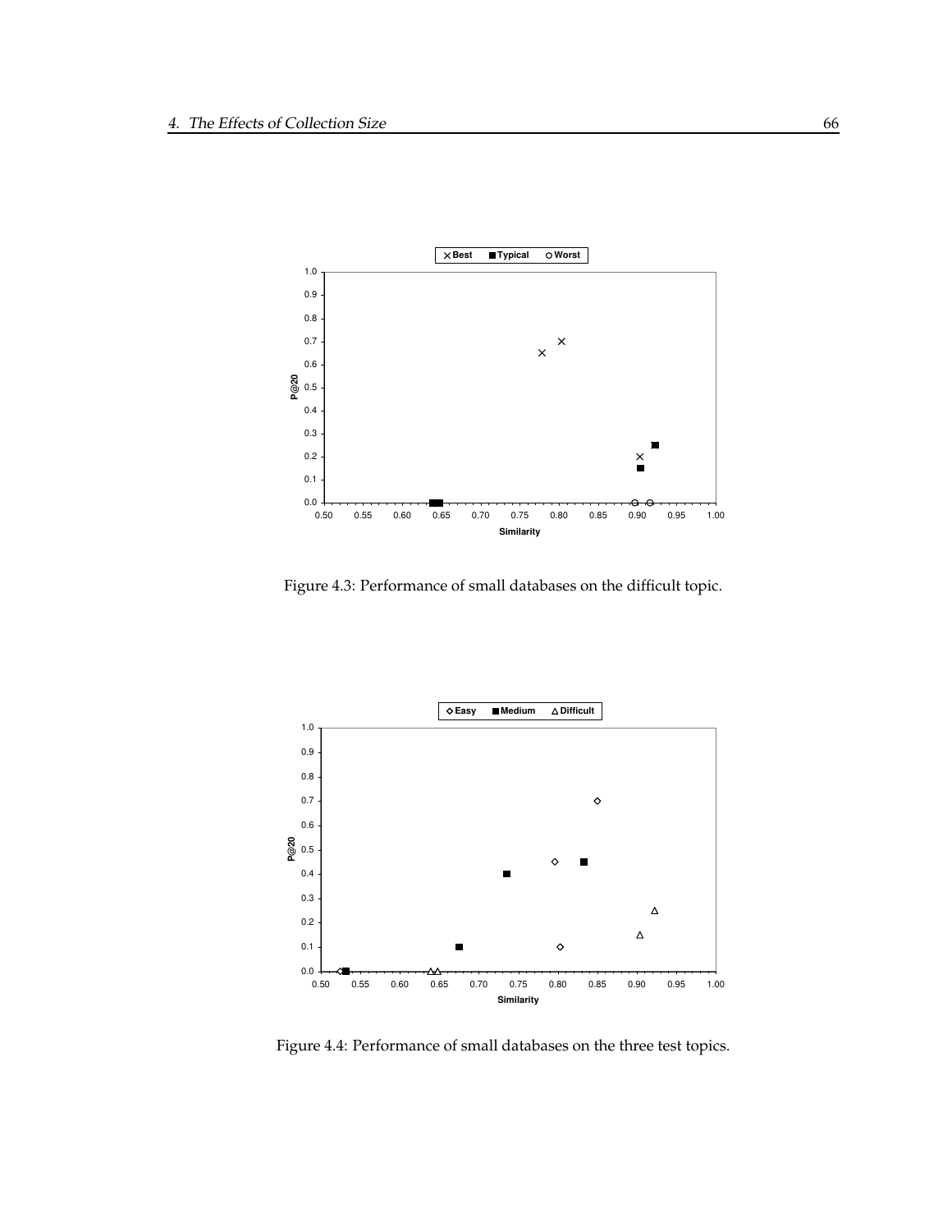Figure 4.3: Performance of small databases on the difficult topic.

Figure 4.4: Performance of small databases on the three test topics.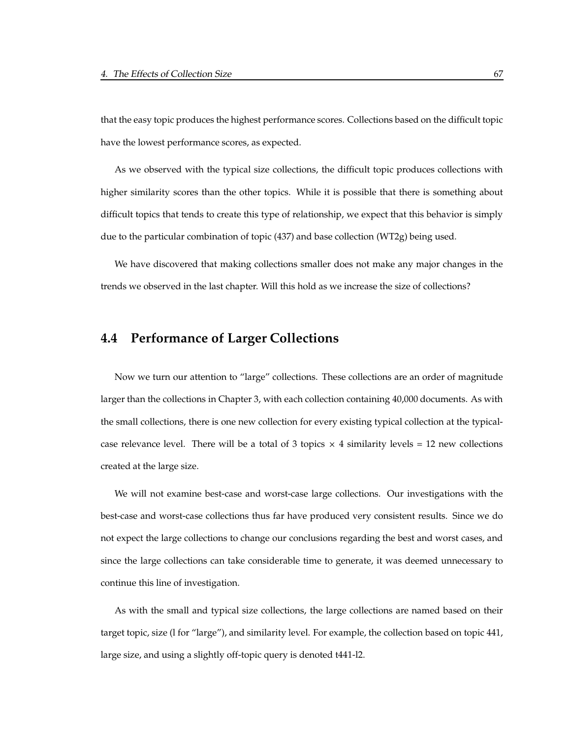that the easy topic produces the highest performance scores. Collections based on the difficult topic have the lowest performance scores, as expected.

As we observed with the typical size collections, the difficult topic produces collections with higher similarity scores than the other topics. While it is possible that there is something about difficult topics that tends to create this type of relationship, we expect that this behavior is simply due to the particular combination of topic (437) and base collection (WT2g) being used.

We have discovered that making collections smaller does not make any major changes in the trends we observed in the last chapter. Will this hold as we increase the size of collections?

## 4.4 Performance of Larger Collections

Now we turn our attention to "large" collections. These collections are an order of magnitude larger than the collections in Chapter 3, with each collection containing 40,000 documents. As with the small collections, there is one new collection for every existing typical collection at the typical-case relevance level. There will be a total of 3 topics $\times$ 4 similarity levels = 12 new collections created at the large size.

We will not examine best-case and worst-case large collections. Our investigations with the best-case and worst-case collections thus far have produced very consistent results. Since we do not expect the large collections to change our conclusions regarding the best and worst cases, and since the large collections can take considerable time to generate, it was deemed unnecessary to continue this line of investigation.

As with the small and typical size collections, the large collections are named based on their target topic, size (l for "large"), and similarity level. For example, the collection based on topic 441, large size, and using a slightly off-topic query is denoted t441-l2.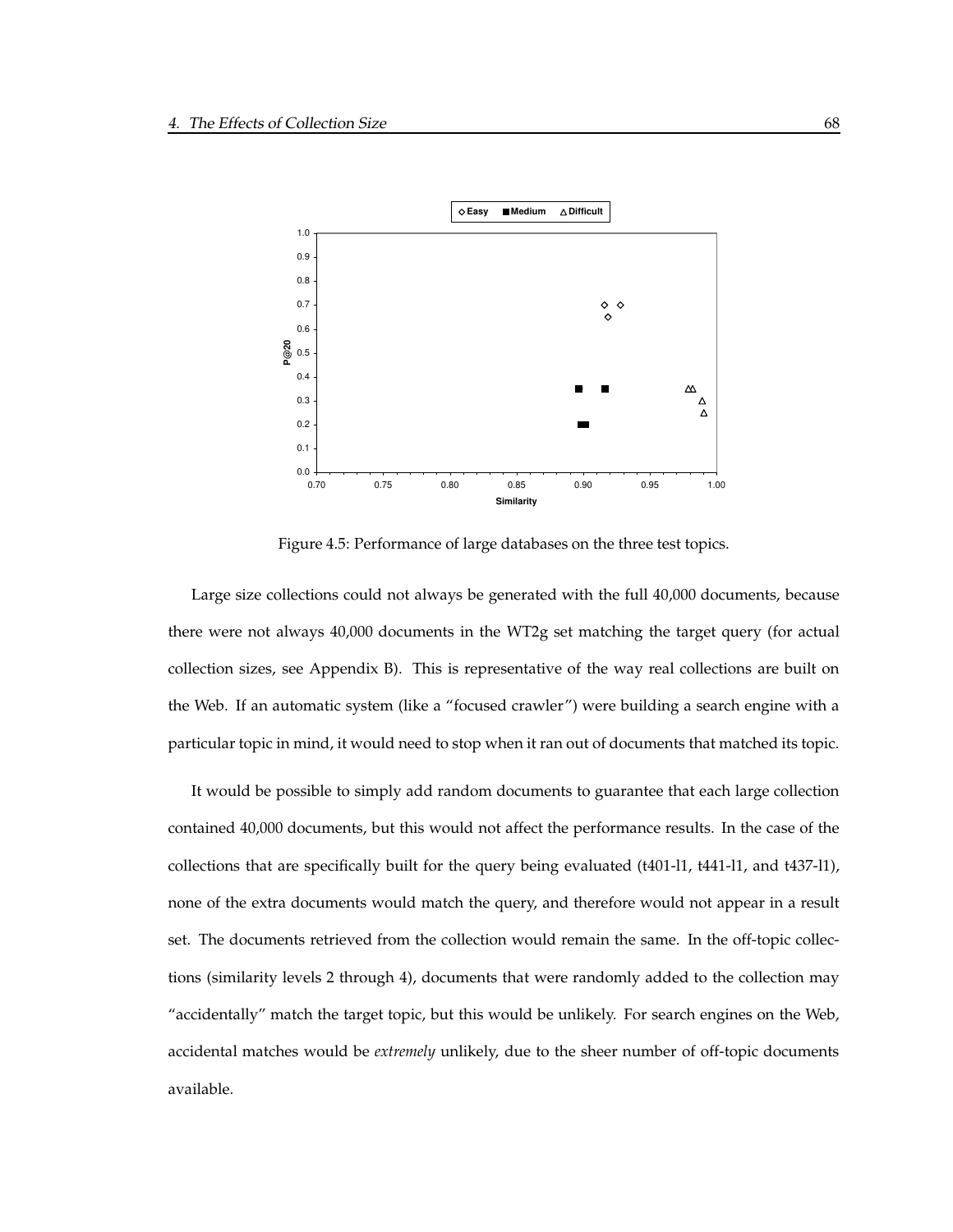Figure 4.5: Performance of large databases on the three test topics.

Large size collections could not always be generated with the full 40,000 documents, because there were not always 40,000 documents in the WT2g set matching the target query (for actual collection sizes, see Appendix B). This is representative of the way real collections are built on the Web. If an automatic system (like a "focused crawler") were building a search engine with a particular topic in mind, it would need to stop when it ran out of documents that matched its topic.

It would be possible to simply add random documents to guarantee that each large collection contained 40,000 documents, but this would not affect the performance results. In the case of the collections that are specifically built for the query being evaluated (t401-l1, t441-l1, and t437-l1), none of the extra documents would match the query, and therefore would not appear in a result set. The documents retrieved from the collection would remain the same. In the off-topic collections (similarity levels 2 through 4), documents that were randomly added to the collection may "accidentally" match the target topic, but this would be unlikely. For search engines on the Web, accidental matches would be *extremely* unlikely, due to the sheer number of off-topic documents available.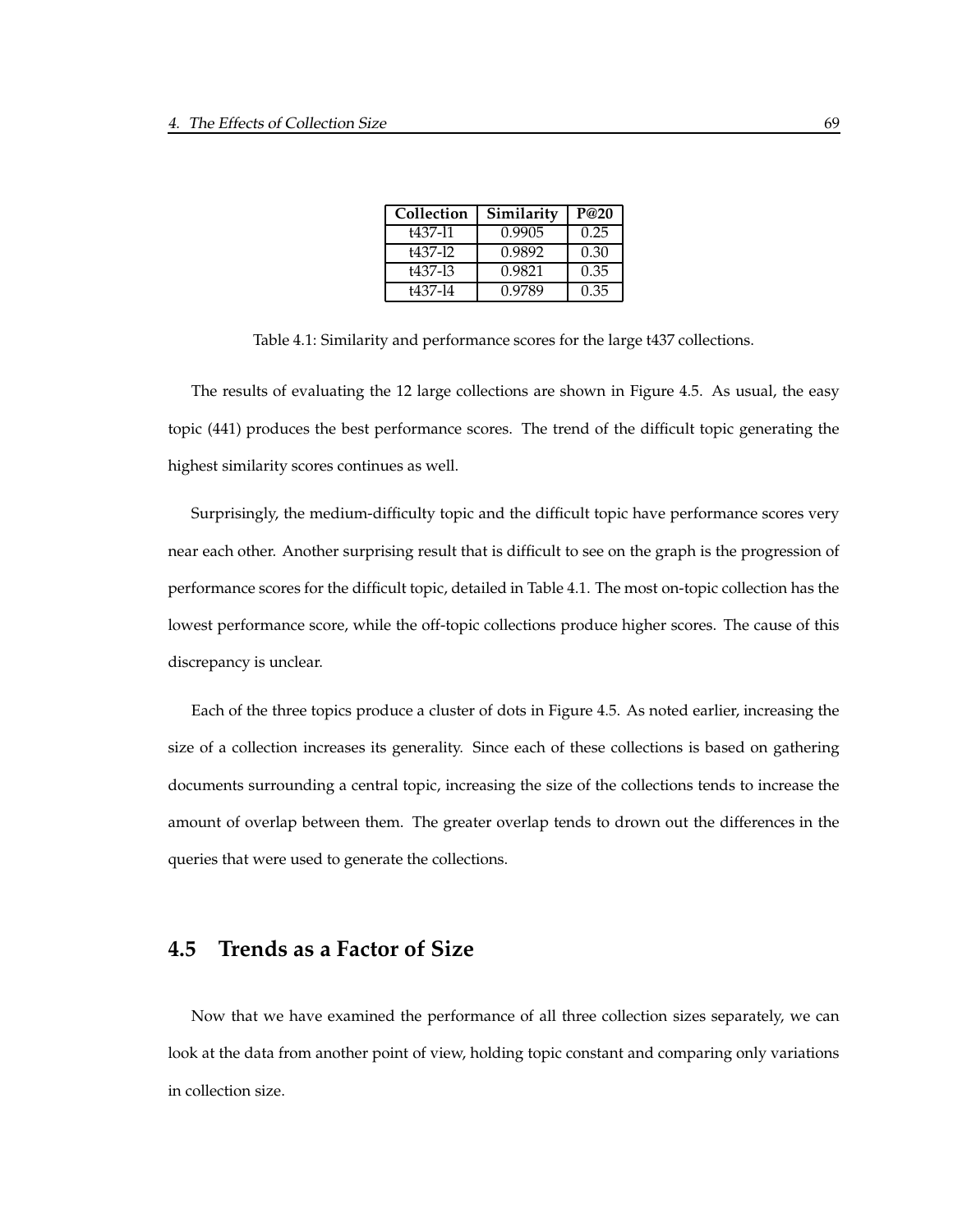| Collection | Similarity | P@20 |
|---|---|---|
| t437-l1 | 0.9905 | 0.25 |
| t437-l2 | 0.9892 | 0.30 |
| t437-l3 | 0.9821 | 0.35 |
| t437-l4 | 0.9789 | 0.35 |

Table 4.1: Similarity and performance scores for the large t437 collections.

The results of evaluating the 12 large collections are shown in Figure 4.5. As usual, the easy topic (441) produces the best performance scores. The trend of the difficult topic generating the highest similarity scores continues as well.

Surprisingly, the medium-difficulty topic and the difficult topic have performance scores very near each other. Another surprising result that is difficult to see on the graph is the progression of performance scores for the difficult topic, detailed in Table 4.1. The most on-topic collection has the lowest performance score, while the off-topic collections produce higher scores. The cause of this discrepancy is unclear.

Each of the three topics produce a cluster of dots in Figure 4.5. As noted earlier, increasing the size of a collection increases its generality. Since each of these collections is based on gathering documents surrounding a central topic, increasing the size of the collections tends to increase the amount of overlap between them. The greater overlap tends to drown out the differences in the queries that were used to generate the collections.

## 4.5 Trends as a Factor of Size

Now that we have examined the performance of all three collection sizes separately, we can look at the data from another point of view, holding topic constant and comparing only variations in collection size.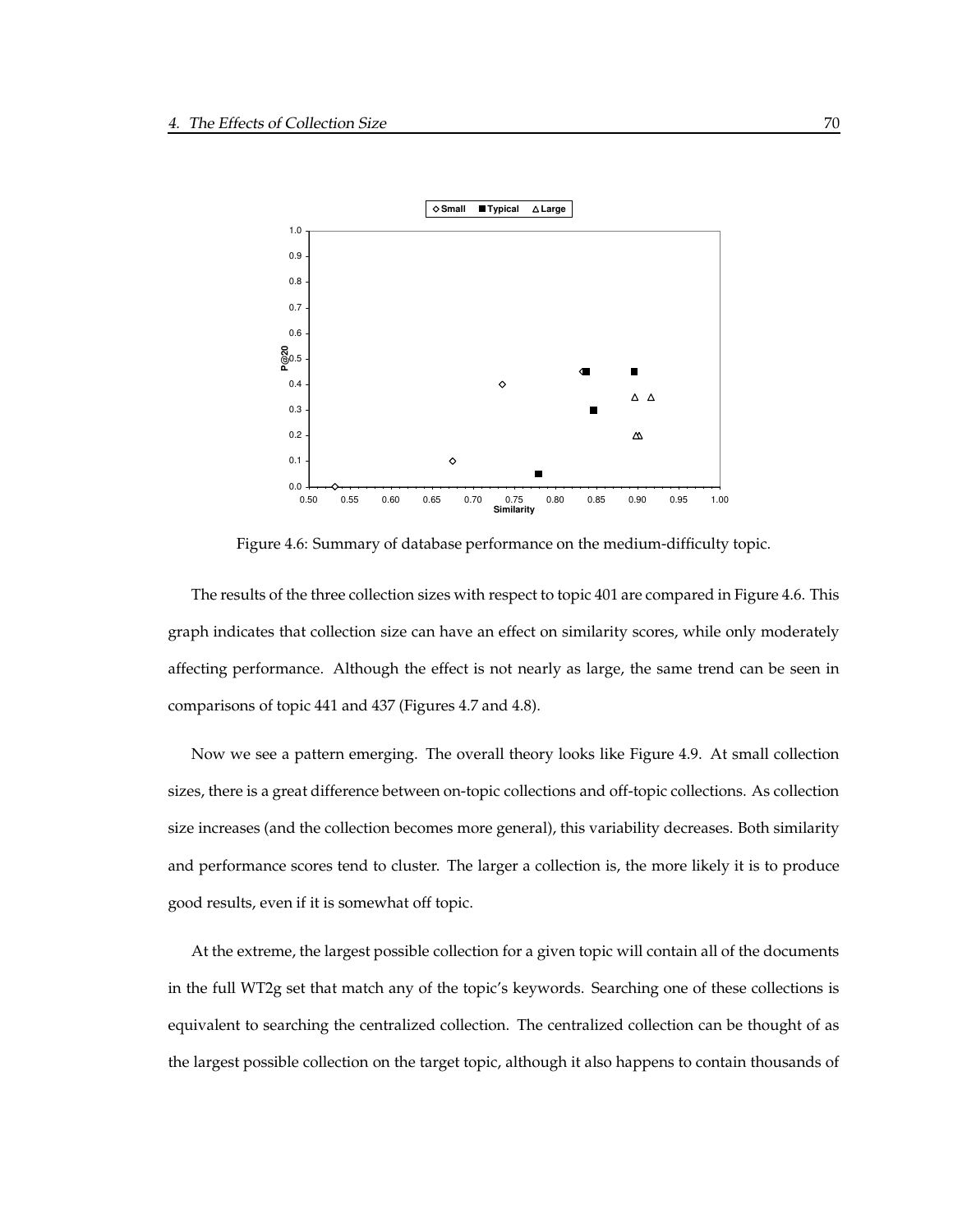Figure 4.6: Summary of database performance on the medium-difficulty topic.

The results of the three collection sizes with respect to topic 401 are compared in Figure 4.6. This graph indicates that collection size can have an effect on similarity scores, while only moderately affecting performance. Although the effect is not nearly as large, the same trend can be seen in comparisons of topic 441 and 437 (Figures 4.7 and 4.8).

Now we see a pattern emerging. The overall theory looks like Figure 4.9. At small collection sizes, there is a great difference between on-topic collections and off-topic collections. As collection size increases (and the collection becomes more general), this variability decreases. Both similarity and performance scores tend to cluster. The larger a collection is, the more likely it is to produce good results, even if it is somewhat off topic.

At the extreme, the largest possible collection for a given topic will contain all of the documents in the full WT2g set that match any of the topic's keywords. Searching one of these collections is equivalent to searching the centralized collection. The centralized collection can be thought of as the largest possible collection on the target topic, although it also happens to contain thousands of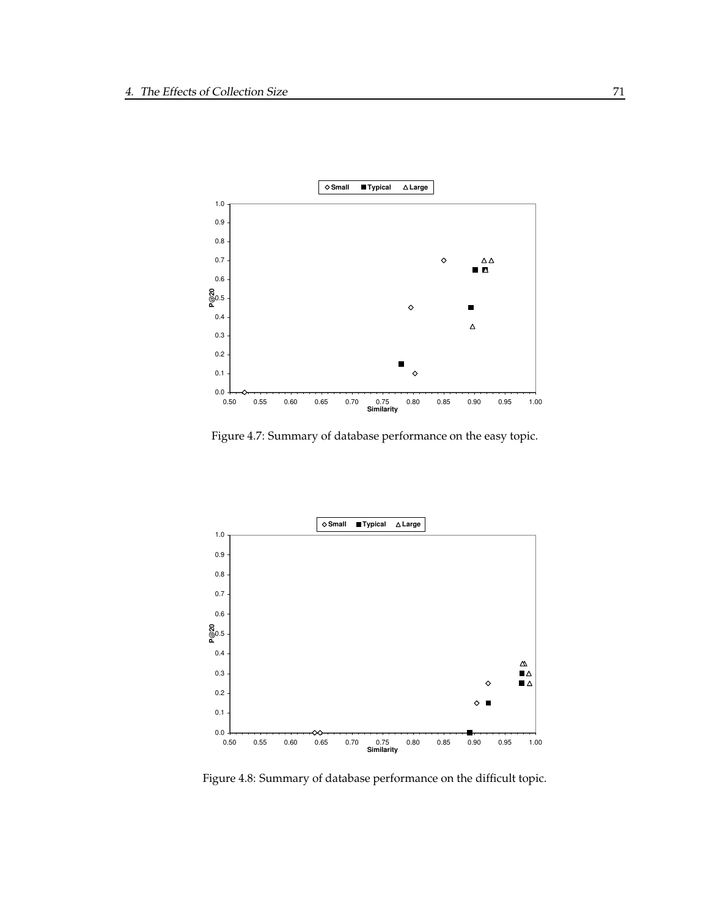Figure 4.7: Summary of database performance on the easy topic.

Figure 4.8: Summary of database performance on the difficult topic.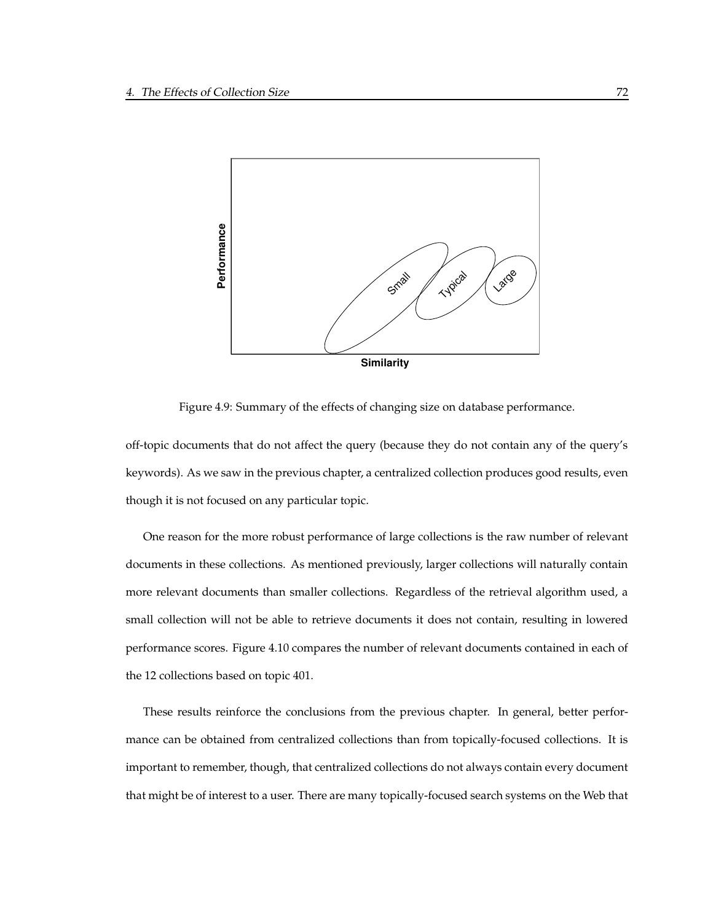Figure 4.9: Summary of the effects of changing size on database performance.

off-topic documents that do not affect the query (because they do not contain any of the query's keywords). As we saw in the previous chapter, a centralized collection produces good results, even though it is not focused on any particular topic.

One reason for the more robust performance of large collections is the raw number of relevant documents in these collections. As mentioned previously, larger collections will naturally contain more relevant documents than smaller collections. Regardless of the retrieval algorithm used, a small collection will not be able to retrieve documents it does not contain, resulting in lowered performance scores. Figure 4.10 compares the number of relevant documents contained in each of the 12 collections based on topic 401.

These results reinforce the conclusions from the previous chapter. In general, better performance can be obtained from centralized collections than from topically-focused collections. It is important to remember, though, that centralized collections do not always contain every document that might be of interest to a user. There are many topically-focused search systems on the Web that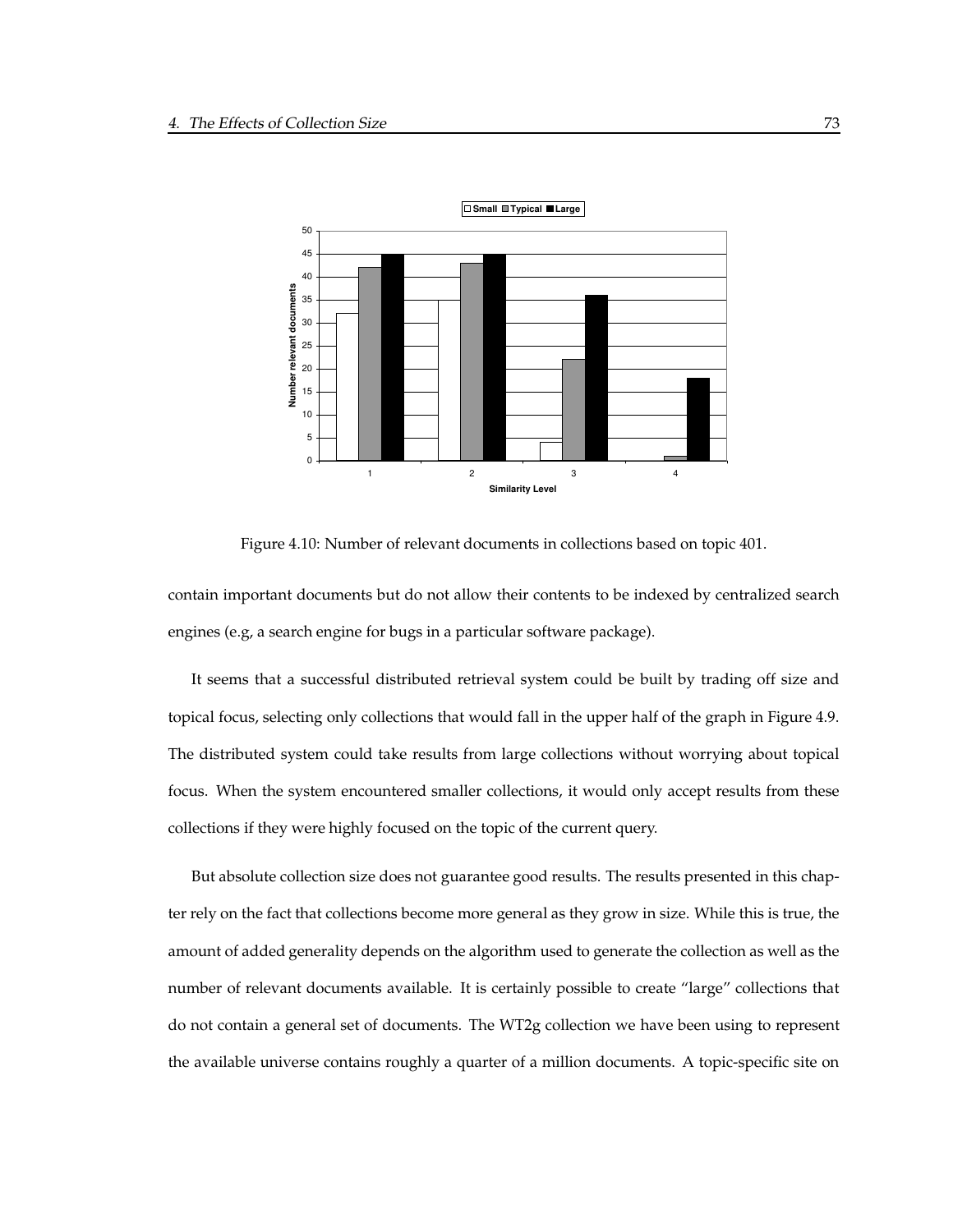Figure 4.10: Number of relevant documents in collections based on topic 401.

contain important documents but do not allow their contents to be indexed by centralized search engines (e.g, a search engine for bugs in a particular software package).

It seems that a successful distributed retrieval system could be built by trading off size and topical focus, selecting only collections that would fall in the upper half of the graph in Figure 4.9. The distributed system could take results from large collections without worrying about topical focus. When the system encountered smaller collections, it would only accept results from these collections if they were highly focused on the topic of the current query.

But absolute collection size does not guarantee good results. The results presented in this chapter rely on the fact that collections become more general as they grow in size. While this is true, the amount of added generality depends on the algorithm used to generate the collection as well as the number of relevant documents available. It is certainly possible to create "large" collections that do not contain a general set of documents. The WT2g collection we have been using to represent the available universe contains roughly a quarter of a million documents. A topic-specific site on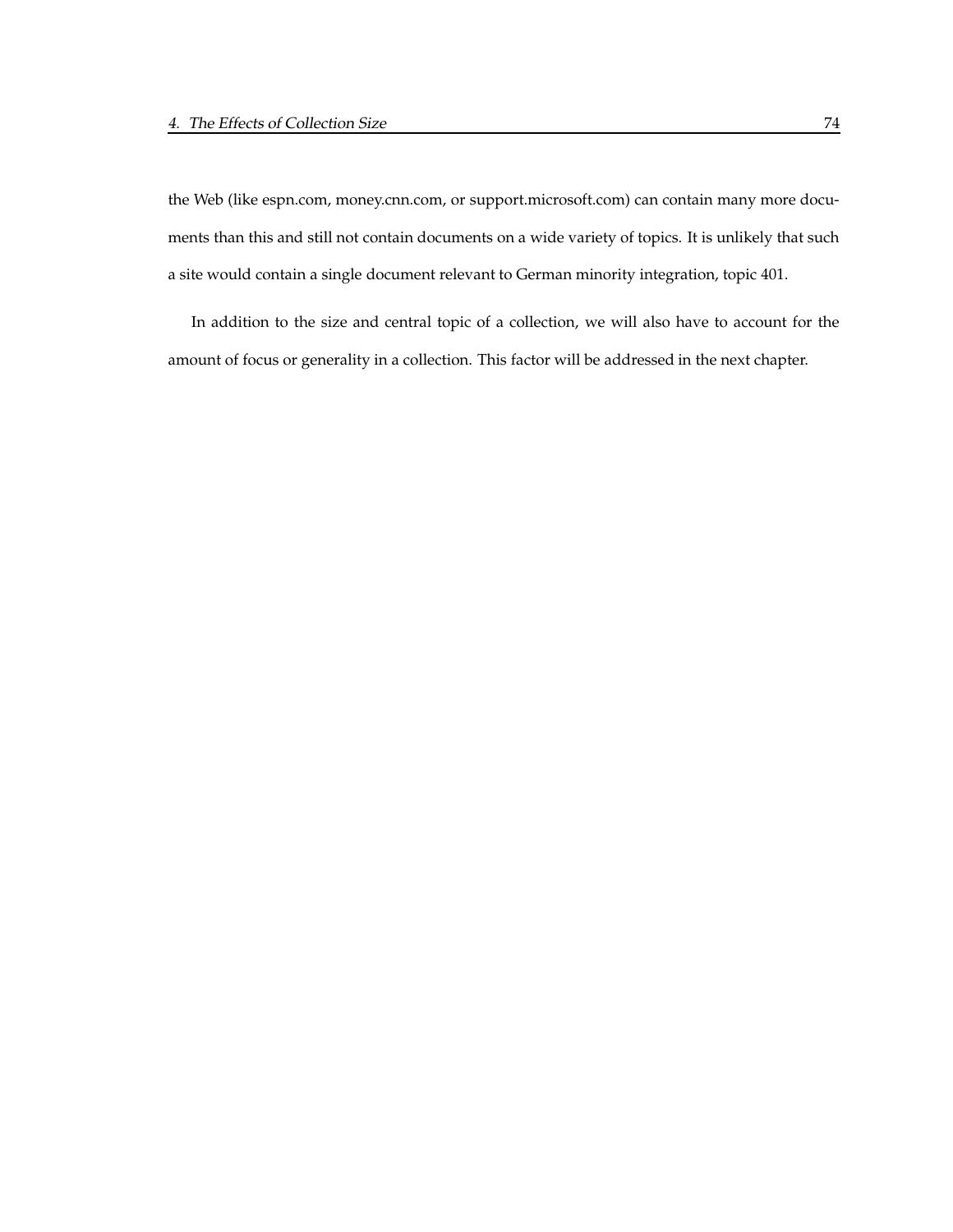the Web (like espn.com, money.cnn.com, or support.microsoft.com) can contain many more documents than this and still not contain documents on a wide variety of topics. It is unlikely that such a site would contain a single document relevant to German minority integration, topic 401.

In addition to the size and central topic of a collection, we will also have to account for the amount of focus or generality in a collection. This factor will be addressed in the next chapter.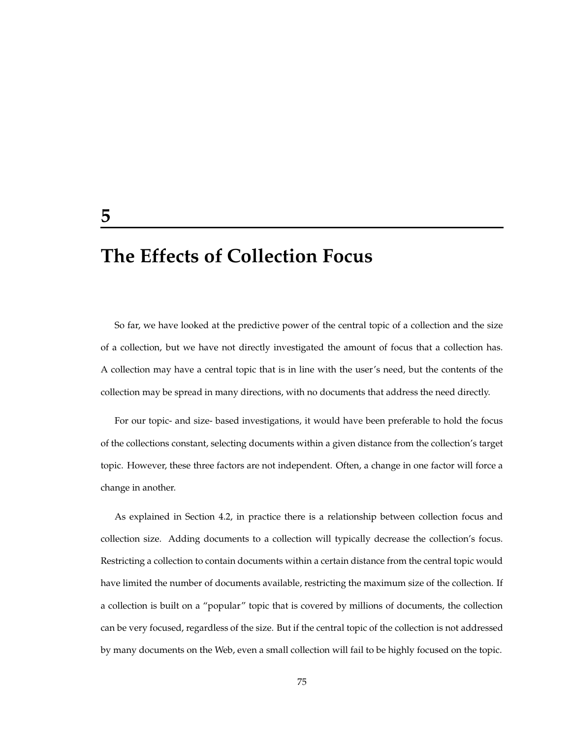# 5

# The Effects of Collection Focus

So far, we have looked at the predictive power of the central topic of a collection and the size of a collection, but we have not directly investigated the amount of focus that a collection has. A collection may have a central topic that is in line with the user's need, but the contents of the collection may be spread in many directions, with no documents that address the need directly.

For our topic- and size- based investigations, it would have been preferable to hold the focus of the collections constant, selecting documents within a given distance from the collection's target topic. However, these three factors are not independent. Often, a change in one factor will force a change in another.

As explained in Section 4.2, in practice there is a relationship between collection focus and collection size. Adding documents to a collection will typically decrease the collection's focus. Restricting a collection to contain documents within a certain distance from the central topic would have limited the number of documents available, restricting the maximum size of the collection. If a collection is built on a "popular" topic that is covered by millions of documents, the collection can be very focused, regardless of the size. But if the central topic of the collection is not addressed by many documents on the Web, even a small collection will fail to be highly focused on the topic.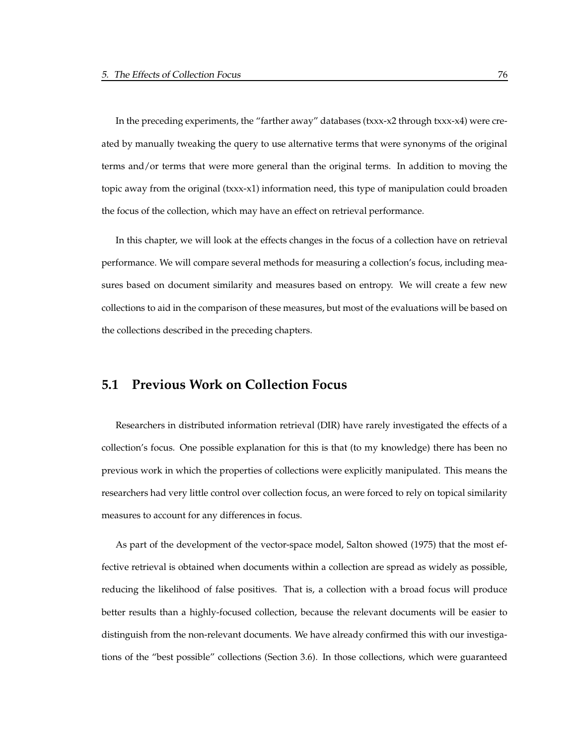In the preceding experiments, the "farther away" databases (txxx-x2 through txxx-x4) were created by manually tweaking the query to use alternative terms that were synonyms of the original terms and/or terms that were more general than the original terms. In addition to moving the topic away from the original (txxx-x1) information need, this type of manipulation could broaden the focus of the collection, which may have an effect on retrieval performance.

In this chapter, we will look at the effects changes in the focus of a collection have on retrieval performance. We will compare several methods for measuring a collection's focus, including measures based on document similarity and measures based on entropy. We will create a few new collections to aid in the comparison of these measures, but most of the evaluations will be based on the collections described in the preceding chapters.

## 5.1 Previous Work on Collection Focus

Researchers in distributed information retrieval (DIR) have rarely investigated the effects of a collection's focus. One possible explanation for this is that (to my knowledge) there has been no previous work in which the properties of collections were explicitly manipulated. This means the researchers had very little control over collection focus, an were forced to rely on topical similarity measures to account for any differences in focus.

As part of the development of the vector-space model, Salton showed (1975) that the most effective retrieval is obtained when documents within a collection are spread as widely as possible, reducing the likelihood of false positives. That is, a collection with a broad focus will produce better results than a highly-focused collection, because the relevant documents will be easier to distinguish from the non-relevant documents. We have already confirmed this with our investigations of the "best possible" collections (Section 3.6). In those collections, which were guaranteed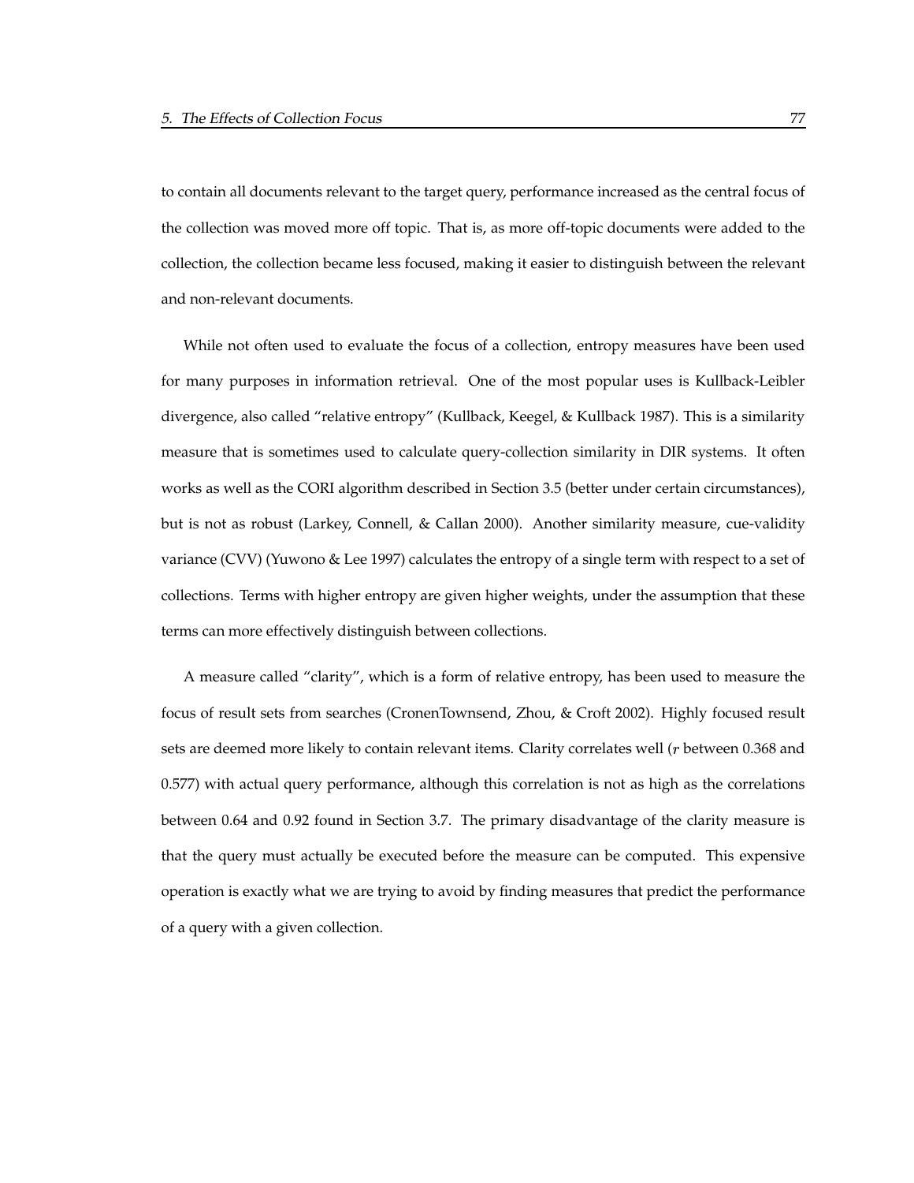to contain all documents relevant to the target query, performance increased as the central focus of the collection was moved more off topic. That is, as more off-topic documents were added to the collection, the collection became less focused, making it easier to distinguish between the relevant and non-relevant documents.

While not often used to evaluate the focus of a collection, entropy measures have been used for many purposes in information retrieval. One of the most popular uses is Kullback-Leibler divergence, also called "relative entropy" (Kullback, Keegel, & Kullback 1987). This is a similarity measure that is sometimes used to calculate query-collection similarity in DIR systems. It often works as well as the CORI algorithm described in Section 3.5 (better under certain circumstances), but is not as robust (Larkey, Connell, & Callan 2000). Another similarity measure, cue-validity variance (CVV) (Yuwono & Lee 1997) calculates the entropy of a single term with respect to a set of collections. Terms with higher entropy are given higher weights, under the assumption that these terms can more effectively distinguish between collections.

A measure called "clarity", which is a form of relative entropy, has been used to measure the focus of result sets from searches (CronenTownsend, Zhou, & Croft 2002). Highly focused result sets are deemed more likely to contain relevant items. Clarity correlates well ($r$ between 0.368 and 0.577) with actual query performance, although this correlation is not as high as the correlations between 0.64 and 0.92 found in Section 3.7. The primary disadvantage of the clarity measure is that the query must actually be executed before the measure can be computed. This expensive operation is exactly what we are trying to avoid by finding measures that predict the performance of a query with a given collection.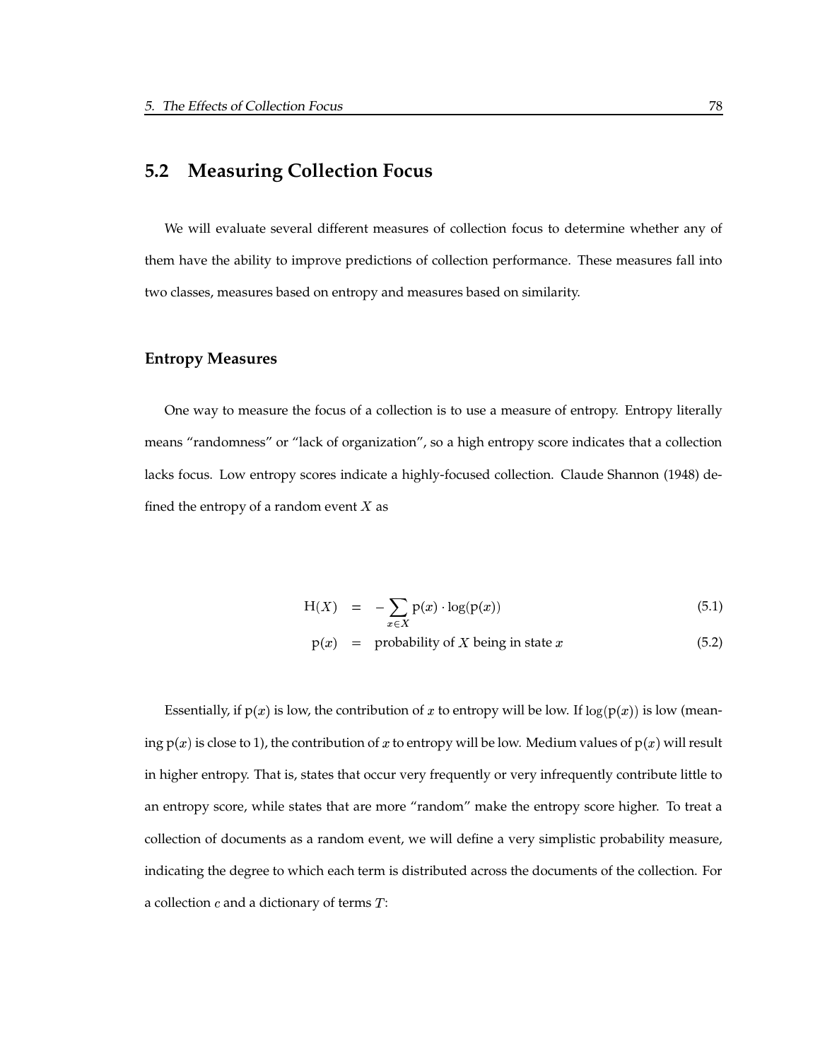## 5.2 Measuring Collection Focus

We will evaluate several different measures of collection focus to determine whether any of them have the ability to improve predictions of collection performance. These measures fall into two classes, measures based on entropy and measures based on similarity.

### Entropy Measures

One way to measure the focus of a collection is to use a measure of entropy. Entropy literally means "randomness" or "lack of organization", so a high entropy score indicates that a collection lacks focus. Low entropy scores indicate a highly-focused collection. Claude Shannon (1948) defined the entropy of a random event $X$ as

$$\mathrm{H}(X) = -\sum_{x \in X} \mathrm{p}(x) \cdot \log(\mathrm{p}(x)) \tag{5.1}$$

$$\mathrm{p}(x) = \text{probability of } X \text{ being in state } x \tag{5.2}$$

Essentially, if $\mathrm{p}(x)$ is low, the contribution of $x$ to entropy will be low. If $\log(\mathrm{p}(x))$ is low (meaning $\mathrm{p}(x)$ is close to 1), the contribution of $x$ to entropy will be low. Medium values of $\mathrm{p}(x)$ will result in higher entropy. That is, states that occur very frequently or very infrequently contribute little to an entropy score, while states that are more "random" make the entropy score higher. To treat a collection of documents as a random event, we will define a very simplistic probability measure, indicating the degree to which each term is distributed across the documents of the collection. For a collection $c$ and a dictionary of terms $T$: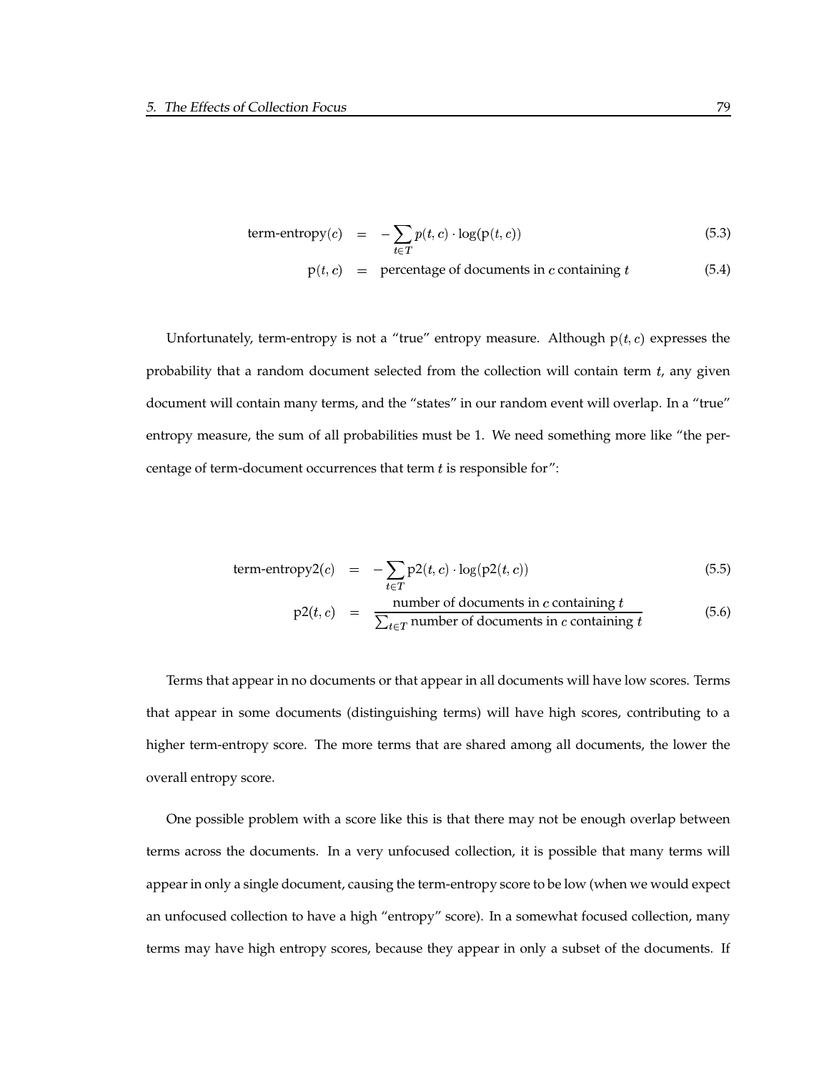$$\text{term-entropy}(c) = -\sum_{t \in T} p(t, c) \cdot \log(\text{p}(t, c)) \tag{5.3}$$

$$\text{p}(t, c) = \text{percentage of documents in } c \text{ containing } t \tag{5.4}$$

Unfortunately, term-entropy is not a "true" entropy measure. Although $\text{p}(t, c)$ expresses the probability that a random document selected from the collection will contain term $t$, any given document will contain many terms, and the "states" in our random event will overlap. In a "true" entropy measure, the sum of all probabilities must be 1. We need something more like "the percentage of term-document occurrences that term $t$ is responsible for":

$$\text{term-entropy2}(c) = -\sum_{t \in T} \text{p2}(t, c) \cdot \log(\text{p2}(t, c)) \tag{5.5}$$

$$\text{p2}(t, c) = \frac{\text{number of documents in } c \text{ containing } t}{\sum_{t \in T} \text{number of documents in } c \text{ containing } t} \tag{5.6}$$

Terms that appear in no documents or that appear in all documents will have low scores. Terms that appear in some documents (distinguishing terms) will have high scores, contributing to a higher term-entropy score. The more terms that are shared among all documents, the lower the overall entropy score.

One possible problem with a score like this is that there may not be enough overlap between terms across the documents. In a very unfocused collection, it is possible that many terms will appear in only a single document, causing the term-entropy score to be low (when we would expect an unfocused collection to have a high "entropy" score). In a somewhat focused collection, many terms may have high entropy scores, because they appear in only a subset of the documents. If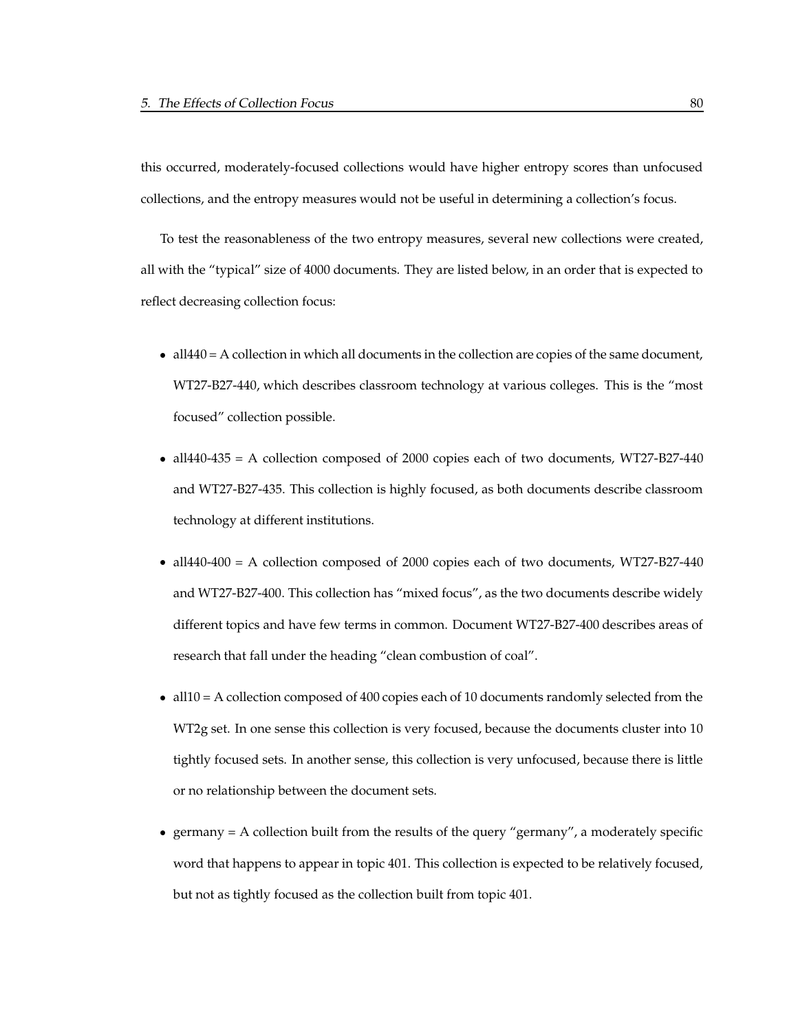this occurred, moderately-focused collections would have higher entropy scores than unfocused collections, and the entropy measures would not be useful in determining a collection's focus.

To test the reasonableness of the two entropy measures, several new collections were created, all with the "typical" size of 4000 documents. They are listed below, in an order that is expected to reflect decreasing collection focus:

- all440 = A collection in which all documents in the collection are copies of the same document, WT27-B27-440, which describes classroom technology at various colleges. This is the "most focused" collection possible.
- all440-435 = A collection composed of 2000 copies each of two documents, WT27-B27-440 and WT27-B27-435. This collection is highly focused, as both documents describe classroom technology at different institutions.
- all440-400 = A collection composed of 2000 copies each of two documents, WT27-B27-440 and WT27-B27-400. This collection has "mixed focus", as the two documents describe widely different topics and have few terms in common. Document WT27-B27-400 describes areas of research that fall under the heading "clean combustion of coal".
- all10 = A collection composed of 400 copies each of 10 documents randomly selected from the WT2g set. In one sense this collection is very focused, because the documents cluster into 10 tightly focused sets. In another sense, this collection is very unfocused, because there is little or no relationship between the document sets.
- germany = A collection built from the results of the query "germany", a moderately specific word that happens to appear in topic 401. This collection is expected to be relatively focused, but not as tightly focused as the collection built from topic 401.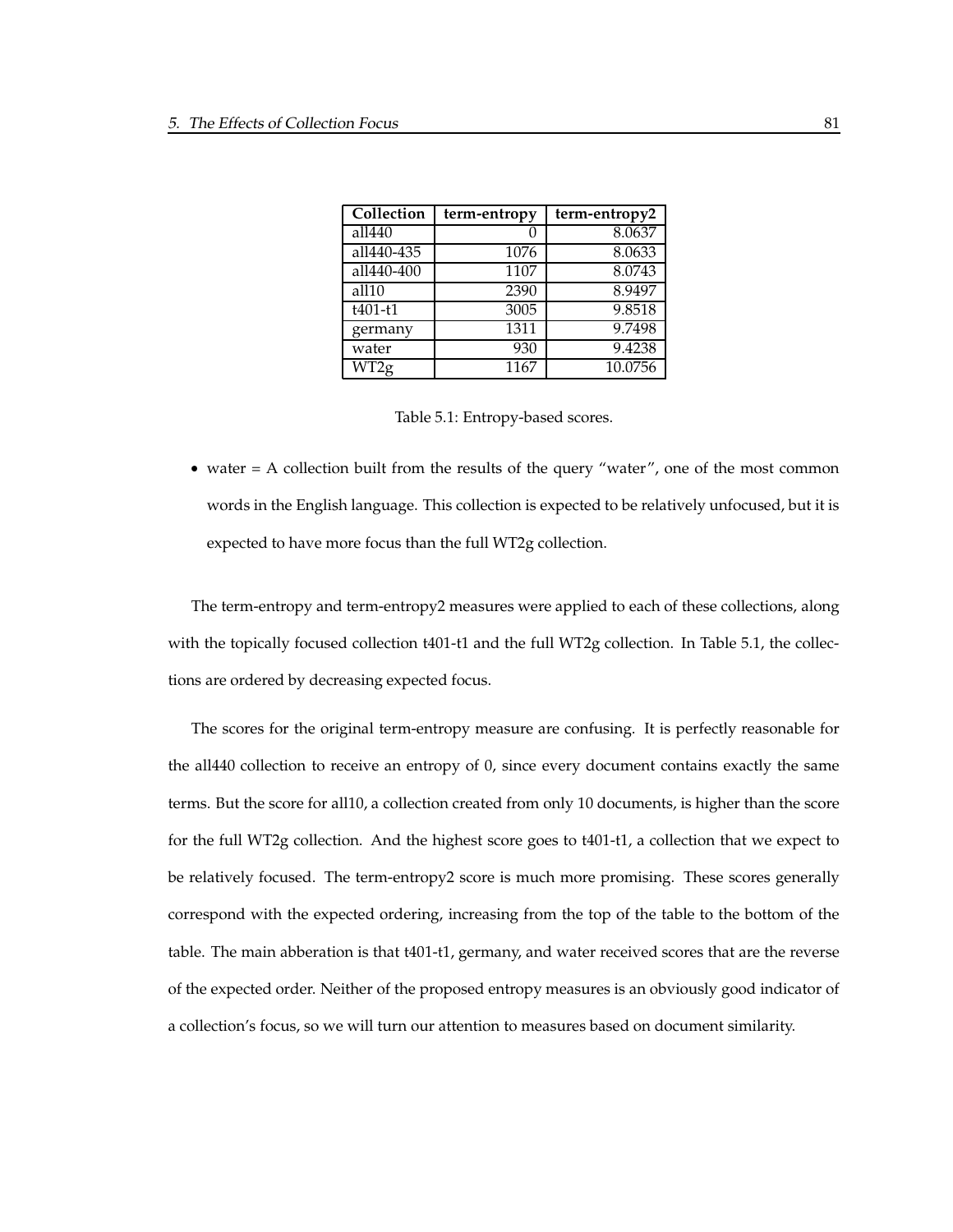| Collection | term-entropy | term-entropy2 |
|---|---|---|
| all440 | 0 | 8.0637 |
| all440-435 | 1076 | 8.0633 |
| all440-400 | 1107 | 8.0743 |
| all10 | 2390 | 8.9497 |
| t401-t1 | 3005 | 9.8518 |
| germany | 1311 | 9.7498 |
| water | 930 | 9.4238 |
| WT2g | 1167 | 10.0756 |

Table 5.1: Entropy-based scores.

- water = A collection built from the results of the query "water", one of the most common words in the English language. This collection is expected to be relatively unfocused, but it is expected to have more focus than the full WT2g collection.

The term-entropy and term-entropy2 measures were applied to each of these collections, along with the topically focused collection t401-t1 and the full WT2g collection. In Table 5.1, the collections are ordered by decreasing expected focus.

The scores for the original term-entropy measure are confusing. It is perfectly reasonable for the all440 collection to receive an entropy of 0, since every document contains exactly the same terms. But the score for all10, a collection created from only 10 documents, is higher than the score for the full WT2g collection. And the highest score goes to t401-t1, a collection that we expect to be relatively focused. The term-entropy2 score is much more promising. These scores generally correspond with the expected ordering, increasing from the top of the table to the bottom of the table. The main abberation is that t401-t1, germany, and water received scores that are the reverse of the expected order. Neither of the proposed entropy measures is an obviously good indicator of a collection's focus, so we will turn our attention to measures based on document similarity.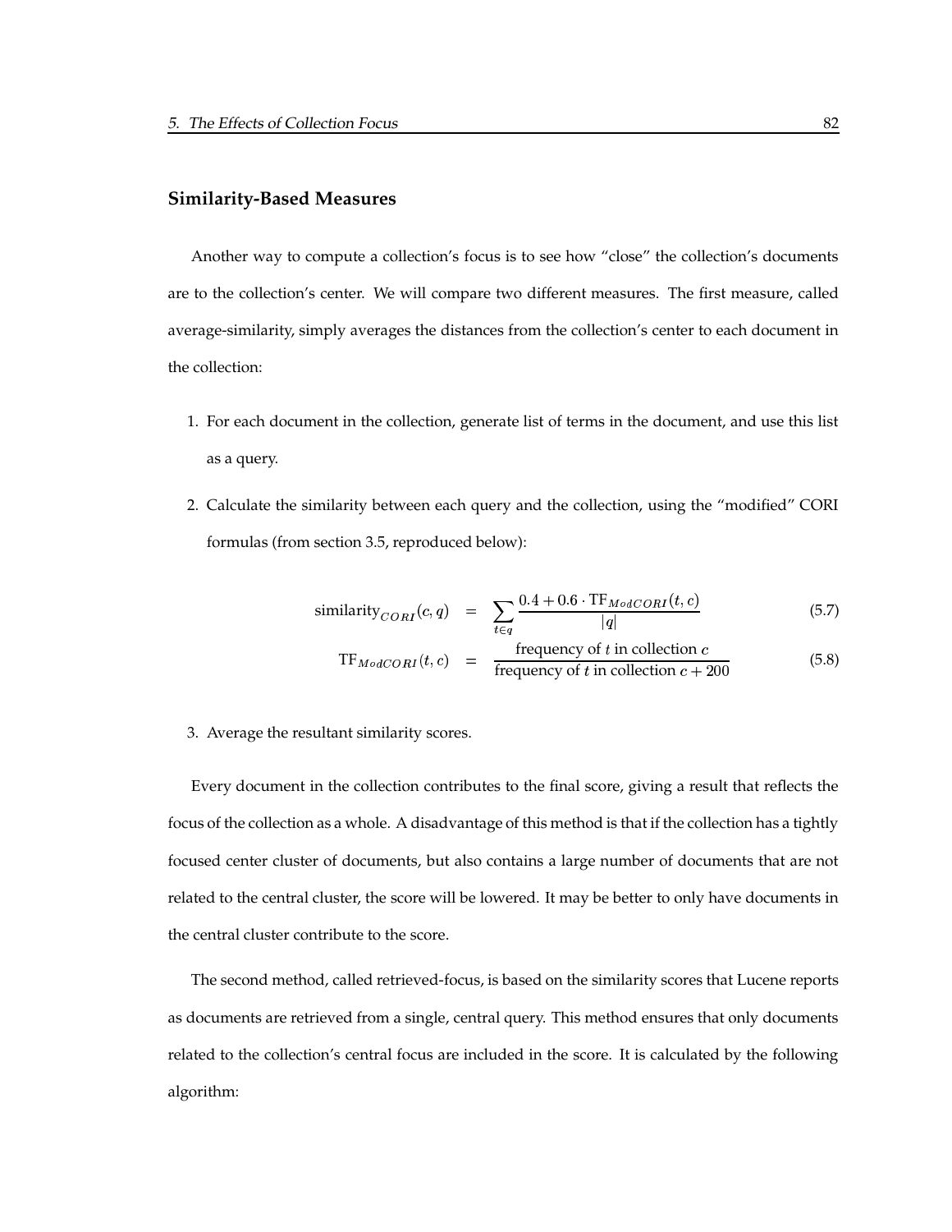### Similarity-Based Measures

Another way to compute a collection's focus is to see how "close" the collection's documents are to the collection's center. We will compare two different measures. The first measure, called average-similarity, simply averages the distances from the collection's center to each document in the collection:

1. For each document in the collection, generate list of terms in the document, and use this list as a query.
2. Calculate the similarity between each query and the collection, using the "modified" CORI formulas (from section 3.5, reproduced below):

$$\text{similarity}_{CORI}(c, q) = \sum_{t \in q} \frac{0.4 + 0.6 \cdot \text{TF}_{ModCORI}(t, c)}{|q|} \tag{5.7}$$

$$\text{TF}_{ModCORI}(t, c) = \frac{\text{frequency of } t \text{ in collection } c}{\text{frequency of } t \text{ in collection } c + 200} \tag{5.8}$$

3. Average the resultant similarity scores.

Every document in the collection contributes to the final score, giving a result that reflects the focus of the collection as a whole. A disadvantage of this method is that if the collection has a tightly focused center cluster of documents, but also contains a large number of documents that are not related to the central cluster, the score will be lowered. It may be better to only have documents in the central cluster contribute to the score.

The second method, called retrieved-focus, is based on the similarity scores that Lucene reports as documents are retrieved from a single, central query. This method ensures that only documents related to the collection's central focus are included in the score. It is calculated by the following algorithm: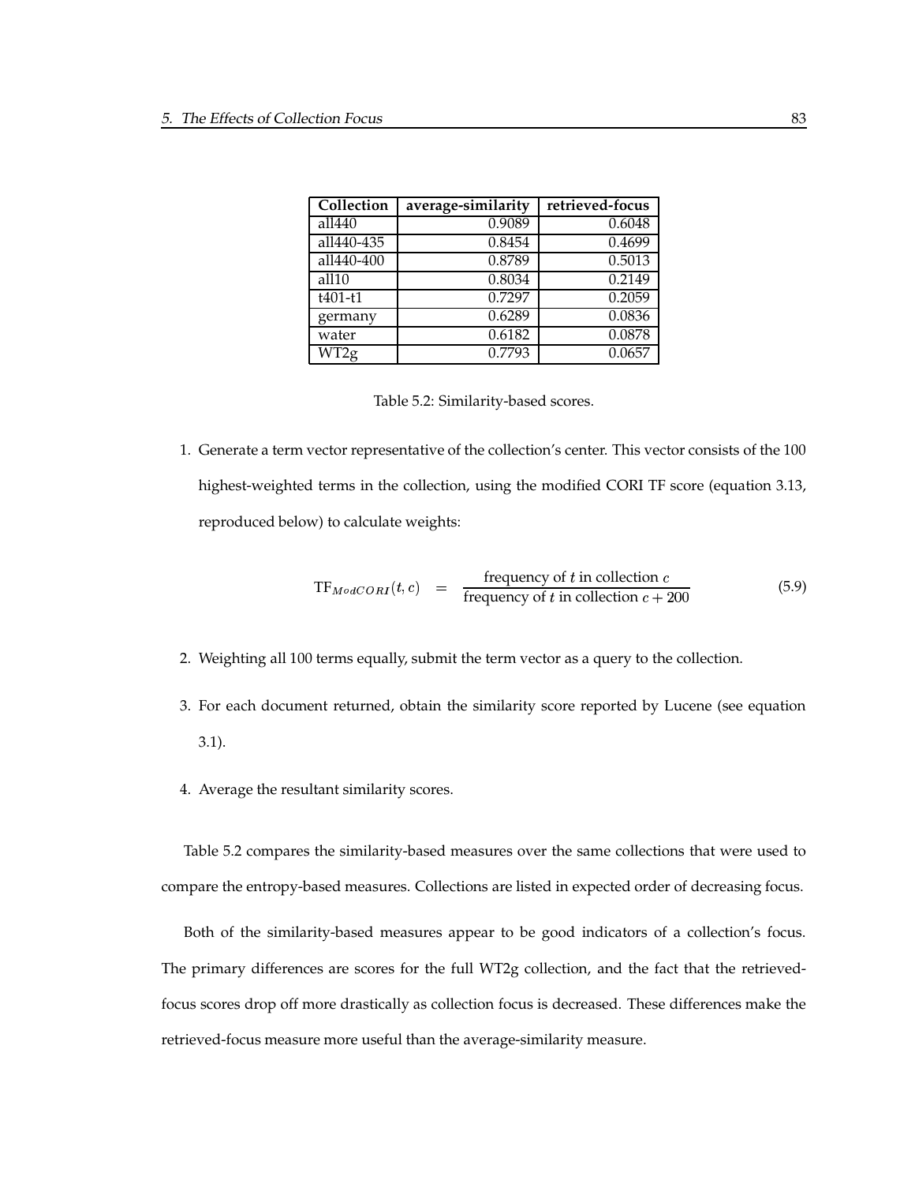| Collection | average-similarity | retrieved-focus |
|---|---|---|
| all440 | 0.9089 | 0.6048 |
| all440-435 | 0.8454 | 0.4699 |
| all440-400 | 0.8789 | 0.5013 |
| all10 | 0.8034 | 0.2149 |
| t401-t1 | 0.7297 | 0.2059 |
| germany | 0.6289 | 0.0836 |
| water | 0.6182 | 0.0878 |
| WT2g | 0.7793 | 0.0657 |

Table 5.2: Similarity-based scores.

1. Generate a term vector representative of the collection's center. This vector consists of the 100 highest-weighted terms in the collection, using the modified CORI TF score (equation 3.13, reproduced below) to calculate weights:

$$\mathrm{TF}_{ModCORI}(t, c) \quad = \quad \frac{\text{frequency of } t \text{ in collection } c}{\text{frequency of } t \text{ in collection } c + 200} \tag{5.9}$$

2. Weighting all 100 terms equally, submit the term vector as a query to the collection.

3. For each document returned, obtain the similarity score reported by Lucene (see equation 3.1).

4. Average the resultant similarity scores.

Table 5.2 compares the similarity-based measures over the same collections that were used to compare the entropy-based measures. Collections are listed in expected order of decreasing focus.

Both of the similarity-based measures appear to be good indicators of a collection's focus. The primary differences are scores for the full WT2g collection, and the fact that the retrieved-focus scores drop off more drastically as collection focus is decreased. These differences make the retrieved-focus measure more useful than the average-similarity measure.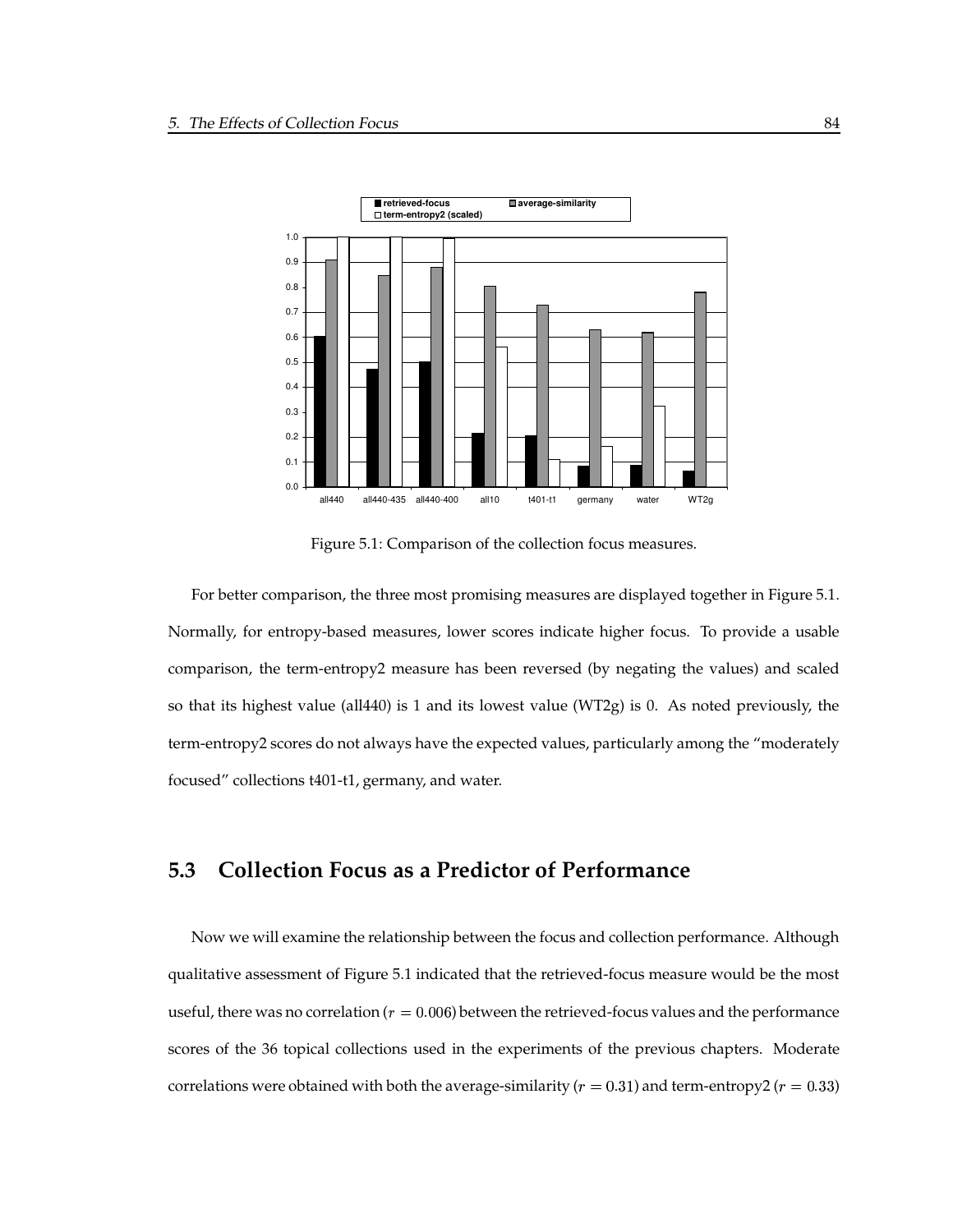Figure 5.1: Comparison of the collection focus measures.

For better comparison, the three most promising measures are displayed together in Figure 5.1. Normally, for entropy-based measures, lower scores indicate higher focus. To provide a usable comparison, the term-entropy2 measure has been reversed (by negating the values) and scaled so that its highest value (all440) is 1 and its lowest value (WT2g) is 0. As noted previously, the term-entropy2 scores do not always have the expected values, particularly among the "moderately focused" collections t401-t1, germany, and water.

## 5.3 Collection Focus as a Predictor of Performance

Now we will examine the relationship between the focus and collection performance. Although qualitative assessment of Figure 5.1 indicated that the retrieved-focus measure would be the most useful, there was no correlation ($r = 0.006$) between the retrieved-focus values and the performance scores of the 36 topical collections used in the experiments of the previous chapters. Moderate correlations were obtained with both the average-similarity ($r = 0.31$) and term-entropy2 ($r = 0.33$)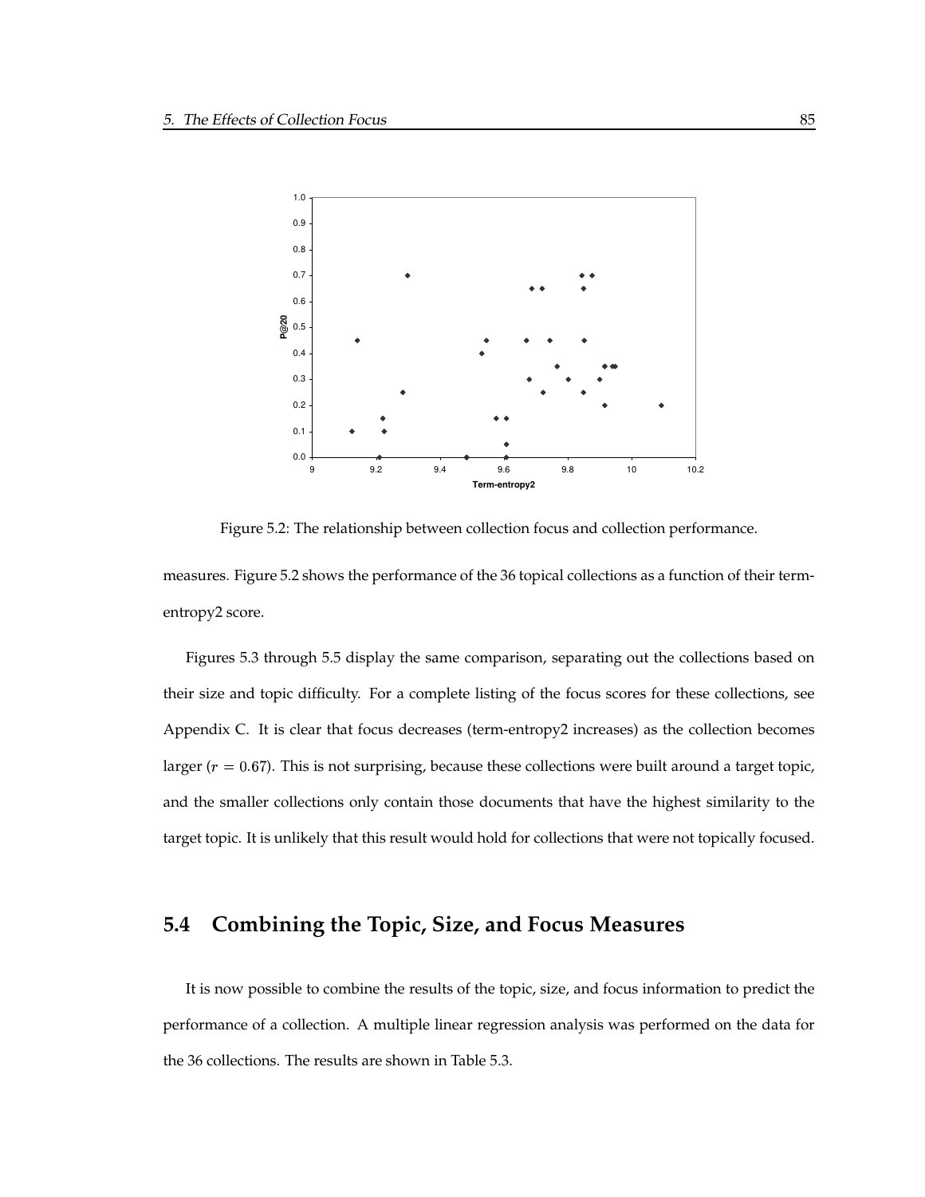Figure 5.2: The relationship between collection focus and collection performance.

measures. Figure 5.2 shows the performance of the 36 topical collections as a function of their term-entropy2 score.

Figures 5.3 through 5.5 display the same comparison, separating out the collections based on their size and topic difficulty. For a complete listing of the focus scores for these collections, see Appendix C. It is clear that focus decreases (term-entropy2 increases) as the collection becomes larger ($r = 0.67$). This is not surprising, because these collections were built around a target topic, and the smaller collections only contain those documents that have the highest similarity to the target topic. It is unlikely that this result would hold for collections that were not topically focused.

## 5.4 Combining the Topic, Size, and Focus Measures

It is now possible to combine the results of the topic, size, and focus information to predict the performance of a collection. A multiple linear regression analysis was performed on the data for the 36 collections. The results are shown in Table 5.3.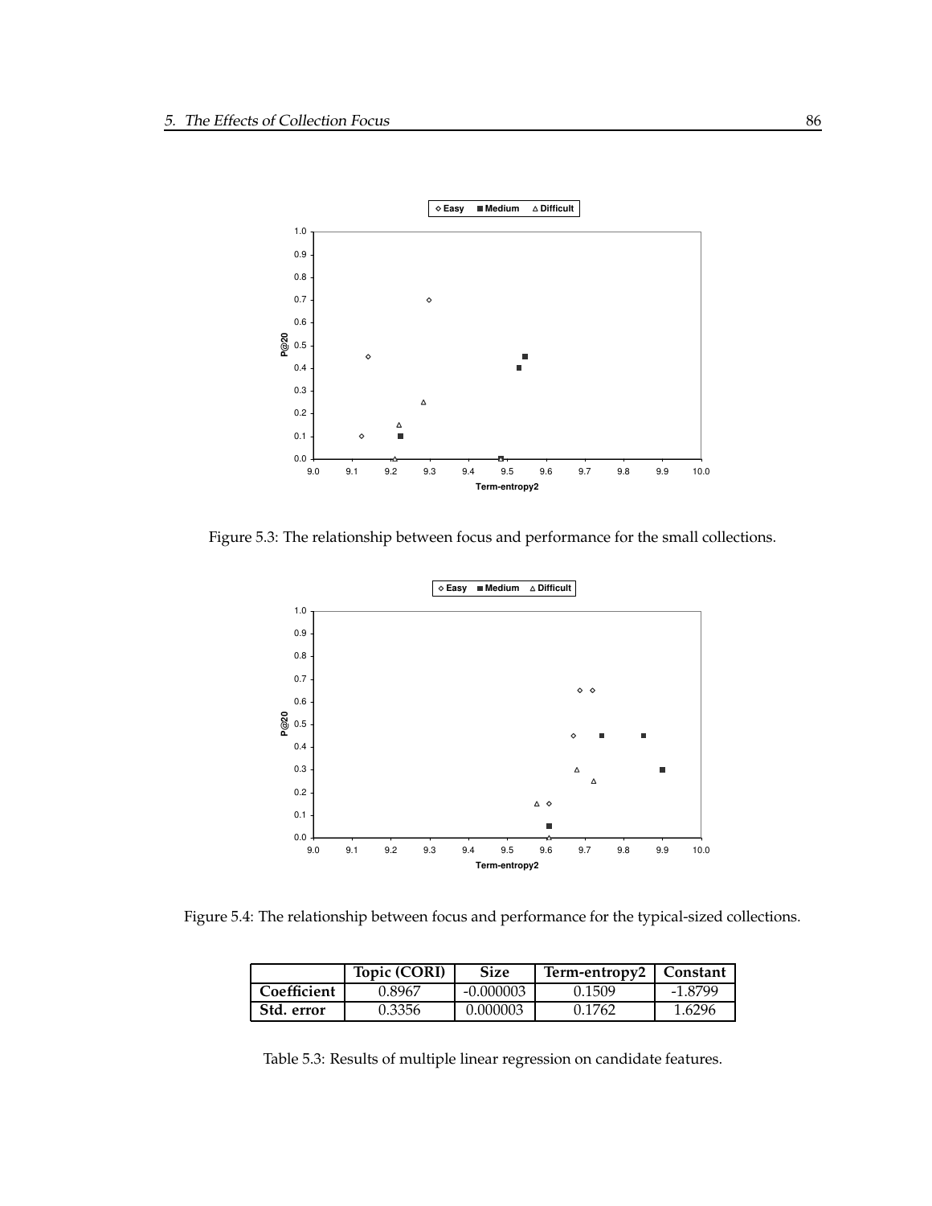Figure 5.3: The relationship between focus and performance for the small collections.

Figure 5.4: The relationship between focus and performance for the typical-sized collections.

| | Topic (CORI) | Size | Term-entropy2 | Constant |
|---|---|---|---|---|
| Coefficient | 0.8967 | -0.000003 | 0.1509 | -1.8799 |
| Std. error | 0.3356 | 0.000003 | 0.1762 | 1.6296 |

Table 5.3: Results of multiple linear regression on candidate features.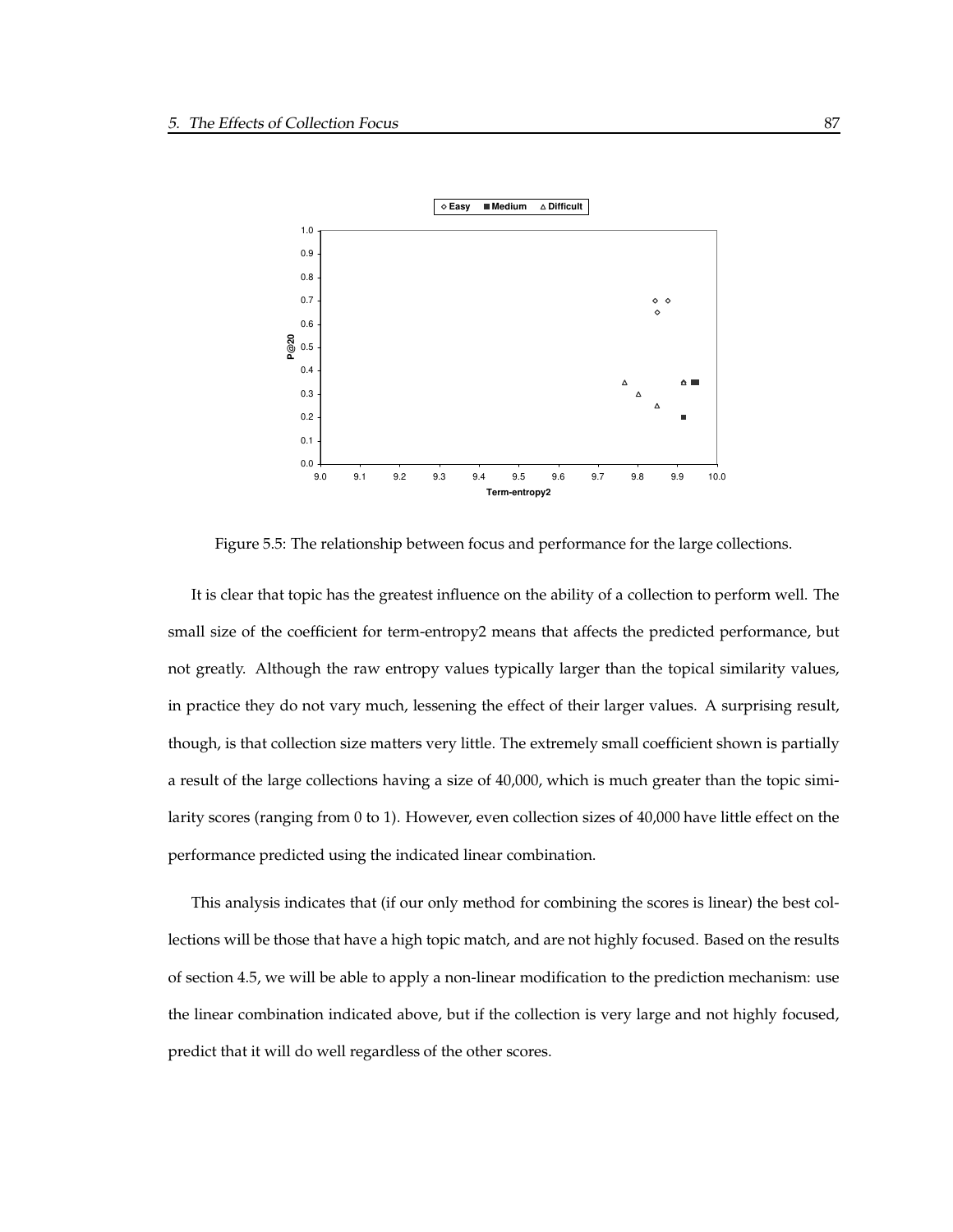Figure 5.5: The relationship between focus and performance for the large collections.

It is clear that topic has the greatest influence on the ability of a collection to perform well. The small size of the coefficient for term-entropy2 means that affects the predicted performance, but not greatly. Although the raw entropy values typically larger than the topical similarity values, in practice they do not vary much, lessening the effect of their larger values. A surprising result, though, is that collection size matters very little. The extremely small coefficient shown is partially a result of the large collections having a size of 40,000, which is much greater than the topic similarity scores (ranging from 0 to 1). However, even collection sizes of 40,000 have little effect on the performance predicted using the indicated linear combination.

This analysis indicates that (if our only method for combining the scores is linear) the best collections will be those that have a high topic match, and are not highly focused. Based on the results of section 4.5, we will be able to apply a non-linear modification to the prediction mechanism: use the linear combination indicated above, but if the collection is very large and not highly focused, predict that it will do well regardless of the other scores.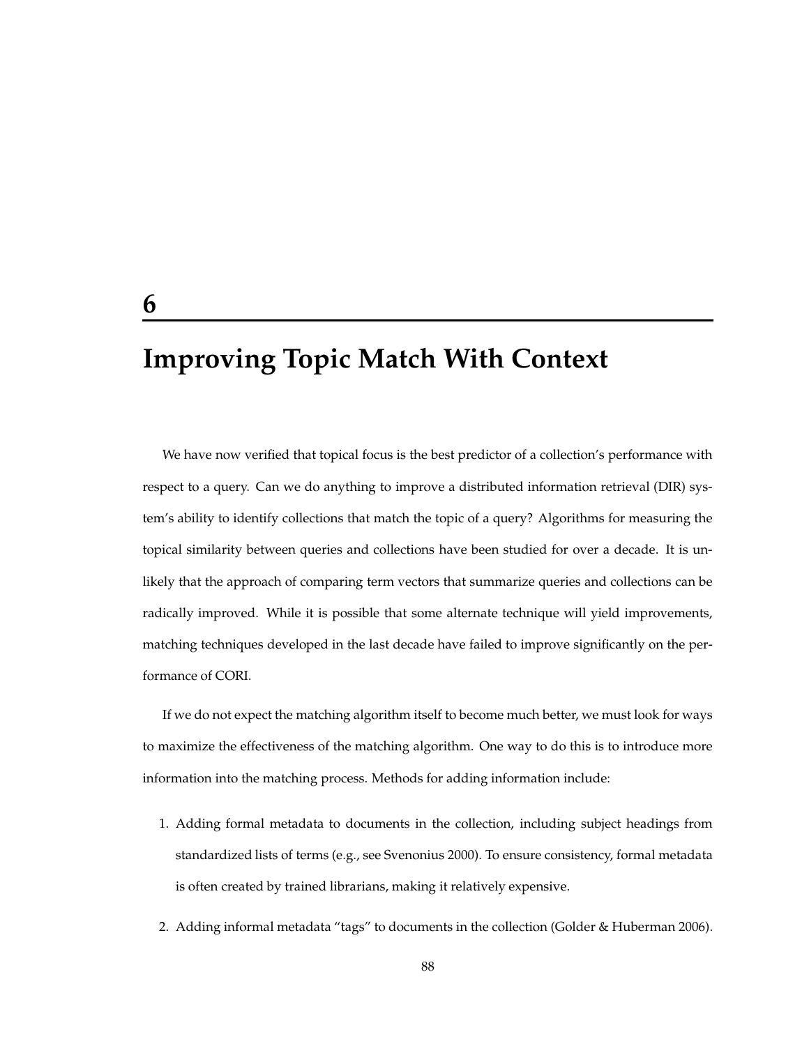# 6 Improving Topic Match With Context

We have now verified that topical focus is the best predictor of a collection's performance with respect to a query. Can we do anything to improve a distributed information retrieval (DIR) system's ability to identify collections that match the topic of a query? Algorithms for measuring the topical similarity between queries and collections have been studied for over a decade. It is unlikely that the approach of comparing term vectors that summarize queries and collections can be radically improved. While it is possible that some alternate technique will yield improvements, matching techniques developed in the last decade have failed to improve significantly on the performance of CORI.

If we do not expect the matching algorithm itself to become much better, we must look for ways to maximize the effectiveness of the matching algorithm. One way to do this is to introduce more information into the matching process. Methods for adding information include:

1. Adding formal metadata to documents in the collection, including subject headings from standardized lists of terms (e.g., see Svenonius 2000). To ensure consistency, formal metadata is often created by trained librarians, making it relatively expensive.
2. Adding informal metadata "tags" to documents in the collection (Golder & Huberman 2006).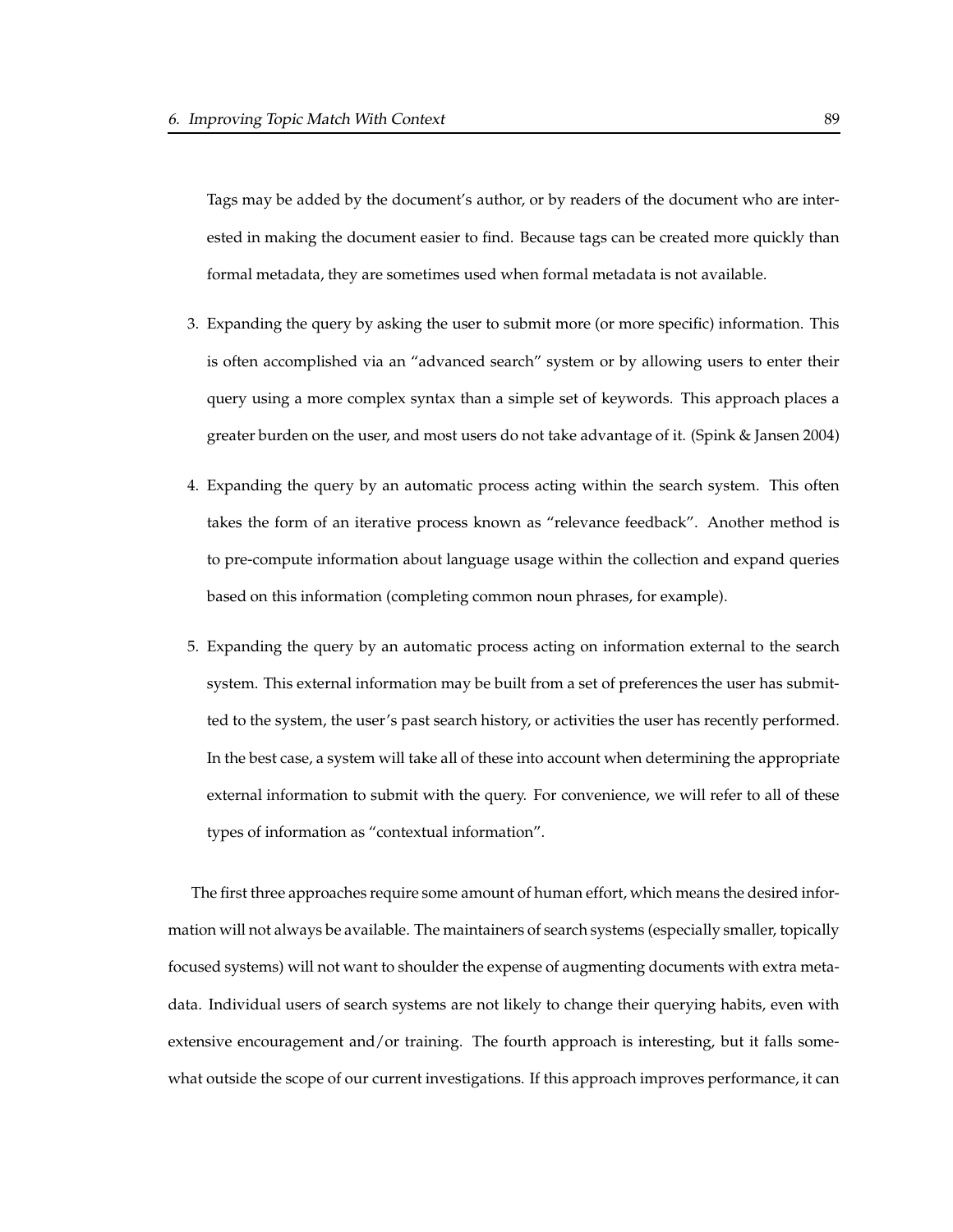Tags may be added by the document's author, or by readers of the document who are interested in making the document easier to find. Because tags can be created more quickly than formal metadata, they are sometimes used when formal metadata is not available.

3. Expanding the query by asking the user to submit more (or more specific) information. This is often accomplished via an "advanced search" system or by allowing users to enter their query using a more complex syntax than a simple set of keywords. This approach places a greater burden on the user, and most users do not take advantage of it. (Spink & Jansen 2004)

4. Expanding the query by an automatic process acting within the search system. This often takes the form of an iterative process known as "relevance feedback". Another method is to pre-compute information about language usage within the collection and expand queries based on this information (completing common noun phrases, for example).

5. Expanding the query by an automatic process acting on information external to the search system. This external information may be built from a set of preferences the user has submitted to the system, the user's past search history, or activities the user has recently performed. In the best case, a system will take all of these into account when determining the appropriate external information to submit with the query. For convenience, we will refer to all of these types of information as "contextual information".

The first three approaches require some amount of human effort, which means the desired information will not always be available. The maintainers of search systems (especially smaller, topically focused systems) will not want to shoulder the expense of augmenting documents with extra metadata. Individual users of search systems are not likely to change their querying habits, even with extensive encouragement and/or training. The fourth approach is interesting, but it falls somewhat outside the scope of our current investigations. If this approach improves performance, it can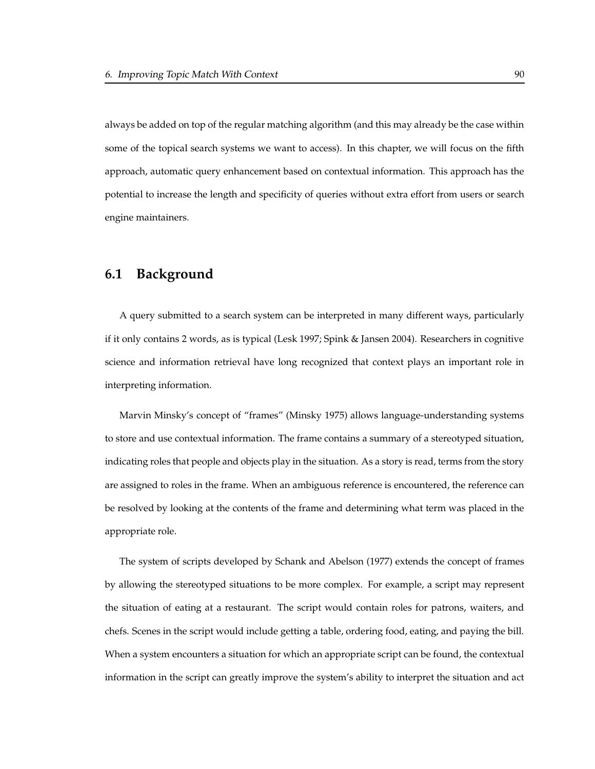always be added on top of the regular matching algorithm (and this may already be the case within some of the topical search systems we want to access). In this chapter, we will focus on the fifth approach, automatic query enhancement based on contextual information. This approach has the potential to increase the length and specificity of queries without extra effort from users or search engine maintainers.

## 6.1 Background

A query submitted to a search system can be interpreted in many different ways, particularly if it only contains 2 words, as is typical (Lesk 1997; Spink & Jansen 2004). Researchers in cognitive science and information retrieval have long recognized that context plays an important role in interpreting information.

Marvin Minsky's concept of "frames" (Minsky 1975) allows language-understanding systems to store and use contextual information. The frame contains a summary of a stereotyped situation, indicating roles that people and objects play in the situation. As a story is read, terms from the story are assigned to roles in the frame. When an ambiguous reference is encountered, the reference can be resolved by looking at the contents of the frame and determining what term was placed in the appropriate role.

The system of scripts developed by Schank and Abelson (1977) extends the concept of frames by allowing the stereotyped situations to be more complex. For example, a script may represent the situation of eating at a restaurant. The script would contain roles for patrons, waiters, and chefs. Scenes in the script would include getting a table, ordering food, eating, and paying the bill. When a system encounters a situation for which an appropriate script can be found, the contextual information in the script can greatly improve the system's ability to interpret the situation and act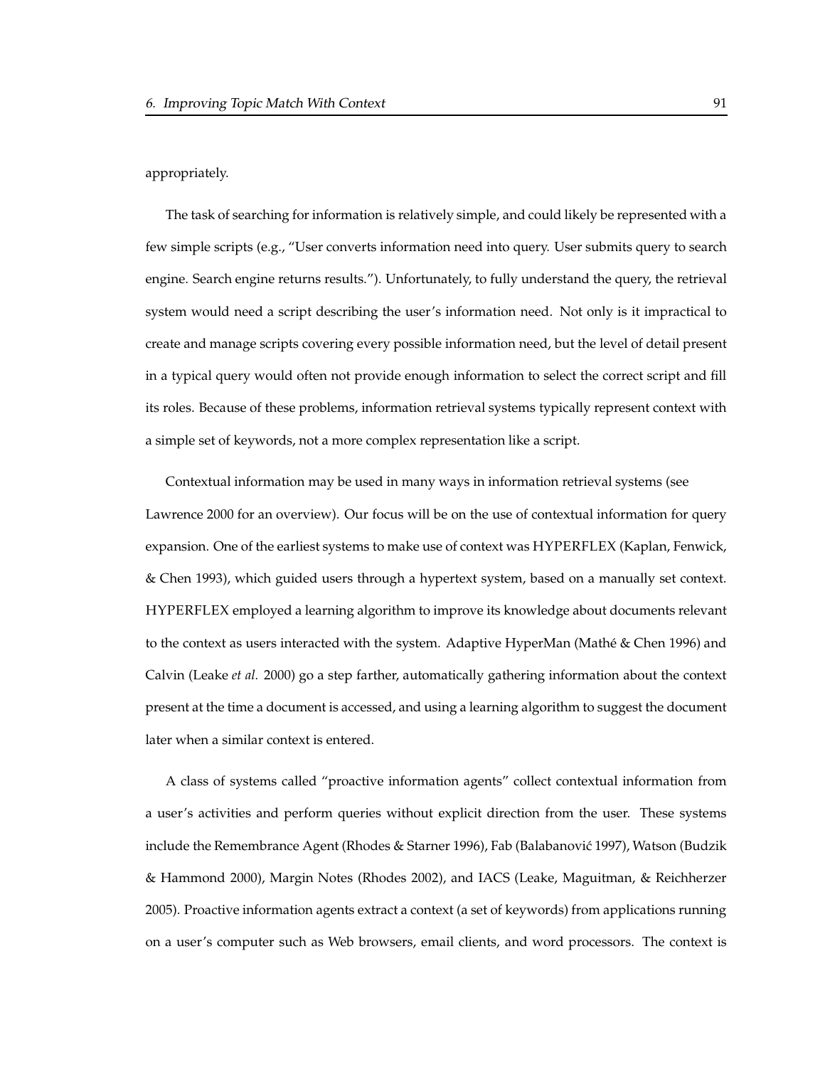appropriately.

The task of searching for information is relatively simple, and could likely be represented with a few simple scripts (e.g., "User converts information need into query. User submits query to search engine. Search engine returns results."). Unfortunately, to fully understand the query, the retrieval system would need a script describing the user's information need. Not only is it impractical to create and manage scripts covering every possible information need, but the level of detail present in a typical query would often not provide enough information to select the correct script and fill its roles. Because of these problems, information retrieval systems typically represent context with a simple set of keywords, not a more complex representation like a script.

Contextual information may be used in many ways in information retrieval systems (see Lawrence 2000 for an overview). Our focus will be on the use of contextual information for query expansion. One of the earliest systems to make use of context was HYPERFLEX (Kaplan, Fenwick, & Chen 1993), which guided users through a hypertext system, based on a manually set context. HYPERFLEX employed a learning algorithm to improve its knowledge about documents relevant to the context as users interacted with the system. Adaptive HyperMan (Mathé & Chen 1996) and Calvin (Leake *et al.* 2000) go a step farther, automatically gathering information about the context present at the time a document is accessed, and using a learning algorithm to suggest the document later when a similar context is entered.

A class of systems called "proactive information agents" collect contextual information from a user's activities and perform queries without explicit direction from the user. These systems include the Remembrance Agent (Rhodes & Starner 1996), Fab (Balabanović 1997), Watson (Budzik & Hammond 2000), Margin Notes (Rhodes 2002), and IACS (Leake, Maguitman, & Reichherzer 2005). Proactive information agents extract a context (a set of keywords) from applications running on a user's computer such as Web browsers, email clients, and word processors. The context is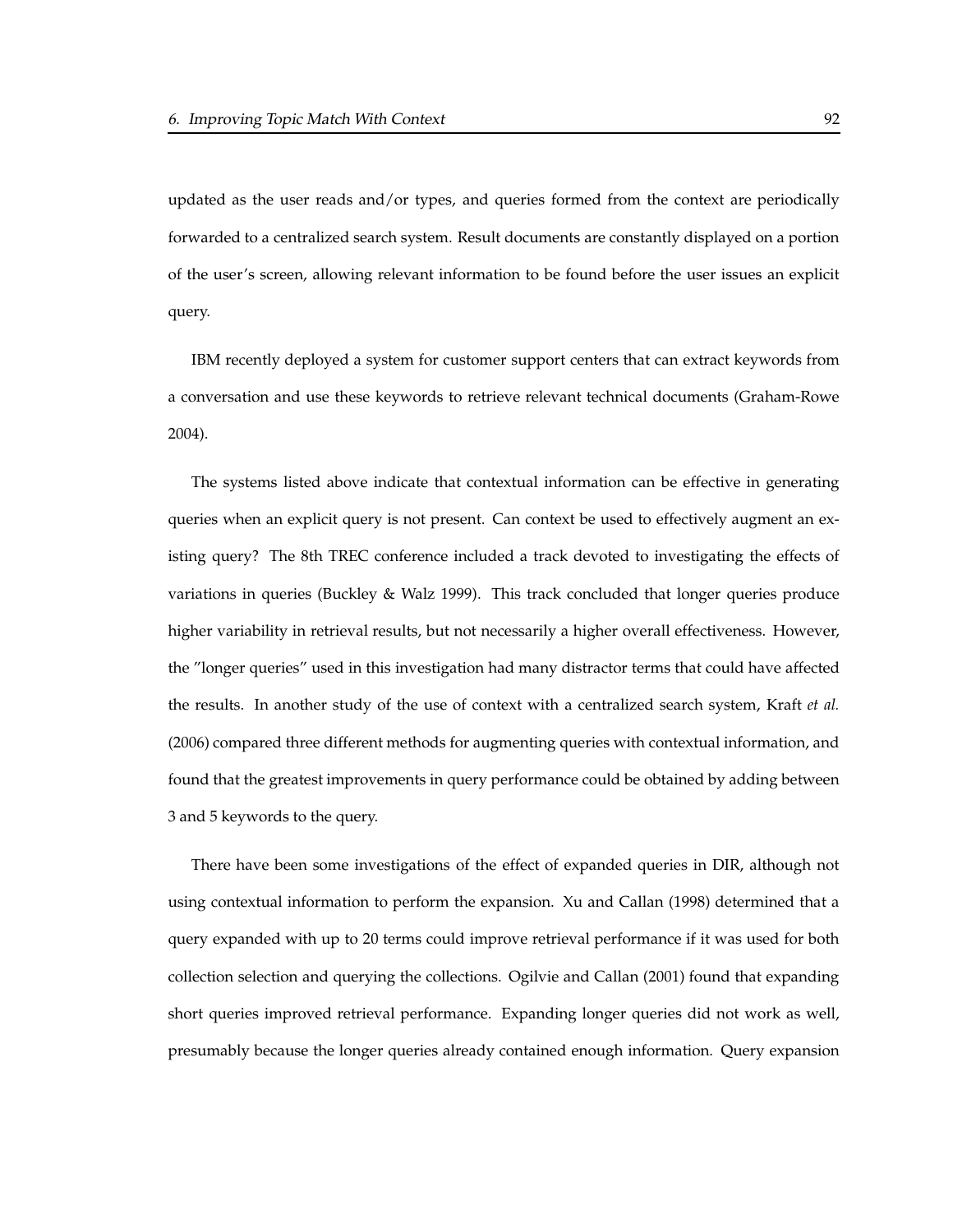updated as the user reads and/or types, and queries formed from the context are periodically forwarded to a centralized search system. Result documents are constantly displayed on a portion of the user's screen, allowing relevant information to be found before the user issues an explicit query.

IBM recently deployed a system for customer support centers that can extract keywords from a conversation and use these keywords to retrieve relevant technical documents (Graham-Rowe 2004).

The systems listed above indicate that contextual information can be effective in generating queries when an explicit query is not present. Can context be used to effectively augment an existing query? The 8th TREC conference included a track devoted to investigating the effects of variations in queries (Buckley & Walz 1999). This track concluded that longer queries produce higher variability in retrieval results, but not necessarily a higher overall effectiveness. However, the "longer queries" used in this investigation had many distractor terms that could have affected the results. In another study of the use of context with a centralized search system, Kraft *et al.* (2006) compared three different methods for augmenting queries with contextual information, and found that the greatest improvements in query performance could be obtained by adding between 3 and 5 keywords to the query.

There have been some investigations of the effect of expanded queries in DIR, although not using contextual information to perform the expansion. Xu and Callan (1998) determined that a query expanded with up to 20 terms could improve retrieval performance if it was used for both collection selection and querying the collections. Ogilvie and Callan (2001) found that expanding short queries improved retrieval performance. Expanding longer queries did not work as well, presumably because the longer queries already contained enough information. Query expansion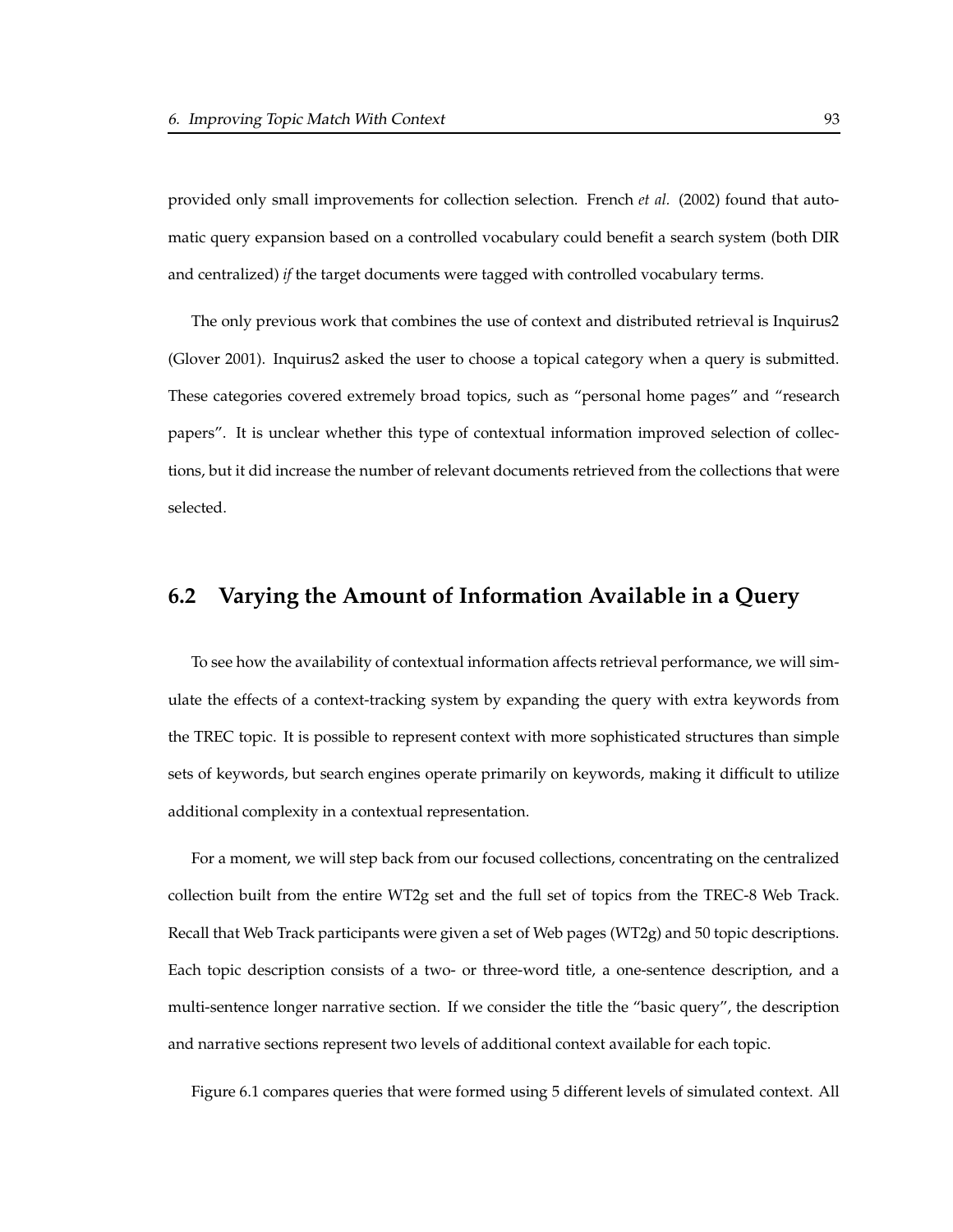provided only small improvements for collection selection. French *et al.* (2002) found that automatic query expansion based on a controlled vocabulary could benefit a search system (both DIR and centralized) *if* the target documents were tagged with controlled vocabulary terms.

The only previous work that combines the use of context and distributed retrieval is Inquirus2 (Glover 2001). Inquirus2 asked the user to choose a topical category when a query is submitted. These categories covered extremely broad topics, such as "personal home pages" and "research papers". It is unclear whether this type of contextual information improved selection of collections, but it did increase the number of relevant documents retrieved from the collections that were selected.

## 6.2 Varying the Amount of Information Available in a Query

To see how the availability of contextual information affects retrieval performance, we will simulate the effects of a context-tracking system by expanding the query with extra keywords from the TREC topic. It is possible to represent context with more sophisticated structures than simple sets of keywords, but search engines operate primarily on keywords, making it difficult to utilize additional complexity in a contextual representation.

For a moment, we will step back from our focused collections, concentrating on the centralized collection built from the entire WT2g set and the full set of topics from the TREC-8 Web Track. Recall that Web Track participants were given a set of Web pages (WT2g) and 50 topic descriptions. Each topic description consists of a two- or three-word title, a one-sentence description, and a multi-sentence longer narrative section. If we consider the title the "basic query", the description and narrative sections represent two levels of additional context available for each topic.

Figure 6.1 compares queries that were formed using 5 different levels of simulated context. All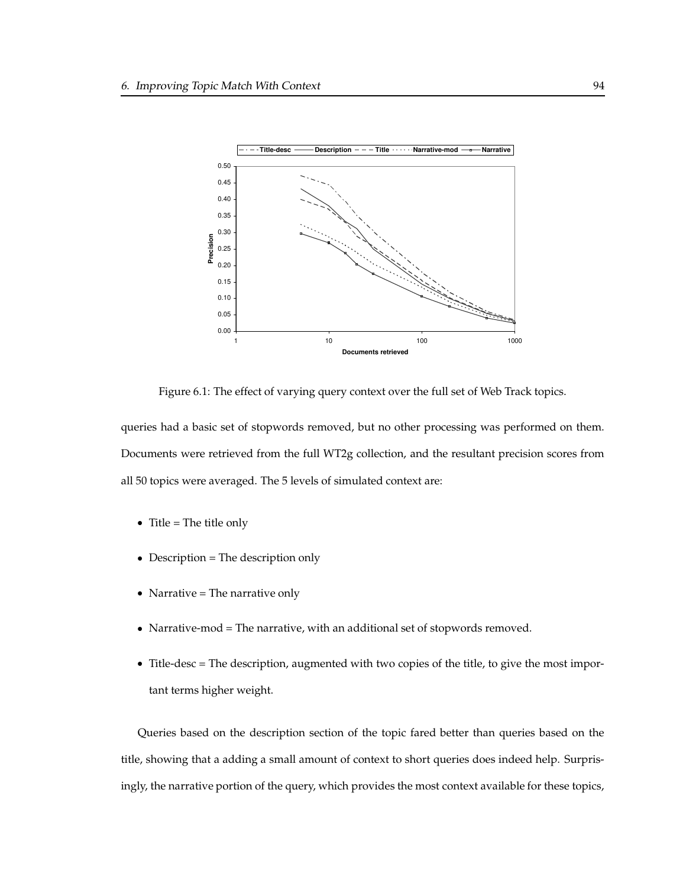Figure 6.1: The effect of varying query context over the full set of Web Track topics.

queries had a basic set of stopwords removed, but no other processing was performed on them. Documents were retrieved from the full WT2g collection, and the resultant precision scores from all 50 topics were averaged. The 5 levels of simulated context are:

- Title = The title only
- Description = The description only
- Narrative = The narrative only
- Narrative-mod = The narrative, with an additional set of stopwords removed.
- Title-desc = The description, augmented with two copies of the title, to give the most important terms higher weight.

Queries based on the description section of the topic fared better than queries based on the title, showing that a adding a small amount of context to short queries does indeed help. Surprisingly, the narrative portion of the query, which provides the most context available for these topics,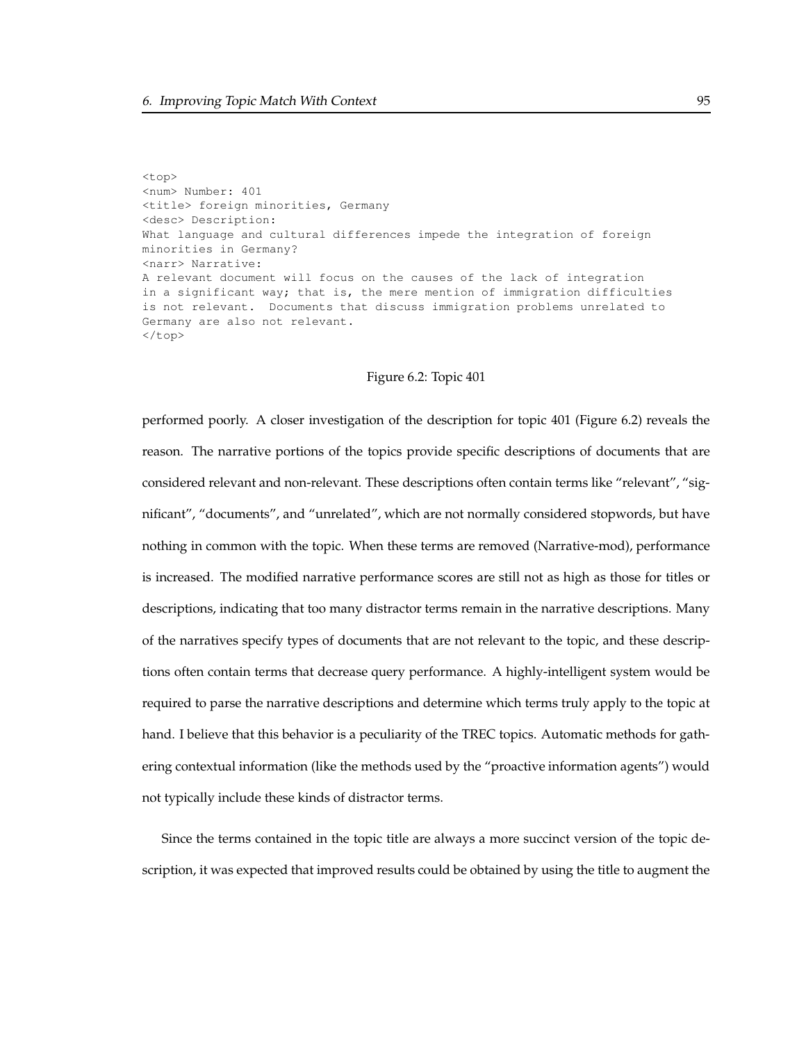```
<top>
<num> Number: 401
<title> foreign minorities, Germany
<desc> Description:
What language and cultural differences impede the integration of foreign
minorities in Germany?
<narr> Narrative:
A relevant document will focus on the causes of the lack of integration
in a significant way; that is, the mere mention of immigration difficulties
is not relevant.  Documents that discuss immigration problems unrelated to
Germany are also not relevant.
</top>
```

Figure 6.2: Topic 401

performed poorly. A closer investigation of the description for topic 401 (Figure 6.2) reveals the reason. The narrative portions of the topics provide specific descriptions of documents that are considered relevant and non-relevant. These descriptions often contain terms like "relevant", "significant", "documents", and "unrelated", which are not normally considered stopwords, but have nothing in common with the topic. When these terms are removed (Narrative-mod), performance is increased. The modified narrative performance scores are still not as high as those for titles or descriptions, indicating that too many distractor terms remain in the narrative descriptions. Many of the narratives specify types of documents that are not relevant to the topic, and these descriptions often contain terms that decrease query performance. A highly-intelligent system would be required to parse the narrative descriptions and determine which terms truly apply to the topic at hand. I believe that this behavior is a peculiarity of the TREC topics. Automatic methods for gathering contextual information (like the methods used by the "proactive information agents") would not typically include these kinds of distractor terms.

Since the terms contained in the topic title are always a more succinct version of the topic description, it was expected that improved results could be obtained by using the title to augment the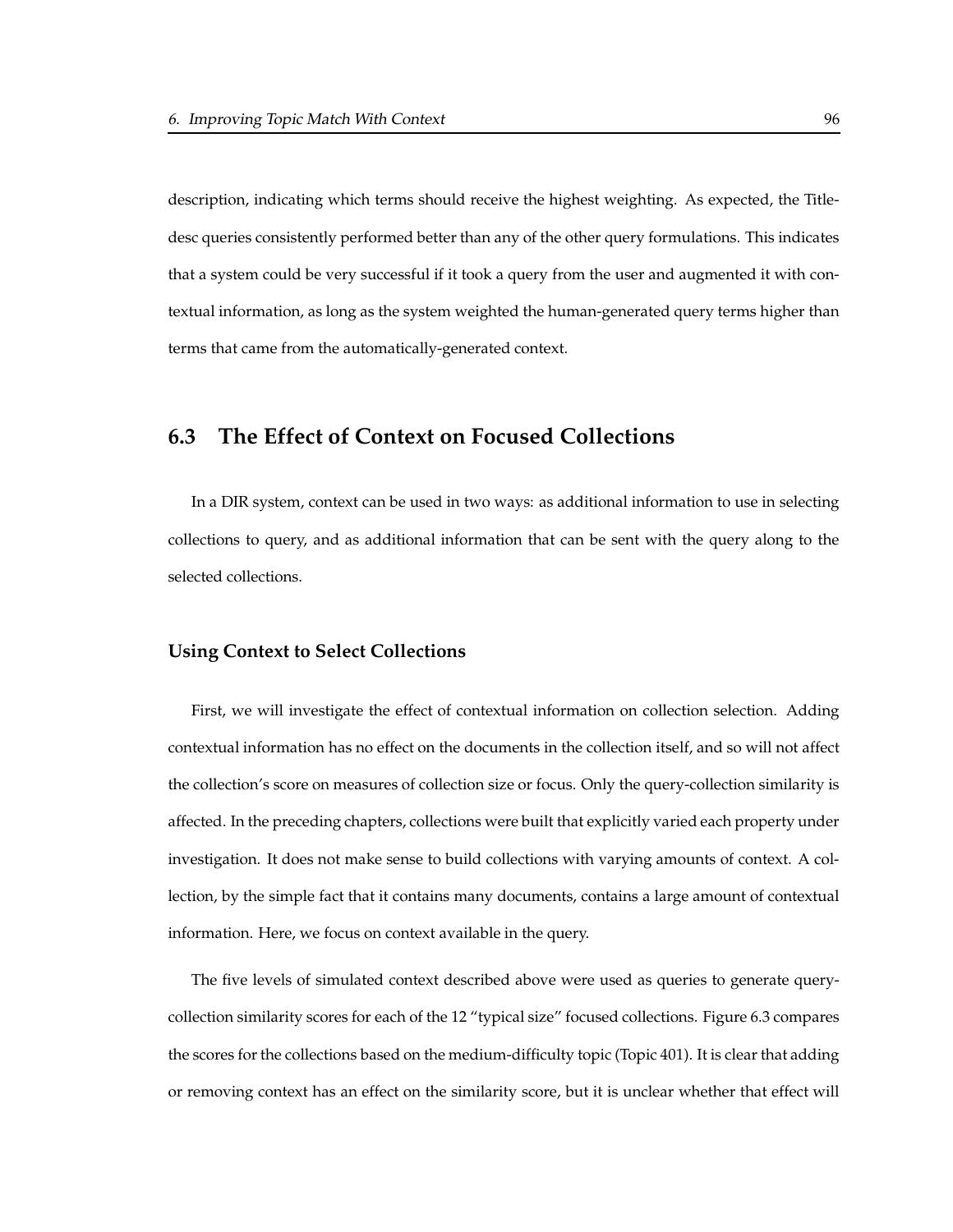description, indicating which terms should receive the highest weighting. As expected, the Title-desc queries consistently performed better than any of the other query formulations. This indicates that a system could be very successful if it took a query from the user and augmented it with contextual information, as long as the system weighted the human-generated query terms higher than terms that came from the automatically-generated context.

## 6.3 The Effect of Context on Focused Collections

In a DIR system, context can be used in two ways: as additional information to use in selecting collections to query, and as additional information that can be sent with the query along to the selected collections.

### Using Context to Select Collections

First, we will investigate the effect of contextual information on collection selection. Adding contextual information has no effect on the documents in the collection itself, and so will not affect the collection's score on measures of collection size or focus. Only the query-collection similarity is affected. In the preceding chapters, collections were built that explicitly varied each property under investigation. It does not make sense to build collections with varying amounts of context. A collection, by the simple fact that it contains many documents, contains a large amount of contextual information. Here, we focus on context available in the query.

The five levels of simulated context described above were used as queries to generate query-collection similarity scores for each of the 12 "typical size" focused collections. Figure 6.3 compares the scores for the collections based on the medium-difficulty topic (Topic 401). It is clear that adding or removing context has an effect on the similarity score, but it is unclear whether that effect will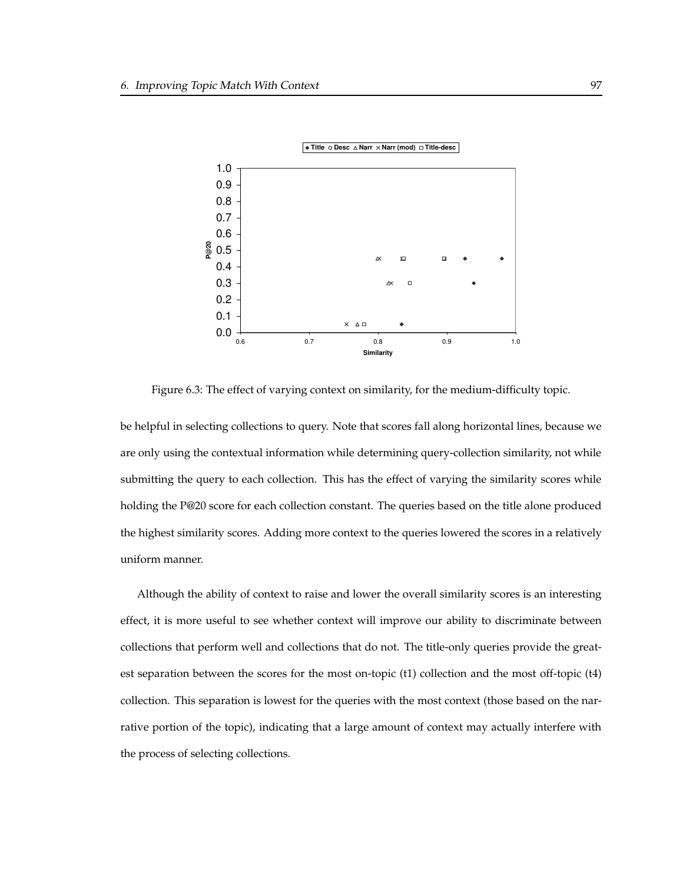Figure 6.3: The effect of varying context on similarity, for the medium-difficulty topic.

be helpful in selecting collections to query. Note that scores fall along horizontal lines, because we are only using the contextual information while determining query-collection similarity, not while submitting the query to each collection. This has the effect of varying the similarity scores while holding the P@20 score for each collection constant. The queries based on the title alone produced the highest similarity scores. Adding more context to the queries lowered the scores in a relatively uniform manner.

Although the ability of context to raise and lower the overall similarity scores is an interesting effect, it is more useful to see whether context will improve our ability to discriminate between collections that perform well and collections that do not. The title-only queries provide the greatest separation between the scores for the most on-topic (t1) collection and the most off-topic (t4) collection. This separation is lowest for the queries with the most context (those based on the narrative portion of the topic), indicating that a large amount of context may actually interfere with the process of selecting collections.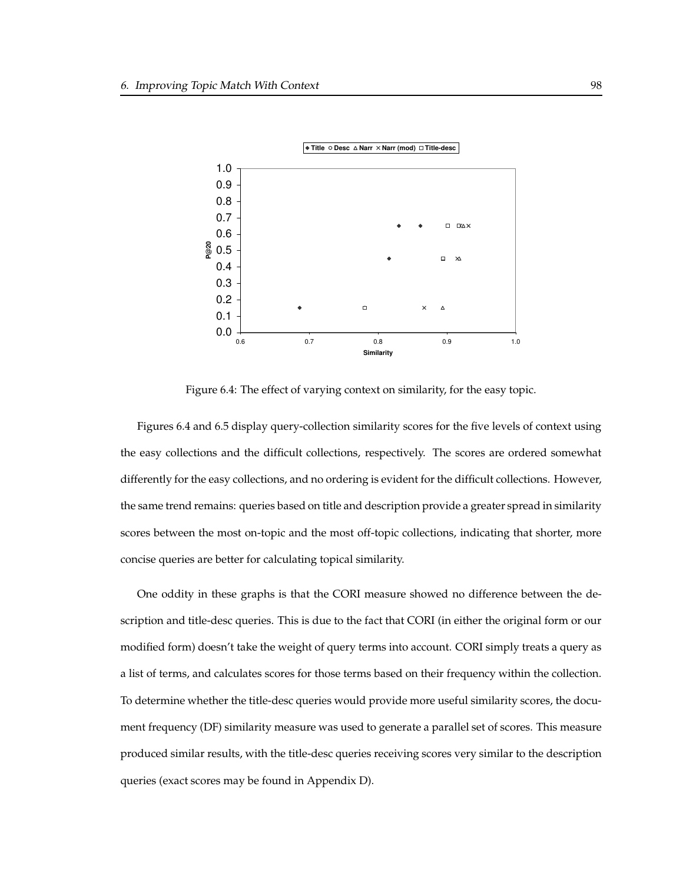Figure 6.4: The effect of varying context on similarity, for the easy topic.

Figures 6.4 and 6.5 display query-collection similarity scores for the five levels of context using the easy collections and the difficult collections, respectively. The scores are ordered somewhat differently for the easy collections, and no ordering is evident for the difficult collections. However, the same trend remains: queries based on title and description provide a greater spread in similarity scores between the most on-topic and the most off-topic collections, indicating that shorter, more concise queries are better for calculating topical similarity.

One oddity in these graphs is that the CORI measure showed no difference between the description and title-desc queries. This is due to the fact that CORI (in either the original form or our modified form) doesn't take the weight of query terms into account. CORI simply treats a query as a list of terms, and calculates scores for those terms based on their frequency within the collection. To determine whether the title-desc queries would provide more useful similarity scores, the document frequency (DF) similarity measure was used to generate a parallel set of scores. This measure produced similar results, with the title-desc queries receiving scores very similar to the description queries (exact scores may be found in Appendix D).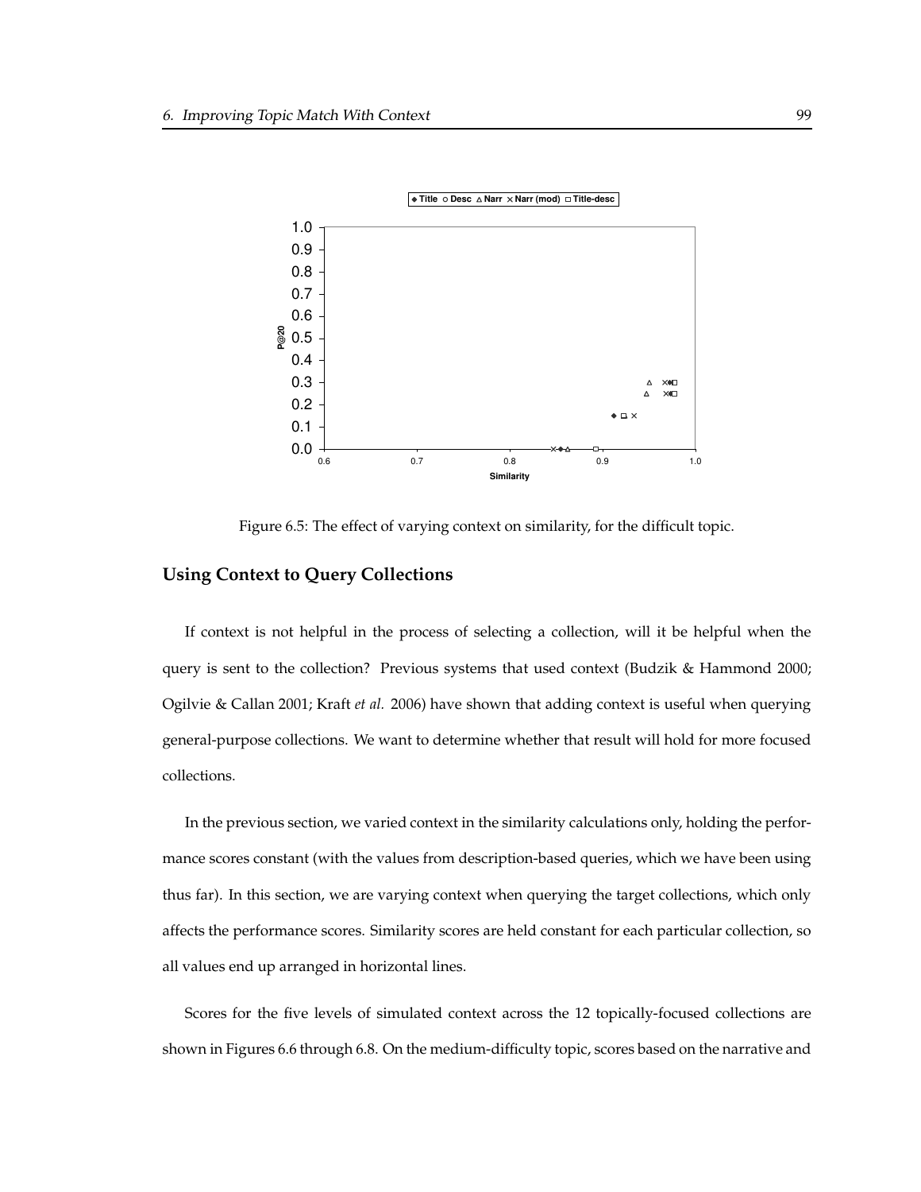Figure 6.5: The effect of varying context on similarity, for the difficult topic.

## Using Context to Query Collections

If context is not helpful in the process of selecting a collection, will it be helpful when the query is sent to the collection? Previous systems that used context (Budzik & Hammond 2000; Ogilvie & Callan 2001; Kraft *et al.* 2006) have shown that adding context is useful when querying general-purpose collections. We want to determine whether that result will hold for more focused collections.

In the previous section, we varied context in the similarity calculations only, holding the performance scores constant (with the values from description-based queries, which we have been using thus far). In this section, we are varying context when querying the target collections, which only affects the performance scores. Similarity scores are held constant for each particular collection, so all values end up arranged in horizontal lines.

Scores for the five levels of simulated context across the 12 topically-focused collections are shown in Figures 6.6 through 6.8. On the medium-difficulty topic, scores based on the narrative and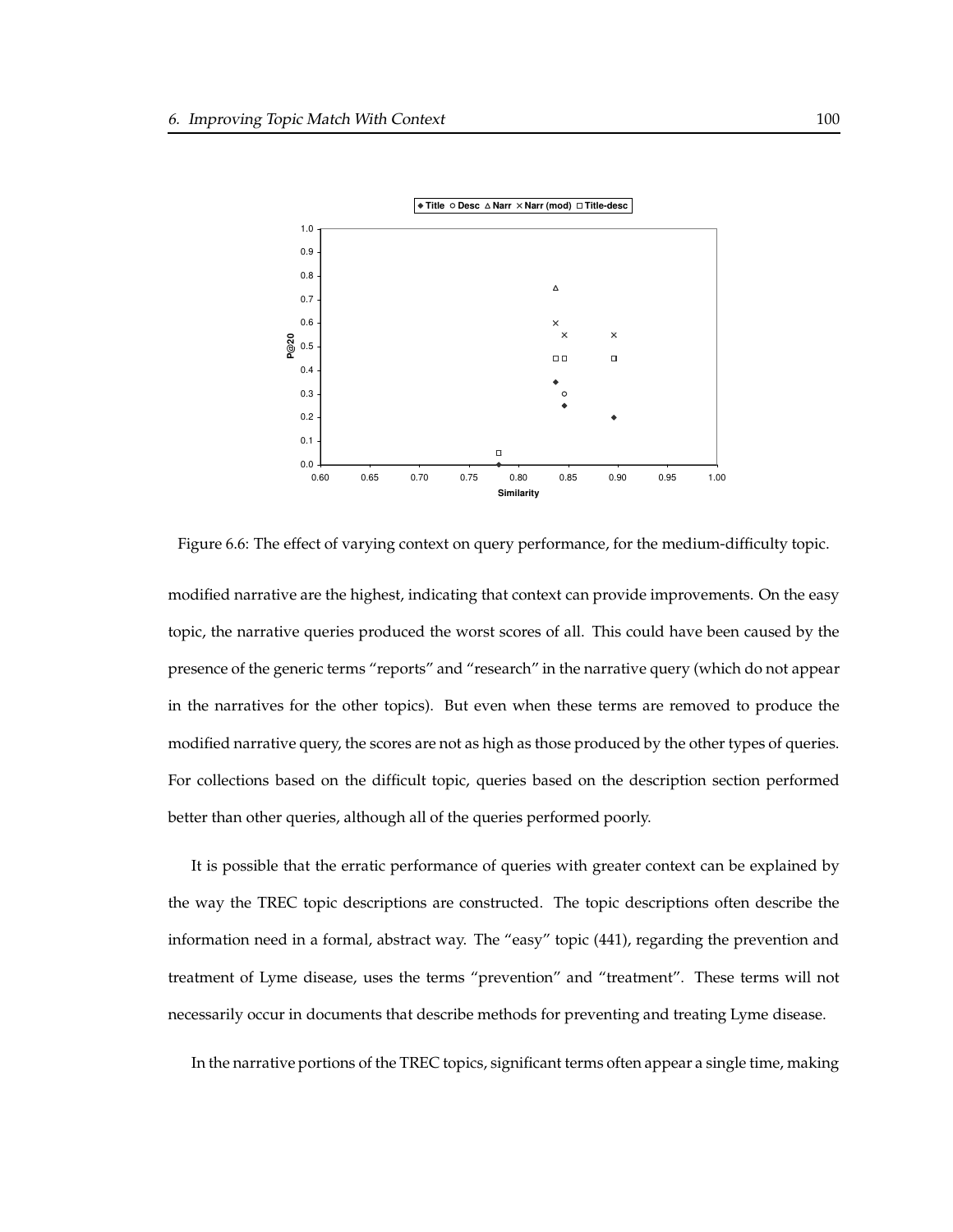Figure 6.6: The effect of varying context on query performance, for the medium-difficulty topic.

modified narrative are the highest, indicating that context can provide improvements. On the easy topic, the narrative queries produced the worst scores of all. This could have been caused by the presence of the generic terms "reports" and "research" in the narrative query (which do not appear in the narratives for the other topics). But even when these terms are removed to produce the modified narrative query, the scores are not as high as those produced by the other types of queries. For collections based on the difficult topic, queries based on the description section performed better than other queries, although all of the queries performed poorly.

It is possible that the erratic performance of queries with greater context can be explained by the way the TREC topic descriptions are constructed. The topic descriptions often describe the information need in a formal, abstract way. The "easy" topic (441), regarding the prevention and treatment of Lyme disease, uses the terms "prevention" and "treatment". These terms will not necessarily occur in documents that describe methods for preventing and treating Lyme disease.

In the narrative portions of the TREC topics, significant terms often appear a single time, making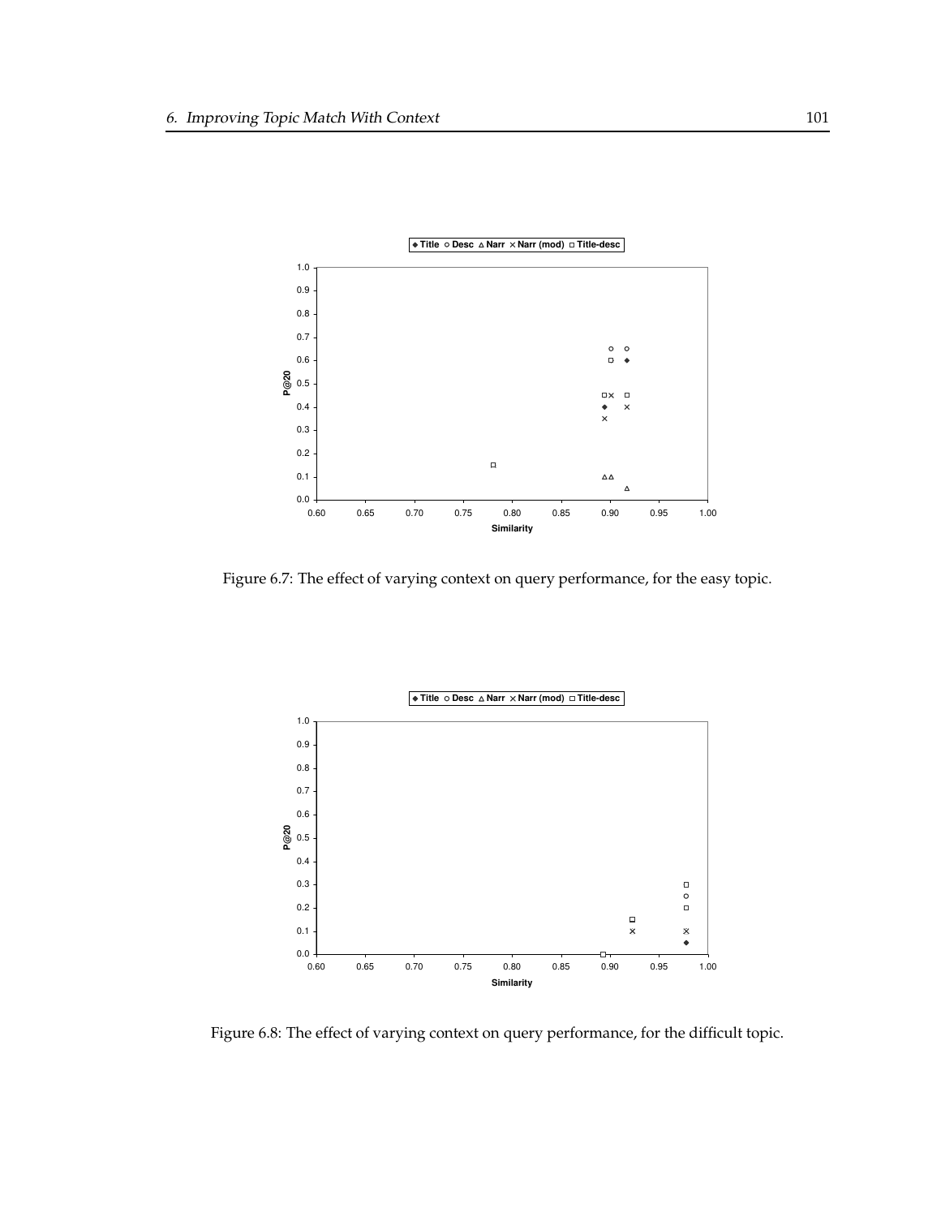Figure 6.7: The effect of varying context on query performance, for the easy topic.

Figure 6.8: The effect of varying context on query performance, for the difficult topic.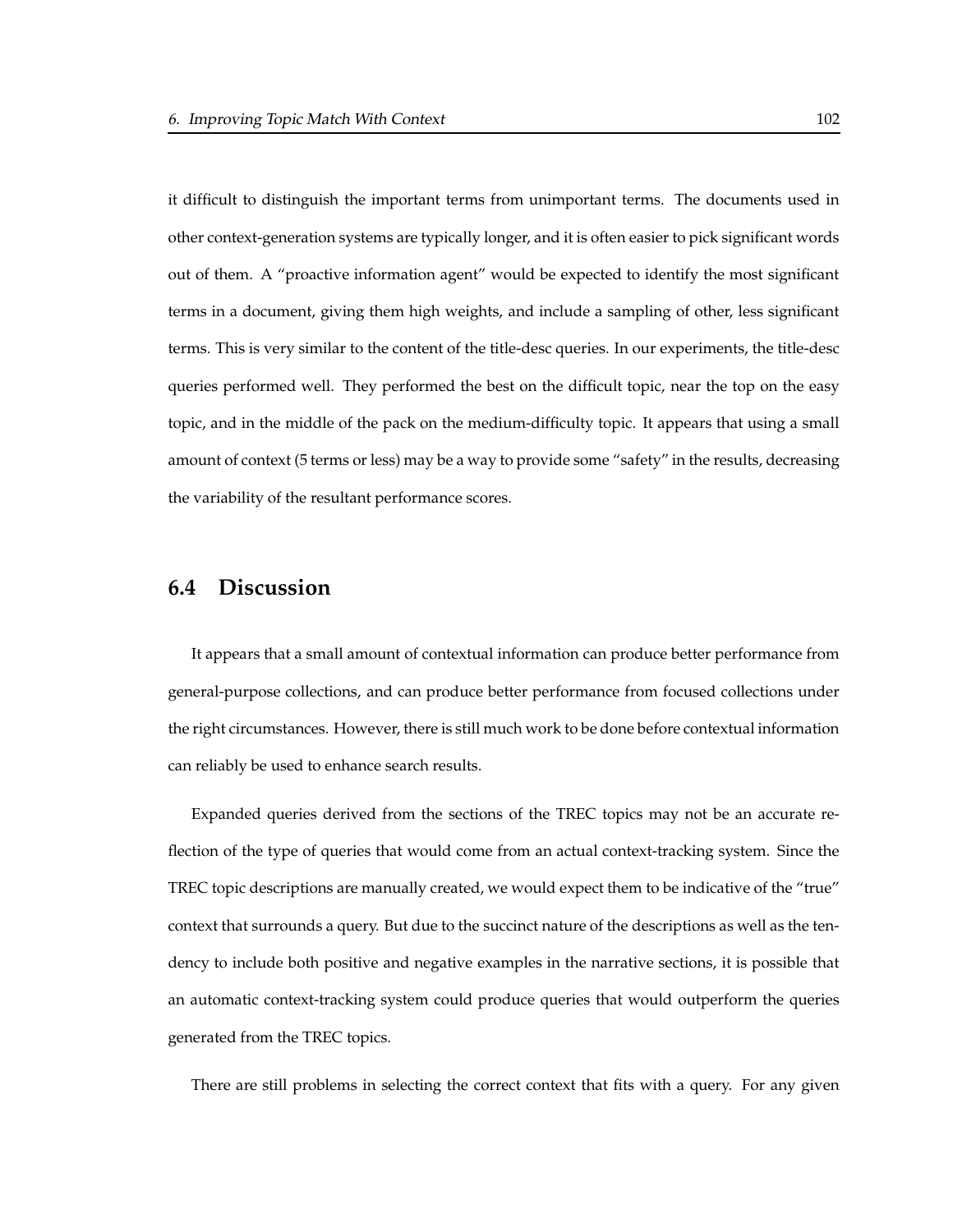it difficult to distinguish the important terms from unimportant terms. The documents used in other context-generation systems are typically longer, and it is often easier to pick significant words out of them. A "proactive information agent" would be expected to identify the most significant terms in a document, giving them high weights, and include a sampling of other, less significant terms. This is very similar to the content of the title-desc queries. In our experiments, the title-desc queries performed well. They performed the best on the difficult topic, near the top on the easy topic, and in the middle of the pack on the medium-difficulty topic. It appears that using a small amount of context (5 terms or less) may be a way to provide some "safety" in the results, decreasing the variability of the resultant performance scores.

## 6.4 Discussion

It appears that a small amount of contextual information can produce better performance from general-purpose collections, and can produce better performance from focused collections under the right circumstances. However, there is still much work to be done before contextual information can reliably be used to enhance search results.

Expanded queries derived from the sections of the TREC topics may not be an accurate reflection of the type of queries that would come from an actual context-tracking system. Since the TREC topic descriptions are manually created, we would expect them to be indicative of the "true" context that surrounds a query. But due to the succinct nature of the descriptions as well as the tendency to include both positive and negative examples in the narrative sections, it is possible that an automatic context-tracking system could produce queries that would outperform the queries generated from the TREC topics.

There are still problems in selecting the correct context that fits with a query. For any given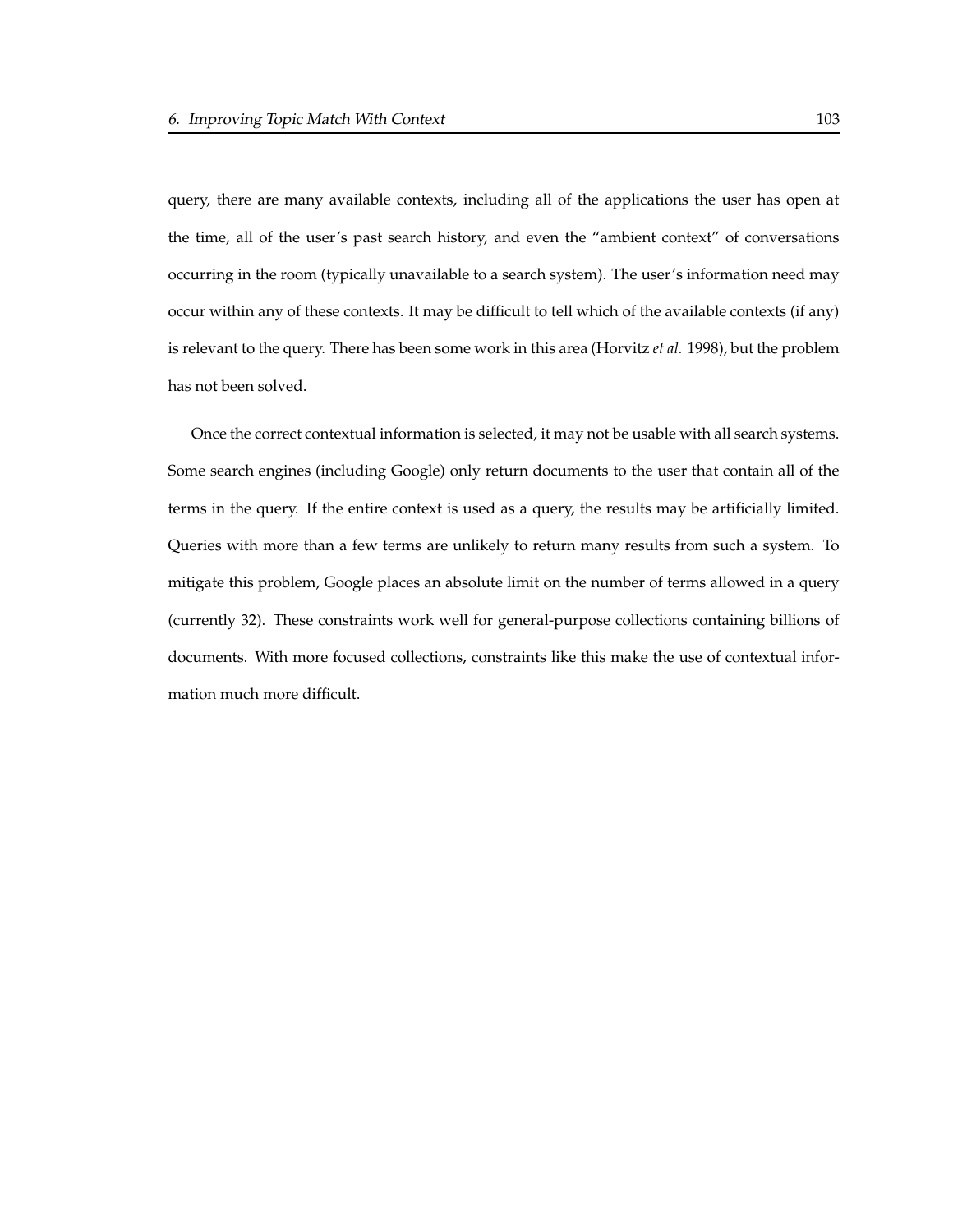query, there are many available contexts, including all of the applications the user has open at the time, all of the user's past search history, and even the "ambient context" of conversations occurring in the room (typically unavailable to a search system). The user's information need may occur within any of these contexts. It may be difficult to tell which of the available contexts (if any) is relevant to the query. There has been some work in this area (Horvitz *et al.* 1998), but the problem has not been solved.

Once the correct contextual information is selected, it may not be usable with all search systems. Some search engines (including Google) only return documents to the user that contain all of the terms in the query. If the entire context is used as a query, the results may be artificially limited. Queries with more than a few terms are unlikely to return many results from such a system. To mitigate this problem, Google places an absolute limit on the number of terms allowed in a query (currently 32). These constraints work well for general-purpose collections containing billions of documents. With more focused collections, constraints like this make the use of contextual information much more difficult.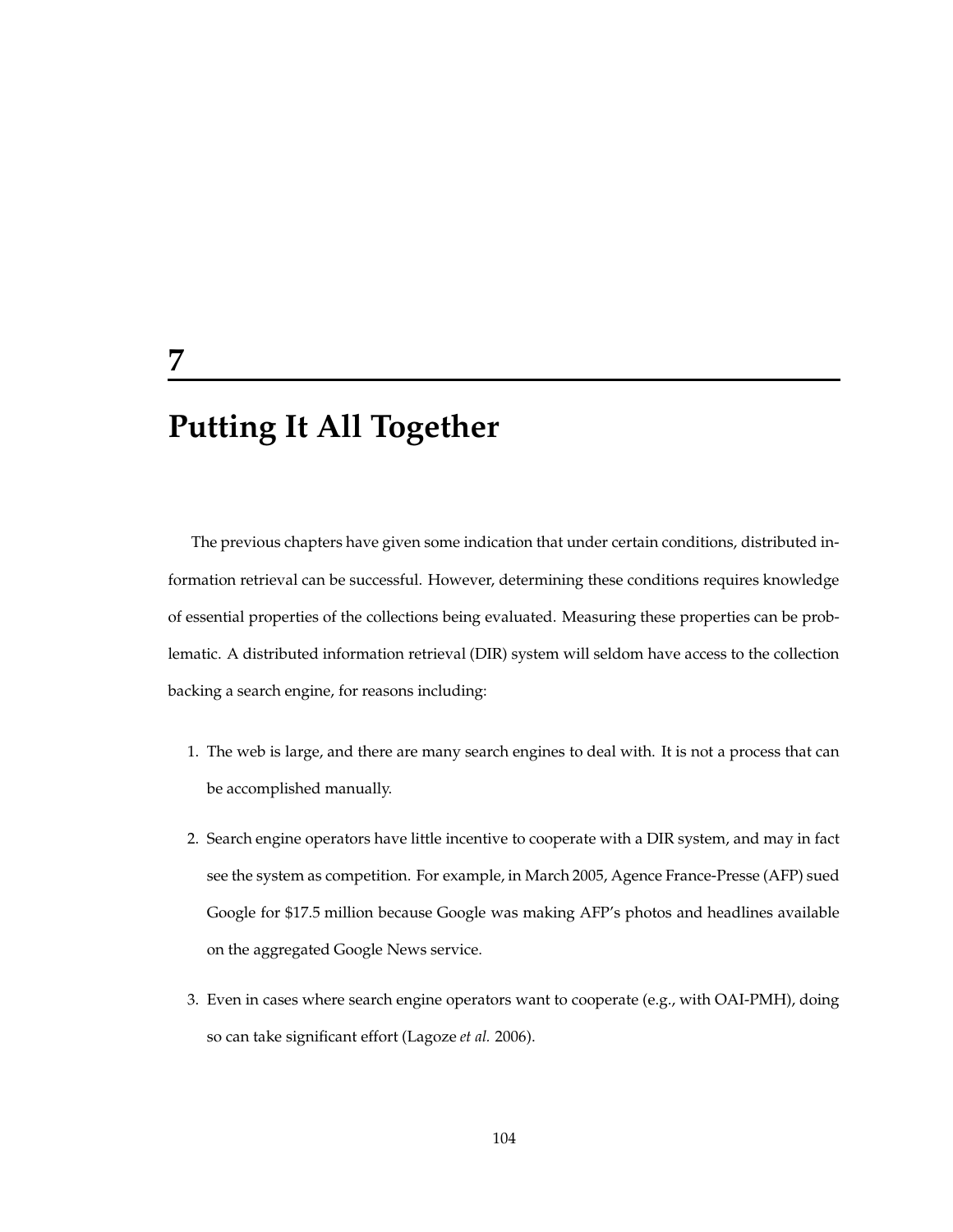# 7

# Putting It All Together

The previous chapters have given some indication that under certain conditions, distributed information retrieval can be successful. However, determining these conditions requires knowledge of essential properties of the collections being evaluated. Measuring these properties can be problematic. A distributed information retrieval (DIR) system will seldom have access to the collection backing a search engine, for reasons including:

1. The web is large, and there are many search engines to deal with. It is not a process that can be accomplished manually.

2. Search engine operators have little incentive to cooperate with a DIR system, and may in fact see the system as competition. For example, in March 2005, Agence France-Presse (AFP) sued Google for $17.5 million because Google was making AFP's photos and headlines available on the aggregated Google News service.

3. Even in cases where search engine operators want to cooperate (e.g., with OAI-PMH), doing so can take significant effort (Lagoze *et al.* 2006).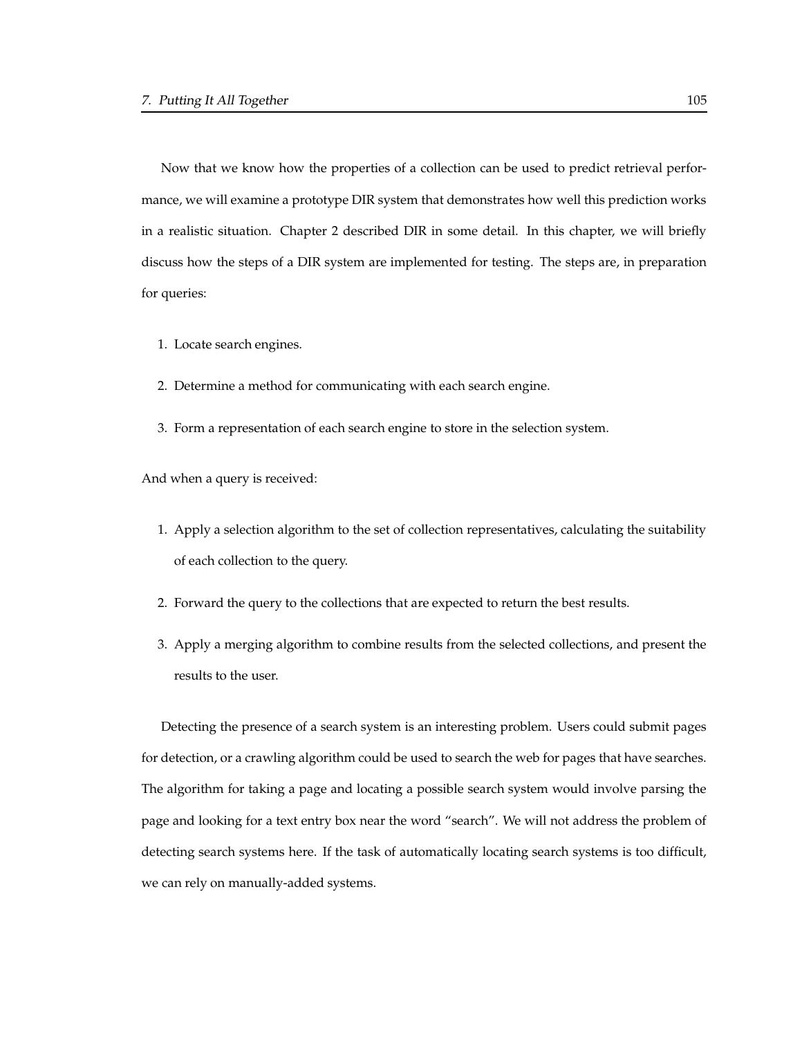Now that we know how the properties of a collection can be used to predict retrieval performance, we will examine a prototype DIR system that demonstrates how well this prediction works in a realistic situation. Chapter 2 described DIR in some detail. In this chapter, we will briefly discuss how the steps of a DIR system are implemented for testing. The steps are, in preparation for queries:

1. Locate search engines.
2. Determine a method for communicating with each search engine.
3. Form a representation of each search engine to store in the selection system.

And when a query is received:

1. Apply a selection algorithm to the set of collection representatives, calculating the suitability of each collection to the query.
2. Forward the query to the collections that are expected to return the best results.
3. Apply a merging algorithm to combine results from the selected collections, and present the results to the user.

Detecting the presence of a search system is an interesting problem. Users could submit pages for detection, or a crawling algorithm could be used to search the web for pages that have searches. The algorithm for taking a page and locating a possible search system would involve parsing the page and looking for a text entry box near the word "search". We will not address the problem of detecting search systems here. If the task of automatically locating search systems is too difficult, we can rely on manually-added systems.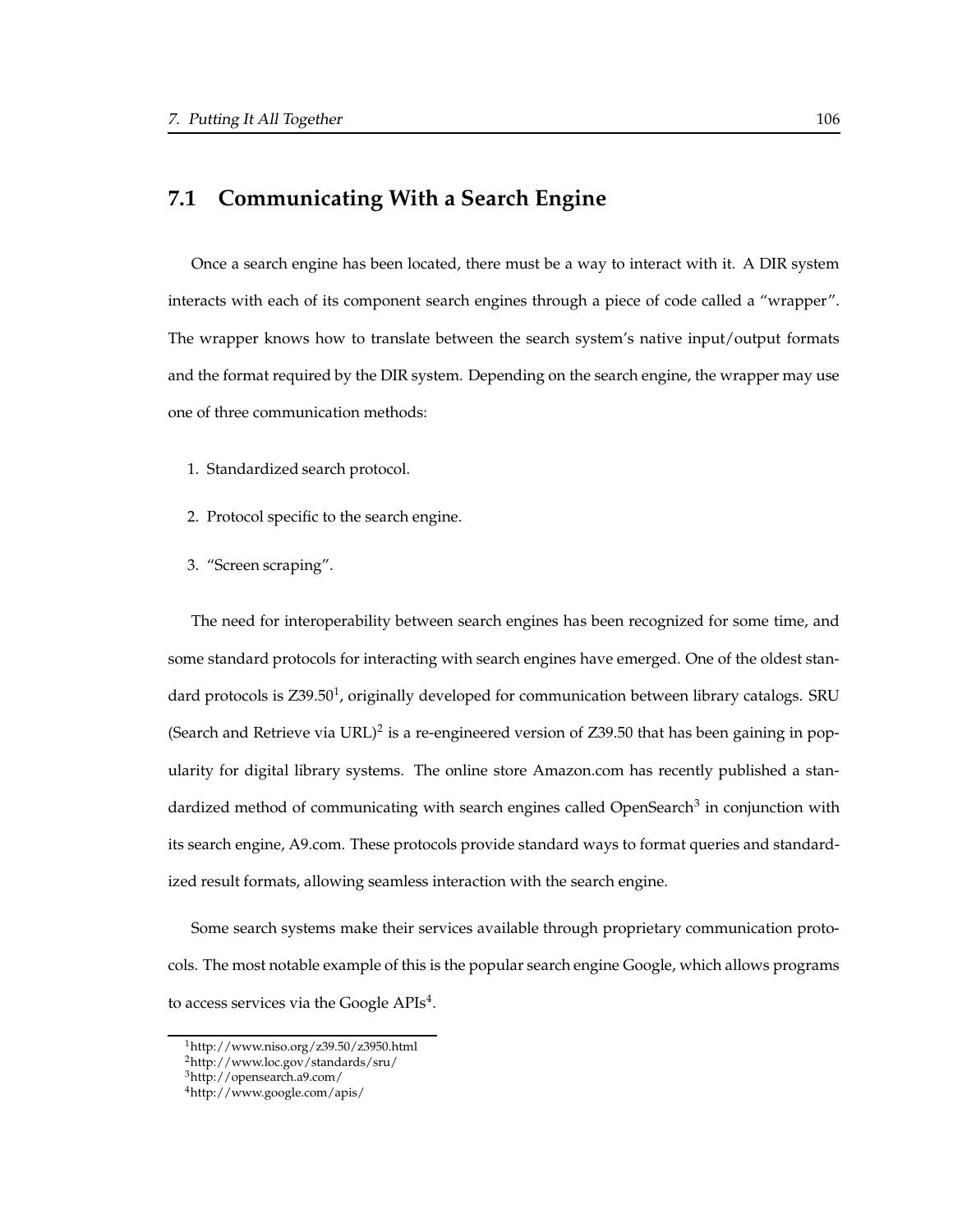## 7.1 Communicating With a Search Engine

Once a search engine has been located, there must be a way to interact with it. A DIR system interacts with each of its component search engines through a piece of code called a "wrapper". The wrapper knows how to translate between the search system's native input/output formats and the format required by the DIR system. Depending on the search engine, the wrapper may use one of three communication methods:

1. Standardized search protocol.
2. Protocol specific to the search engine.
3. "Screen scraping".

The need for interoperability between search engines has been recognized for some time, and some standard protocols for interacting with search engines have emerged. One of the oldest standard protocols is Z39.50[1], originally developed for communication between library catalogs. SRU (Search and Retrieve via URL)[2] is a re-engineered version of Z39.50 that has been gaining in popularity for digital library systems. The online store Amazon.com has recently published a standardized method of communicating with search engines called OpenSearch[3] in conjunction with its search engine, A9.com. These protocols provide standard ways to format queries and standardized result formats, allowing seamless interaction with the search engine.

Some search systems make their services available through proprietary communication protocols. The most notable example of this is the popular search engine Google, which allows programs to access services via the Google APIs[4].

---

[1] http://www.niso.org/z39.50/z3950.html
[2] http://www.loc.gov/standards/sru/
[3] http://opensearch.a9.com/
[4] http://www.google.com/apis/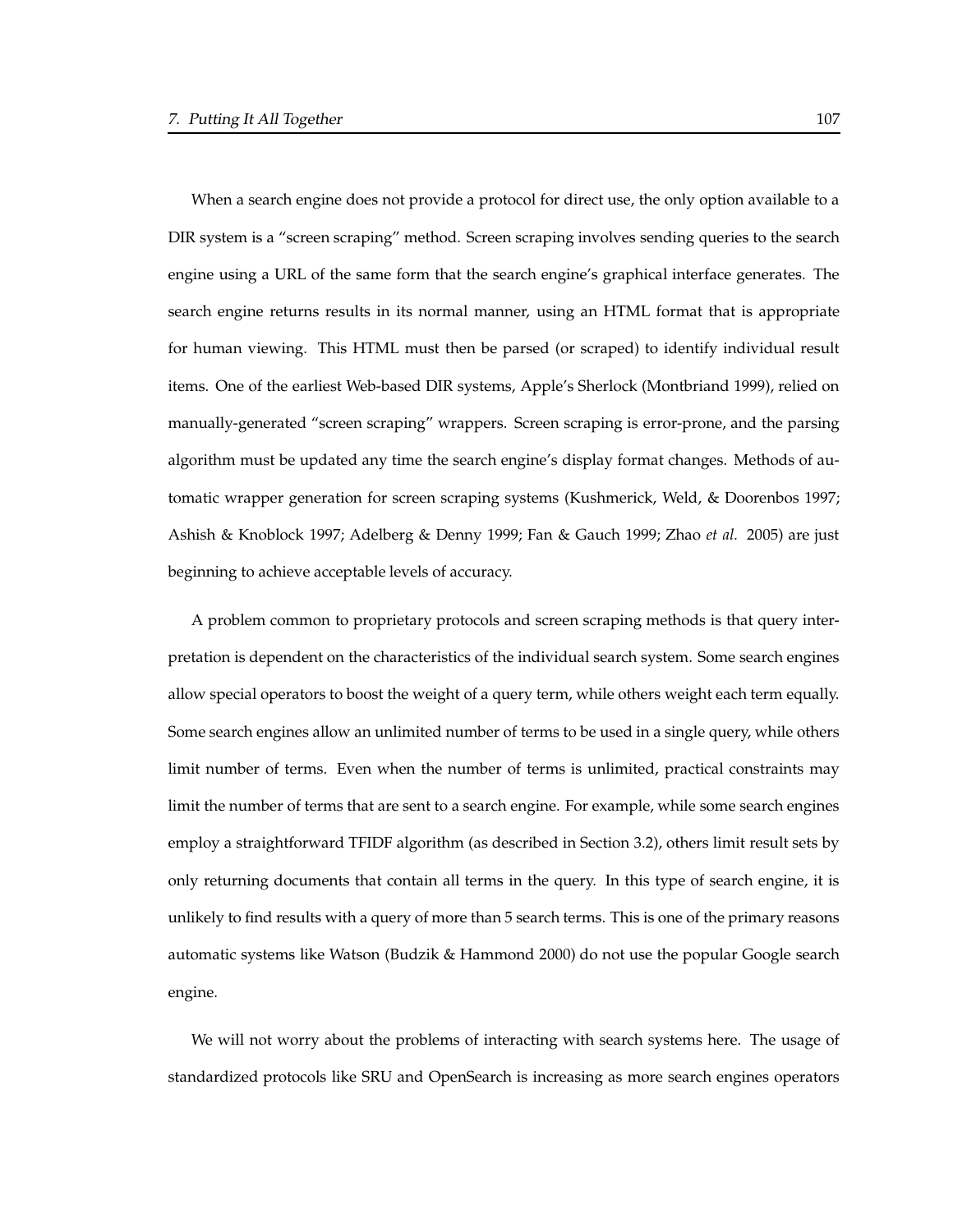When a search engine does not provide a protocol for direct use, the only option available to a DIR system is a "screen scraping" method. Screen scraping involves sending queries to the search engine using a URL of the same form that the search engine's graphical interface generates. The search engine returns results in its normal manner, using an HTML format that is appropriate for human viewing. This HTML must then be parsed (or scraped) to identify individual result items. One of the earliest Web-based DIR systems, Apple's Sherlock (Montbriand 1999), relied on manually-generated "screen scraping" wrappers. Screen scraping is error-prone, and the parsing algorithm must be updated any time the search engine's display format changes. Methods of automatic wrapper generation for screen scraping systems (Kushmerick, Weld, & Doorenbos 1997; Ashish & Knoblock 1997; Adelberg & Denny 1999; Fan & Gauch 1999; Zhao *et al.* 2005) are just beginning to achieve acceptable levels of accuracy.

A problem common to proprietary protocols and screen scraping methods is that query interpretation is dependent on the characteristics of the individual search system. Some search engines allow special operators to boost the weight of a query term, while others weight each term equally. Some search engines allow an unlimited number of terms to be used in a single query, while others limit number of terms. Even when the number of terms is unlimited, practical constraints may limit the number of terms that are sent to a search engine. For example, while some search engines employ a straightforward TFIDF algorithm (as described in Section 3.2), others limit result sets by only returning documents that contain all terms in the query. In this type of search engine, it is unlikely to find results with a query of more than 5 search terms. This is one of the primary reasons automatic systems like Watson (Budzik & Hammond 2000) do not use the popular Google search engine.

We will not worry about the problems of interacting with search systems here. The usage of standardized protocols like SRU and OpenSearch is increasing as more search engines operators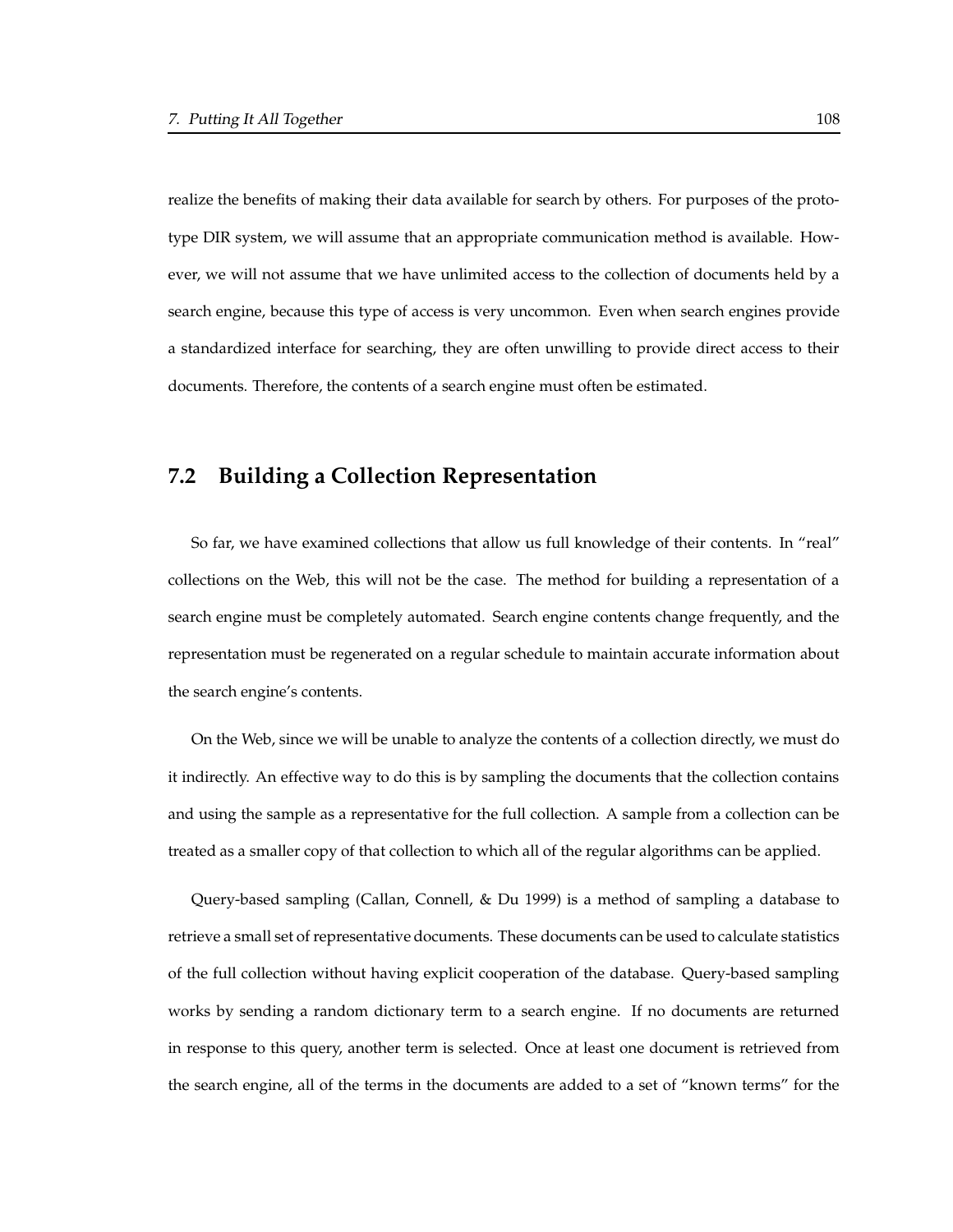realize the benefits of making their data available for search by others. For purposes of the prototype DIR system, we will assume that an appropriate communication method is available. However, we will not assume that we have unlimited access to the collection of documents held by a search engine, because this type of access is very uncommon. Even when search engines provide a standardized interface for searching, they are often unwilling to provide direct access to their documents. Therefore, the contents of a search engine must often be estimated.

## 7.2 Building a Collection Representation

So far, we have examined collections that allow us full knowledge of their contents. In "real" collections on the Web, this will not be the case. The method for building a representation of a search engine must be completely automated. Search engine contents change frequently, and the representation must be regenerated on a regular schedule to maintain accurate information about the search engine's contents.

On the Web, since we will be unable to analyze the contents of a collection directly, we must do it indirectly. An effective way to do this is by sampling the documents that the collection contains and using the sample as a representative for the full collection. A sample from a collection can be treated as a smaller copy of that collection to which all of the regular algorithms can be applied.

Query-based sampling (Callan, Connell, & Du 1999) is a method of sampling a database to retrieve a small set of representative documents. These documents can be used to calculate statistics of the full collection without having explicit cooperation of the database. Query-based sampling works by sending a random dictionary term to a search engine. If no documents are returned in response to this query, another term is selected. Once at least one document is retrieved from the search engine, all of the terms in the documents are added to a set of "known terms" for the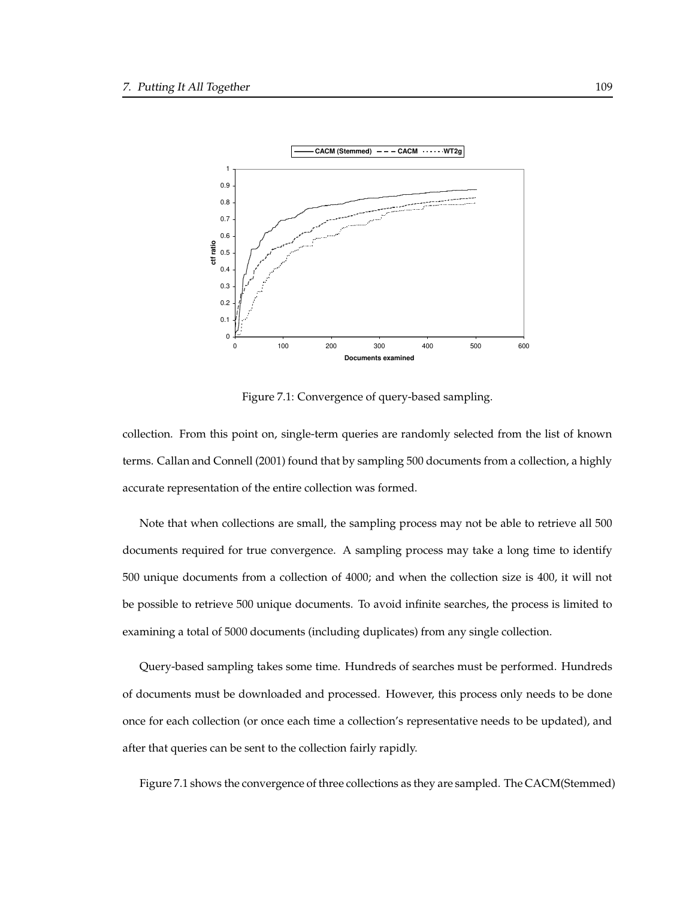Figure 7.1: Convergence of query-based sampling.

collection. From this point on, single-term queries are randomly selected from the list of known terms. Callan and Connell (2001) found that by sampling 500 documents from a collection, a highly accurate representation of the entire collection was formed.

Note that when collections are small, the sampling process may not be able to retrieve all 500 documents required for true convergence. A sampling process may take a long time to identify 500 unique documents from a collection of 4000; and when the collection size is 400, it will not be possible to retrieve 500 unique documents. To avoid infinite searches, the process is limited to examining a total of 5000 documents (including duplicates) from any single collection.

Query-based sampling takes some time. Hundreds of searches must be performed. Hundreds of documents must be downloaded and processed. However, this process only needs to be done once for each collection (or once each time a collection's representative needs to be updated), and after that queries can be sent to the collection fairly rapidly.

Figure 7.1 shows the convergence of three collections as they are sampled. The CACM(Stemmed)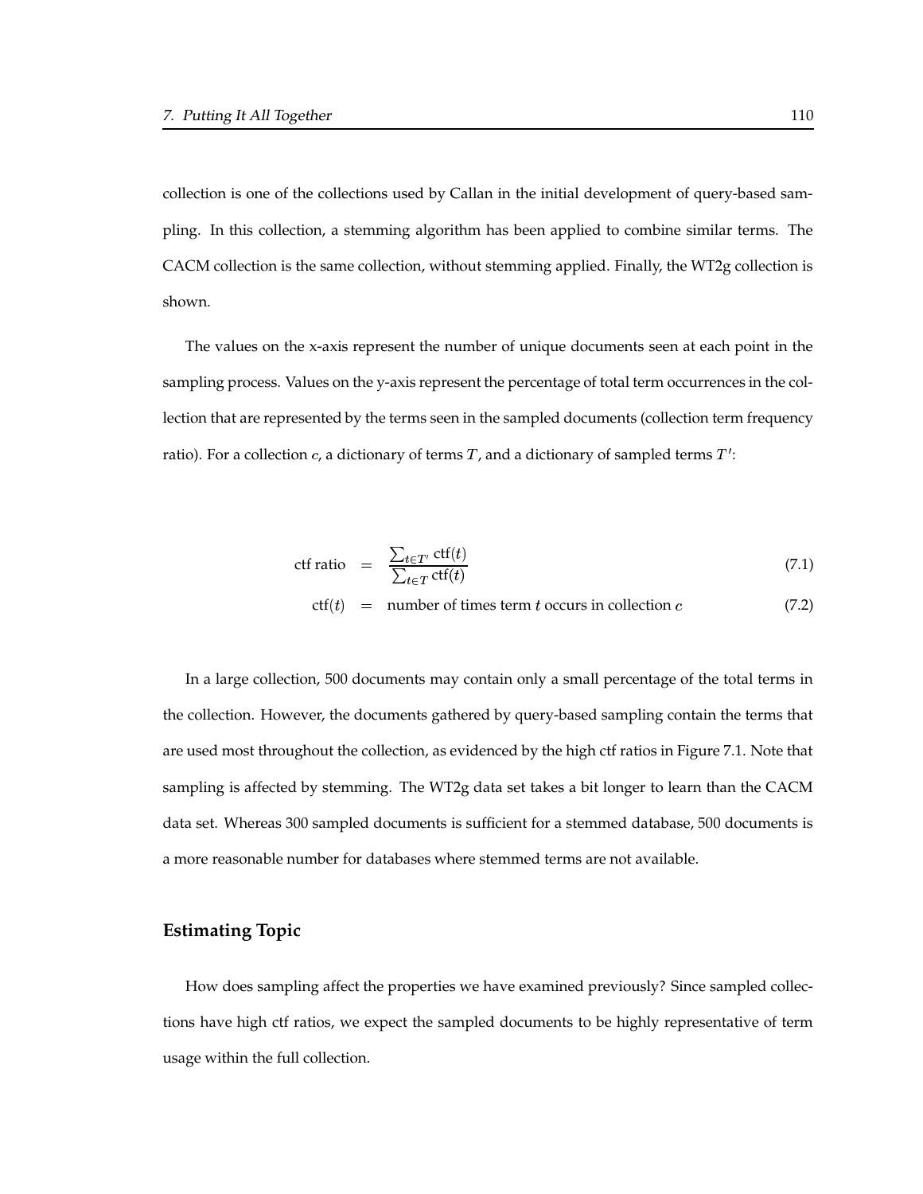collection is one of the collections used by Callan in the initial development of query-based sampling. In this collection, a stemming algorithm has been applied to combine similar terms. The CACM collection is the same collection, without stemming applied. Finally, the WT2g collection is shown.

The values on the x-axis represent the number of unique documents seen at each point in the sampling process. Values on the y-axis represent the percentage of total term occurrences in the collection that are represented by the terms seen in the sampled documents (collection term frequency ratio). For a collection $c$, a dictionary of terms $T$, and a dictionary of sampled terms $T'$:

$$\text{ctf ratio} = \frac{\sum_{t \in T'} \text{ctf}(t)}{\sum_{t \in T} \text{ctf}(t)} \tag{7.1}$$

$$\text{ctf}(t) = \text{number of times term } t \text{ occurs in collection } c \tag{7.2}$$

In a large collection, 500 documents may contain only a small percentage of the total terms in the collection. However, the documents gathered by query-based sampling contain the terms that are used most throughout the collection, as evidenced by the high ctf ratios in Figure 7.1. Note that sampling is affected by stemming. The WT2g data set takes a bit longer to learn than the CACM data set. Whereas 300 sampled documents is sufficient for a stemmed database, 500 documents is a more reasonable number for databases where stemmed terms are not available.

### Estimating Topic

How does sampling affect the properties we have examined previously? Since sampled collections have high ctf ratios, we expect the sampled documents to be highly representative of term usage within the full collection.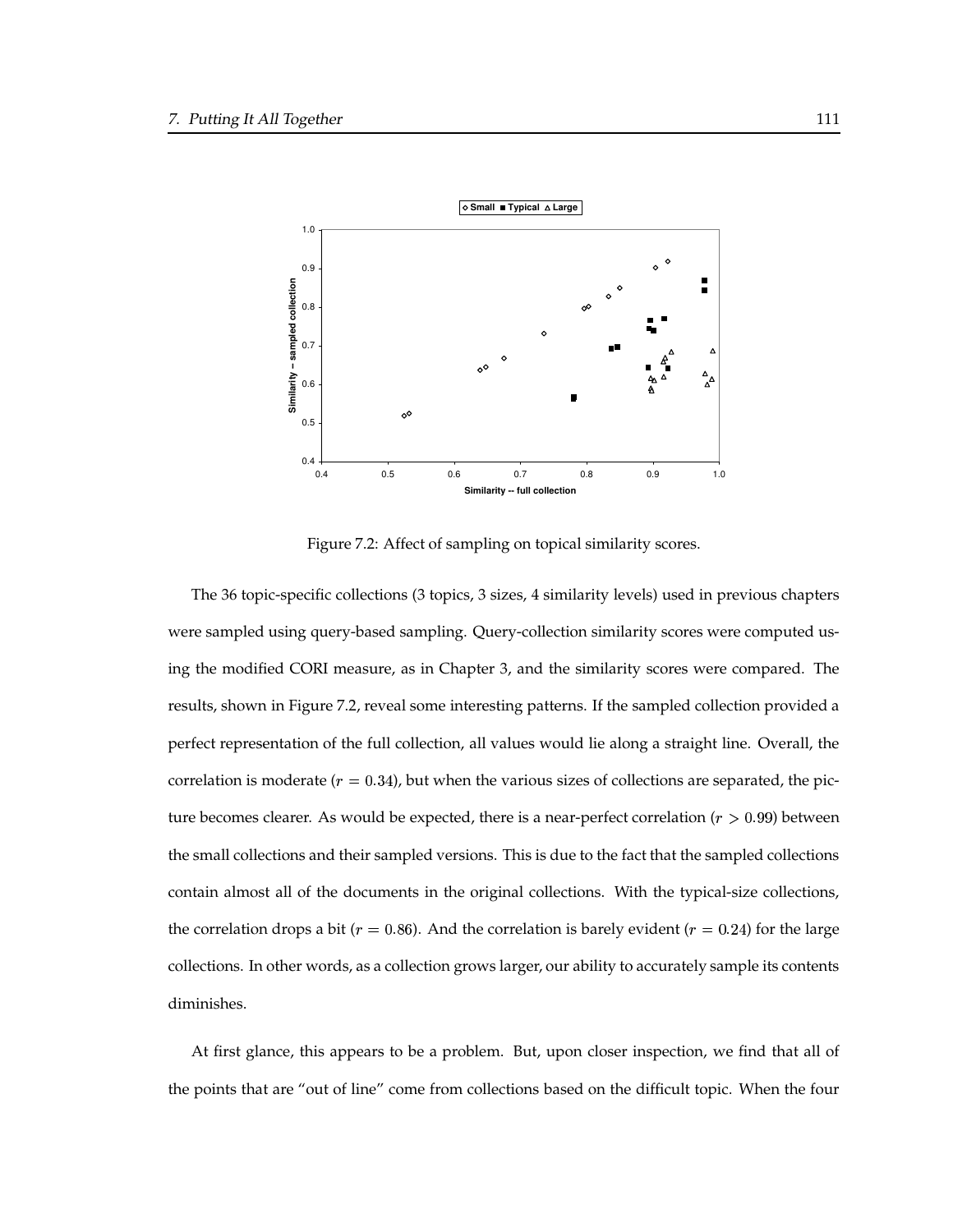Figure 7.2: Affect of sampling on topical similarity scores.

The 36 topic-specific collections (3 topics, 3 sizes, 4 similarity levels) used in previous chapters were sampled using query-based sampling. Query-collection similarity scores were computed using the modified CORI measure, as in Chapter 3, and the similarity scores were compared. The results, shown in Figure 7.2, reveal some interesting patterns. If the sampled collection provided a perfect representation of the full collection, all values would lie along a straight line. Overall, the correlation is moderate ($r = 0.34$), but when the various sizes of collections are separated, the picture becomes clearer. As would be expected, there is a near-perfect correlation ($r > 0.99$) between the small collections and their sampled versions. This is due to the fact that the sampled collections contain almost all of the documents in the original collections. With the typical-size collections, the correlation drops a bit ($r = 0.86$). And the correlation is barely evident ($r = 0.24$) for the large collections. In other words, as a collection grows larger, our ability to accurately sample its contents diminishes.

At first glance, this appears to be a problem. But, upon closer inspection, we find that all of the points that are "out of line" come from collections based on the difficult topic. When the four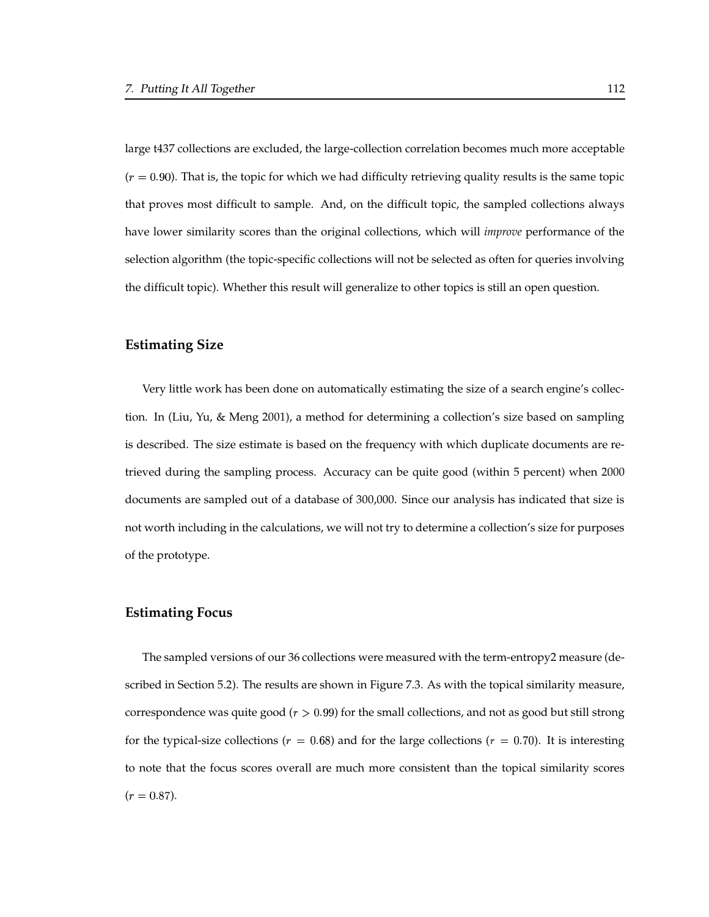large t437 collections are excluded, the large-collection correlation becomes much more acceptable ($r = 0.90$). That is, the topic for which we had difficulty retrieving quality results is the same topic that proves most difficult to sample. And, on the difficult topic, the sampled collections always have lower similarity scores than the original collections, which will *improve* performance of the selection algorithm (the topic-specific collections will not be selected as often for queries involving the difficult topic). Whether this result will generalize to other topics is still an open question.

### Estimating Size

Very little work has been done on automatically estimating the size of a search engine's collection. In (Liu, Yu, & Meng 2001), a method for determining a collection's size based on sampling is described. The size estimate is based on the frequency with which duplicate documents are retrieved during the sampling process. Accuracy can be quite good (within 5 percent) when 2000 documents are sampled out of a database of 300,000. Since our analysis has indicated that size is not worth including in the calculations, we will not try to determine a collection's size for purposes of the prototype.

### Estimating Focus

The sampled versions of our 36 collections were measured with the term-entropy2 measure (described in Section 5.2). The results are shown in Figure 7.3. As with the topical similarity measure, correspondence was quite good ($r > 0.99$) for the small collections, and not as good but still strong for the typical-size collections ($r = 0.68$) and for the large collections ($r = 0.70$). It is interesting to note that the focus scores overall are much more consistent than the topical similarity scores ($r = 0.87$).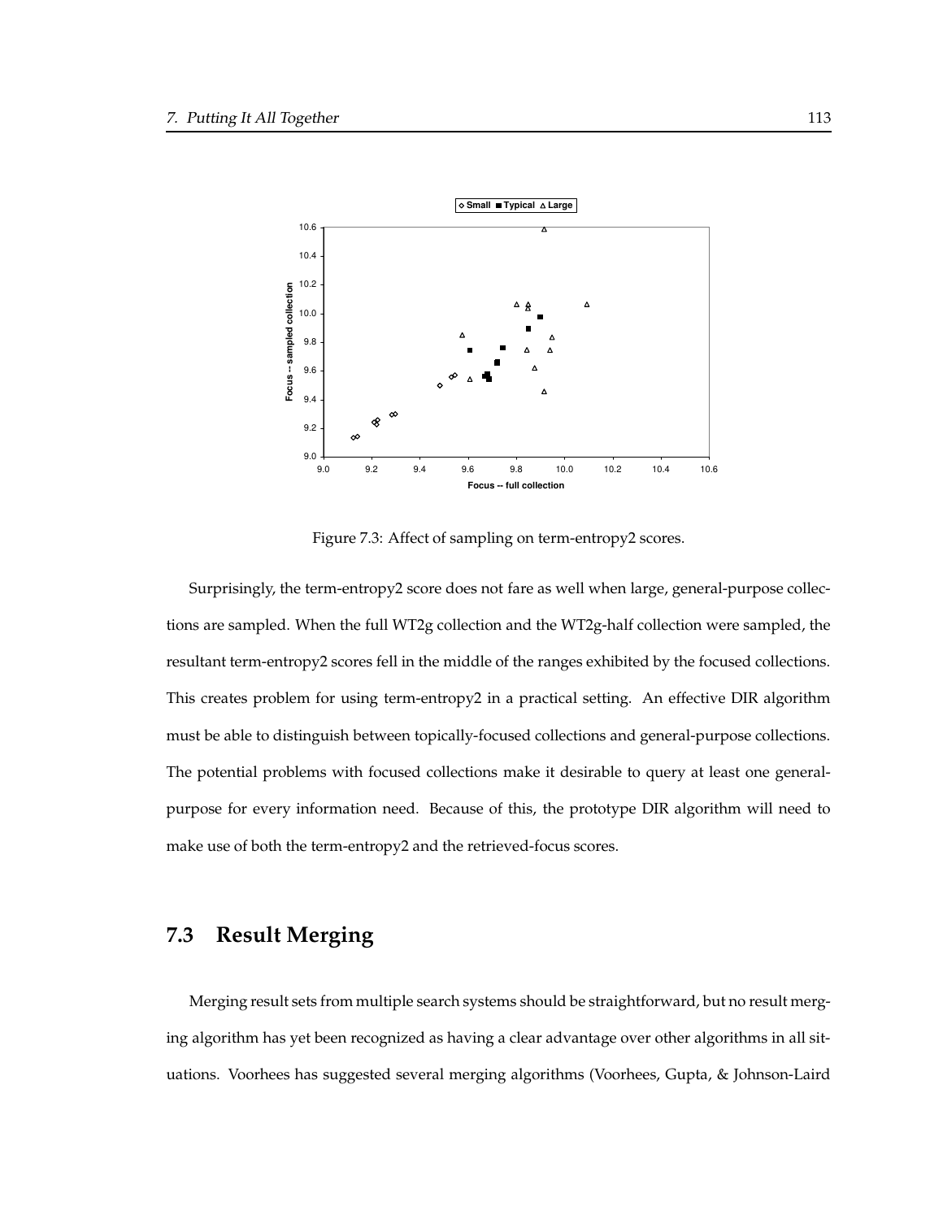Figure 7.3: Affect of sampling on term-entropy2 scores.

Surprisingly, the term-entropy2 score does not fare as well when large, general-purpose collections are sampled. When the full WT2g collection and the WT2g-half collection were sampled, the resultant term-entropy2 scores fell in the middle of the ranges exhibited by the focused collections. This creates problem for using term-entropy2 in a practical setting. An effective DIR algorithm must be able to distinguish between topically-focused collections and general-purpose collections. The potential problems with focused collections make it desirable to query at least one general-purpose for every information need. Because of this, the prototype DIR algorithm will need to make use of both the term-entropy2 and the retrieved-focus scores.

## 7.3 Result Merging

Merging result sets from multiple search systems should be straightforward, but no result merging algorithm has yet been recognized as having a clear advantage over other algorithms in all situations. Voorhees has suggested several merging algorithms (Voorhees, Gupta, & Johnson-Laird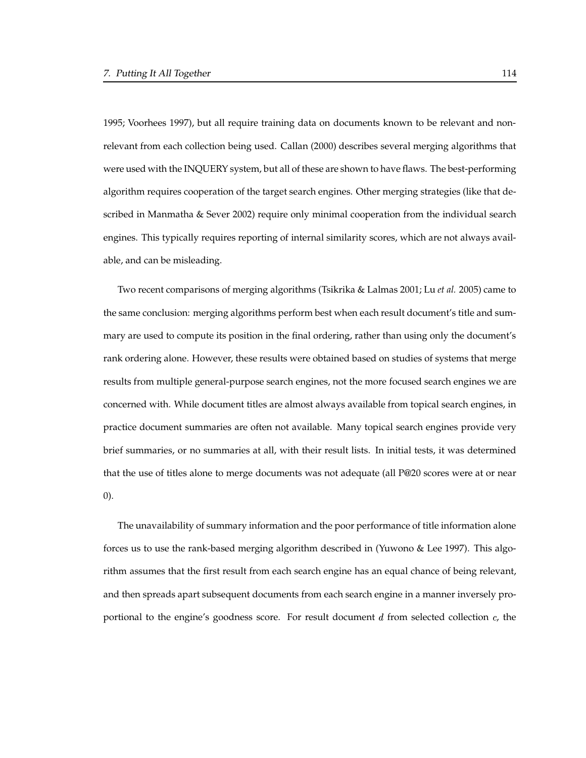1995; Voorhees 1997), but all require training data on documents known to be relevant and non-relevant from each collection being used. Callan (2000) describes several merging algorithms that were used with the INQUERY system, but all of these are shown to have flaws. The best-performing algorithm requires cooperation of the target search engines. Other merging strategies (like that described in Manmatha & Sever 2002) require only minimal cooperation from the individual search engines. This typically requires reporting of internal similarity scores, which are not always available, and can be misleading.

Two recent comparisons of merging algorithms (Tsikrika & Lalmas 2001; Lu *et al.* 2005) came to the same conclusion: merging algorithms perform best when each result document's title and summary are used to compute its position in the final ordering, rather than using only the document's rank ordering alone. However, these results were obtained based on studies of systems that merge results from multiple general-purpose search engines, not the more focused search engines we are concerned with. While document titles are almost always available from topical search engines, in practice document summaries are often not available. Many topical search engines provide very brief summaries, or no summaries at all, with their result lists. In initial tests, it was determined that the use of titles alone to merge documents was not adequate (all P@20 scores were at or near 0).

The unavailability of summary information and the poor performance of title information alone forces us to use the rank-based merging algorithm described in (Yuwono & Lee 1997). This algorithm assumes that the first result from each search engine has an equal chance of being relevant, and then spreads apart subsequent documents from each search engine in a manner inversely proportional to the engine's goodness score. For result document $d$ from selected collection $c$, the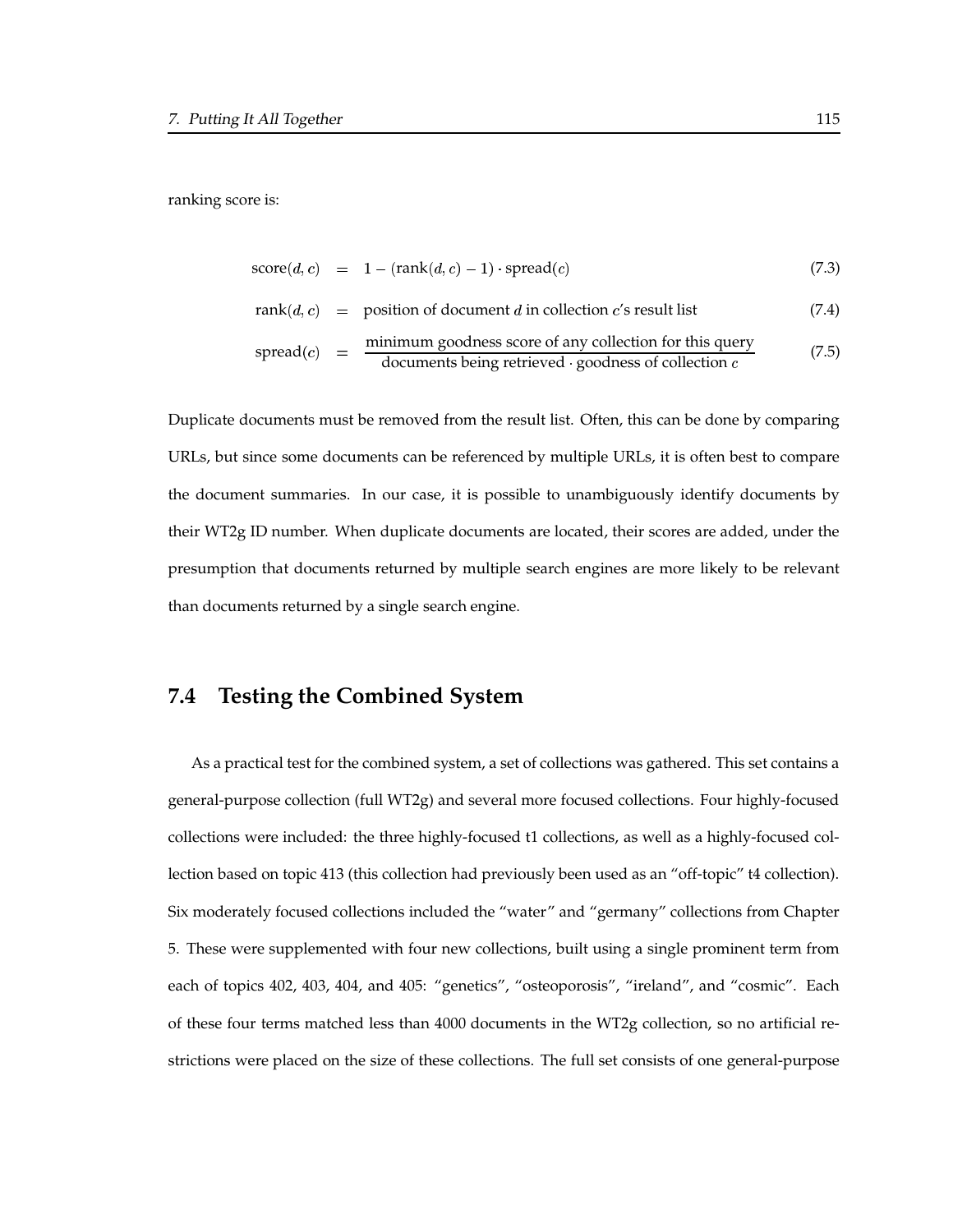ranking score is:

$$\text{score}(d, c) = 1 - (\text{rank}(d, c) - 1) \cdot \text{spread}(c) \quad (7.3)$$

$$\text{rank}(d, c) = \text{position of document } d \text{ in collection } c\text{'s result list} \quad (7.4)$$

$$\text{spread}(c) = \frac{\text{minimum goodness score of any collection for this query}}{\text{documents being retrieved} \cdot \text{goodness of collection } c} \quad (7.5)$$

Duplicate documents must be removed from the result list. Often, this can be done by comparing URLs, but since some documents can be referenced by multiple URLs, it is often best to compare the document summaries. In our case, it is possible to unambiguously identify documents by their WT2g ID number. When duplicate documents are located, their scores are added, under the presumption that documents returned by multiple search engines are more likely to be relevant than documents returned by a single search engine.

## 7.4 Testing the Combined System

As a practical test for the combined system, a set of collections was gathered. This set contains a general-purpose collection (full WT2g) and several more focused collections. Four highly-focused collections were included: the three highly-focused t1 collections, as well as a highly-focused collection based on topic 413 (this collection had previously been used as an "off-topic" t4 collection). Six moderately focused collections included the "water" and "germany" collections from Chapter 5. These were supplemented with four new collections, built using a single prominent term from each of topics 402, 403, 404, and 405: "genetics", "osteoporosis", "ireland", and "cosmic". Each of these four terms matched less than 4000 documents in the WT2g collection, so no artificial restrictions were placed on the size of these collections. The full set consists of one general-purpose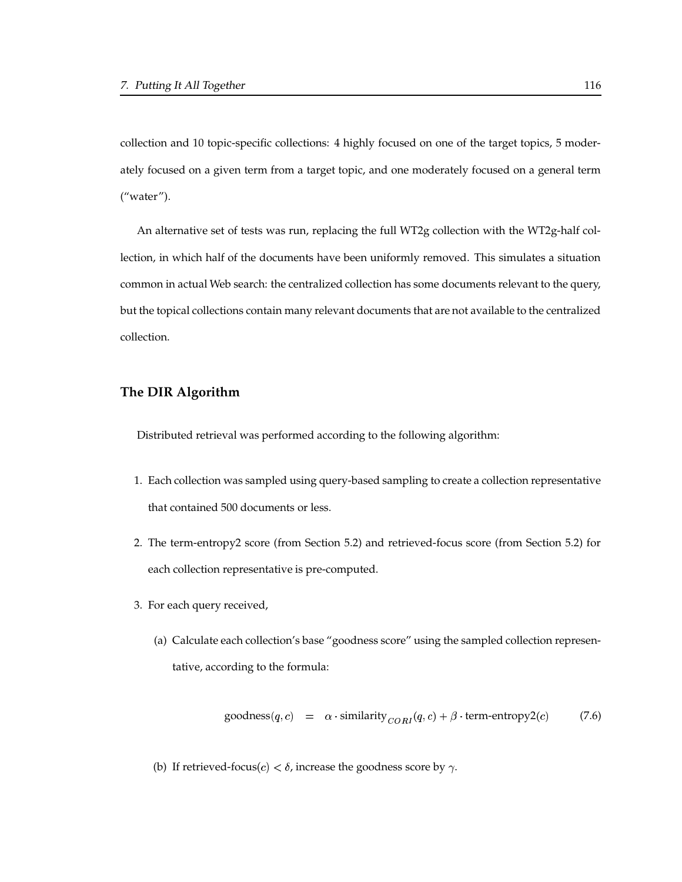collection and 10 topic-specific collections: 4 highly focused on one of the target topics, 5 moderately focused on a given term from a target topic, and one moderately focused on a general term ("water").

An alternative set of tests was run, replacing the full WT2g collection with the WT2g-half collection, in which half of the documents have been uniformly removed. This simulates a situation common in actual Web search: the centralized collection has some documents relevant to the query, but the topical collections contain many relevant documents that are not available to the centralized collection.

### The DIR Algorithm

Distributed retrieval was performed according to the following algorithm:

1. Each collection was sampled using query-based sampling to create a collection representative that contained 500 documents or less.
2. The term-entropy2 score (from Section 5.2) and retrieved-focus score (from Section 5.2) for each collection representative is pre-computed.
3. For each query received,
   (a) Calculate each collection's base "goodness score" using the sampled collection representative, according to the formula:

$$\text{goodness}(q, c) \quad = \quad \alpha \cdot \text{similarity}_{CORI}(q, c) + \beta \cdot \text{term-entropy2}(c) \qquad (7.6)$$

   (b) If retrieved-focus$(c) < \delta$, increase the goodness score by $\gamma$.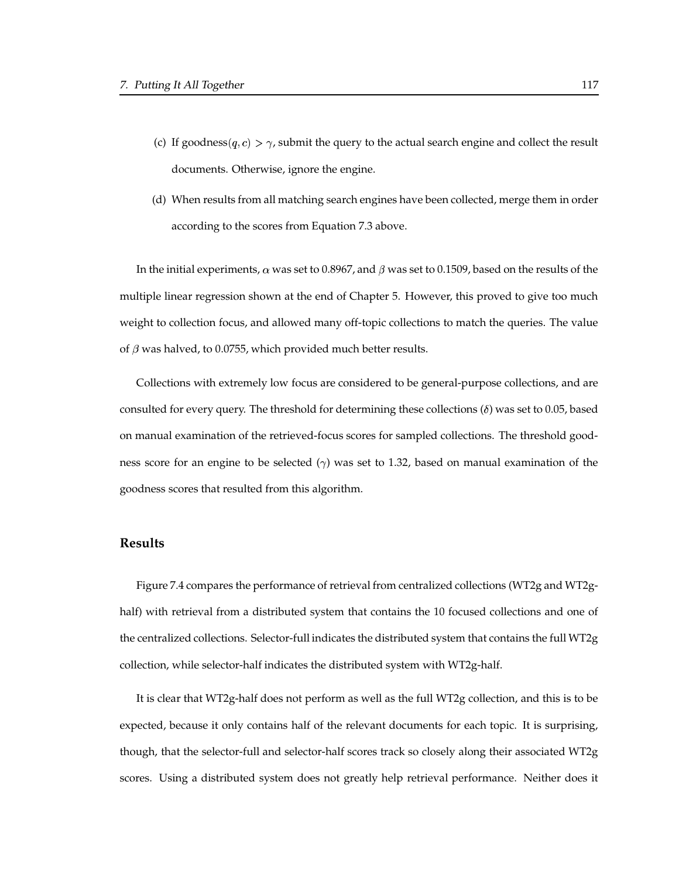(c) If goodness$(q, c) > \gamma$, submit the query to the actual search engine and collect the result documents. Otherwise, ignore the engine.

(d) When results from all matching search engines have been collected, merge them in order according to the scores from Equation 7.3 above.

In the initial experiments, $\alpha$ was set to 0.8967, and $\beta$ was set to 0.1509, based on the results of the multiple linear regression shown at the end of Chapter 5. However, this proved to give too much weight to collection focus, and allowed many off-topic collections to match the queries. The value of $\beta$ was halved, to 0.0755, which provided much better results.

Collections with extremely low focus are considered to be general-purpose collections, and are consulted for every query. The threshold for determining these collections ($\delta$) was set to 0.05, based on manual examination of the retrieved-focus scores for sampled collections. The threshold goodness score for an engine to be selected ($\gamma$) was set to 1.32, based on manual examination of the goodness scores that resulted from this algorithm.

### Results

Figure 7.4 compares the performance of retrieval from centralized collections (WT2g and WT2g-half) with retrieval from a distributed system that contains the 10 focused collections and one of the centralized collections. Selector-full indicates the distributed system that contains the full WT2g collection, while selector-half indicates the distributed system with WT2g-half.

It is clear that WT2g-half does not perform as well as the full WT2g collection, and this is to be expected, because it only contains half of the relevant documents for each topic. It is surprising, though, that the selector-full and selector-half scores track so closely along their associated WT2g scores. Using a distributed system does not greatly help retrieval performance. Neither does it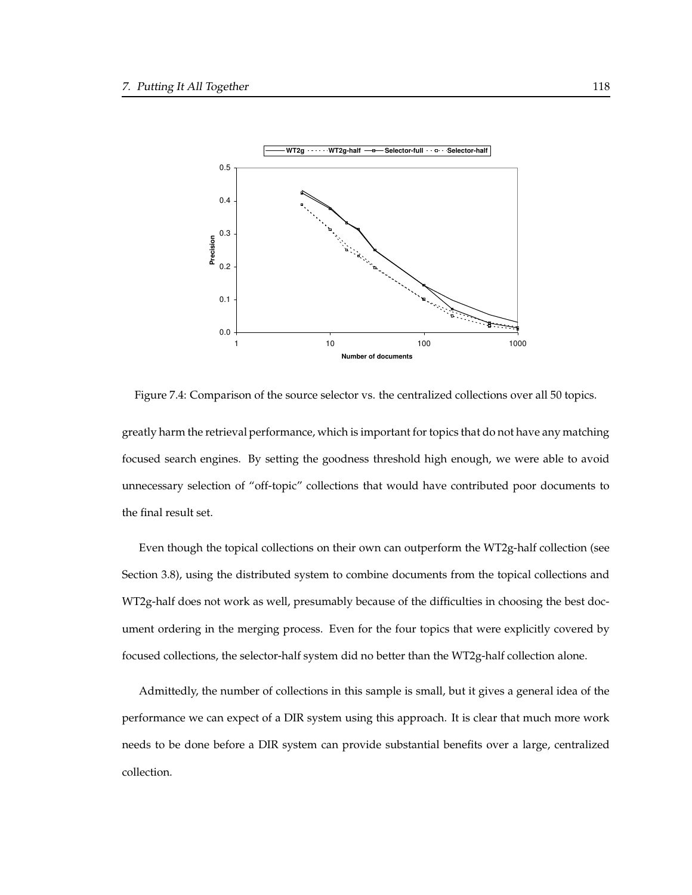Figure 7.4: Comparison of the source selector vs. the centralized collections over all 50 topics.

greatly harm the retrieval performance, which is important for topics that do not have any matching focused search engines. By setting the goodness threshold high enough, we were able to avoid unnecessary selection of "off-topic" collections that would have contributed poor documents to the final result set.

Even though the topical collections on their own can outperform the WT2g-half collection (see Section 3.8), using the distributed system to combine documents from the topical collections and WT2g-half does not work as well, presumably because of the difficulties in choosing the best document ordering in the merging process. Even for the four topics that were explicitly covered by focused collections, the selector-half system did no better than the WT2g-half collection alone.

Admittedly, the number of collections in this sample is small, but it gives a general idea of the performance we can expect of a DIR system using this approach. It is clear that much more work needs to be done before a DIR system can provide substantial benefits over a large, centralized collection.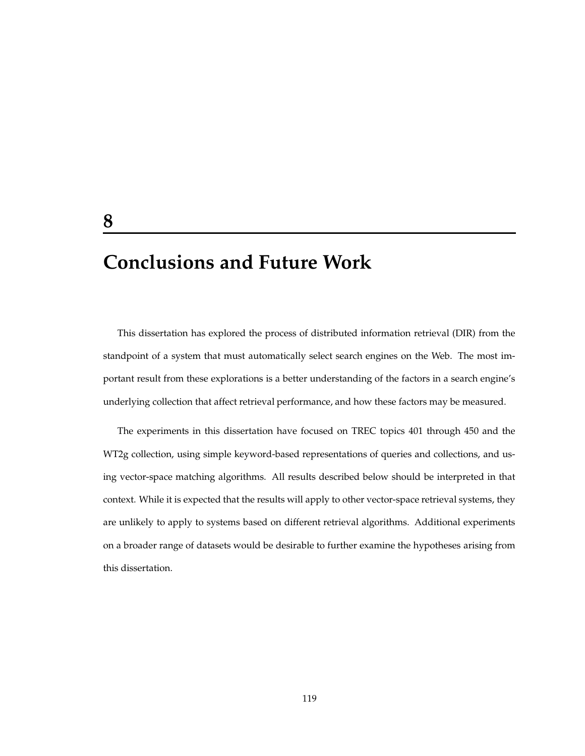# 8 Conclusions and Future Work

This dissertation has explored the process of distributed information retrieval (DIR) from the standpoint of a system that must automatically select search engines on the Web. The most important result from these explorations is a better understanding of the factors in a search engine's underlying collection that affect retrieval performance, and how these factors may be measured.

The experiments in this dissertation have focused on TREC topics 401 through 450 and the WT2g collection, using simple keyword-based representations of queries and collections, and using vector-space matching algorithms. All results described below should be interpreted in that context. While it is expected that the results will apply to other vector-space retrieval systems, they are unlikely to apply to systems based on different retrieval algorithms. Additional experiments on a broader range of datasets would be desirable to further examine the hypotheses arising from this dissertation.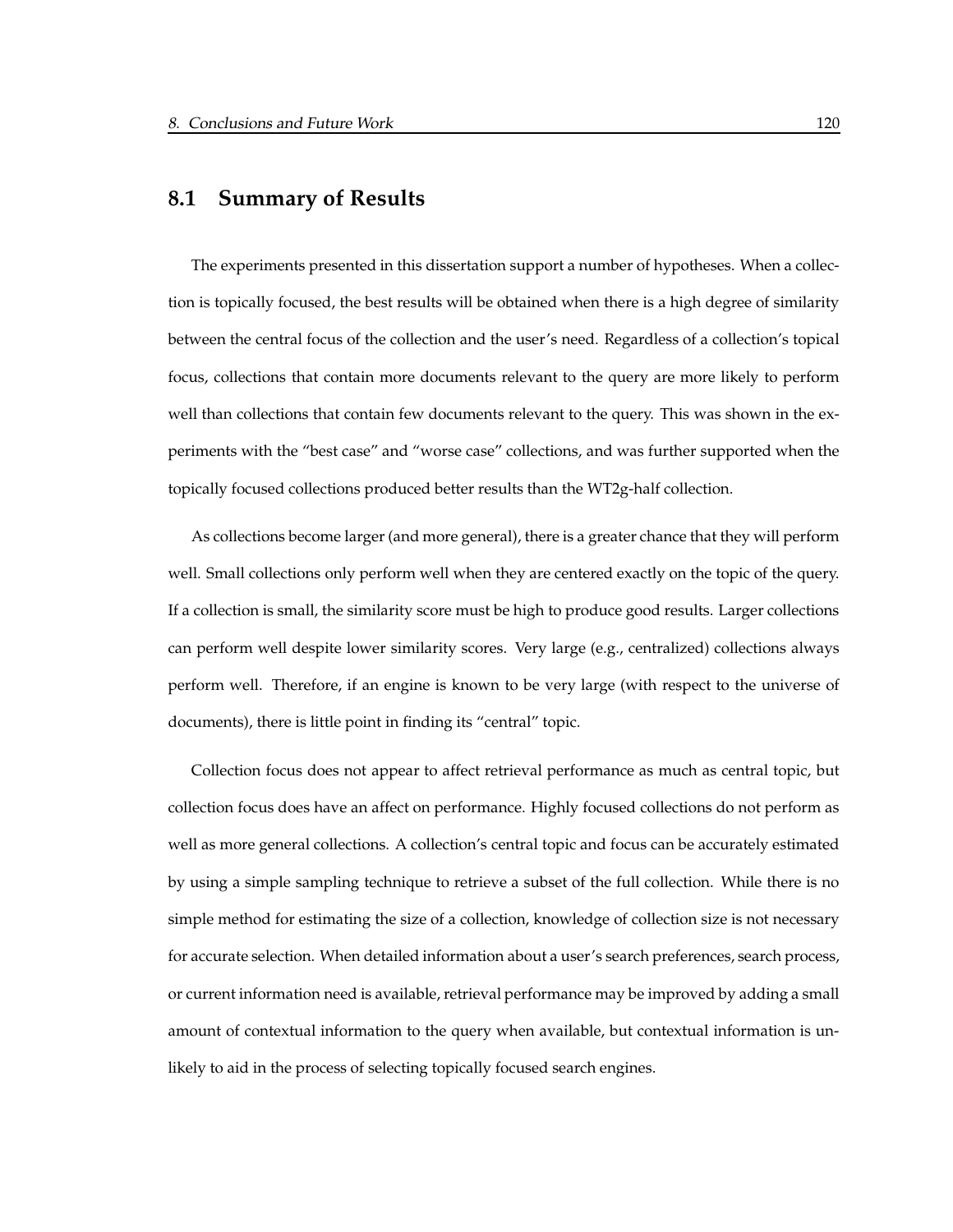## 8.1 Summary of Results

The experiments presented in this dissertation support a number of hypotheses. When a collection is topically focused, the best results will be obtained when there is a high degree of similarity between the central focus of the collection and the user's need. Regardless of a collection's topical focus, collections that contain more documents relevant to the query are more likely to perform well than collections that contain few documents relevant to the query. This was shown in the experiments with the "best case" and "worse case" collections, and was further supported when the topically focused collections produced better results than the WT2g-half collection.

As collections become larger (and more general), there is a greater chance that they will perform well. Small collections only perform well when they are centered exactly on the topic of the query. If a collection is small, the similarity score must be high to produce good results. Larger collections can perform well despite lower similarity scores. Very large (e.g., centralized) collections always perform well. Therefore, if an engine is known to be very large (with respect to the universe of documents), there is little point in finding its "central" topic.

Collection focus does not appear to affect retrieval performance as much as central topic, but collection focus does have an affect on performance. Highly focused collections do not perform as well as more general collections. A collection's central topic and focus can be accurately estimated by using a simple sampling technique to retrieve a subset of the full collection. While there is no simple method for estimating the size of a collection, knowledge of collection size is not necessary for accurate selection. When detailed information about a user's search preferences, search process, or current information need is available, retrieval performance may be improved by adding a small amount of contextual information to the query when available, but contextual information is unlikely to aid in the process of selecting topically focused search engines.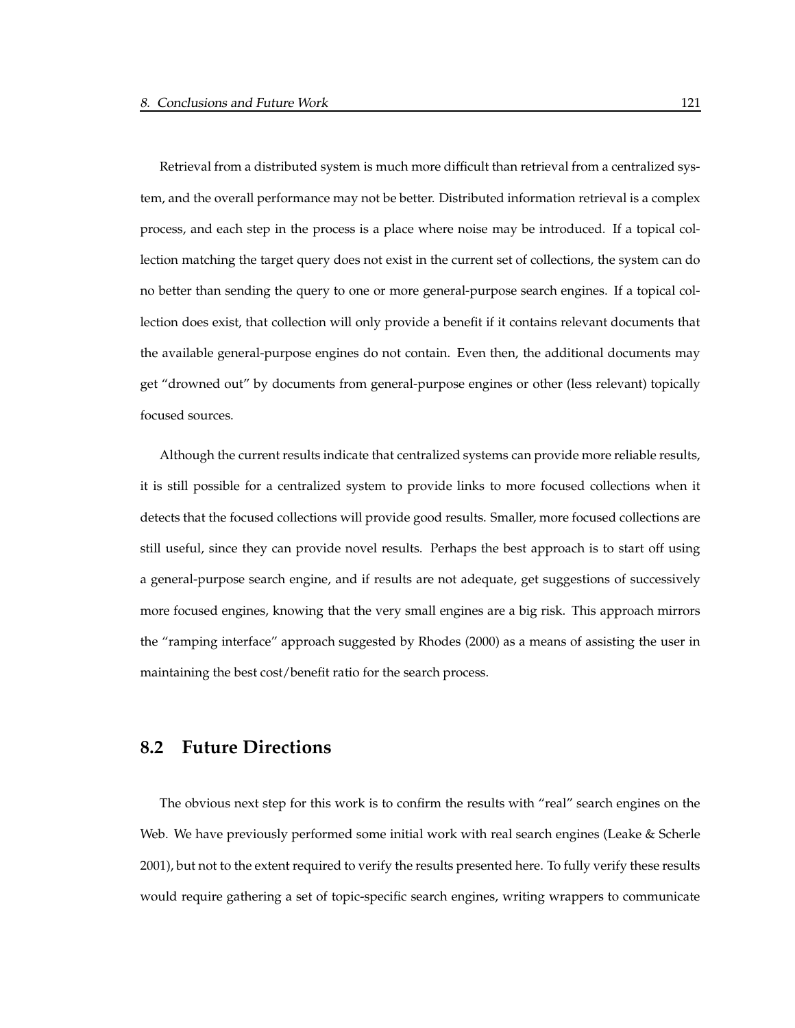Retrieval from a distributed system is much more difficult than retrieval from a centralized system, and the overall performance may not be better. Distributed information retrieval is a complex process, and each step in the process is a place where noise may be introduced. If a topical collection matching the target query does not exist in the current set of collections, the system can do no better than sending the query to one or more general-purpose search engines. If a topical collection does exist, that collection will only provide a benefit if it contains relevant documents that the available general-purpose engines do not contain. Even then, the additional documents may get "drowned out" by documents from general-purpose engines or other (less relevant) topically focused sources.

Although the current results indicate that centralized systems can provide more reliable results, it is still possible for a centralized system to provide links to more focused collections when it detects that the focused collections will provide good results. Smaller, more focused collections are still useful, since they can provide novel results. Perhaps the best approach is to start off using a general-purpose search engine, and if results are not adequate, get suggestions of successively more focused engines, knowing that the very small engines are a big risk. This approach mirrors the "ramping interface" approach suggested by Rhodes (2000) as a means of assisting the user in maintaining the best cost/benefit ratio for the search process.

## 8.2 Future Directions

The obvious next step for this work is to confirm the results with "real" search engines on the Web. We have previously performed some initial work with real search engines (Leake & Scherle 2001), but not to the extent required to verify the results presented here. To fully verify these results would require gathering a set of topic-specific search engines, writing wrappers to communicate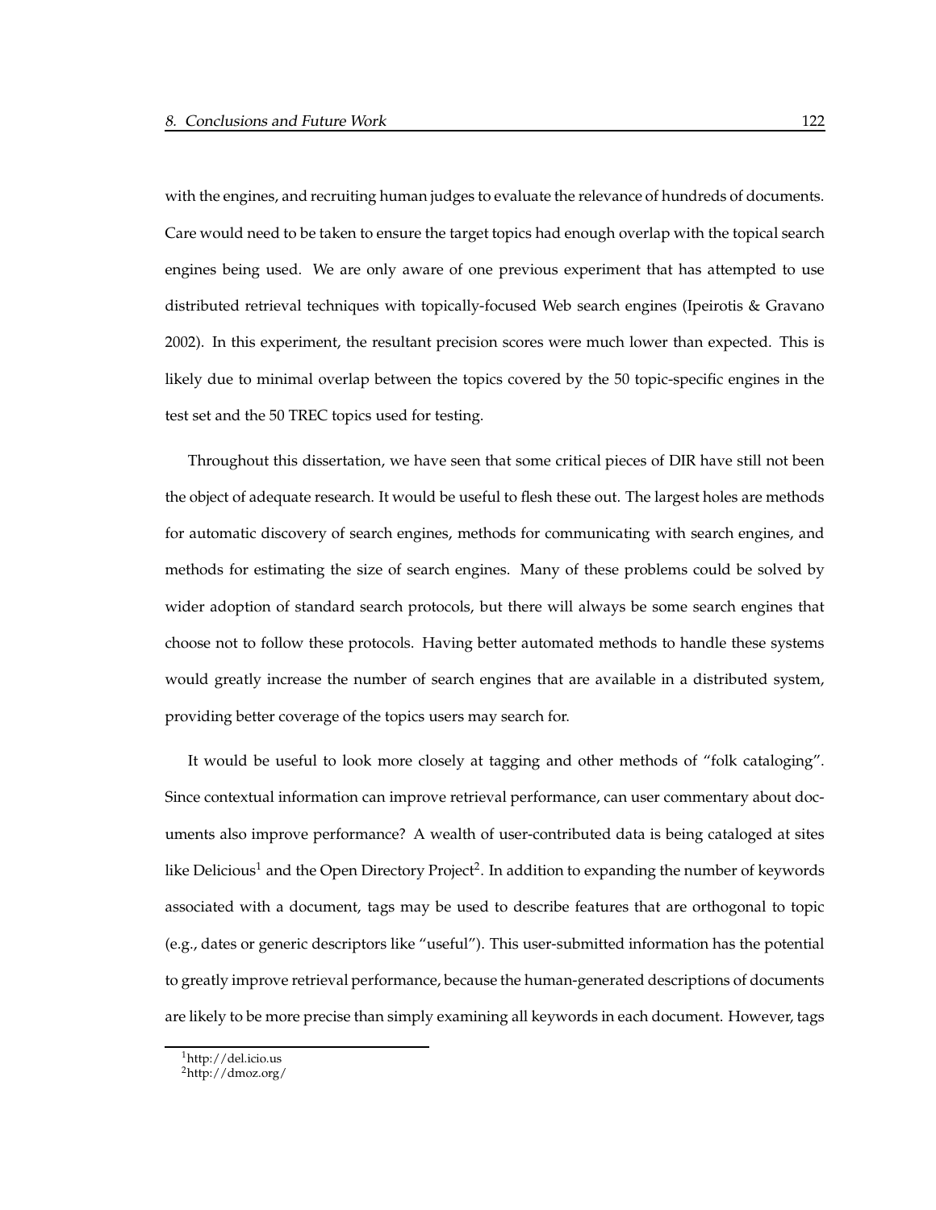with the engines, and recruiting human judges to evaluate the relevance of hundreds of documents. Care would need to be taken to ensure the target topics had enough overlap with the topical search engines being used. We are only aware of one previous experiment that has attempted to use distributed retrieval techniques with topically-focused Web search engines (Ipeirotis & Gravano 2002). In this experiment, the resultant precision scores were much lower than expected. This is likely due to minimal overlap between the topics covered by the 50 topic-specific engines in the test set and the 50 TREC topics used for testing.

Throughout this dissertation, we have seen that some critical pieces of DIR have still not been the object of adequate research. It would be useful to flesh these out. The largest holes are methods for automatic discovery of search engines, methods for communicating with search engines, and methods for estimating the size of search engines. Many of these problems could be solved by wider adoption of standard search protocols, but there will always be some search engines that choose not to follow these protocols. Having better automated methods to handle these systems would greatly increase the number of search engines that are available in a distributed system, providing better coverage of the topics users may search for.

It would be useful to look more closely at tagging and other methods of "folk cataloging". Since contextual information can improve retrieval performance, can user commentary about documents also improve performance? A wealth of user-contributed data is being cataloged at sites like Delicious[1] and the Open Directory Project[2]. In addition to expanding the number of keywords associated with a document, tags may be used to describe features that are orthogonal to topic (e.g., dates or generic descriptors like "useful"). This user-submitted information has the potential to greatly improve retrieval performance, because the human-generated descriptions of documents are likely to be more precise than simply examining all keywords in each document. However, tags

[1] http://del.icio.us
[2] http://dmoz.org/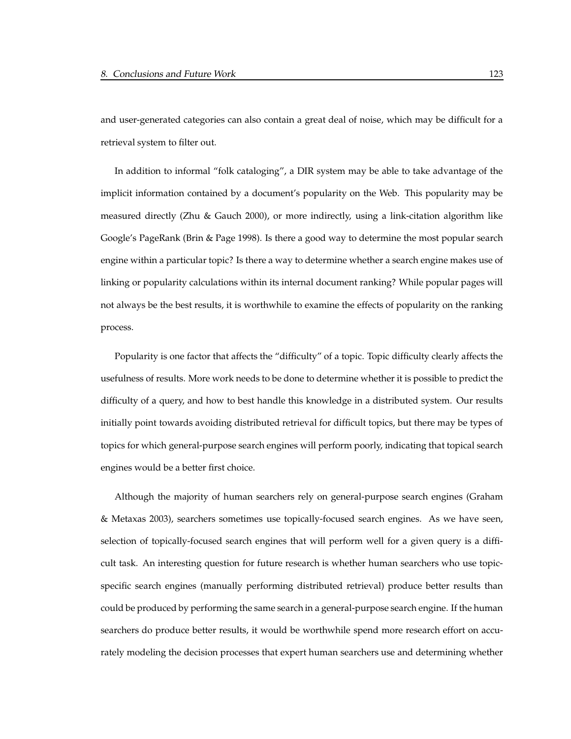and user-generated categories can also contain a great deal of noise, which may be difficult for a retrieval system to filter out.

In addition to informal "folk cataloging", a DIR system may be able to take advantage of the implicit information contained by a document's popularity on the Web. This popularity may be measured directly (Zhu & Gauch 2000), or more indirectly, using a link-citation algorithm like Google's PageRank (Brin & Page 1998). Is there a good way to determine the most popular search engine within a particular topic? Is there a way to determine whether a search engine makes use of linking or popularity calculations within its internal document ranking? While popular pages will not always be the best results, it is worthwhile to examine the effects of popularity on the ranking process.

Popularity is one factor that affects the "difficulty" of a topic. Topic difficulty clearly affects the usefulness of results. More work needs to be done to determine whether it is possible to predict the difficulty of a query, and how to best handle this knowledge in a distributed system. Our results initially point towards avoiding distributed retrieval for difficult topics, but there may be types of topics for which general-purpose search engines will perform poorly, indicating that topical search engines would be a better first choice.

Although the majority of human searchers rely on general-purpose search engines (Graham & Metaxas 2003), searchers sometimes use topically-focused search engines. As we have seen, selection of topically-focused search engines that will perform well for a given query is a difficult task. An interesting question for future research is whether human searchers who use topic-specific search engines (manually performing distributed retrieval) produce better results than could be produced by performing the same search in a general-purpose search engine. If the human searchers do produce better results, it would be worthwhile spend more research effort on accurately modeling the decision processes that expert human searchers use and determining whether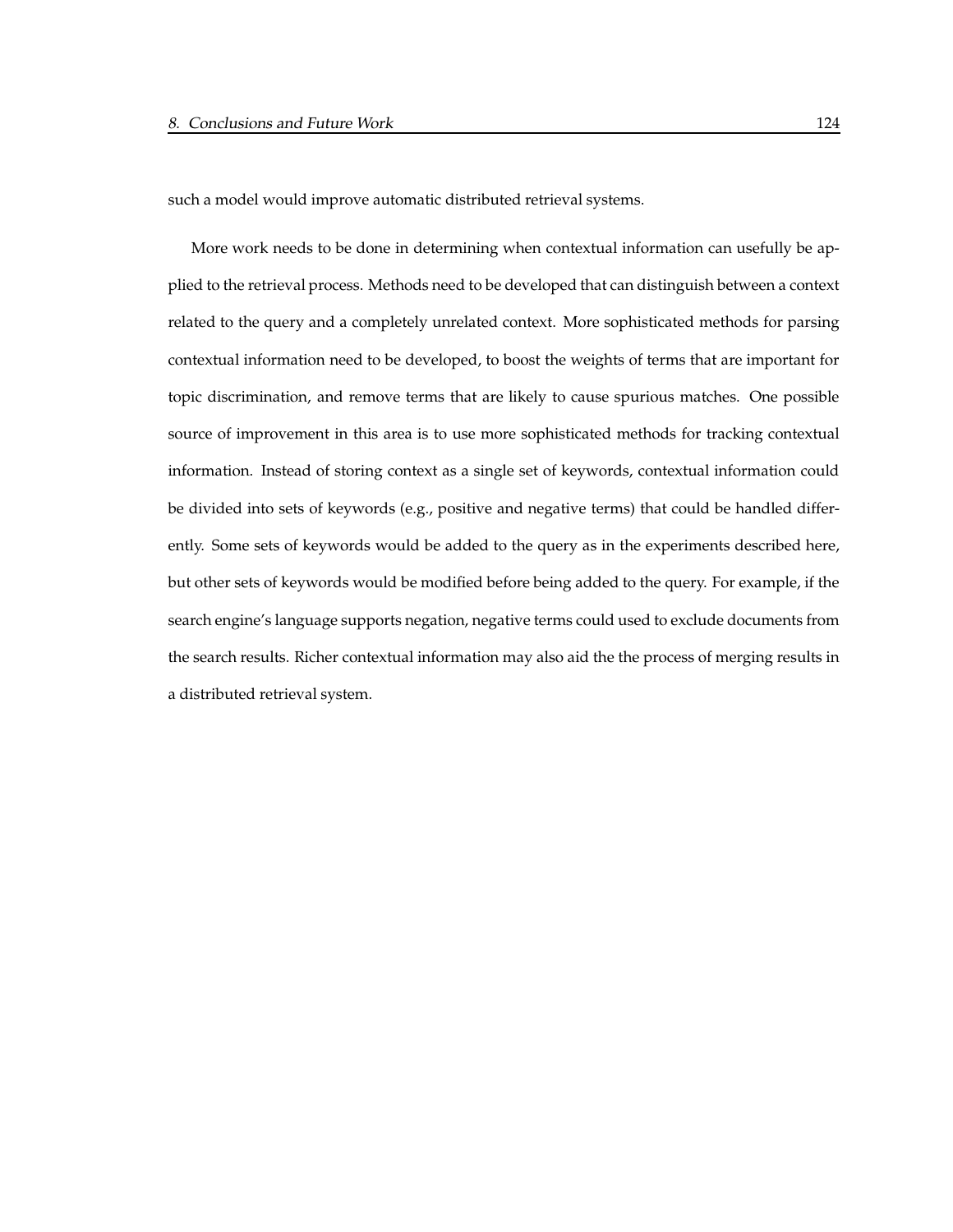such a model would improve automatic distributed retrieval systems.

More work needs to be done in determining when contextual information can usefully be applied to the retrieval process. Methods need to be developed that can distinguish between a context related to the query and a completely unrelated context. More sophisticated methods for parsing contextual information need to be developed, to boost the weights of terms that are important for topic discrimination, and remove terms that are likely to cause spurious matches. One possible source of improvement in this area is to use more sophisticated methods for tracking contextual information. Instead of storing context as a single set of keywords, contextual information could be divided into sets of keywords (e.g., positive and negative terms) that could be handled differently. Some sets of keywords would be added to the query as in the experiments described here, but other sets of keywords would be modified before being added to the query. For example, if the search engine's language supports negation, negative terms could used to exclude documents from the search results. Richer contextual information may also aid the the process of merging results in a distributed retrieval system.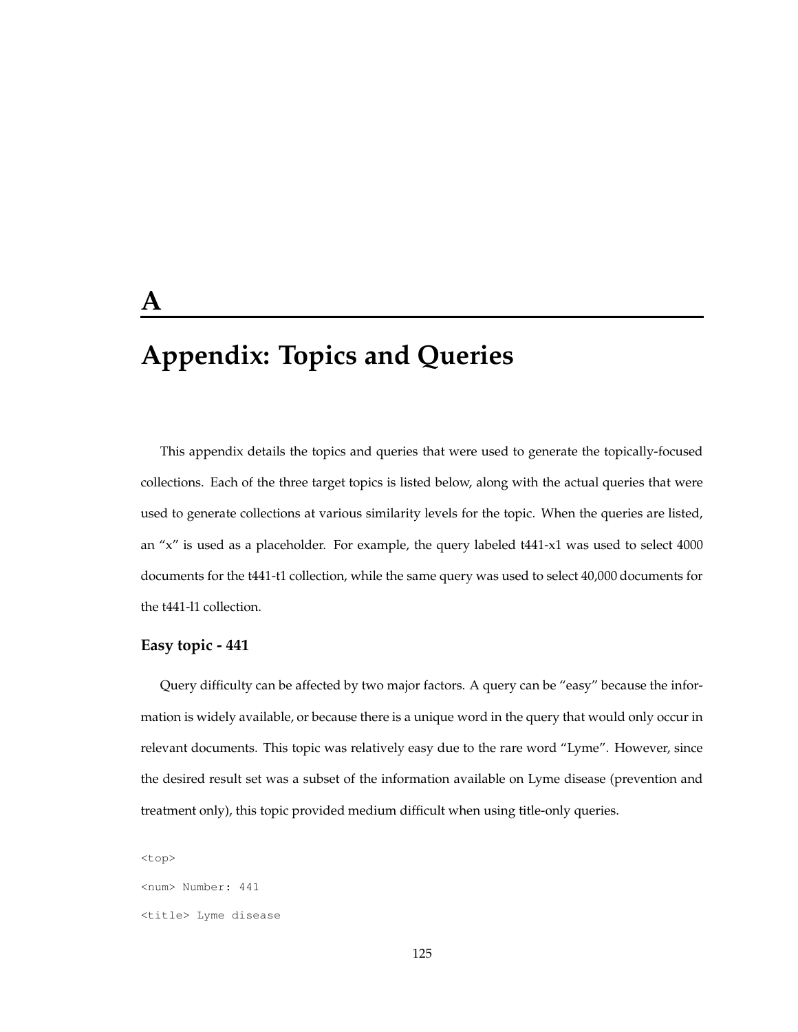# A

# Appendix: Topics and Queries

This appendix details the topics and queries that were used to generate the topically-focused collections. Each of the three target topics is listed below, along with the actual queries that were used to generate collections at various similarity levels for the topic. When the queries are listed, an "x" is used as a placeholder. For example, the query labeled t441-x1 was used to select 4000 documents for the t441-t1 collection, while the same query was used to select 40,000 documents for the t441-l1 collection.

### Easy topic - 441

Query difficulty can be affected by two major factors. A query can be "easy" because the information is widely available, or because there is a unique word in the query that would only occur in relevant documents. This topic was relatively easy due to the rare word "Lyme". However, since the desired result set was a subset of the information available on Lyme disease (prevention and treatment only), this topic provided medium difficult when using title-only queries.

```
<top>
<num> Number: 441
<title> Lyme disease
```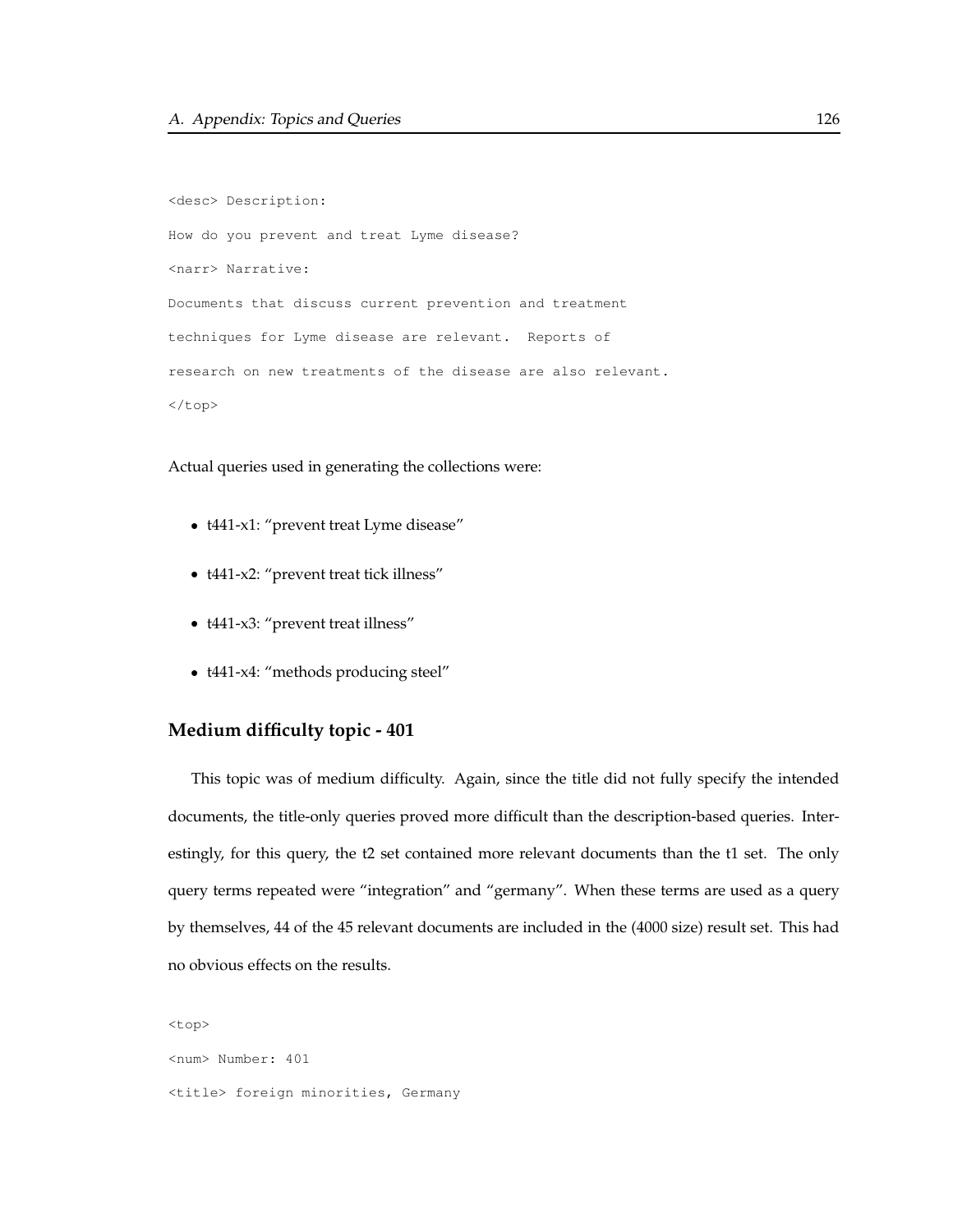```
<desc> Description:

How do you prevent and treat Lyme disease?

<narr> Narrative:

Documents that discuss current prevention and treatment

techniques for Lyme disease are relevant.  Reports of

research on new treatments of the disease are also relevant.

</top>
```

Actual queries used in generating the collections were:

- t441-x1: "prevent treat Lyme disease"
- t441-x2: "prevent treat tick illness"
- t441-x3: "prevent treat illness"
- t441-x4: "methods producing steel"

### Medium difficulty topic - 401

This topic was of medium difficulty. Again, since the title did not fully specify the intended documents, the title-only queries proved more difficult than the description-based queries. Interestingly, for this query, the t2 set contained more relevant documents than the t1 set. The only query terms repeated were "integration" and "germany". When these terms are used as a query by themselves, 44 of the 45 relevant documents are included in the (4000 size) result set. This had no obvious effects on the results.

```
<top>

<num> Number: 401

<title> foreign minorities, Germany
```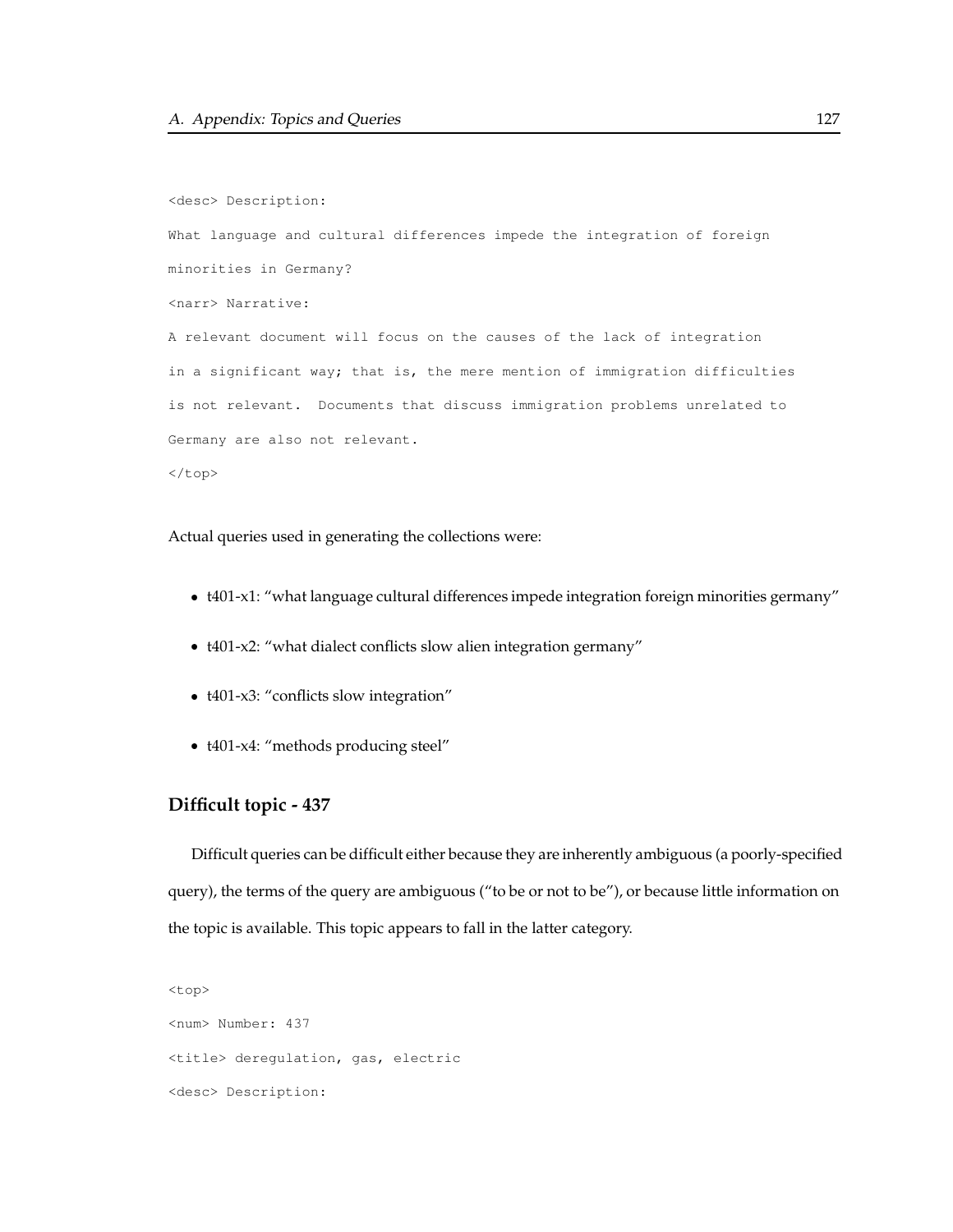```
<desc> Description:
What language and cultural differences impede the integration of foreign
minorities in Germany?
<narr> Narrative:
A relevant document will focus on the causes of the lack of integration
in a significant way; that is, the mere mention of immigration difficulties
is not relevant.  Documents that discuss immigration problems unrelated to
Germany are also not relevant.
</top>
```

Actual queries used in generating the collections were:

- t401-x1: "what language cultural differences impede integration foreign minorities germany"
- t401-x2: "what dialect conflicts slow alien integration germany"
- t401-x3: "conflicts slow integration"
- t401-x4: "methods producing steel"

### Difficult topic - 437

Difficult queries can be difficult either because they are inherently ambiguous (a poorly-specified query), the terms of the query are ambiguous ("to be or not to be"), or because little information on the topic is available. This topic appears to fall in the latter category.

```
<top>
<num> Number: 437
<title> deregulation, gas, electric
<desc> Description:
```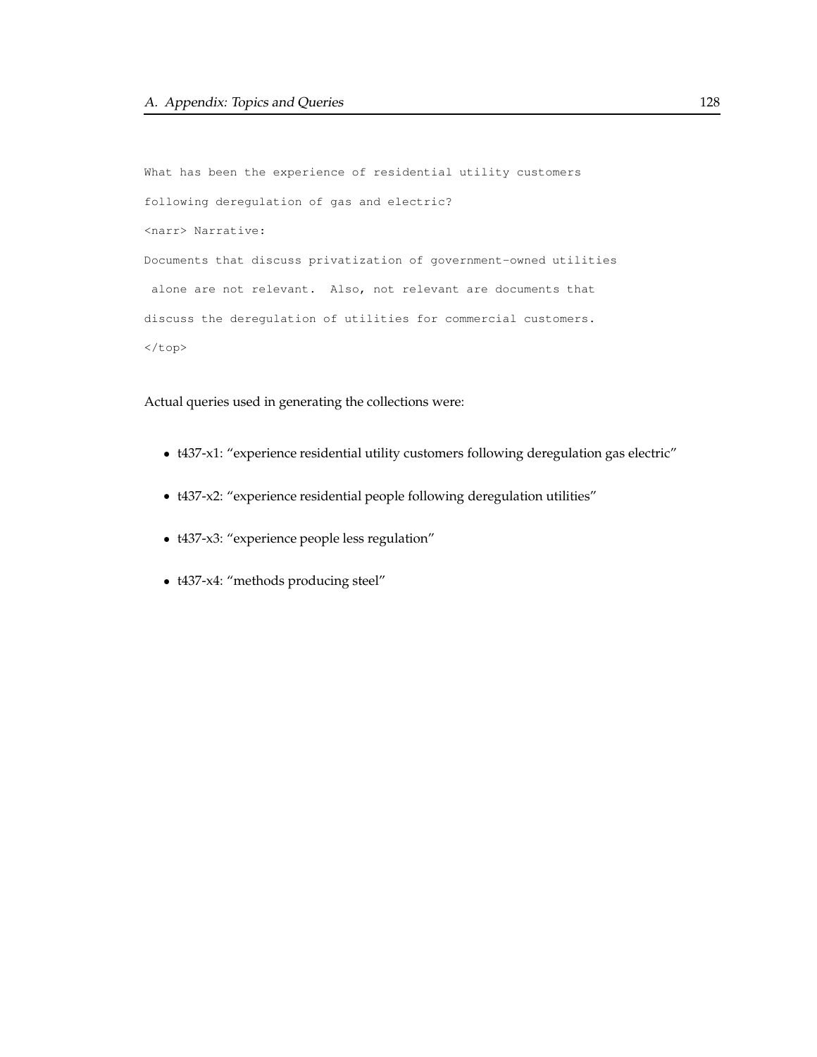```
What has been the experience of residential utility customers

following deregulation of gas and electric?

<narr> Narrative:

Documents that discuss privatization of government-owned utilities

 alone are not relevant.  Also, not relevant are documents that

discuss the deregulation of utilities for commercial customers.

</top>
```

Actual queries used in generating the collections were:

- t437-x1: "experience residential utility customers following deregulation gas electric"
- t437-x2: "experience residential people following deregulation utilities"
- t437-x3: "experience people less regulation"
- t437-x4: "methods producing steel"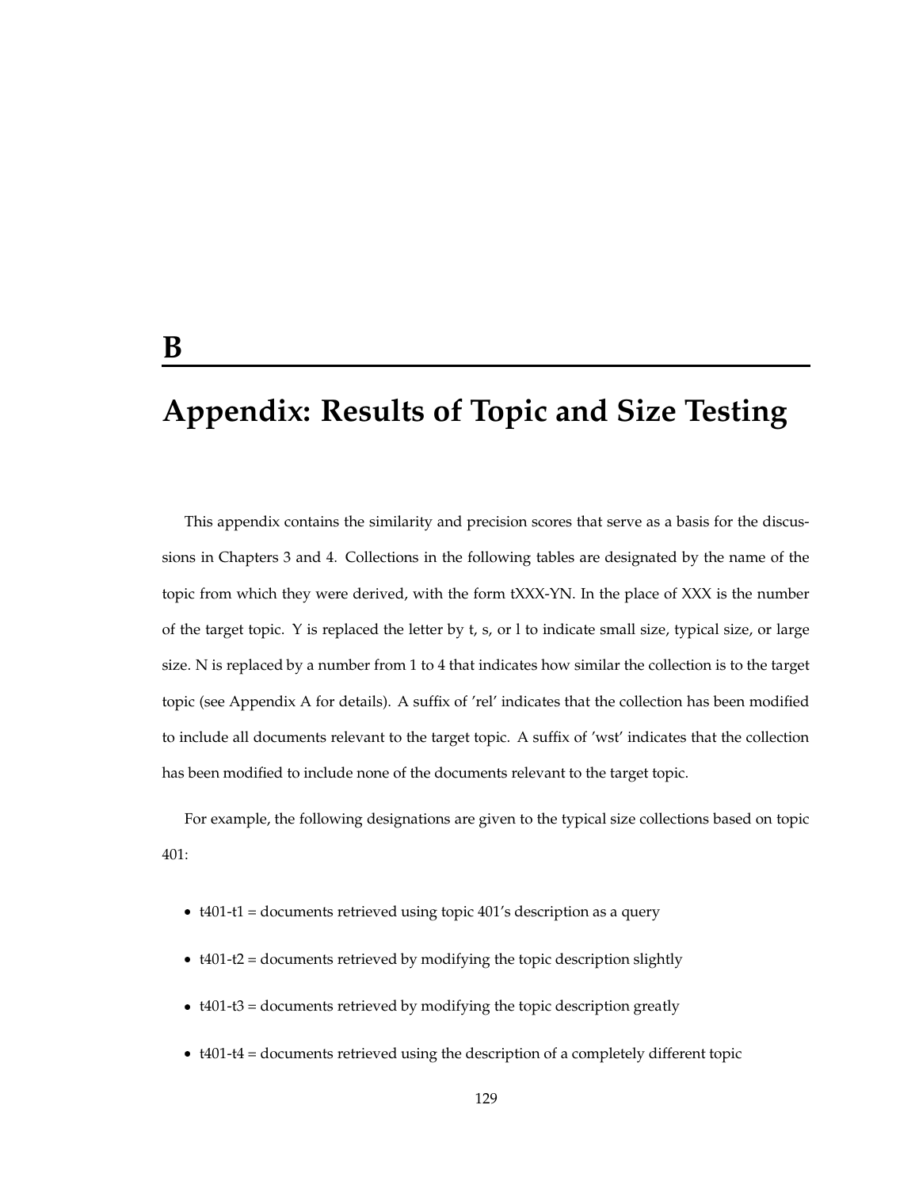# B

# Appendix: Results of Topic and Size Testing

This appendix contains the similarity and precision scores that serve as a basis for the discussions in Chapters 3 and 4. Collections in the following tables are designated by the name of the topic from which they were derived, with the form tXXX-YN. In the place of XXX is the number of the target topic. Y is replaced the letter by t, s, or l to indicate small size, typical size, or large size. N is replaced by a number from 1 to 4 that indicates how similar the collection is to the target topic (see Appendix A for details). A suffix of 'rel' indicates that the collection has been modified to include all documents relevant to the target topic. A suffix of 'wst' indicates that the collection has been modified to include none of the documents relevant to the target topic.

For example, the following designations are given to the typical size collections based on topic 401:

- t401-t1 = documents retrieved using topic 401's description as a query
- t401-t2 = documents retrieved by modifying the topic description slightly
- t401-t3 = documents retrieved by modifying the topic description greatly
- t401-t4 = documents retrieved using the description of a completely different topic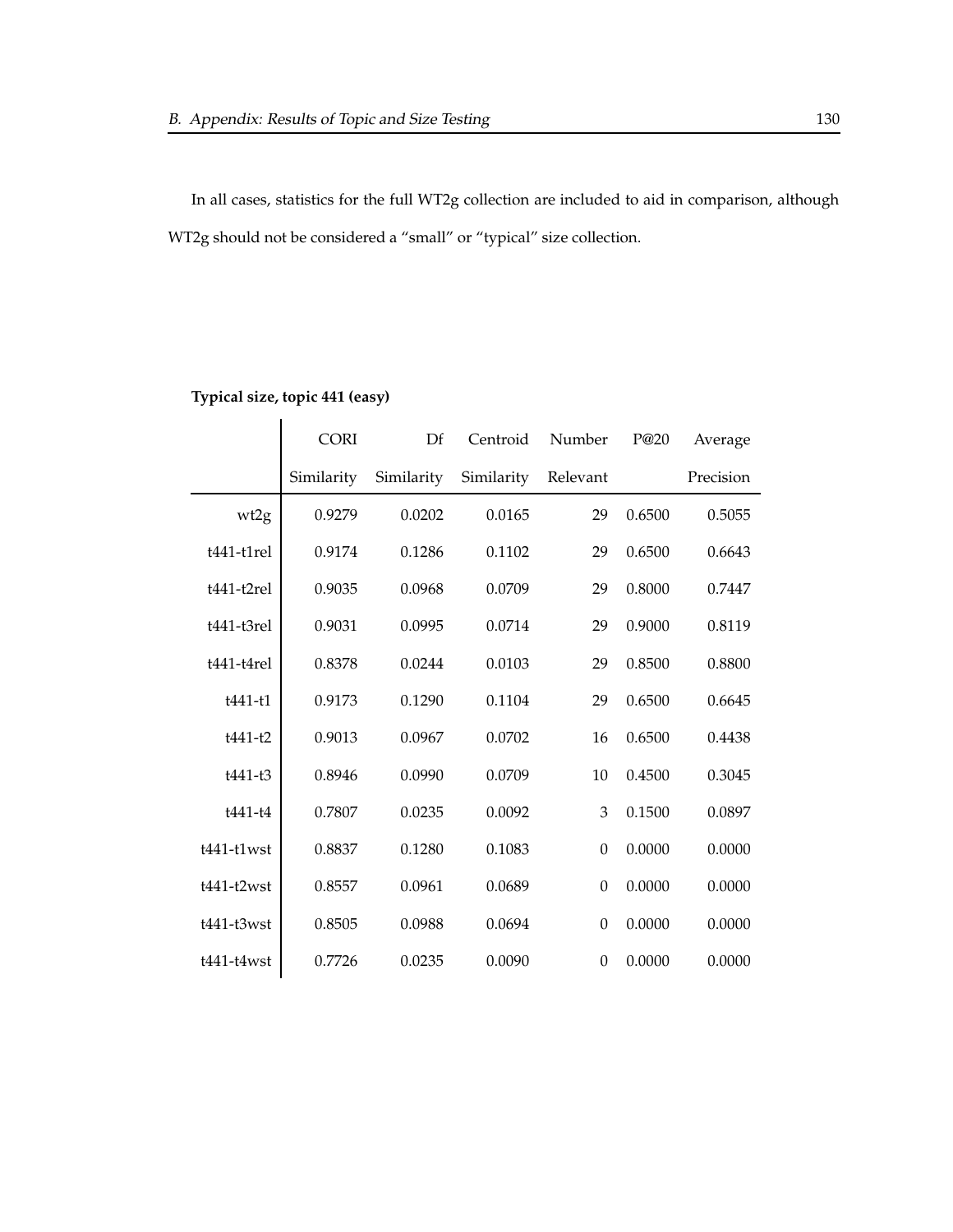In all cases, statistics for the full WT2g collection are included to aid in comparison, although WT2g should not be considered a "small" or "typical" size collection.

**Typical size, topic 441 (easy)**

| | CORI Similarity | Df Similarity | Centroid Similarity | Number Relevant | P@20 | Average Precision |
|---|---|---|---|---|---|---|
| wt2g | 0.9279 | 0.0202 | 0.0165 | 29 | 0.6500 | 0.5055 |
| t441-t1rel | 0.9174 | 0.1286 | 0.1102 | 29 | 0.6500 | 0.6643 |
| t441-t2rel | 0.9035 | 0.0968 | 0.0709 | 29 | 0.8000 | 0.7447 |
| t441-t3rel | 0.9031 | 0.0995 | 0.0714 | 29 | 0.9000 | 0.8119 |
| t441-t4rel | 0.8378 | 0.0244 | 0.0103 | 29 | 0.8500 | 0.8800 |
| t441-t1 | 0.9173 | 0.1290 | 0.1104 | 29 | 0.6500 | 0.6645 |
| t441-t2 | 0.9013 | 0.0967 | 0.0702 | 16 | 0.6500 | 0.4438 |
| t441-t3 | 0.8946 | 0.0990 | 0.0709 | 10 | 0.4500 | 0.3045 |
| t441-t4 | 0.7807 | 0.0235 | 0.0092 | 3 | 0.1500 | 0.0897 |
| t441-t1wst | 0.8837 | 0.1280 | 0.1083 | 0 | 0.0000 | 0.0000 |
| t441-t2wst | 0.8557 | 0.0961 | 0.0689 | 0 | 0.0000 | 0.0000 |
| t441-t3wst | 0.8505 | 0.0988 | 0.0694 | 0 | 0.0000 | 0.0000 |
| t441-t4wst | 0.7726 | 0.0235 | 0.0090 | 0 | 0.0000 | 0.0000 |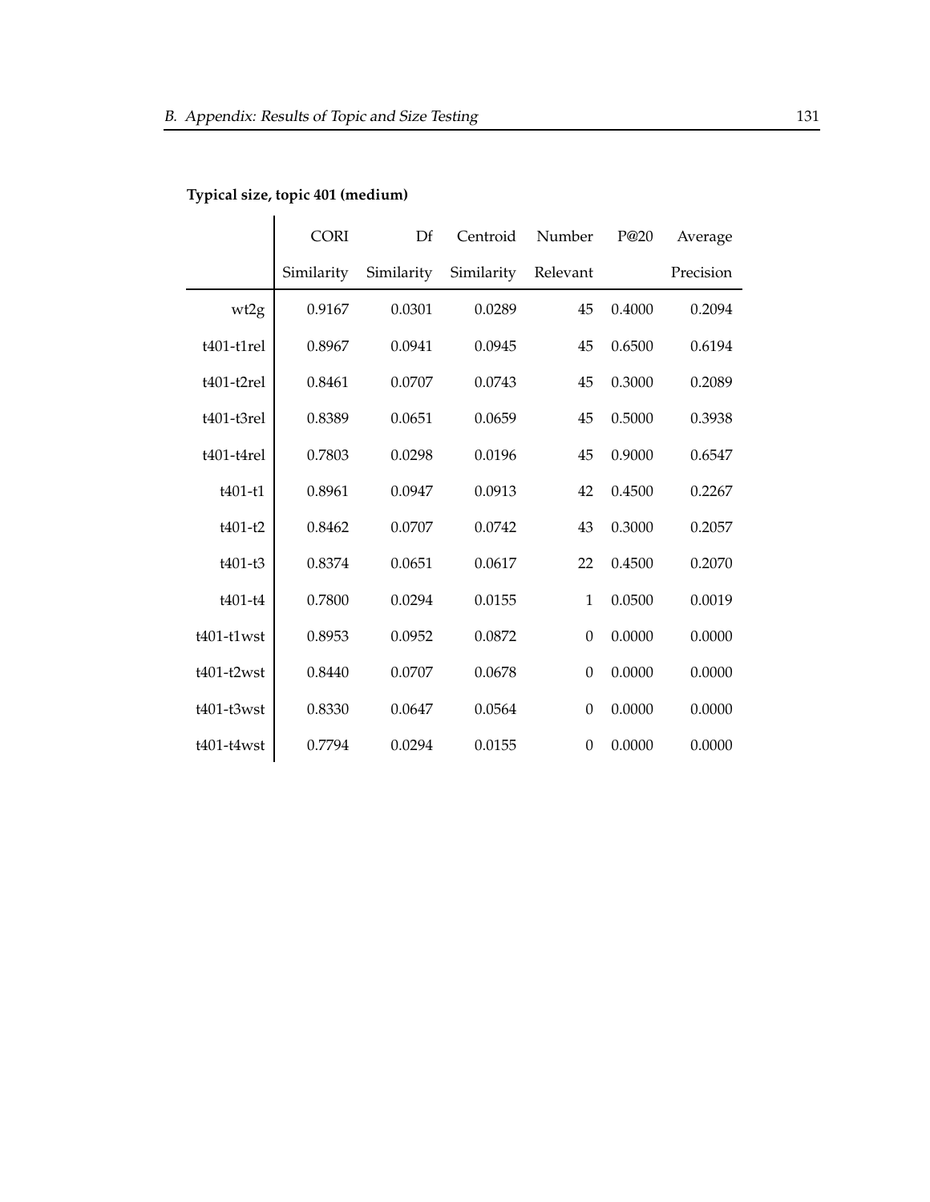**Typical size, topic 401 (medium)**

| | CORI Similarity | Df Similarity | Centroid Similarity | Number Relevant | P@20 | Average Precision |
|---|---|---|---|---|---|---|
| wt2g | 0.9167 | 0.0301 | 0.0289 | 45 | 0.4000 | 0.2094 |
| t401-t1rel | 0.8967 | 0.0941 | 0.0945 | 45 | 0.6500 | 0.6194 |
| t401-t2rel | 0.8461 | 0.0707 | 0.0743 | 45 | 0.3000 | 0.2089 |
| t401-t3rel | 0.8389 | 0.0651 | 0.0659 | 45 | 0.5000 | 0.3938 |
| t401-t4rel | 0.7803 | 0.0298 | 0.0196 | 45 | 0.9000 | 0.6547 |
| t401-t1 | 0.8961 | 0.0947 | 0.0913 | 42 | 0.4500 | 0.2267 |
| t401-t2 | 0.8462 | 0.0707 | 0.0742 | 43 | 0.3000 | 0.2057 |
| t401-t3 | 0.8374 | 0.0651 | 0.0617 | 22 | 0.4500 | 0.2070 |
| t401-t4 | 0.7800 | 0.0294 | 0.0155 | 1 | 0.0500 | 0.0019 |
| t401-t1wst | 0.8953 | 0.0952 | 0.0872 | 0 | 0.0000 | 0.0000 |
| t401-t2wst | 0.8440 | 0.0707 | 0.0678 | 0 | 0.0000 | 0.0000 |
| t401-t3wst | 0.8330 | 0.0647 | 0.0564 | 0 | 0.0000 | 0.0000 |
| t401-t4wst | 0.7794 | 0.0294 | 0.0155 | 0 | 0.0000 | 0.0000 |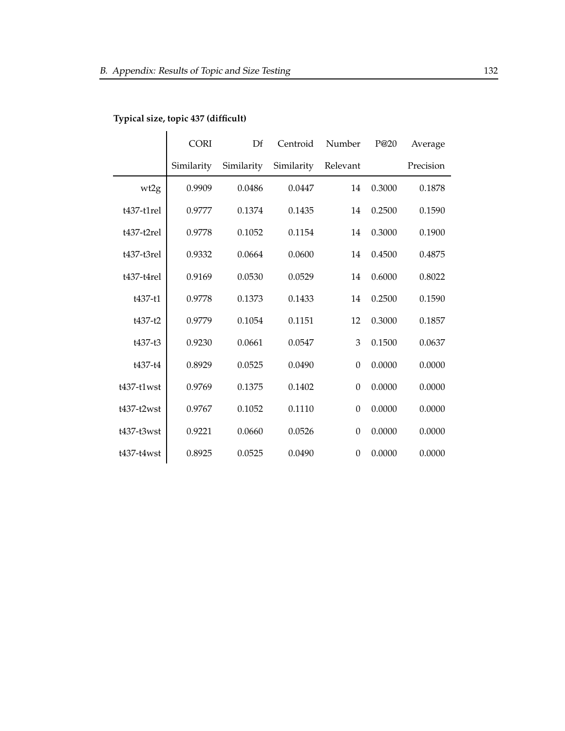**Typical size, topic 437 (difficult)**

| | CORI Similarity | Df Similarity | Centroid Similarity | Number Relevant | P@20 | Average Precision |
|---|---|---|---|---|---|---|
| wt2g | 0.9909 | 0.0486 | 0.0447 | 14 | 0.3000 | 0.1878 |
| t437-t1rel | 0.9777 | 0.1374 | 0.1435 | 14 | 0.2500 | 0.1590 |
| t437-t2rel | 0.9778 | 0.1052 | 0.1154 | 14 | 0.3000 | 0.1900 |
| t437-t3rel | 0.9332 | 0.0664 | 0.0600 | 14 | 0.4500 | 0.4875 |
| t437-t4rel | 0.9169 | 0.0530 | 0.0529 | 14 | 0.6000 | 0.8022 |
| t437-t1 | 0.9778 | 0.1373 | 0.1433 | 14 | 0.2500 | 0.1590 |
| t437-t2 | 0.9779 | 0.1054 | 0.1151 | 12 | 0.3000 | 0.1857 |
| t437-t3 | 0.9230 | 0.0661 | 0.0547 | 3 | 0.1500 | 0.0637 |
| t437-t4 | 0.8929 | 0.0525 | 0.0490 | 0 | 0.0000 | 0.0000 |
| t437-t1wst | 0.9769 | 0.1375 | 0.1402 | 0 | 0.0000 | 0.0000 |
| t437-t2wst | 0.9767 | 0.1052 | 0.1110 | 0 | 0.0000 | 0.0000 |
| t437-t3wst | 0.9221 | 0.0660 | 0.0526 | 0 | 0.0000 | 0.0000 |
| t437-t4wst | 0.8925 | 0.0525 | 0.0490 | 0 | 0.0000 | 0.0000 |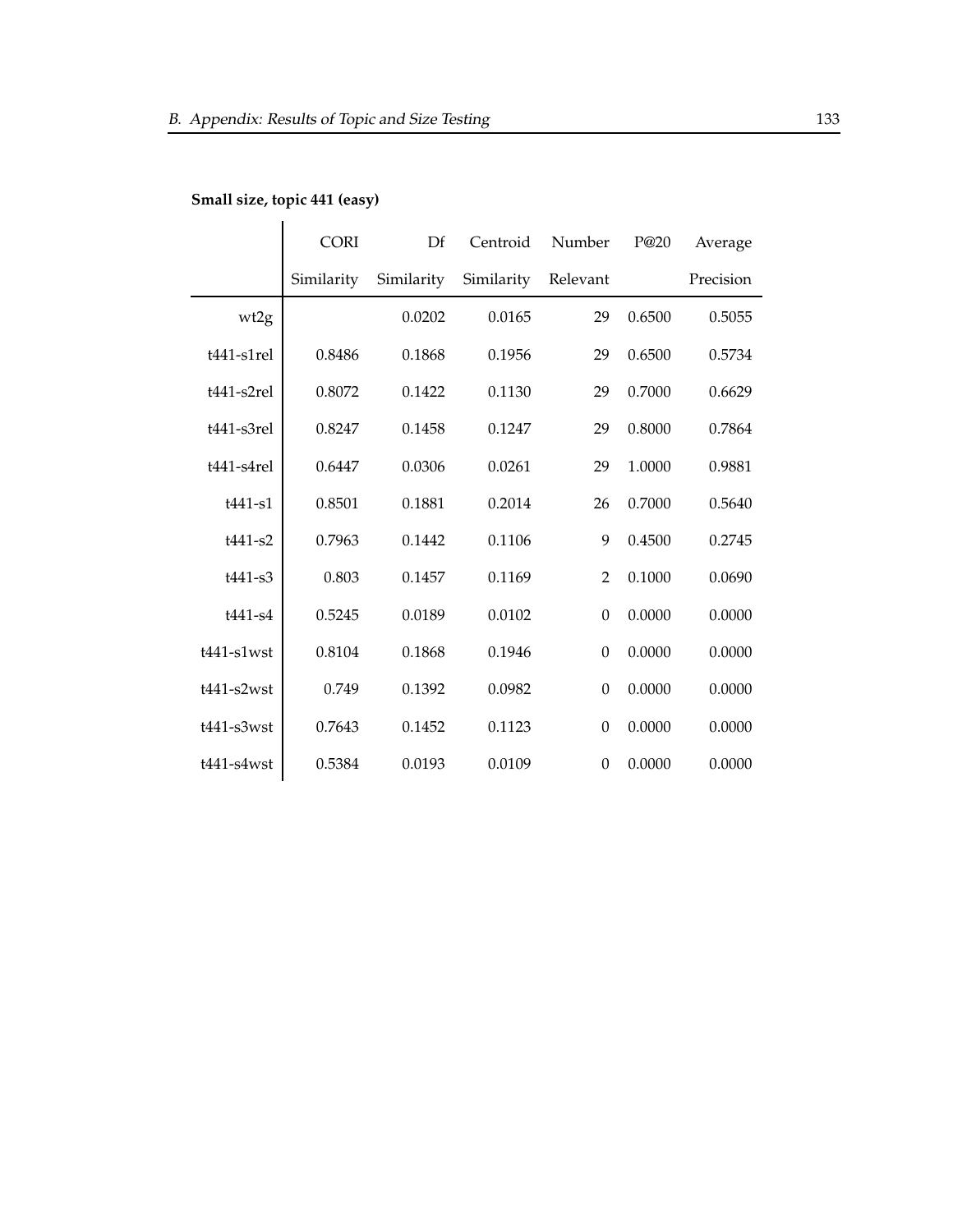**Small size, topic 441 (easy)**

| | CORI Similarity | Df Similarity | Centroid Similarity | Number Relevant | P@20 | Average Precision |
|---|---|---|---|---|---|---|
| wt2g | | 0.0202 | 0.0165 | 29 | 0.6500 | 0.5055 |
| t441-s1rel | 0.8486 | 0.1868 | 0.1956 | 29 | 0.6500 | 0.5734 |
| t441-s2rel | 0.8072 | 0.1422 | 0.1130 | 29 | 0.7000 | 0.6629 |
| t441-s3rel | 0.8247 | 0.1458 | 0.1247 | 29 | 0.8000 | 0.7864 |
| t441-s4rel | 0.6447 | 0.0306 | 0.0261 | 29 | 1.0000 | 0.9881 |
| t441-s1 | 0.8501 | 0.1881 | 0.2014 | 26 | 0.7000 | 0.5640 |
| t441-s2 | 0.7963 | 0.1442 | 0.1106 | 9 | 0.4500 | 0.2745 |
| t441-s3 | 0.803 | 0.1457 | 0.1169 | 2 | 0.1000 | 0.0690 |
| t441-s4 | 0.5245 | 0.0189 | 0.0102 | 0 | 0.0000 | 0.0000 |
| t441-s1wst | 0.8104 | 0.1868 | 0.1946 | 0 | 0.0000 | 0.0000 |
| t441-s2wst | 0.749 | 0.1392 | 0.0982 | 0 | 0.0000 | 0.0000 |
| t441-s3wst | 0.7643 | 0.1452 | 0.1123 | 0 | 0.0000 | 0.0000 |
| t441-s4wst | 0.5384 | 0.0193 | 0.0109 | 0 | 0.0000 | 0.0000 |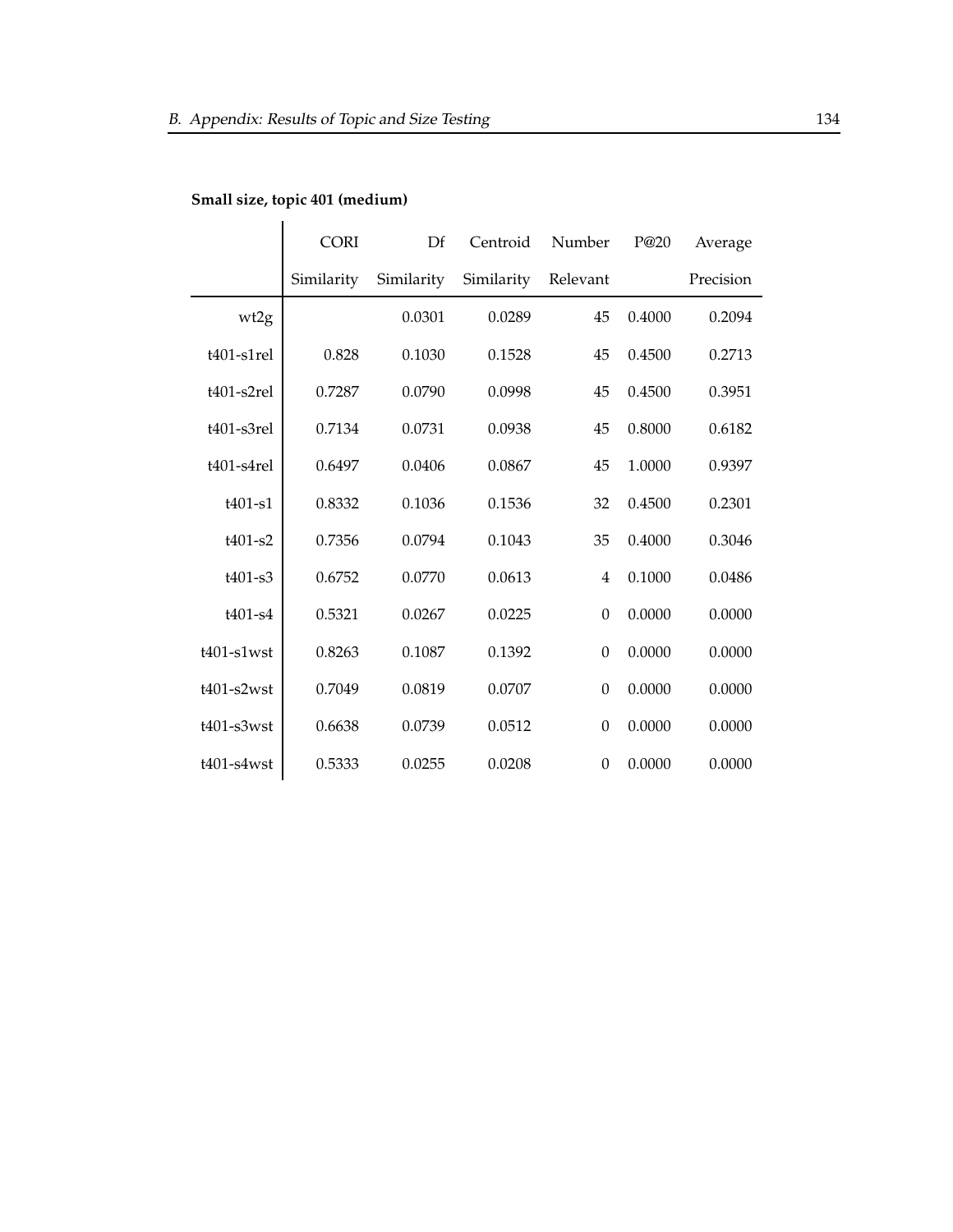**Small size, topic 401 (medium)**

|  | CORI Similarity | Df Similarity | Centroid Similarity | Number Relevant | P@20 | Average Precision |
|---|---|---|---|---|---|---|
| wt2g |  | 0.0301 | 0.0289 | 45 | 0.4000 | 0.2094 |
| t401-s1rel | 0.828 | 0.1030 | 0.1528 | 45 | 0.4500 | 0.2713 |
| t401-s2rel | 0.7287 | 0.0790 | 0.0998 | 45 | 0.4500 | 0.3951 |
| t401-s3rel | 0.7134 | 0.0731 | 0.0938 | 45 | 0.8000 | 0.6182 |
| t401-s4rel | 0.6497 | 0.0406 | 0.0867 | 45 | 1.0000 | 0.9397 |
| t401-s1 | 0.8332 | 0.1036 | 0.1536 | 32 | 0.4500 | 0.2301 |
| t401-s2 | 0.7356 | 0.0794 | 0.1043 | 35 | 0.4000 | 0.3046 |
| t401-s3 | 0.6752 | 0.0770 | 0.0613 | 4 | 0.1000 | 0.0486 |
| t401-s4 | 0.5321 | 0.0267 | 0.0225 | 0 | 0.0000 | 0.0000 |
| t401-s1wst | 0.8263 | 0.1087 | 0.1392 | 0 | 0.0000 | 0.0000 |
| t401-s2wst | 0.7049 | 0.0819 | 0.0707 | 0 | 0.0000 | 0.0000 |
| t401-s3wst | 0.6638 | 0.0739 | 0.0512 | 0 | 0.0000 | 0.0000 |
| t401-s4wst | 0.5333 | 0.0255 | 0.0208 | 0 | 0.0000 | 0.0000 |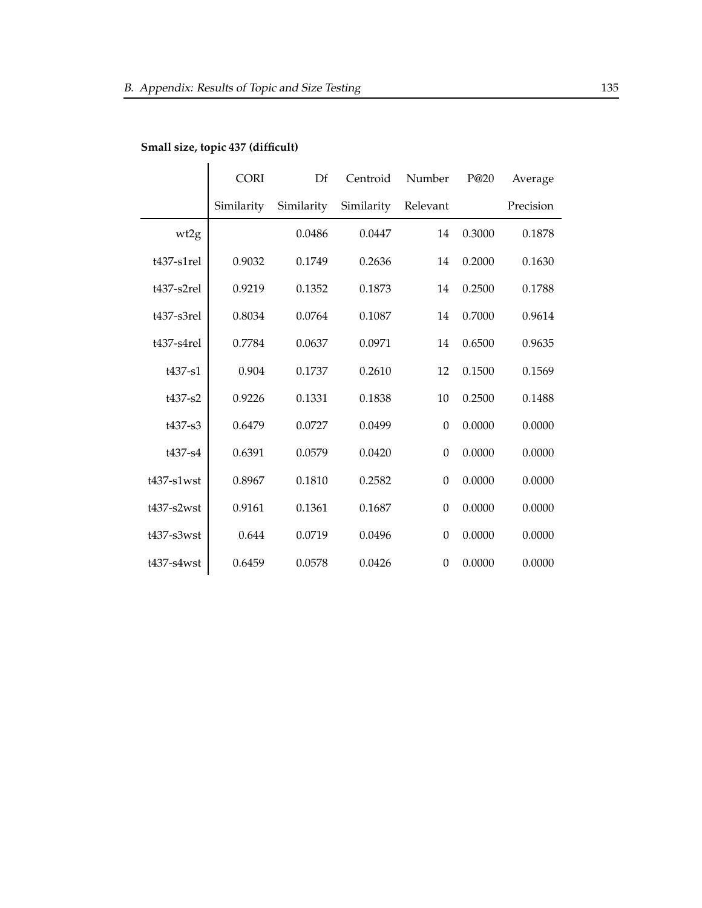**Small size, topic 437 (difficult)**

| | CORI Similarity | Df Similarity | Centroid Similarity | Number Relevant | P@20 | Average Precision |
|---|---|---|---|---|---|---|
| wt2g | | 0.0486 | 0.0447 | 14 | 0.3000 | 0.1878 |
| t437-s1rel | 0.9032 | 0.1749 | 0.2636 | 14 | 0.2000 | 0.1630 |
| t437-s2rel | 0.9219 | 0.1352 | 0.1873 | 14 | 0.2500 | 0.1788 |
| t437-s3rel | 0.8034 | 0.0764 | 0.1087 | 14 | 0.7000 | 0.9614 |
| t437-s4rel | 0.7784 | 0.0637 | 0.0971 | 14 | 0.6500 | 0.9635 |
| t437-s1 | 0.904 | 0.1737 | 0.2610 | 12 | 0.1500 | 0.1569 |
| t437-s2 | 0.9226 | 0.1331 | 0.1838 | 10 | 0.2500 | 0.1488 |
| t437-s3 | 0.6479 | 0.0727 | 0.0499 | 0 | 0.0000 | 0.0000 |
| t437-s4 | 0.6391 | 0.0579 | 0.0420 | 0 | 0.0000 | 0.0000 |
| t437-s1wst | 0.8967 | 0.1810 | 0.2582 | 0 | 0.0000 | 0.0000 |
| t437-s2wst | 0.9161 | 0.1361 | 0.1687 | 0 | 0.0000 | 0.0000 |
| t437-s3wst | 0.644 | 0.0719 | 0.0496 | 0 | 0.0000 | 0.0000 |
| t437-s4wst | 0.6459 | 0.0578 | 0.0426 | 0 | 0.0000 | 0.0000 |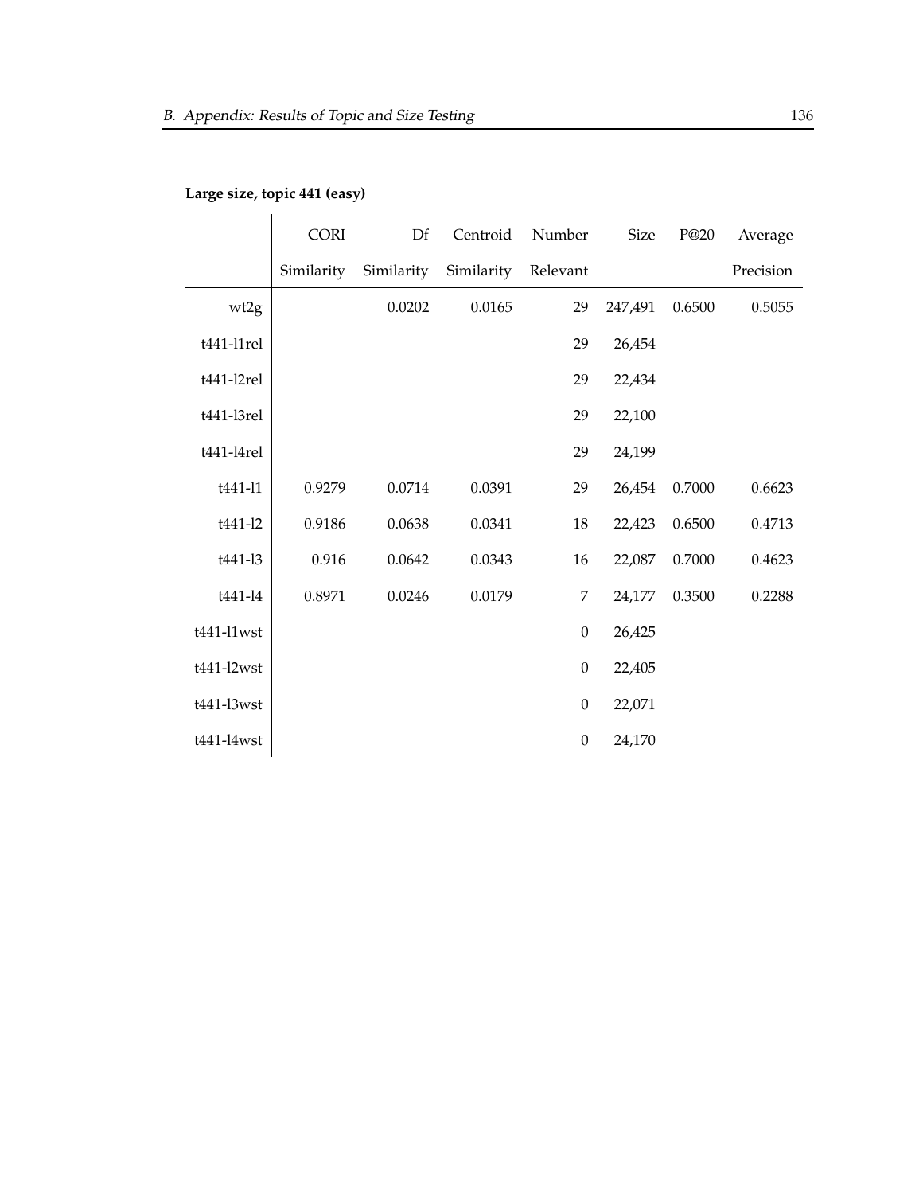**Large size, topic 441 (easy)**

| | CORI Similarity | Df Similarity | Centroid Similarity | Number Relevant | Size | P@20 | Average Precision |
|---|---|---|---|---|---|---|---|
| wt2g | | 0.0202 | 0.0165 | 29 | 247,491 | 0.6500 | 0.5055 |
| t441-l1rel | | | | 29 | 26,454 | | |
| t441-l2rel | | | | 29 | 22,434 | | |
| t441-l3rel | | | | 29 | 22,100 | | |
| t441-l4rel | | | | 29 | 24,199 | | |
| t441-l1 | 0.9279 | 0.0714 | 0.0391 | 29 | 26,454 | 0.7000 | 0.6623 |
| t441-l2 | 0.9186 | 0.0638 | 0.0341 | 18 | 22,423 | 0.6500 | 0.4713 |
| t441-l3 | 0.916 | 0.0642 | 0.0343 | 16 | 22,087 | 0.7000 | 0.4623 |
| t441-l4 | 0.8971 | 0.0246 | 0.0179 | 7 | 24,177 | 0.3500 | 0.2288 |
| t441-l1wst | | | | 0 | 26,425 | | |
| t441-l2wst | | | | 0 | 22,405 | | |
| t441-l3wst | | | | 0 | 22,071 | | |
| t441-l4wst | | | | 0 | 24,170 | | |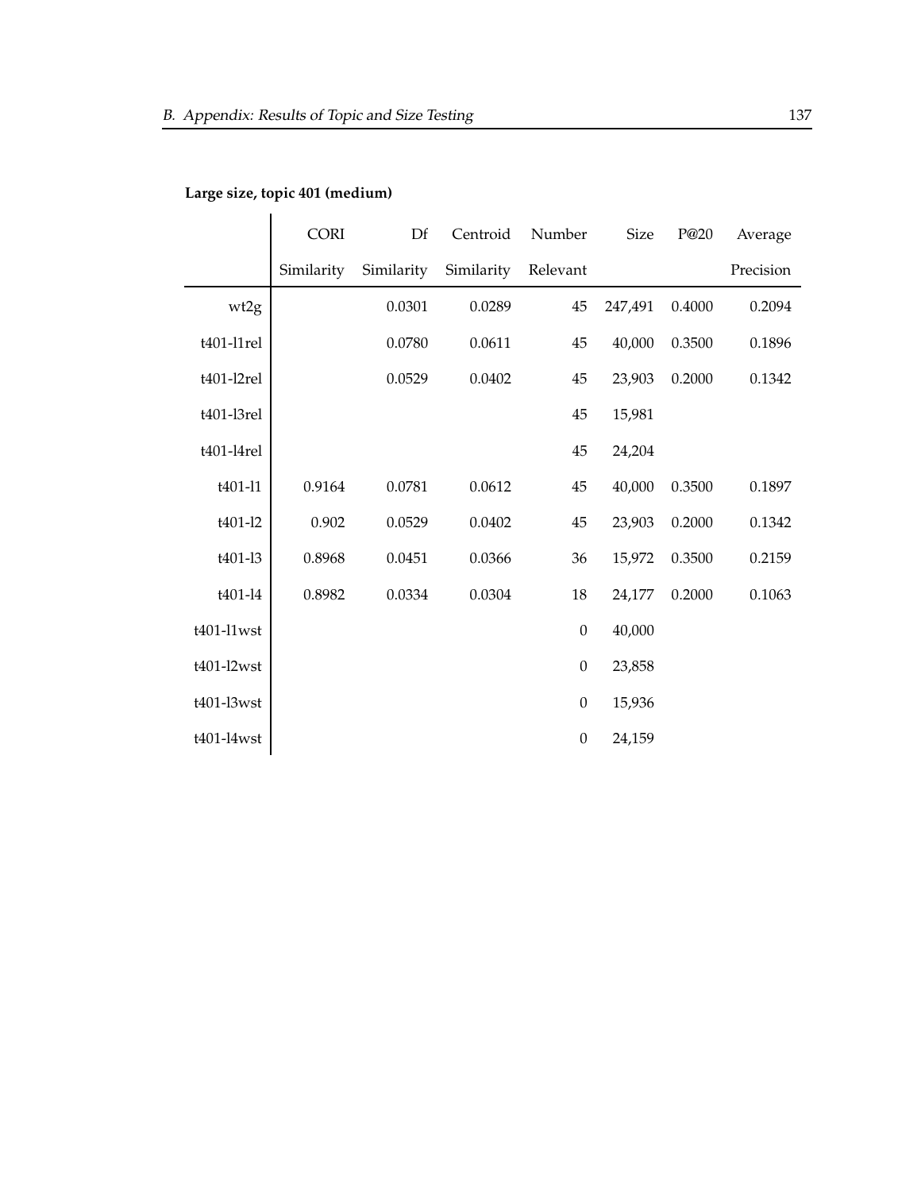**Large size, topic 401 (medium)**

| | CORI Similarity | Df Similarity | Centroid Similarity | Number Relevant | Size | P@20 | Average Precision |
|---|---|---|---|---|---|---|---|
| wt2g | | 0.0301 | 0.0289 | 45 | 247,491 | 0.4000 | 0.2094 |
| t401-l1rel | | 0.0780 | 0.0611 | 45 | 40,000 | 0.3500 | 0.1896 |
| t401-l2rel | | 0.0529 | 0.0402 | 45 | 23,903 | 0.2000 | 0.1342 |
| t401-l3rel | | | | 45 | 15,981 | | |
| t401-l4rel | | | | 45 | 24,204 | | |
| t401-l1 | 0.9164 | 0.0781 | 0.0612 | 45 | 40,000 | 0.3500 | 0.1897 |
| t401-l2 | 0.902 | 0.0529 | 0.0402 | 45 | 23,903 | 0.2000 | 0.1342 |
| t401-l3 | 0.8968 | 0.0451 | 0.0366 | 36 | 15,972 | 0.3500 | 0.2159 |
| t401-l4 | 0.8982 | 0.0334 | 0.0304 | 18 | 24,177 | 0.2000 | 0.1063 |
| t401-l1wst | | | | 0 | 40,000 | | |
| t401-l2wst | | | | 0 | 23,858 | | |
| t401-l3wst | | | | 0 | 15,936 | | |
| t401-l4wst | | | | 0 | 24,159 | | |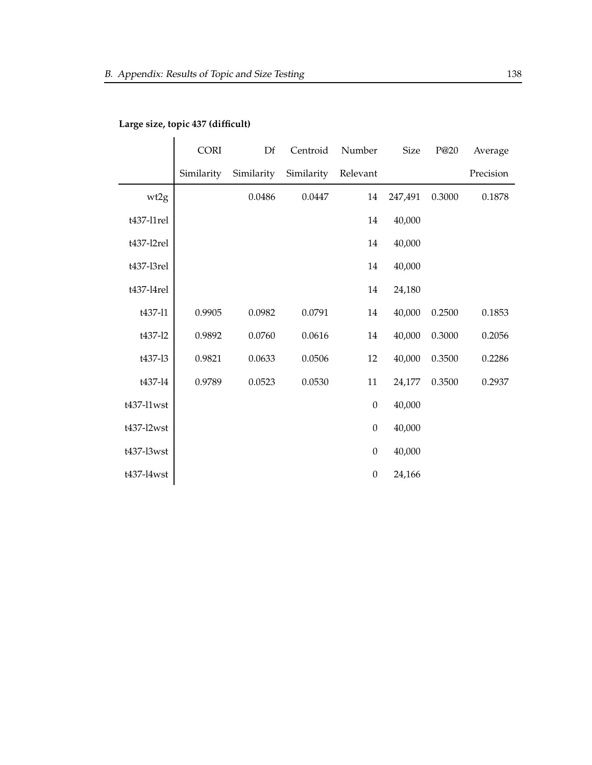**Large size, topic 437 (difficult)**

| | CORI Similarity | Df Similarity | Centroid Similarity | Number Relevant | Size | P@20 | Average Precision |
|---|---|---|---|---|---|---|---|
| wt2g | | 0.0486 | 0.0447 | 14 | 247,491 | 0.3000 | 0.1878 |
| t437-l1rel | | | | 14 | 40,000 | | |
| t437-l2rel | | | | 14 | 40,000 | | |
| t437-l3rel | | | | 14 | 40,000 | | |
| t437-l4rel | | | | 14 | 24,180 | | |
| t437-l1 | 0.9905 | 0.0982 | 0.0791 | 14 | 40,000 | 0.2500 | 0.1853 |
| t437-l2 | 0.9892 | 0.0760 | 0.0616 | 14 | 40,000 | 0.3000 | 0.2056 |
| t437-l3 | 0.9821 | 0.0633 | 0.0506 | 12 | 40,000 | 0.3500 | 0.2286 |
| t437-l4 | 0.9789 | 0.0523 | 0.0530 | 11 | 24,177 | 0.3500 | 0.2937 |
| t437-l1wst | | | | 0 | 40,000 | | |
| t437-l2wst | | | | 0 | 40,000 | | |
| t437-l3wst | | | | 0 | 40,000 | | |
| t437-l4wst | | | | 0 | 24,166 | | |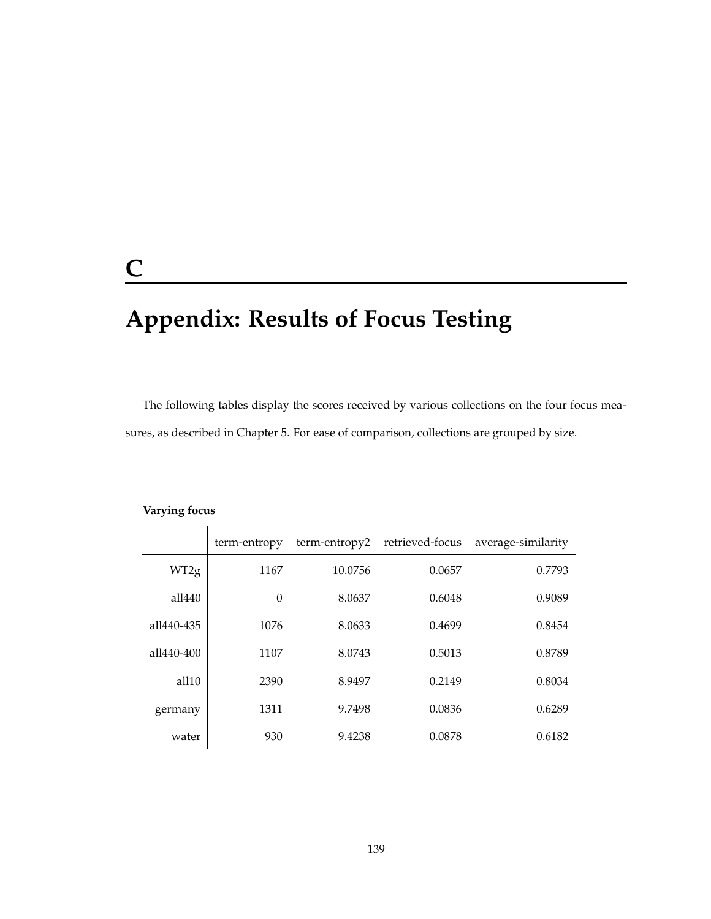# C

# Appendix: Results of Focus Testing

The following tables display the scores received by various collections on the four focus measures, as described in Chapter 5. For ease of comparison, collections are grouped by size.

**Varying focus**

| | term-entropy | term-entropy2 | retrieved-focus | average-similarity |
|---|---|---|---|---|
| WT2g | 1167 | 10.0756 | 0.0657 | 0.7793 |
| all440 | 0 | 8.0637 | 0.6048 | 0.9089 |
| all440-435 | 1076 | 8.0633 | 0.4699 | 0.8454 |
| all440-400 | 1107 | 8.0743 | 0.5013 | 0.8789 |
| all10 | 2390 | 8.9497 | 0.2149 | 0.8034 |
| germany | 1311 | 9.7498 | 0.0836 | 0.6289 |
| water | 930 | 9.4238 | 0.0878 | 0.6182 |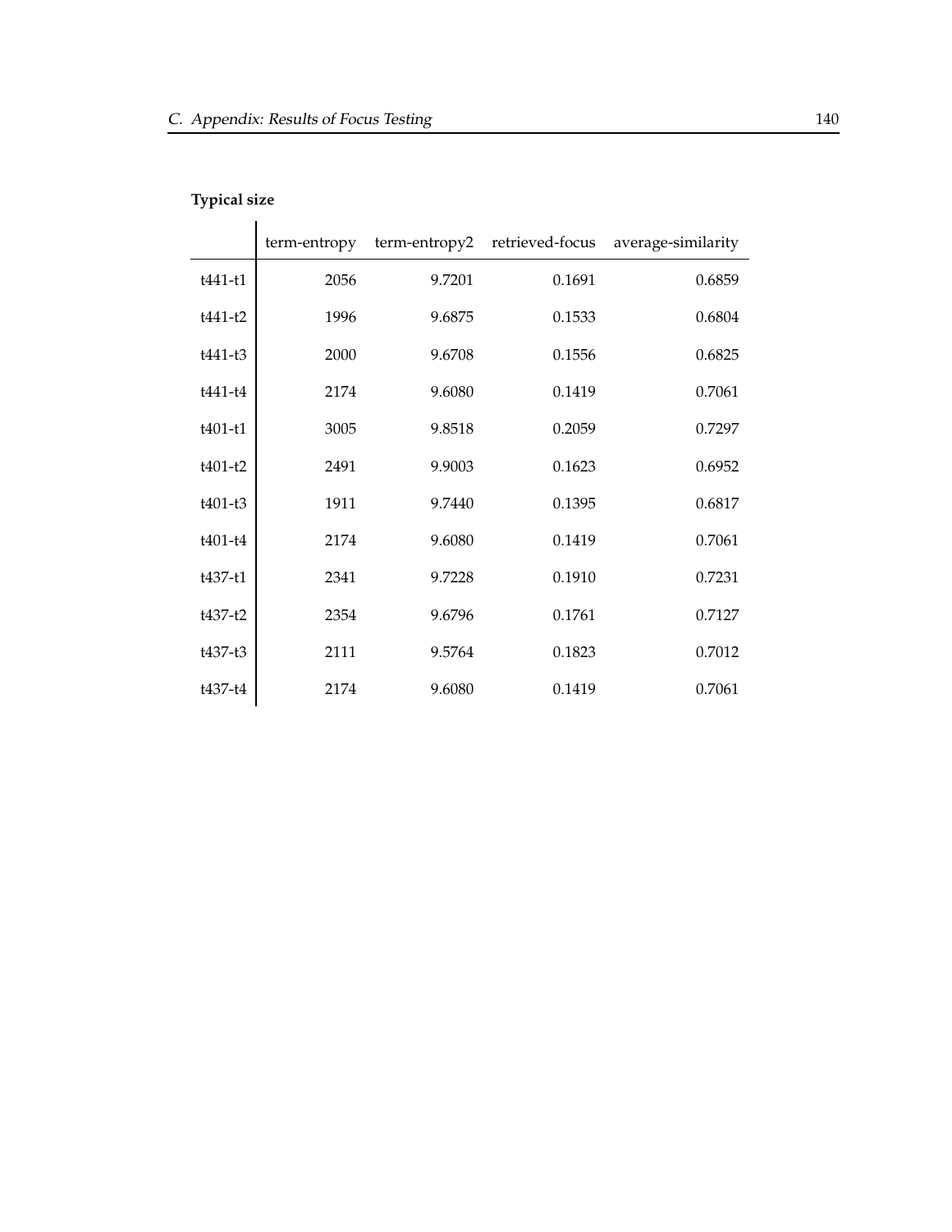**Typical size**

| | term-entropy | term-entropy2 | retrieved-focus | average-similarity |
|---|---|---|---|---|
| t441-t1 | 2056 | 9.7201 | 0.1691 | 0.6859 |
| t441-t2 | 1996 | 9.6875 | 0.1533 | 0.6804 |
| t441-t3 | 2000 | 9.6708 | 0.1556 | 0.6825 |
| t441-t4 | 2174 | 9.6080 | 0.1419 | 0.7061 |
| t401-t1 | 3005 | 9.8518 | 0.2059 | 0.7297 |
| t401-t2 | 2491 | 9.9003 | 0.1623 | 0.6952 |
| t401-t3 | 1911 | 9.7440 | 0.1395 | 0.6817 |
| t401-t4 | 2174 | 9.6080 | 0.1419 | 0.7061 |
| t437-t1 | 2341 | 9.7228 | 0.1910 | 0.7231 |
| t437-t2 | 2354 | 9.6796 | 0.1761 | 0.7127 |
| t437-t3 | 2111 | 9.5764 | 0.1823 | 0.7012 |
| t437-t4 | 2174 | 9.6080 | 0.1419 | 0.7061 |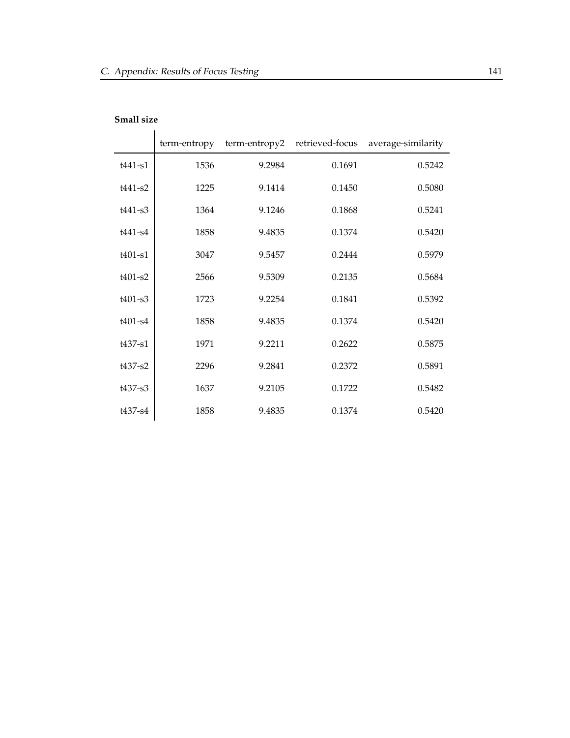**Small size**

| | term-entropy | term-entropy2 | retrieved-focus | average-similarity |
|---|---|---|---|---|
| t441-s1 | 1536 | 9.2984 | 0.1691 | 0.5242 |
| t441-s2 | 1225 | 9.1414 | 0.1450 | 0.5080 |
| t441-s3 | 1364 | 9.1246 | 0.1868 | 0.5241 |
| t441-s4 | 1858 | 9.4835 | 0.1374 | 0.5420 |
| t401-s1 | 3047 | 9.5457 | 0.2444 | 0.5979 |
| t401-s2 | 2566 | 9.5309 | 0.2135 | 0.5684 |
| t401-s3 | 1723 | 9.2254 | 0.1841 | 0.5392 |
| t401-s4 | 1858 | 9.4835 | 0.1374 | 0.5420 |
| t437-s1 | 1971 | 9.2211 | 0.2622 | 0.5875 |
| t437-s2 | 2296 | 9.2841 | 0.2372 | 0.5891 |
| t437-s3 | 1637 | 9.2105 | 0.1722 | 0.5482 |
| t437-s4 | 1858 | 9.4835 | 0.1374 | 0.5420 |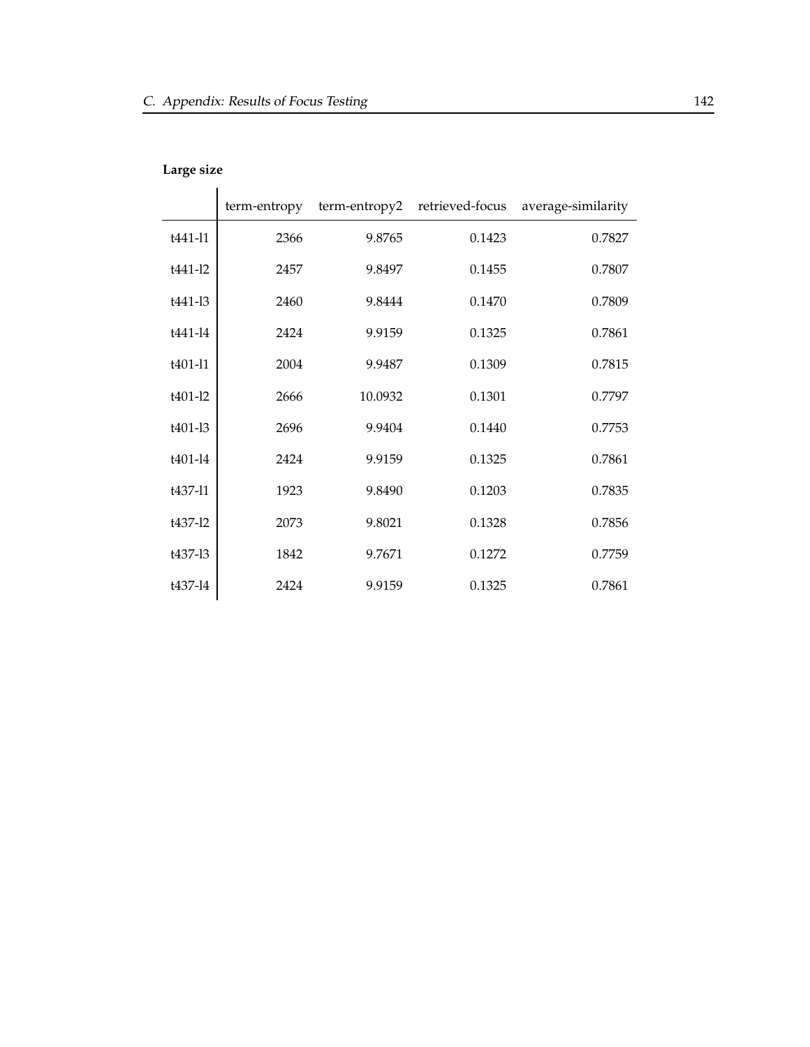**Large size**

| | term-entropy | term-entropy2 | retrieved-focus | average-similarity |
|---|---|---|---|---|
| t441-l1 | 2366 | 9.8765 | 0.1423 | 0.7827 |
| t441-l2 | 2457 | 9.8497 | 0.1455 | 0.7807 |
| t441-l3 | 2460 | 9.8444 | 0.1470 | 0.7809 |
| t441-l4 | 2424 | 9.9159 | 0.1325 | 0.7861 |
| t401-l1 | 2004 | 9.9487 | 0.1309 | 0.7815 |
| t401-l2 | 2666 | 10.0932 | 0.1301 | 0.7797 |
| t401-l3 | 2696 | 9.9404 | 0.1440 | 0.7753 |
| t401-l4 | 2424 | 9.9159 | 0.1325 | 0.7861 |
| t437-l1 | 1923 | 9.8490 | 0.1203 | 0.7835 |
| t437-l2 | 2073 | 9.8021 | 0.1328 | 0.7856 |
| t437-l3 | 1842 | 9.7671 | 0.1272 | 0.7759 |
| t437-l4 | 2424 | 9.9159 | 0.1325 | 0.7861 |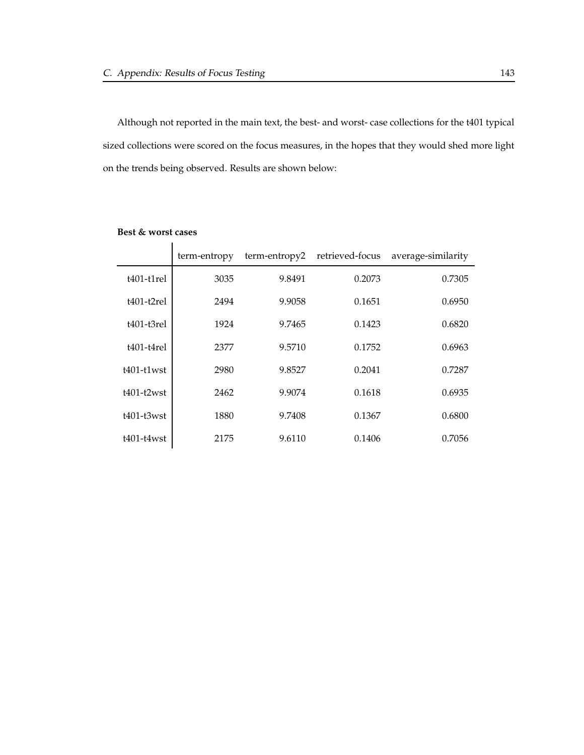Although not reported in the main text, the best- and worst- case collections for the t401 typical sized collections were scored on the focus measures, in the hopes that they would shed more light on the trends being observed. Results are shown below:

**Best & worst cases**

| | term-entropy | term-entropy2 | retrieved-focus | average-similarity |
|---|---|---|---|---|
| t401-t1rel | 3035 | 9.8491 | 0.2073 | 0.7305 |
| t401-t2rel | 2494 | 9.9058 | 0.1651 | 0.6950 |
| t401-t3rel | 1924 | 9.7465 | 0.1423 | 0.6820 |
| t401-t4rel | 2377 | 9.5710 | 0.1752 | 0.6963 |
| t401-t1wst | 2980 | 9.8527 | 0.2041 | 0.7287 |
| t401-t2wst | 2462 | 9.9074 | 0.1618 | 0.6935 |
| t401-t3wst | 1880 | 9.7408 | 0.1367 | 0.6800 |
| t401-t4wst | 2175 | 9.6110 | 0.1406 | 0.7056 |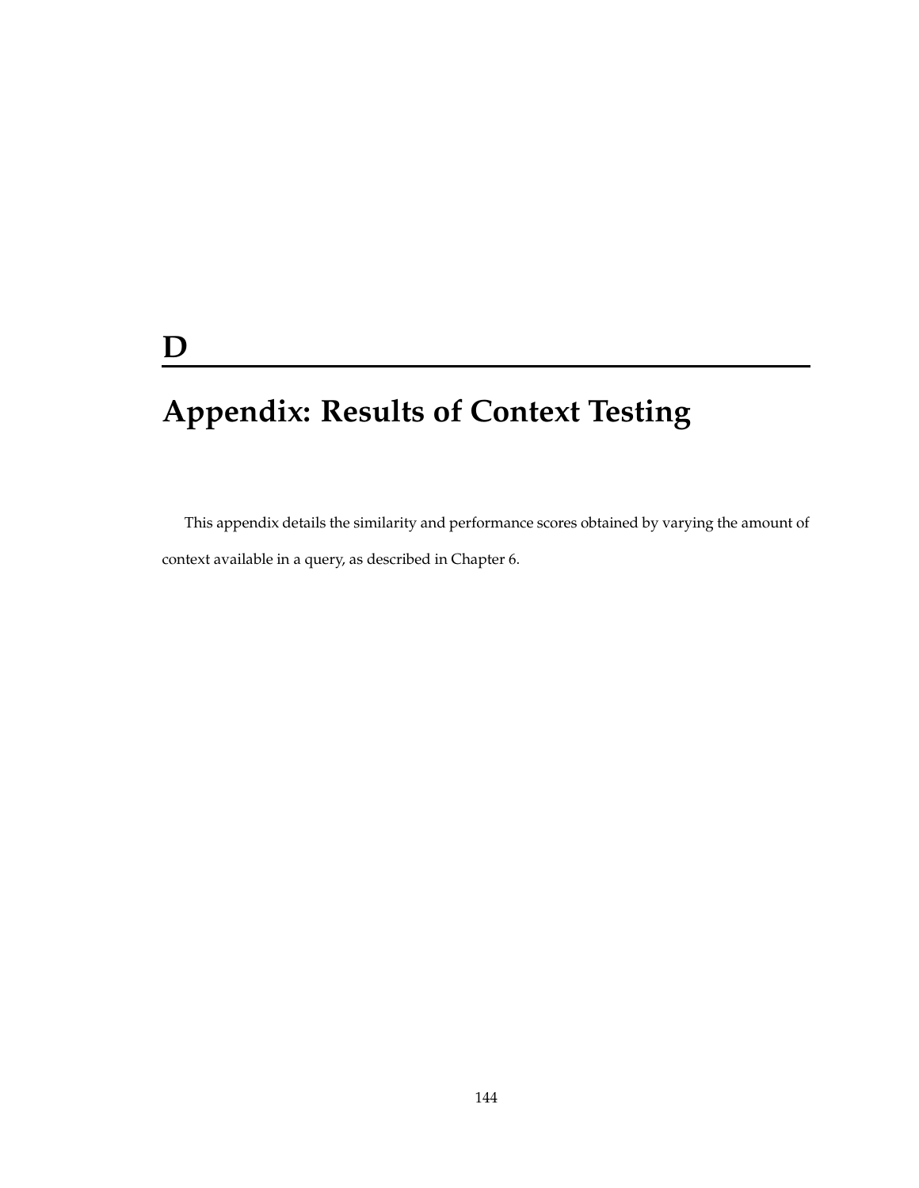# D

# Appendix: Results of Context Testing

This appendix details the similarity and performance scores obtained by varying the amount of context available in a query, as described in Chapter 6.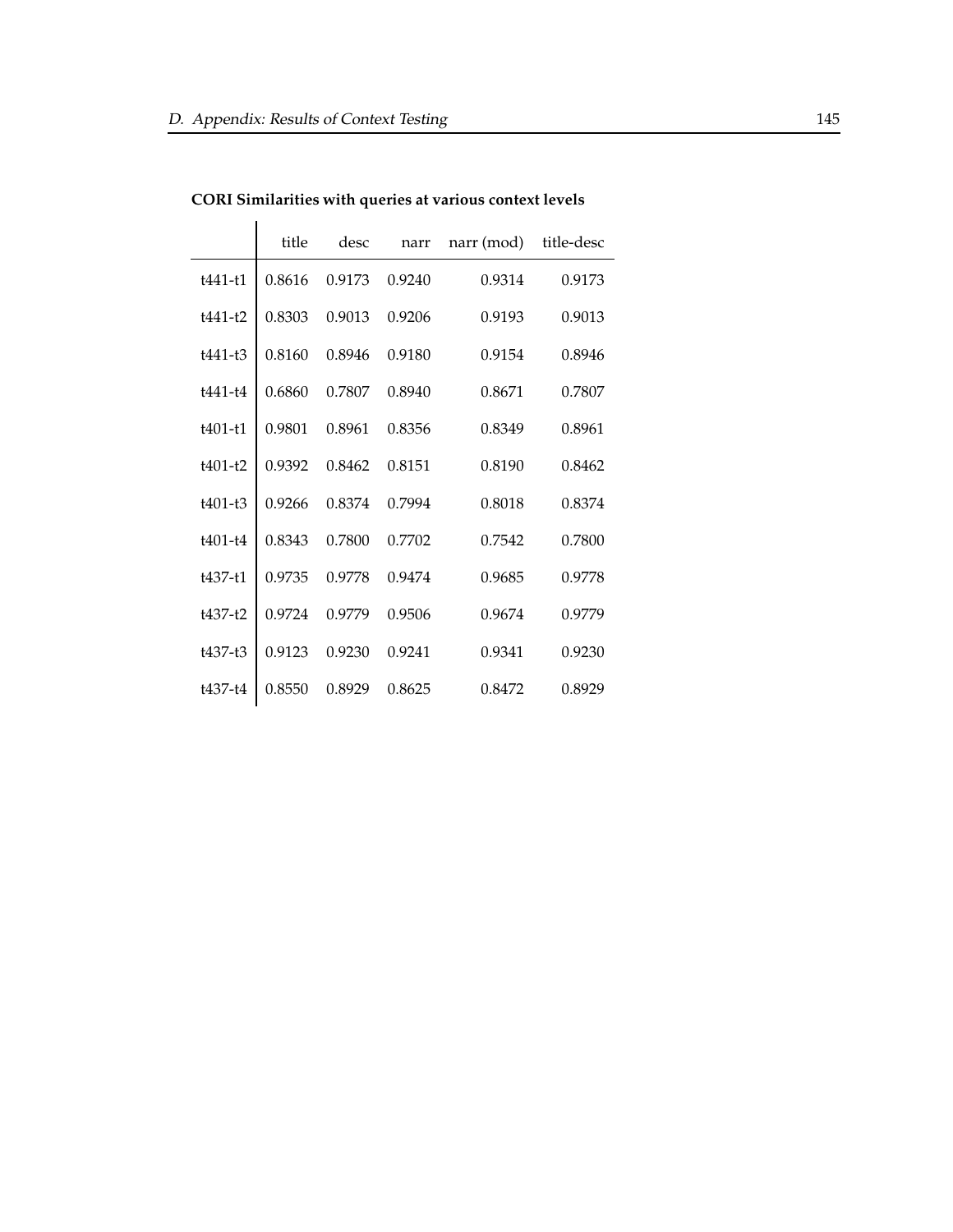**CORI Similarities with queries at various context levels**

| | title | desc | narr | narr (mod) | title-desc |
|---|---|---|---|---|---|
| t441-t1 | 0.8616 | 0.9173 | 0.9240 | 0.9314 | 0.9173 |
| t441-t2 | 0.8303 | 0.9013 | 0.9206 | 0.9193 | 0.9013 |
| t441-t3 | 0.8160 | 0.8946 | 0.9180 | 0.9154 | 0.8946 |
| t441-t4 | 0.6860 | 0.7807 | 0.8940 | 0.8671 | 0.7807 |
| t401-t1 | 0.9801 | 0.8961 | 0.8356 | 0.8349 | 0.8961 |
| t401-t2 | 0.9392 | 0.8462 | 0.8151 | 0.8190 | 0.8462 |
| t401-t3 | 0.9266 | 0.8374 | 0.7994 | 0.8018 | 0.8374 |
| t401-t4 | 0.8343 | 0.7800 | 0.7702 | 0.7542 | 0.7800 |
| t437-t1 | 0.9735 | 0.9778 | 0.9474 | 0.9685 | 0.9778 |
| t437-t2 | 0.9724 | 0.9779 | 0.9506 | 0.9674 | 0.9779 |
| t437-t3 | 0.9123 | 0.9230 | 0.9241 | 0.9341 | 0.9230 |
| t437-t4 | 0.8550 | 0.8929 | 0.8625 | 0.8472 | 0.8929 |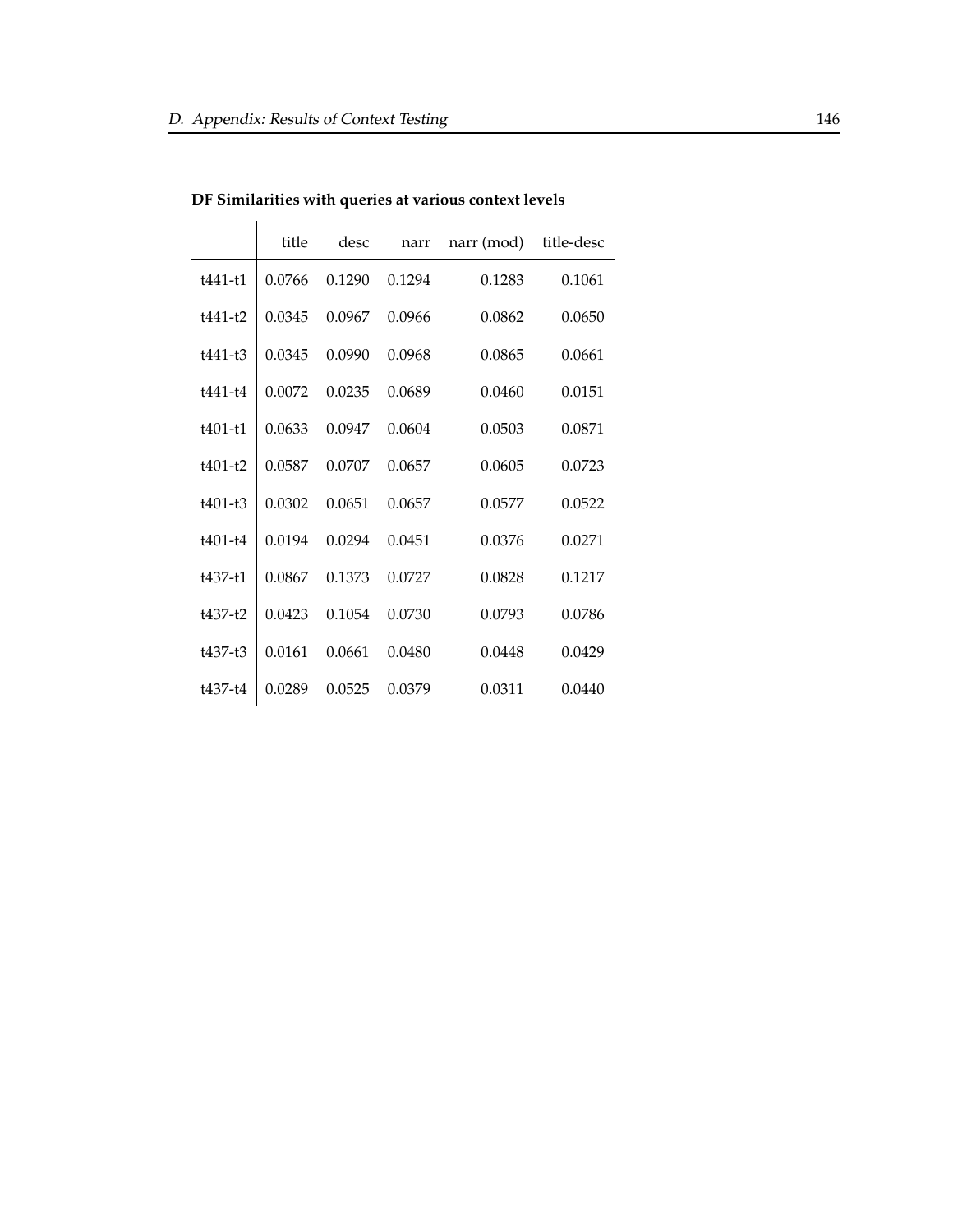**DF Similarities with queries at various context levels**

| | title | desc | narr | narr (mod) | title-desc |
|---|---|---|---|---|---|
| t441-t1 | 0.0766 | 0.1290 | 0.1294 | 0.1283 | 0.1061 |
| t441-t2 | 0.0345 | 0.0967 | 0.0966 | 0.0862 | 0.0650 |
| t441-t3 | 0.0345 | 0.0990 | 0.0968 | 0.0865 | 0.0661 |
| t441-t4 | 0.0072 | 0.0235 | 0.0689 | 0.0460 | 0.0151 |
| t401-t1 | 0.0633 | 0.0947 | 0.0604 | 0.0503 | 0.0871 |
| t401-t2 | 0.0587 | 0.0707 | 0.0657 | 0.0605 | 0.0723 |
| t401-t3 | 0.0302 | 0.0651 | 0.0657 | 0.0577 | 0.0522 |
| t401-t4 | 0.0194 | 0.0294 | 0.0451 | 0.0376 | 0.0271 |
| t437-t1 | 0.0867 | 0.1373 | 0.0727 | 0.0828 | 0.1217 |
| t437-t2 | 0.0423 | 0.1054 | 0.0730 | 0.0793 | 0.0786 |
| t437-t3 | 0.0161 | 0.0661 | 0.0480 | 0.0448 | 0.0429 |
| t437-t4 | 0.0289 | 0.0525 | 0.0379 | 0.0311 | 0.0440 |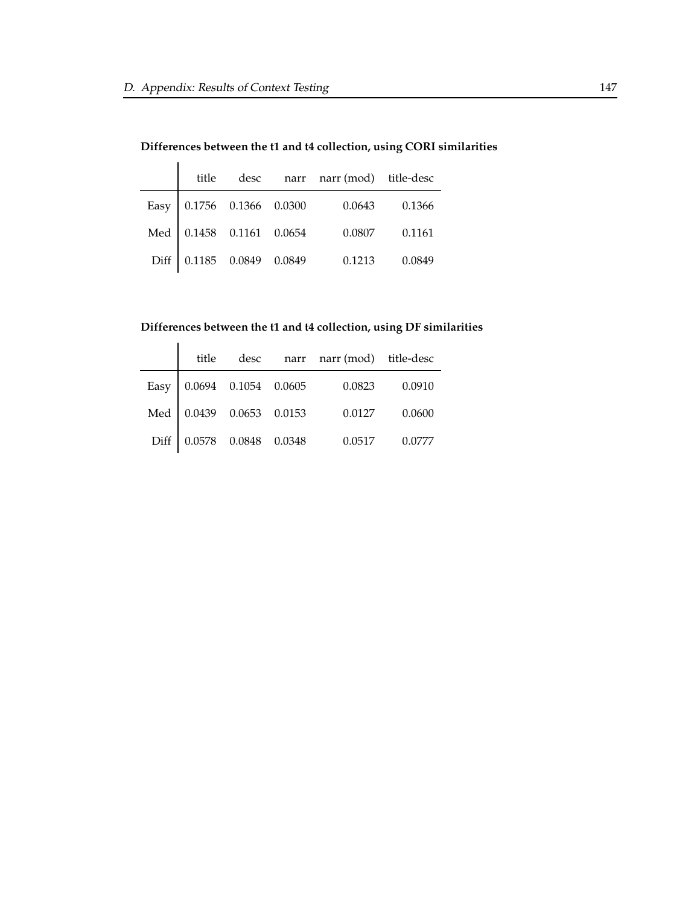**Differences between the t1 and t4 collection, using CORI similarities**

| | title | desc | narr | narr (mod) | title-desc |
|---|---|---|---|---|---|
| Easy | 0.1756 | 0.1366 | 0.0300 | 0.0643 | 0.1366 |
| Med | 0.1458 | 0.1161 | 0.0654 | 0.0807 | 0.1161 |
| Diff | 0.1185 | 0.0849 | 0.0849 | 0.1213 | 0.0849 |

**Differences between the t1 and t4 collection, using DF similarities**

| | title | desc | narr | narr (mod) | title-desc |
|---|---|---|---|---|---|
| Easy | 0.0694 | 0.1054 | 0.0605 | 0.0823 | 0.0910 |
| Med | 0.0439 | 0.0653 | 0.0153 | 0.0127 | 0.0600 |
| Diff | 0.0578 | 0.0848 | 0.0348 | 0.0517 | 0.0777 |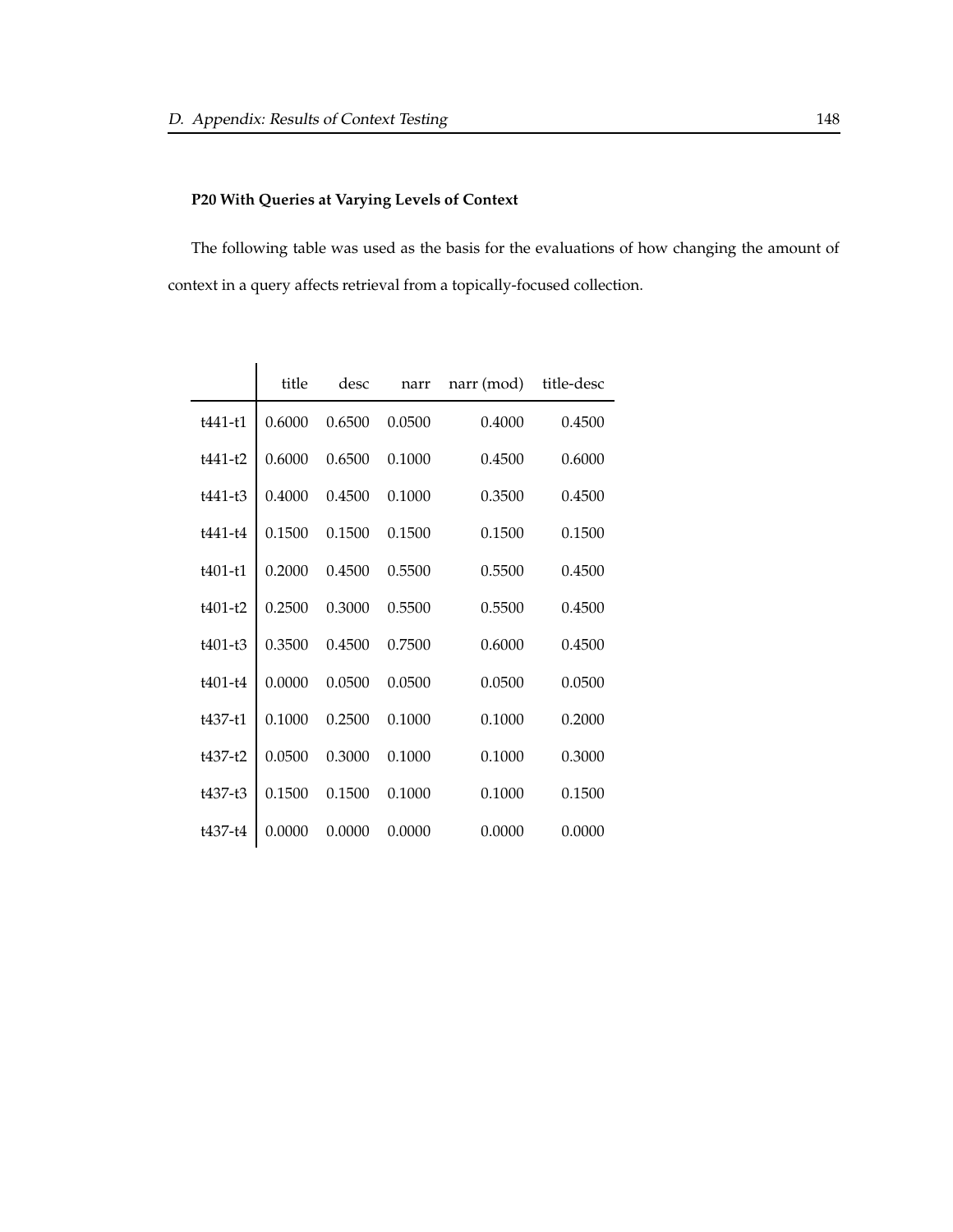### P20 With Queries at Varying Levels of Context

The following table was used as the basis for the evaluations of how changing the amount of context in a query affects retrieval from a topically-focused collection.

| | title | desc | narr | narr (mod) | title-desc |
|---|---|---|---|---|---|
| t441-t1 | 0.6000 | 0.6500 | 0.0500 | 0.4000 | 0.4500 |
| t441-t2 | 0.6000 | 0.6500 | 0.1000 | 0.4500 | 0.6000 |
| t441-t3 | 0.4000 | 0.4500 | 0.1000 | 0.3500 | 0.4500 |
| t441-t4 | 0.1500 | 0.1500 | 0.1500 | 0.1500 | 0.1500 |
| t401-t1 | 0.2000 | 0.4500 | 0.5500 | 0.5500 | 0.4500 |
| t401-t2 | 0.2500 | 0.3000 | 0.5500 | 0.5500 | 0.4500 |
| t401-t3 | 0.3500 | 0.4500 | 0.7500 | 0.6000 | 0.4500 |
| t401-t4 | 0.0000 | 0.0500 | 0.0500 | 0.0500 | 0.0500 |
| t437-t1 | 0.1000 | 0.2500 | 0.1000 | 0.1000 | 0.2000 |
| t437-t2 | 0.0500 | 0.3000 | 0.1000 | 0.1000 | 0.3000 |
| t437-t3 | 0.1500 | 0.1500 | 0.1000 | 0.1000 | 0.1500 |
| t437-t4 | 0.0000 | 0.0000 | 0.0000 | 0.0000 | 0.0000 |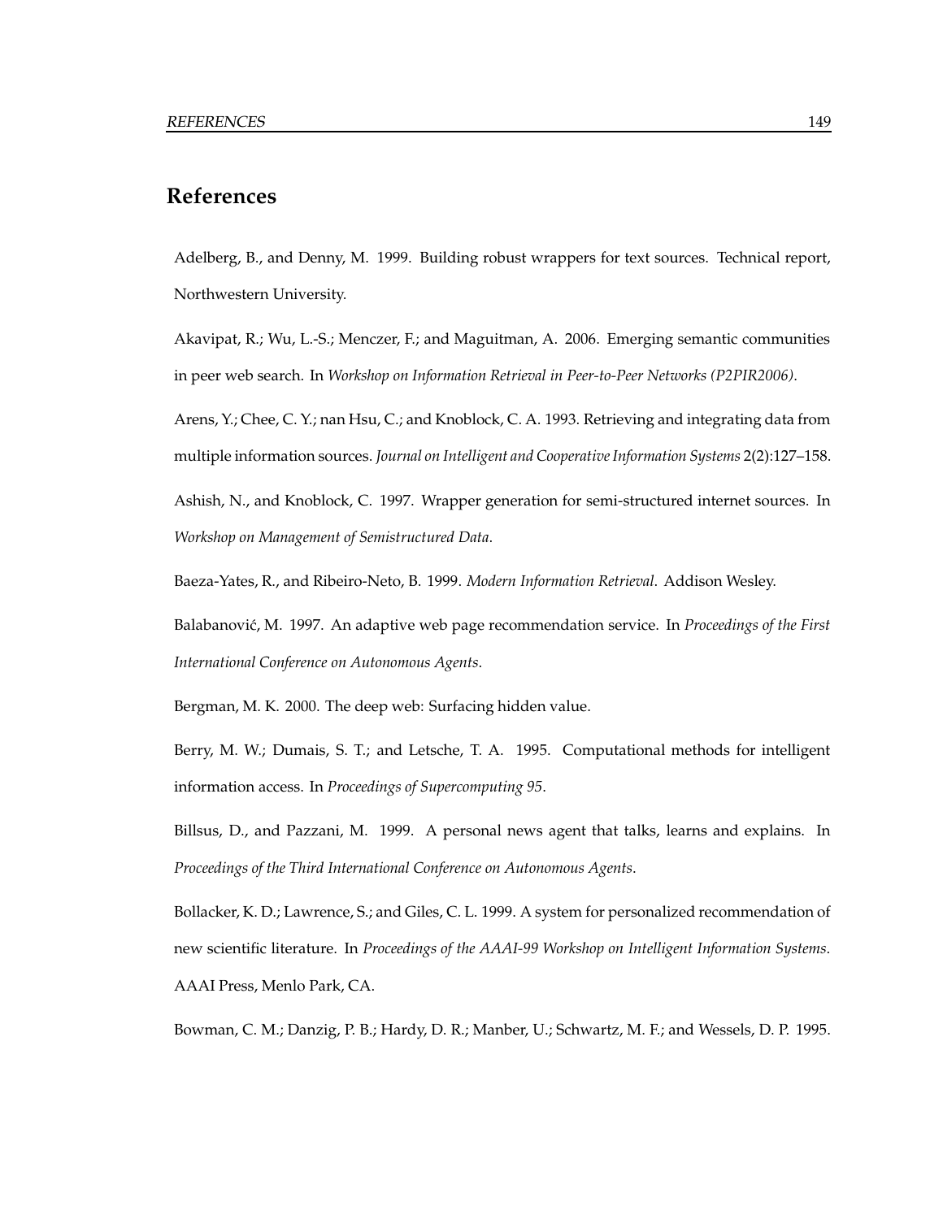# References

Adelberg, B., and Denny, M. 1999. Building robust wrappers for text sources. Technical report, Northwestern University.

Akavipat, R.; Wu, L.-S.; Menczer, F.; and Maguitman, A. 2006. Emerging semantic communities in peer web search. In *Workshop on Information Retrieval in Peer-to-Peer Networks (P2PIR2006)*.

Arens, Y.; Chee, C. Y.; nan Hsu, C.; and Knoblock, C. A. 1993. Retrieving and integrating data from multiple information sources. *Journal on Intelligent and Cooperative Information Systems* 2(2):127–158.

Ashish, N., and Knoblock, C. 1997. Wrapper generation for semi-structured internet sources. In *Workshop on Management of Semistructured Data*.

Baeza-Yates, R., and Ribeiro-Neto, B. 1999. *Modern Information Retrieval*. Addison Wesley.

Balabanović, M. 1997. An adaptive web page recommendation service. In *Proceedings of the First International Conference on Autonomous Agents*.

Bergman, M. K. 2000. The deep web: Surfacing hidden value.

Berry, M. W.; Dumais, S. T.; and Letsche, T. A. 1995. Computational methods for intelligent information access. In *Proceedings of Supercomputing 95*.

Billsus, D., and Pazzani, M. 1999. A personal news agent that talks, learns and explains. In *Proceedings of the Third International Conference on Autonomous Agents*.

Bollacker, K. D.; Lawrence, S.; and Giles, C. L. 1999. A system for personalized recommendation of new scientific literature. In *Proceedings of the AAAI-99 Workshop on Intelligent Information Systems*. AAAI Press, Menlo Park, CA.

Bowman, C. M.; Danzig, P. B.; Hardy, D. R.; Manber, U.; Schwartz, M. F.; and Wessels, D. P. 1995.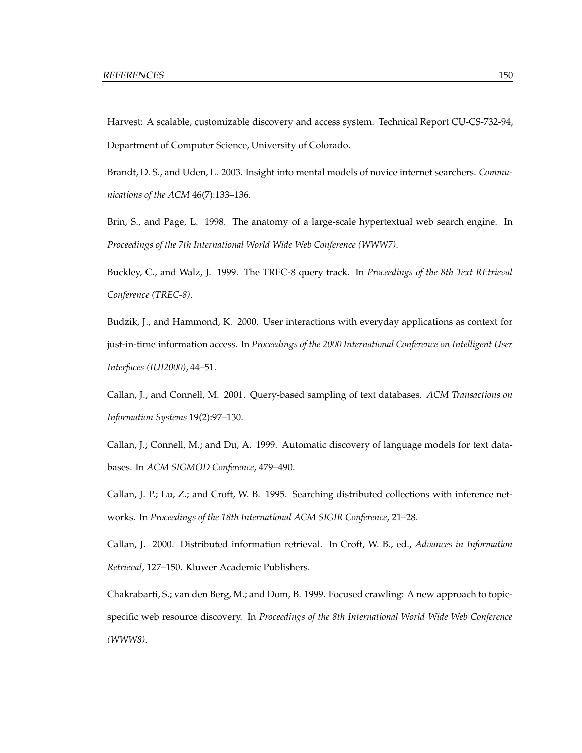Harvest: A scalable, customizable discovery and access system. Technical Report CU-CS-732-94, Department of Computer Science, University of Colorado.

Brandt, D. S., and Uden, L. 2003. Insight into mental models of novice internet searchers. *Communications of the ACM* 46(7):133–136.

Brin, S., and Page, L. 1998. The anatomy of a large-scale hypertextual web search engine. In *Proceedings of the 7th International World Wide Web Conference (WWW7)*.

Buckley, C., and Walz, J. 1999. The TREC-8 query track. In *Proceedings of the 8th Text REtrieval Conference (TREC-8)*.

Budzik, J., and Hammond, K. 2000. User interactions with everyday applications as context for just-in-time information access. In *Proceedings of the 2000 International Conference on Intelligent User Interfaces (IUI2000)*, 44–51.

Callan, J., and Connell, M. 2001. Query-based sampling of text databases. *ACM Transactions on Information Systems* 19(2):97–130.

Callan, J.; Connell, M.; and Du, A. 1999. Automatic discovery of language models for text databases. In *ACM SIGMOD Conference*, 479–490.

Callan, J. P.; Lu, Z.; and Croft, W. B. 1995. Searching distributed collections with inference networks. In *Proceedings of the 18th International ACM SIGIR Conference*, 21–28.

Callan, J. 2000. Distributed information retrieval. In Croft, W. B., ed., *Advances in Information Retrieval*, 127–150. Kluwer Academic Publishers.

Chakrabarti, S.; van den Berg, M.; and Dom, B. 1999. Focused crawling: A new approach to topic-specific web resource discovery. In *Proceedings of the 8th International World Wide Web Conference (WWW8)*.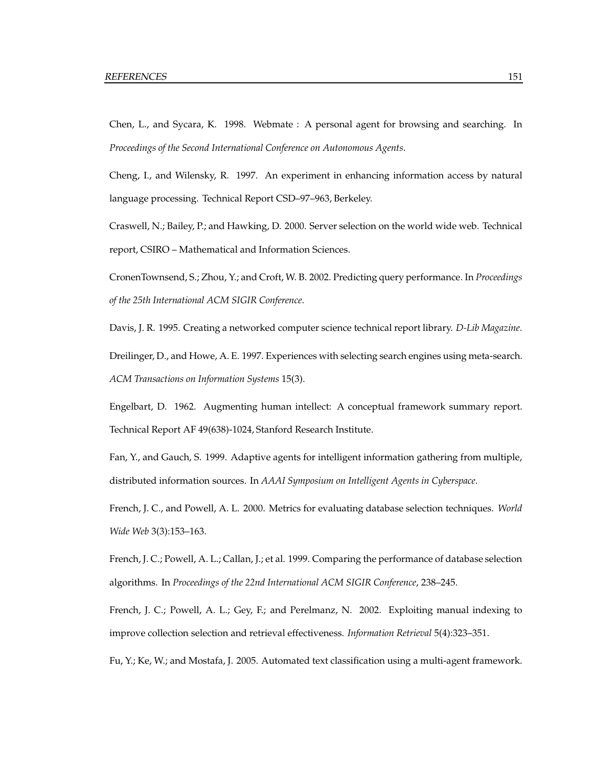Chen, L., and Sycara, K. 1998. Webmate : A personal agent for browsing and searching. In *Proceedings of the Second International Conference on Autonomous Agents*.

Cheng, I., and Wilensky, R. 1997. An experiment in enhancing information access by natural language processing. Technical Report CSD–97–963, Berkeley.

Craswell, N.; Bailey, P.; and Hawking, D. 2000. Server selection on the world wide web. Technical report, CSIRO – Mathematical and Information Sciences.

CronenTownsend, S.; Zhou, Y.; and Croft, W. B. 2002. Predicting query performance. In *Proceedings of the 25th International ACM SIGIR Conference*.

Davis, J. R. 1995. Creating a networked computer science technical report library. *D-Lib Magazine*.

Dreilinger, D., and Howe, A. E. 1997. Experiences with selecting search engines using meta-search. *ACM Transactions on Information Systems* 15(3).

Engelbart, D. 1962. Augmenting human intellect: A conceptual framework summary report. Technical Report AF 49(638)-1024, Stanford Research Institute.

Fan, Y., and Gauch, S. 1999. Adaptive agents for intelligent information gathering from multiple, distributed information sources. In *AAAI Symposium on Intelligent Agents in Cyberspace*.

French, J. C., and Powell, A. L. 2000. Metrics for evaluating database selection techniques. *World Wide Web* 3(3):153–163.

French, J. C.; Powell, A. L.; Callan, J.; et al. 1999. Comparing the performance of database selection algorithms. In *Proceedings of the 22nd International ACM SIGIR Conference*, 238–245.

French, J. C.; Powell, A. L.; Gey, F.; and Perelmanz, N. 2002. Exploiting manual indexing to improve collection selection and retrieval effectiveness. *Information Retrieval* 5(4):323–351.

Fu, Y.; Ke, W.; and Mostafa, J. 2005. Automated text classification using a multi-agent framework.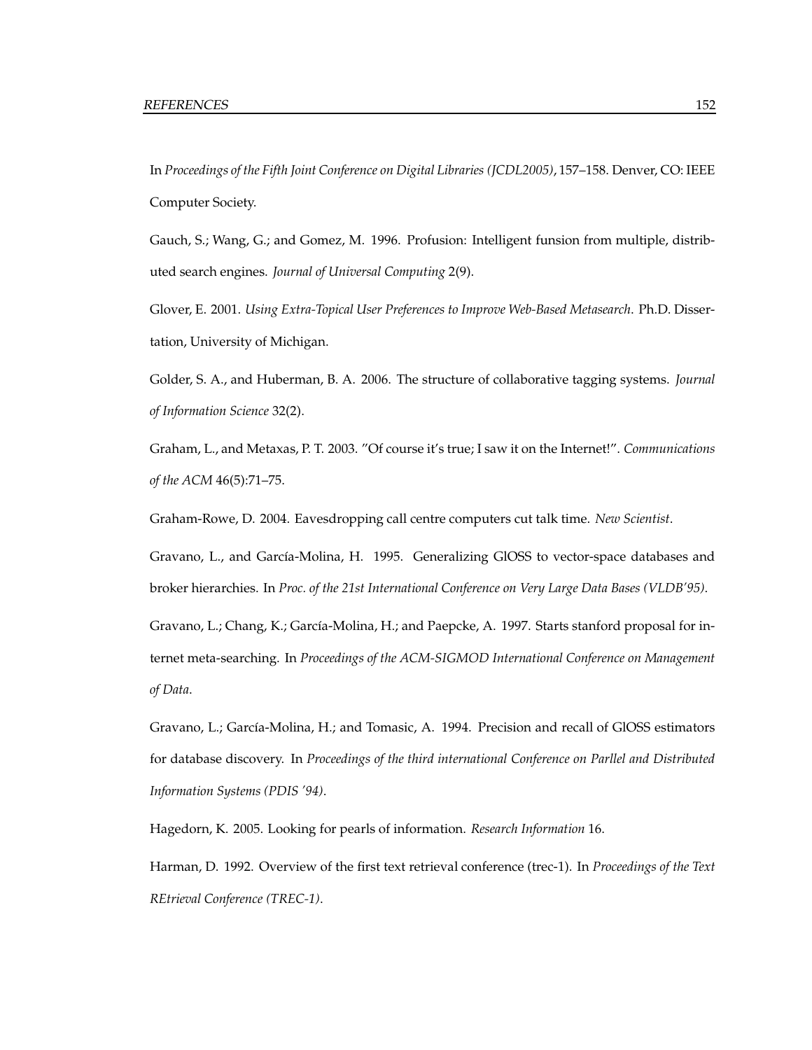In *Proceedings of the Fifth Joint Conference on Digital Libraries (JCDL2005)*, 157–158. Denver, CO: IEEE Computer Society.

Gauch, S.; Wang, G.; and Gomez, M. 1996. Profusion: Intelligent funsion from multiple, distributed search engines. *Journal of Universal Computing* 2(9).

Glover, E. 2001. *Using Extra-Topical User Preferences to Improve Web-Based Metasearch*. Ph.D. Dissertation, University of Michigan.

Golder, S. A., and Huberman, B. A. 2006. The structure of collaborative tagging systems. *Journal of Information Science* 32(2).

Graham, L., and Metaxas, P. T. 2003. "Of course it's true; I saw it on the Internet!". *Communications of the ACM* 46(5):71–75.

Graham-Rowe, D. 2004. Eavesdropping call centre computers cut talk time. *New Scientist*.

Gravano, L., and García-Molina, H. 1995. Generalizing GlOSS to vector-space databases and broker hierarchies. In *Proc. of the 21st International Conference on Very Large Data Bases (VLDB'95)*.

Gravano, L.; Chang, K.; García-Molina, H.; and Paepcke, A. 1997. Starts stanford proposal for internet meta-searching. In *Proceedings of the ACM-SIGMOD International Conference on Management of Data*.

Gravano, L.; García-Molina, H.; and Tomasic, A. 1994. Precision and recall of GlOSS estimators for database discovery. In *Proceedings of the third international Conference on Parllel and Distributed Information Systems (PDIS '94)*.

Hagedorn, K. 2005. Looking for pearls of information. *Research Information* 16.

Harman, D. 1992. Overview of the first text retrieval conference (trec-1). In *Proceedings of the Text REtrieval Conference (TREC-1)*.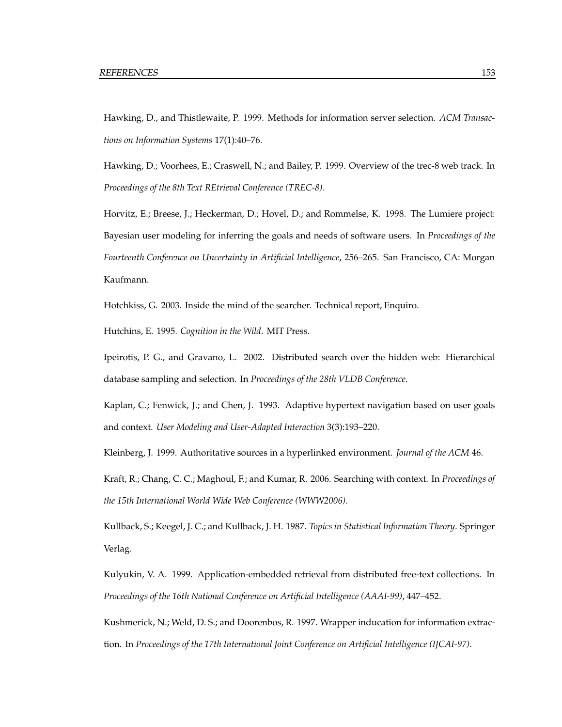Hawking, D., and Thistlewaite, P. 1999. Methods for information server selection. *ACM Transactions on Information Systems* 17(1):40–76.

Hawking, D.; Voorhees, E.; Craswell, N.; and Bailey, P. 1999. Overview of the trec-8 web track. In *Proceedings of the 8th Text REtrieval Conference (TREC-8)*.

Horvitz, E.; Breese, J.; Heckerman, D.; Hovel, D.; and Rommelse, K. 1998. The Lumiere project: Bayesian user modeling for inferring the goals and needs of software users. In *Proceedings of the Fourteenth Conference on Uncertainty in Artificial Intelligence*, 256–265. San Francisco, CA: Morgan Kaufmann.

Hotchkiss, G. 2003. Inside the mind of the searcher. Technical report, Enquiro.

Hutchins, E. 1995. *Cognition in the Wild*. MIT Press.

Ipeirotis, P. G., and Gravano, L. 2002. Distributed search over the hidden web: Hierarchical database sampling and selection. In *Proceedings of the 28th VLDB Conference*.

Kaplan, C.; Fenwick, J.; and Chen, J. 1993. Adaptive hypertext navigation based on user goals and context. *User Modeling and User-Adapted Interaction* 3(3):193–220.

Kleinberg, J. 1999. Authoritative sources in a hyperlinked environment. *Journal of the ACM* 46.

Kraft, R.; Chang, C. C.; Maghoul, F.; and Kumar, R. 2006. Searching with context. In *Proceedings of the 15th International World Wide Web Conference (WWW2006)*.

Kullback, S.; Keegel, J. C.; and Kullback, J. H. 1987. *Topics in Statistical Information Theory*. Springer Verlag.

Kulyukin, V. A. 1999. Application-embedded retrieval from distributed free-text collections. In *Proceedings of the 16th National Conference on Artificial Intelligence (AAAI-99)*, 447–452.

Kushmerick, N.; Weld, D. S.; and Doorenbos, R. 1997. Wrapper inducation for information extraction. In *Proceedings of the 17th International Joint Conference on Artificial Intelligence (IJCAI-97)*.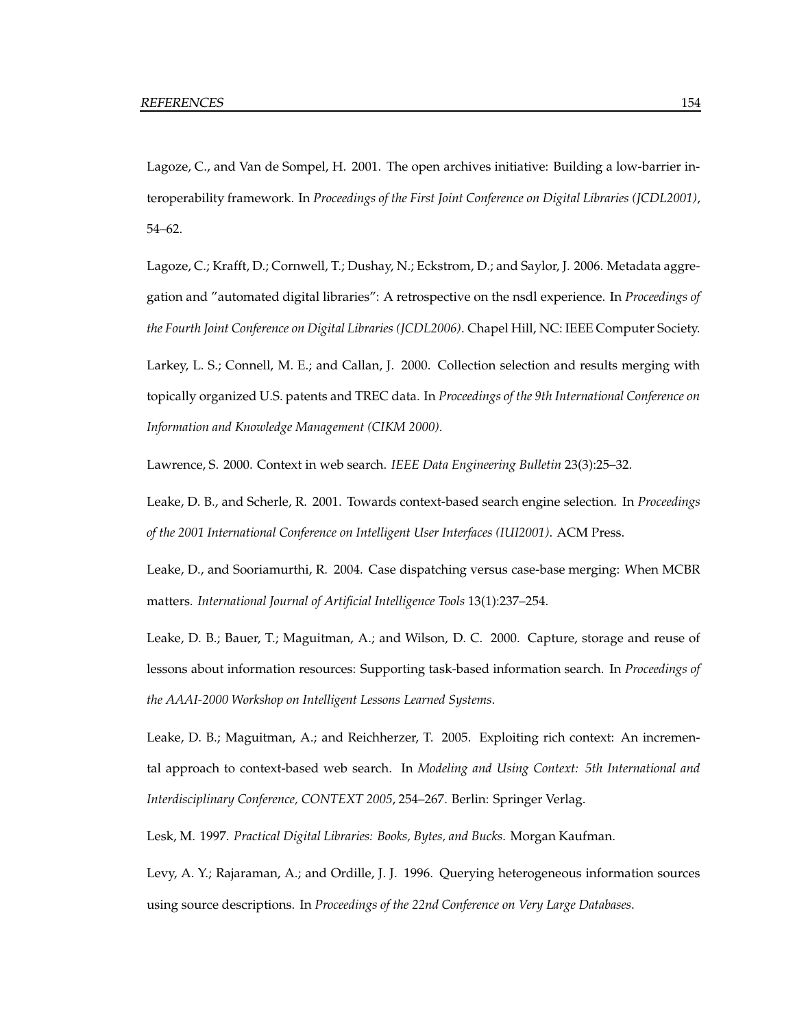Lagoze, C., and Van de Sompel, H. 2001. The open archives initiative: Building a low-barrier interoperability framework. In *Proceedings of the First Joint Conference on Digital Libraries (JCDL2001)*, 54–62.

Lagoze, C.; Krafft, D.; Cornwell, T.; Dushay, N.; Eckstrom, D.; and Saylor, J. 2006. Metadata aggregation and "automated digital libraries": A retrospective on the nsdl experience. In *Proceedings of the Fourth Joint Conference on Digital Libraries (JCDL2006)*. Chapel Hill, NC: IEEE Computer Society.

Larkey, L. S.; Connell, M. E.; and Callan, J. 2000. Collection selection and results merging with topically organized U.S. patents and TREC data. In *Proceedings of the 9th International Conference on Information and Knowledge Management (CIKM 2000)*.

Lawrence, S. 2000. Context in web search. *IEEE Data Engineering Bulletin* 23(3):25–32.

Leake, D. B., and Scherle, R. 2001. Towards context-based search engine selection. In *Proceedings of the 2001 International Conference on Intelligent User Interfaces (IUI2001)*. ACM Press.

Leake, D., and Sooriamurthi, R. 2004. Case dispatching versus case-base merging: When MCBR matters. *International Journal of Artificial Intelligence Tools* 13(1):237–254.

Leake, D. B.; Bauer, T.; Maguitman, A.; and Wilson, D. C. 2000. Capture, storage and reuse of lessons about information resources: Supporting task-based information search. In *Proceedings of the AAAI-2000 Workshop on Intelligent Lessons Learned Systems*.

Leake, D. B.; Maguitman, A.; and Reichherzer, T. 2005. Exploiting rich context: An incremental approach to context-based web search. In *Modeling and Using Context: 5th International and Interdisciplinary Conference, CONTEXT 2005*, 254–267. Berlin: Springer Verlag.

Lesk, M. 1997. *Practical Digital Libraries: Books, Bytes, and Bucks*. Morgan Kaufman.

Levy, A. Y.; Rajaraman, A.; and Ordille, J. J. 1996. Querying heterogeneous information sources using source descriptions. In *Proceedings of the 22nd Conference on Very Large Databases*.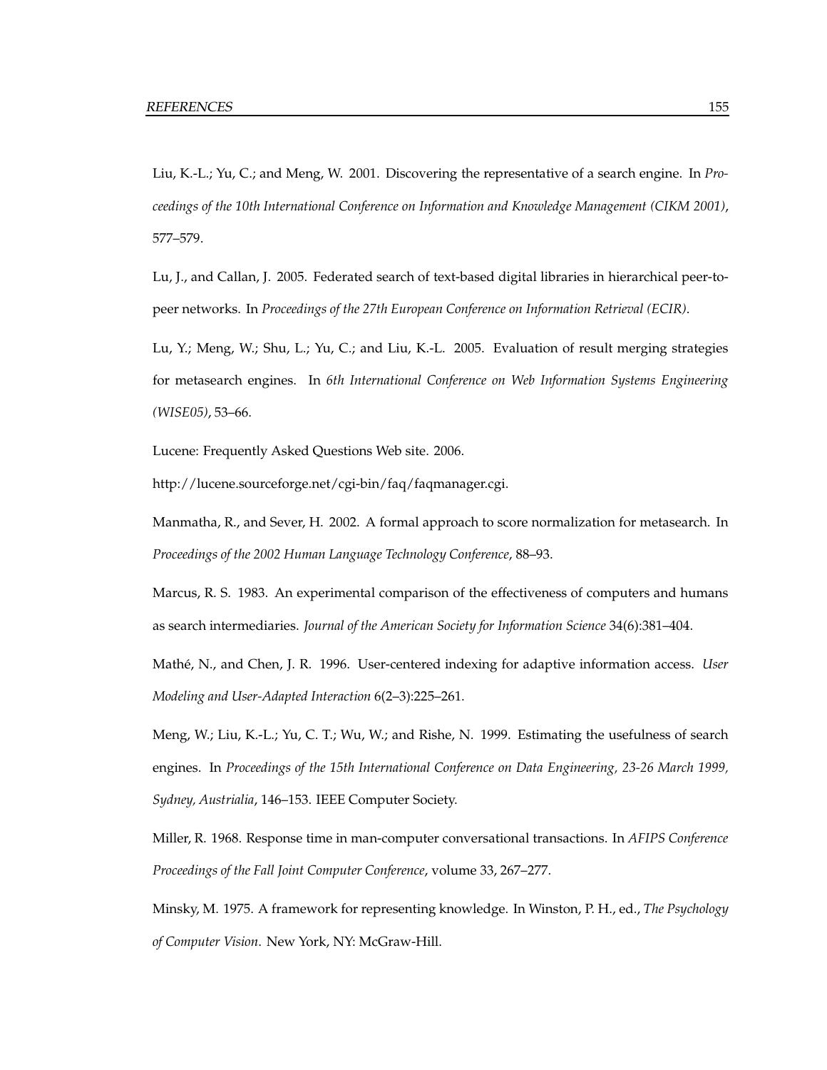Liu, K.-L.; Yu, C.; and Meng, W. 2001. Discovering the representative of a search engine. In *Proceedings of the 10th International Conference on Information and Knowledge Management (CIKM 2001)*, 577–579.

Lu, J., and Callan, J. 2005. Federated search of text-based digital libraries in hierarchical peer-to-peer networks. In *Proceedings of the 27th European Conference on Information Retrieval (ECIR)*.

Lu, Y.; Meng, W.; Shu, L.; Yu, C.; and Liu, K.-L. 2005. Evaluation of result merging strategies for metasearch engines. In *6th International Conference on Web Information Systems Engineering (WISE05)*, 53–66.

Lucene: Frequently Asked Questions Web site. 2006.

http://lucene.sourceforge.net/cgi-bin/faq/faqmanager.cgi.

Manmatha, R., and Sever, H. 2002. A formal approach to score normalization for metasearch. In *Proceedings of the 2002 Human Language Technology Conference*, 88–93.

Marcus, R. S. 1983. An experimental comparison of the effectiveness of computers and humans as search intermediaries. *Journal of the American Society for Information Science* 34(6):381–404.

Mathé, N., and Chen, J. R. 1996. User-centered indexing for adaptive information access. *User Modeling and User-Adapted Interaction* 6(2–3):225–261.

Meng, W.; Liu, K.-L.; Yu, C. T.; Wu, W.; and Rishe, N. 1999. Estimating the usefulness of search engines. In *Proceedings of the 15th International Conference on Data Engineering, 23-26 March 1999, Sydney, Austrialia*, 146–153. IEEE Computer Society.

Miller, R. 1968. Response time in man-computer conversational transactions. In *AFIPS Conference Proceedings of the Fall Joint Computer Conference*, volume 33, 267–277.

Minsky, M. 1975. A framework for representing knowledge. In Winston, P. H., ed., *The Psychology of Computer Vision*. New York, NY: McGraw-Hill.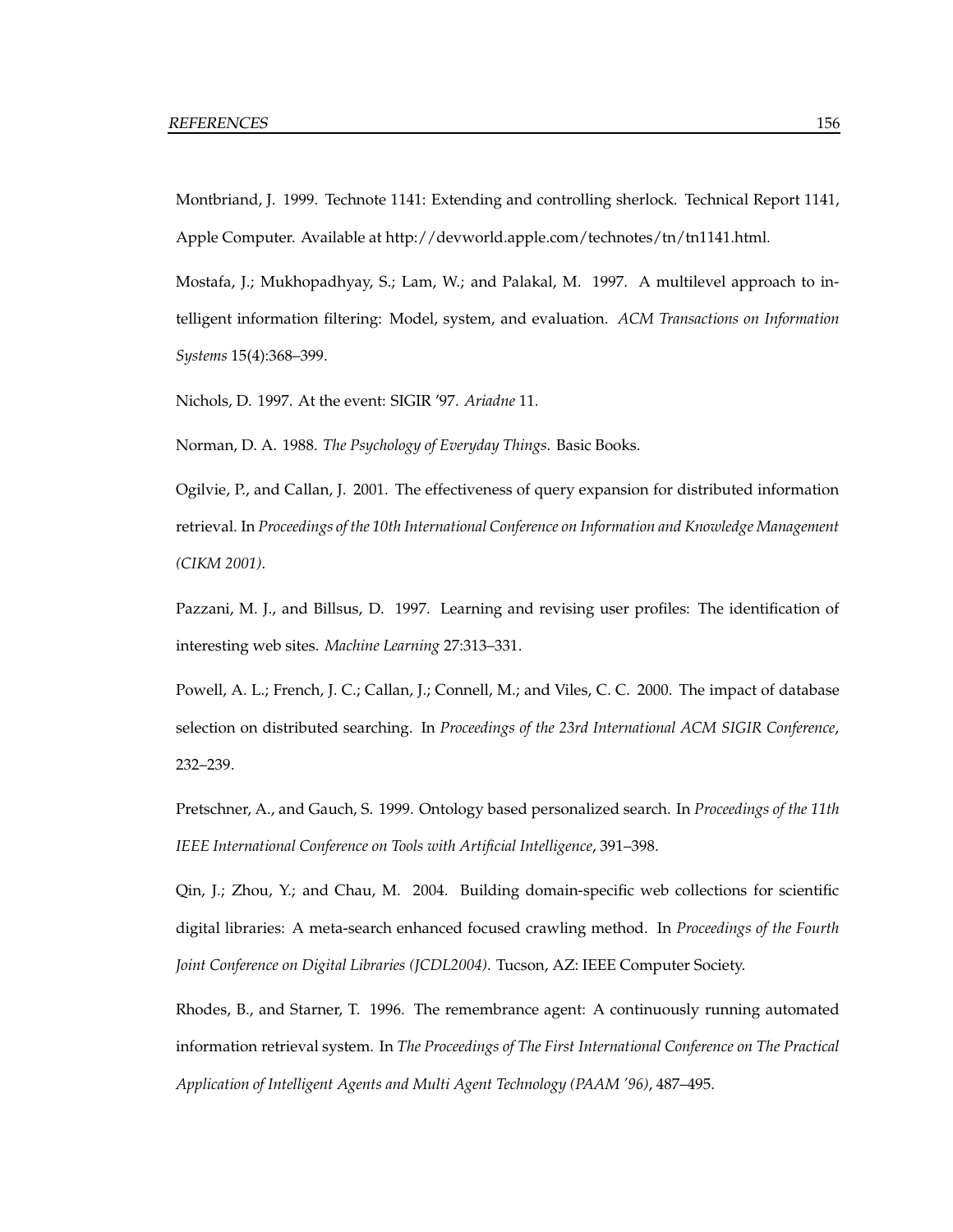Montbriand, J. 1999. Technote 1141: Extending and controlling sherlock. Technical Report 1141, Apple Computer. Available at http://devworld.apple.com/technotes/tn/tn1141.html.

Mostafa, J.; Mukhopadhyay, S.; Lam, W.; and Palakal, M. 1997. A multilevel approach to intelligent information filtering: Model, system, and evaluation. *ACM Transactions on Information Systems* 15(4):368–399.

Nichols, D. 1997. At the event: SIGIR '97. *Ariadne* 11.

Norman, D. A. 1988. *The Psychology of Everyday Things*. Basic Books.

Ogilvie, P., and Callan, J. 2001. The effectiveness of query expansion for distributed information retrieval. In *Proceedings of the 10th International Conference on Information and Knowledge Management (CIKM 2001)*.

Pazzani, M. J., and Billsus, D. 1997. Learning and revising user profiles: The identification of interesting web sites. *Machine Learning* 27:313–331.

Powell, A. L.; French, J. C.; Callan, J.; Connell, M.; and Viles, C. C. 2000. The impact of database selection on distributed searching. In *Proceedings of the 23rd International ACM SIGIR Conference*, 232–239.

Pretschner, A., and Gauch, S. 1999. Ontology based personalized search. In *Proceedings of the 11th IEEE International Conference on Tools with Artificial Intelligence*, 391–398.

Qin, J.; Zhou, Y.; and Chau, M. 2004. Building domain-specific web collections for scientific digital libraries: A meta-search enhanced focused crawling method. In *Proceedings of the Fourth Joint Conference on Digital Libraries (JCDL2004)*. Tucson, AZ: IEEE Computer Society.

Rhodes, B., and Starner, T. 1996. The remembrance agent: A continuously running automated information retrieval system. In *The Proceedings of The First International Conference on The Practical Application of Intelligent Agents and Multi Agent Technology (PAAM '96)*, 487–495.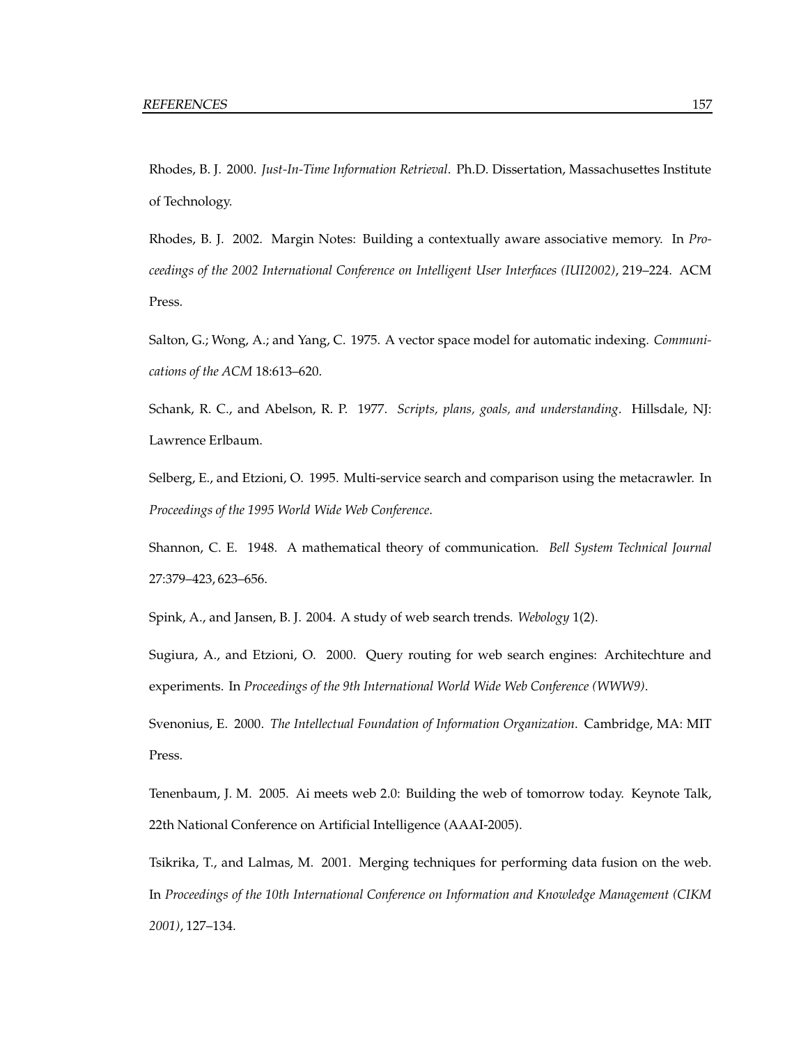Rhodes, B. J. 2000. *Just-In-Time Information Retrieval*. Ph.D. Dissertation, Massachusettes Institute of Technology.

Rhodes, B. J. 2002. Margin Notes: Building a contextually aware associative memory. In *Proceedings of the 2002 International Conference on Intelligent User Interfaces (IUI2002)*, 219–224. ACM Press.

Salton, G.; Wong, A.; and Yang, C. 1975. A vector space model for automatic indexing. *Communications of the ACM* 18:613–620.

Schank, R. C., and Abelson, R. P. 1977. *Scripts, plans, goals, and understanding*. Hillsdale, NJ: Lawrence Erlbaum.

Selberg, E., and Etzioni, O. 1995. Multi-service search and comparison using the metacrawler. In *Proceedings of the 1995 World Wide Web Conference*.

Shannon, C. E. 1948. A mathematical theory of communication. *Bell System Technical Journal* 27:379–423, 623–656.

Spink, A., and Jansen, B. J. 2004. A study of web search trends. *Webology* 1(2).

Sugiura, A., and Etzioni, O. 2000. Query routing for web search engines: Architechture and experiments. In *Proceedings of the 9th International World Wide Web Conference (WWW9)*.

Svenonius, E. 2000. *The Intellectual Foundation of Information Organization*. Cambridge, MA: MIT Press.

Tenenbaum, J. M. 2005. Ai meets web 2.0: Building the web of tomorrow today. Keynote Talk, 22th National Conference on Artificial Intelligence (AAAI-2005).

Tsikrika, T., and Lalmas, M. 2001. Merging techniques for performing data fusion on the web. In *Proceedings of the 10th International Conference on Information and Knowledge Management (CIKM 2001)*, 127–134.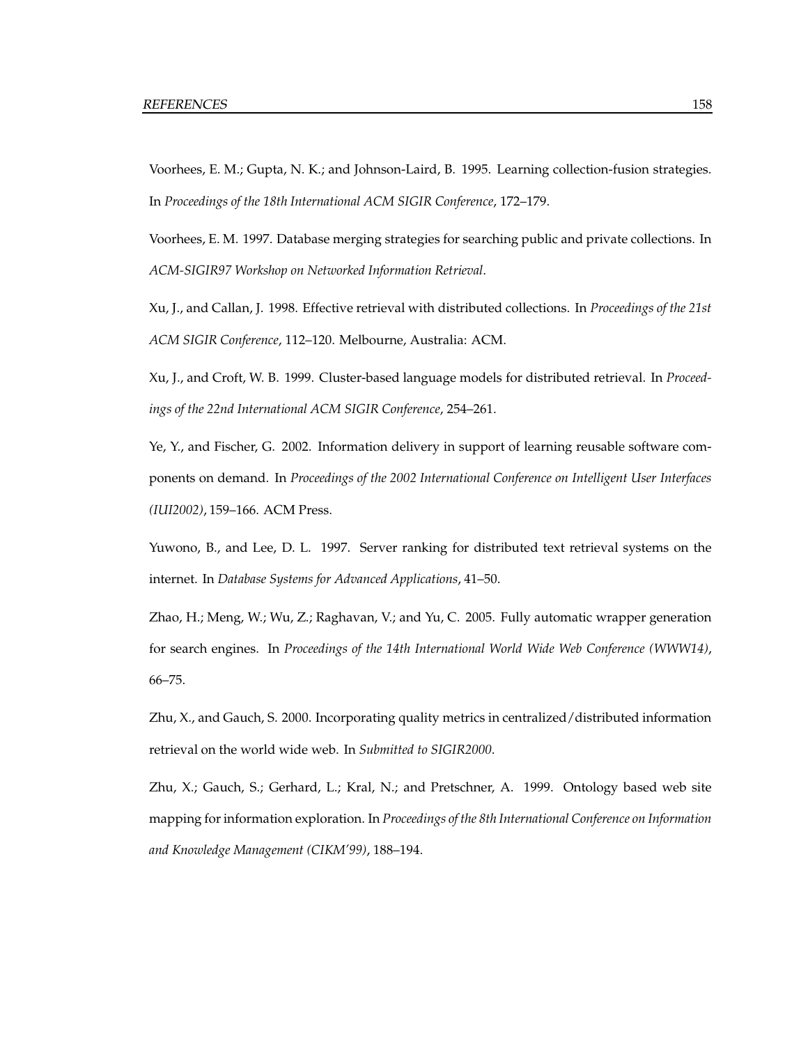Voorhees, E. M.; Gupta, N. K.; and Johnson-Laird, B. 1995. Learning collection-fusion strategies. In *Proceedings of the 18th International ACM SIGIR Conference*, 172–179.

Voorhees, E. M. 1997. Database merging strategies for searching public and private collections. In *ACM-SIGIR97 Workshop on Networked Information Retrieval*.

Xu, J., and Callan, J. 1998. Effective retrieval with distributed collections. In *Proceedings of the 21st ACM SIGIR Conference*, 112–120. Melbourne, Australia: ACM.

Xu, J., and Croft, W. B. 1999. Cluster-based language models for distributed retrieval. In *Proceedings of the 22nd International ACM SIGIR Conference*, 254–261.

Ye, Y., and Fischer, G. 2002. Information delivery in support of learning reusable software components on demand. In *Proceedings of the 2002 International Conference on Intelligent User Interfaces (IUI2002)*, 159–166. ACM Press.

Yuwono, B., and Lee, D. L. 1997. Server ranking for distributed text retrieval systems on the internet. In *Database Systems for Advanced Applications*, 41–50.

Zhao, H.; Meng, W.; Wu, Z.; Raghavan, V.; and Yu, C. 2005. Fully automatic wrapper generation for search engines. In *Proceedings of the 14th International World Wide Web Conference (WWW14)*, 66–75.

Zhu, X., and Gauch, S. 2000. Incorporating quality metrics in centralized/distributed information retrieval on the world wide web. In *Submitted to SIGIR2000*.

Zhu, X.; Gauch, S.; Gerhard, L.; Kral, N.; and Pretschner, A. 1999. Ontology based web site mapping for information exploration. In *Proceedings of the 8th International Conference on Information and Knowledge Management (CIKM'99)*, 188–194.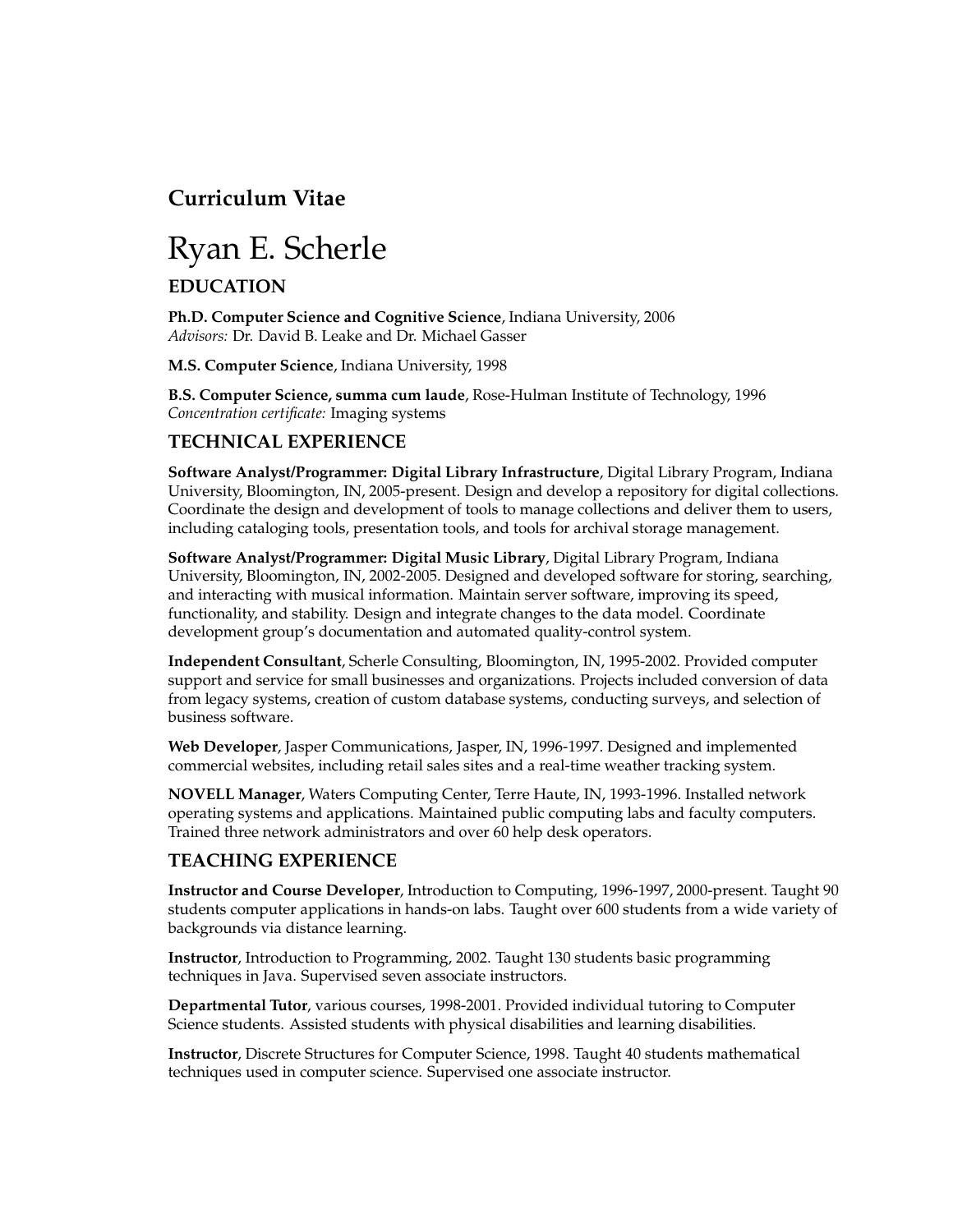## Curriculum Vitae

# Ryan E. Scherle

### EDUCATION

**Ph.D. Computer Science and Cognitive Science**, Indiana University, 2006
*Advisors:* Dr. David B. Leake and Dr. Michael Gasser

**M.S. Computer Science**, Indiana University, 1998

**B.S. Computer Science, summa cum laude**, Rose-Hulman Institute of Technology, 1996
*Concentration certificate:* Imaging systems

### TECHNICAL EXPERIENCE

**Software Analyst/Programmer: Digital Library Infrastructure**, Digital Library Program, Indiana University, Bloomington, IN, 2005-present. Design and develop a repository for digital collections. Coordinate the design and development of tools to manage collections and deliver them to users, including cataloging tools, presentation tools, and tools for archival storage management.

**Software Analyst/Programmer: Digital Music Library**, Digital Library Program, Indiana University, Bloomington, IN, 2002-2005. Designed and developed software for storing, searching, and interacting with musical information. Maintain server software, improving its speed, functionality, and stability. Design and integrate changes to the data model. Coordinate development group's documentation and automated quality-control system.

**Independent Consultant**, Scherle Consulting, Bloomington, IN, 1995-2002. Provided computer support and service for small businesses and organizations. Projects included conversion of data from legacy systems, creation of custom database systems, conducting surveys, and selection of business software.

**Web Developer**, Jasper Communications, Jasper, IN, 1996-1997. Designed and implemented commercial websites, including retail sales sites and a real-time weather tracking system.

**NOVELL Manager**, Waters Computing Center, Terre Haute, IN, 1993-1996. Installed network operating systems and applications. Maintained public computing labs and faculty computers. Trained three network administrators and over 60 help desk operators.

### TEACHING EXPERIENCE

**Instructor and Course Developer**, Introduction to Computing, 1996-1997, 2000-present. Taught 90 students computer applications in hands-on labs. Taught over 600 students from a wide variety of backgrounds via distance learning.

**Instructor**, Introduction to Programming, 2002. Taught 130 students basic programming techniques in Java. Supervised seven associate instructors.

**Departmental Tutor**, various courses, 1998-2001. Provided individual tutoring to Computer Science students. Assisted students with physical disabilities and learning disabilities.

**Instructor**, Discrete Structures for Computer Science, 1998. Taught 40 students mathematical techniques used in computer science. Supervised one associate instructor.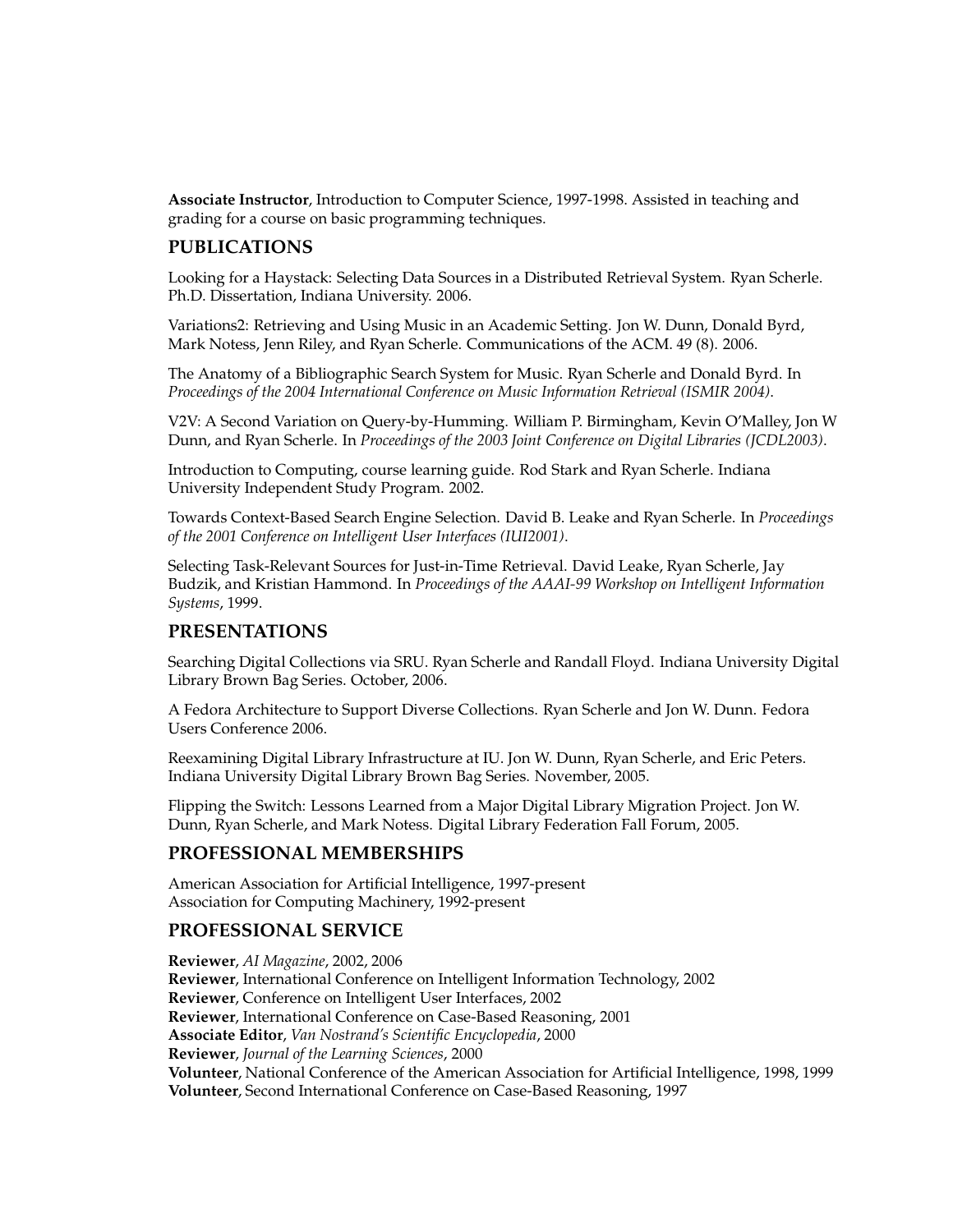**Associate Instructor**, Introduction to Computer Science, 1997-1998. Assisted in teaching and grading for a course on basic programming techniques.

## PUBLICATIONS

Looking for a Haystack: Selecting Data Sources in a Distributed Retrieval System. Ryan Scherle. Ph.D. Dissertation, Indiana University. 2006.

Variations2: Retrieving and Using Music in an Academic Setting. Jon W. Dunn, Donald Byrd, Mark Notess, Jenn Riley, and Ryan Scherle. Communications of the ACM. 49 (8). 2006.

The Anatomy of a Bibliographic Search System for Music. Ryan Scherle and Donald Byrd. In *Proceedings of the 2004 International Conference on Music Information Retrieval (ISMIR 2004)*.

V2V: A Second Variation on Query-by-Humming. William P. Birmingham, Kevin O'Malley, Jon W Dunn, and Ryan Scherle. In *Proceedings of the 2003 Joint Conference on Digital Libraries (JCDL2003)*.

Introduction to Computing, course learning guide. Rod Stark and Ryan Scherle. Indiana University Independent Study Program. 2002.

Towards Context-Based Search Engine Selection. David B. Leake and Ryan Scherle. In *Proceedings of the 2001 Conference on Intelligent User Interfaces (IUI2001)*.

Selecting Task-Relevant Sources for Just-in-Time Retrieval. David Leake, Ryan Scherle, Jay Budzik, and Kristian Hammond. In *Proceedings of the AAAI-99 Workshop on Intelligent Information Systems*, 1999.

## PRESENTATIONS

Searching Digital Collections via SRU. Ryan Scherle and Randall Floyd. Indiana University Digital Library Brown Bag Series. October, 2006.

A Fedora Architecture to Support Diverse Collections. Ryan Scherle and Jon W. Dunn. Fedora Users Conference 2006.

Reexamining Digital Library Infrastructure at IU. Jon W. Dunn, Ryan Scherle, and Eric Peters. Indiana University Digital Library Brown Bag Series. November, 2005.

Flipping the Switch: Lessons Learned from a Major Digital Library Migration Project. Jon W. Dunn, Ryan Scherle, and Mark Notess. Digital Library Federation Fall Forum, 2005.

## PROFESSIONAL MEMBERSHIPS

American Association for Artificial Intelligence, 1997-present
Association for Computing Machinery, 1992-present

## PROFESSIONAL SERVICE

**Reviewer**, *AI Magazine*, 2002, 2006
**Reviewer**, International Conference on Intelligent Information Technology, 2002
**Reviewer**, Conference on Intelligent User Interfaces, 2002
**Reviewer**, International Conference on Case-Based Reasoning, 2001
**Associate Editor**, *Van Nostrand's Scientific Encyclopedia*, 2000
**Reviewer**, *Journal of the Learning Sciences*, 2000
**Volunteer**, National Conference of the American Association for Artificial Intelligence, 1998, 1999
**Volunteer**, Second International Conference on Case-Based Reasoning, 1997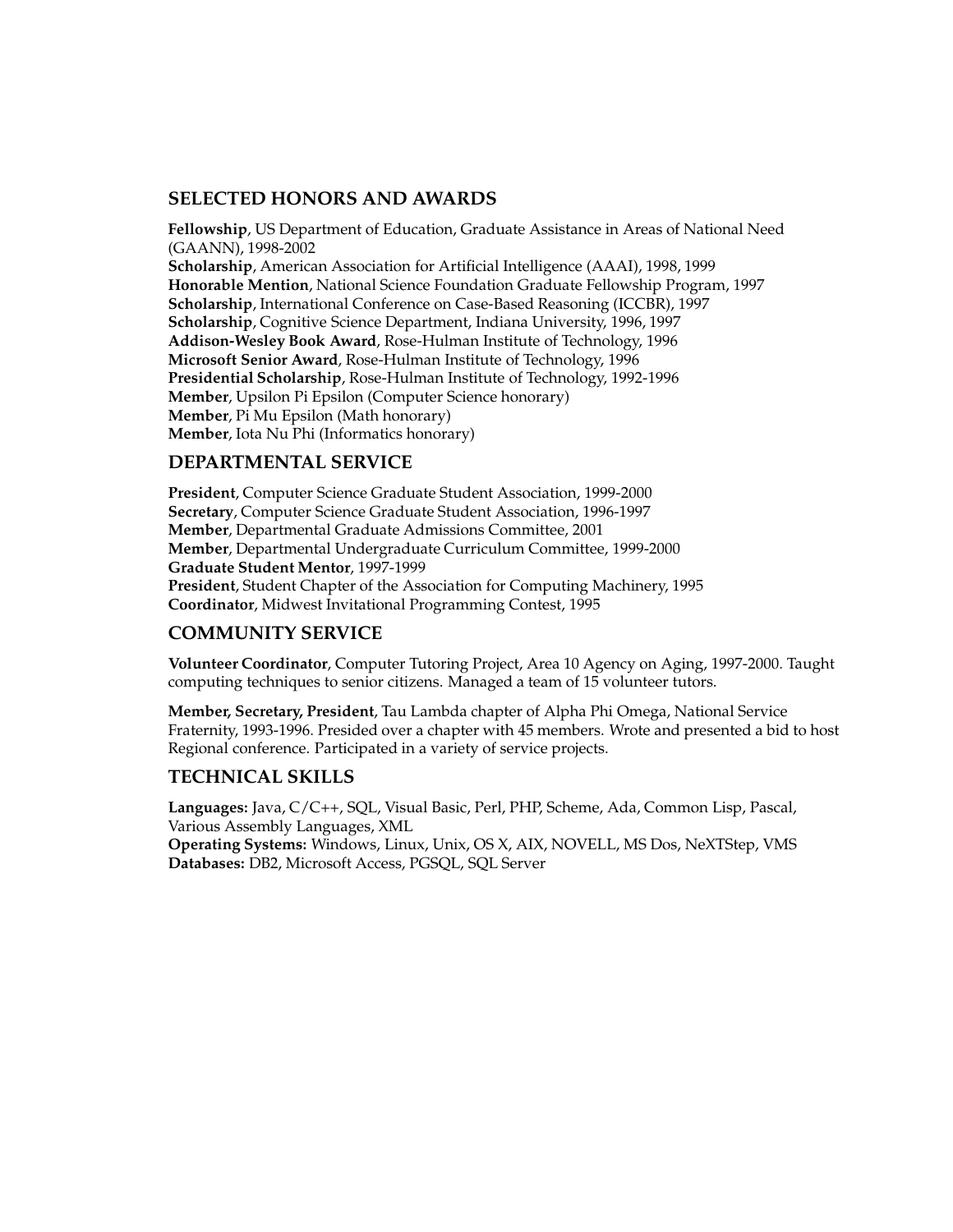## SELECTED HONORS AND AWARDS

**Fellowship**, US Department of Education, Graduate Assistance in Areas of National Need (GAANN), 1998-2002
**Scholarship**, American Association for Artificial Intelligence (AAAI), 1998, 1999
**Honorable Mention**, National Science Foundation Graduate Fellowship Program, 1997
**Scholarship**, International Conference on Case-Based Reasoning (ICCBR), 1997
**Scholarship**, Cognitive Science Department, Indiana University, 1996, 1997
**Addison-Wesley Book Award**, Rose-Hulman Institute of Technology, 1996
**Microsoft Senior Award**, Rose-Hulman Institute of Technology, 1996
**Presidential Scholarship**, Rose-Hulman Institute of Technology, 1992-1996
**Member**, Upsilon Pi Epsilon (Computer Science honorary)
**Member**, Pi Mu Epsilon (Math honorary)
**Member**, Iota Nu Phi (Informatics honorary)

## DEPARTMENTAL SERVICE

**President**, Computer Science Graduate Student Association, 1999-2000
**Secretary**, Computer Science Graduate Student Association, 1996-1997
**Member**, Departmental Graduate Admissions Committee, 2001
**Member**, Departmental Undergraduate Curriculum Committee, 1999-2000
**Graduate Student Mentor**, 1997-1999
**President**, Student Chapter of the Association for Computing Machinery, 1995
**Coordinator**, Midwest Invitational Programming Contest, 1995

## COMMUNITY SERVICE

**Volunteer Coordinator**, Computer Tutoring Project, Area 10 Agency on Aging, 1997-2000. Taught computing techniques to senior citizens. Managed a team of 15 volunteer tutors.

**Member, Secretary, President**, Tau Lambda chapter of Alpha Phi Omega, National Service Fraternity, 1993-1996. Presided over a chapter with 45 members. Wrote and presented a bid to host Regional conference. Participated in a variety of service projects.

## TECHNICAL SKILLS

**Languages:** Java, C/C++, SQL, Visual Basic, Perl, PHP, Scheme, Ada, Common Lisp, Pascal, Various Assembly Languages, XML
**Operating Systems:** Windows, Linux, Unix, OS X, AIX, NOVELL, MS Dos, NeXTStep, VMS
**Databases:** DB2, Microsoft Access, PGSQL, SQL Server